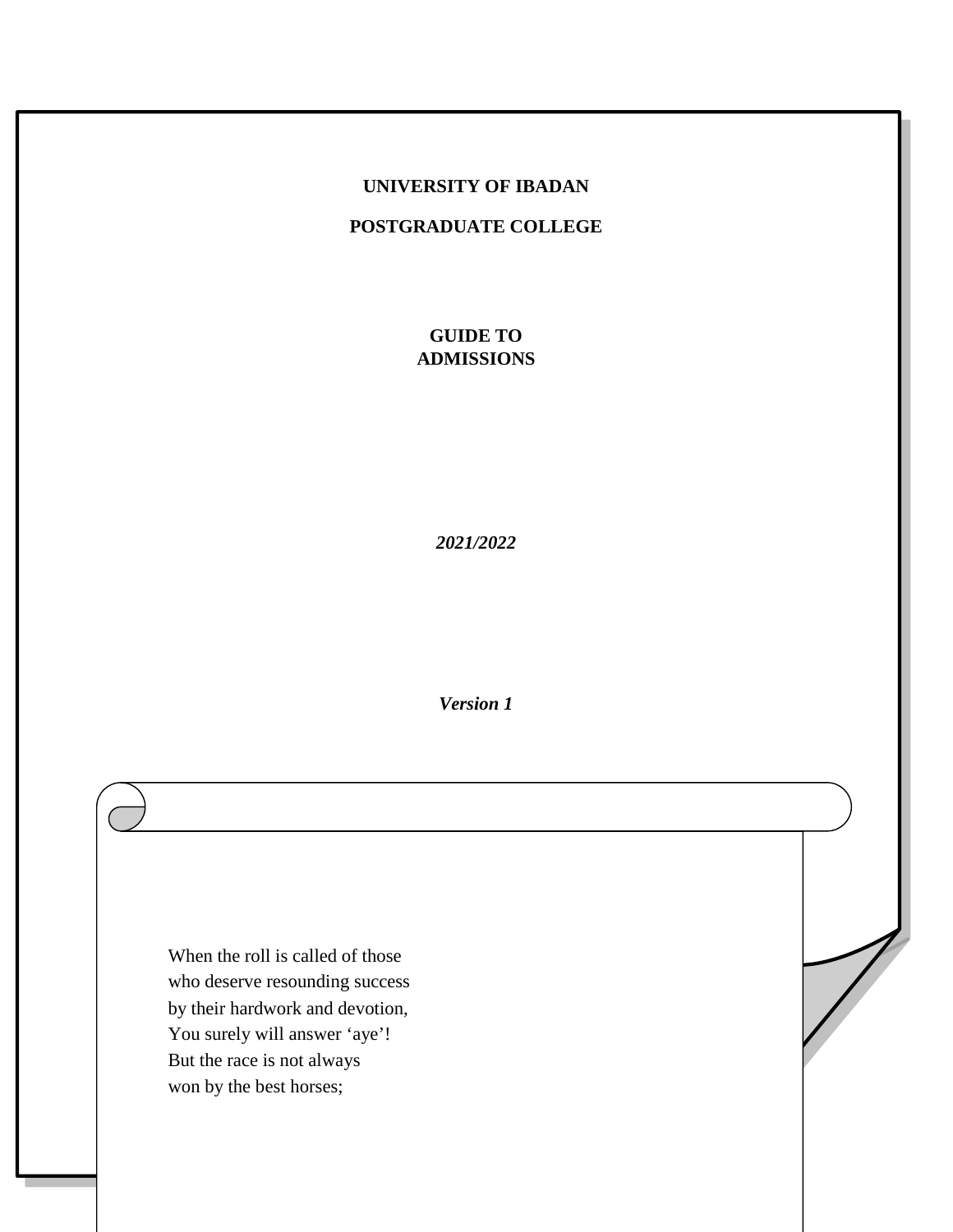# UNIVERSITY OF IBADAN

## POSTGRADUATE COLLEGE

## GUIDE TO ADMISSIONS

***2021/2022***

***Version 1***

When the roll is called of those  
who deserve resounding success  
by their hardwork and devotion,  
You surely will answer 'aye'!  
But the race is not always  
won by the best horses;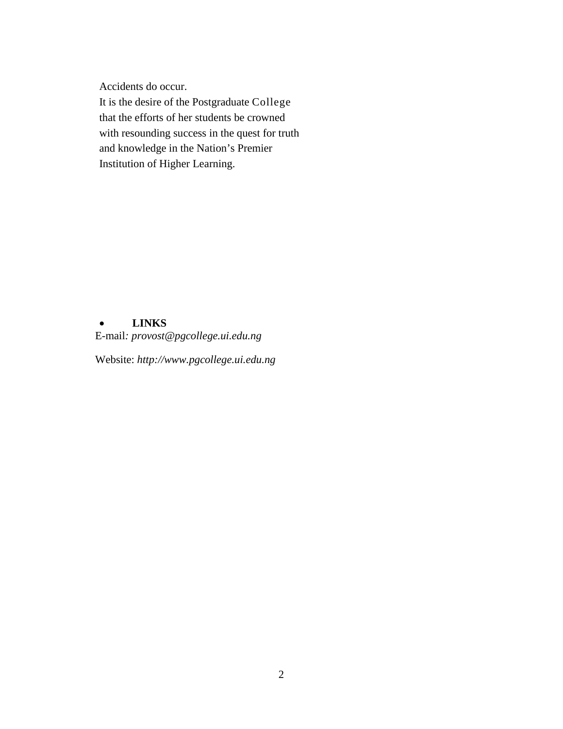Accidents do occur.
It is the desire of the Postgraduate College that the efforts of her students be crowned with resounding success in the quest for truth and knowledge in the Nation's Premier Institution of Higher Learning.

- **LINKS**

E-mail: *provost@pgcollege.ui.edu.ng*

Website: *http://www.pgcollege.ui.edu.ng*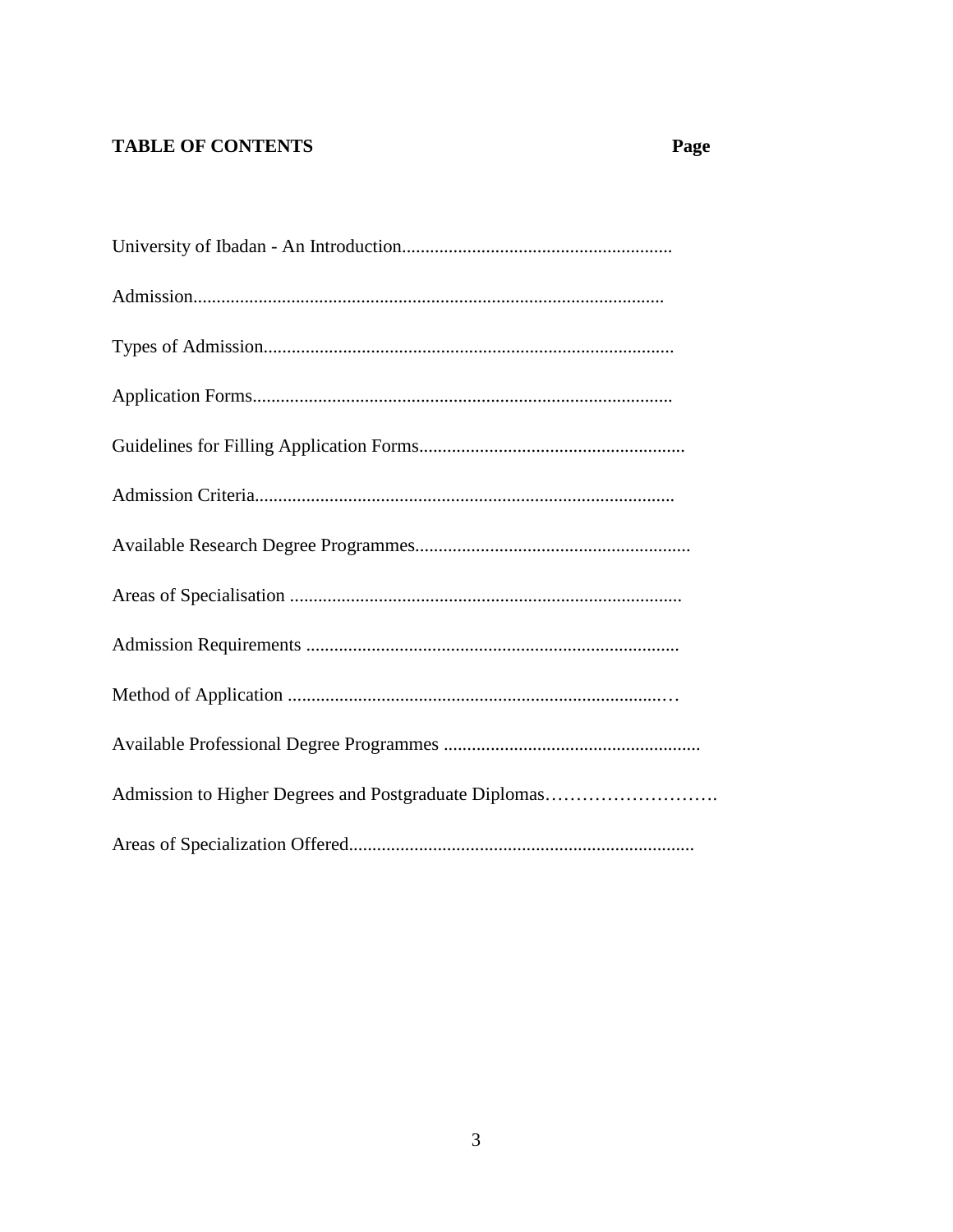**TABLE OF CONTENTS** **Page**

University of Ibadan - An Introduction.........................................................

Admission...................................................................................................

Types of Admission.......................................................................................

Application Forms.........................................................................................

Guidelines for Filling Application Forms........................................................

Admission Criteria.........................................................................................

Available Research Degree Programmes..........................................................

Areas of Specialisation ...................................................................................

Admission Requirements ...............................................................................

Method of Application ...................................................................................

Available Professional Degree Programmes ......................................................

Admission to Higher Degrees and Postgraduate Diplomas……………………….

Areas of Specialization Offered........................................................................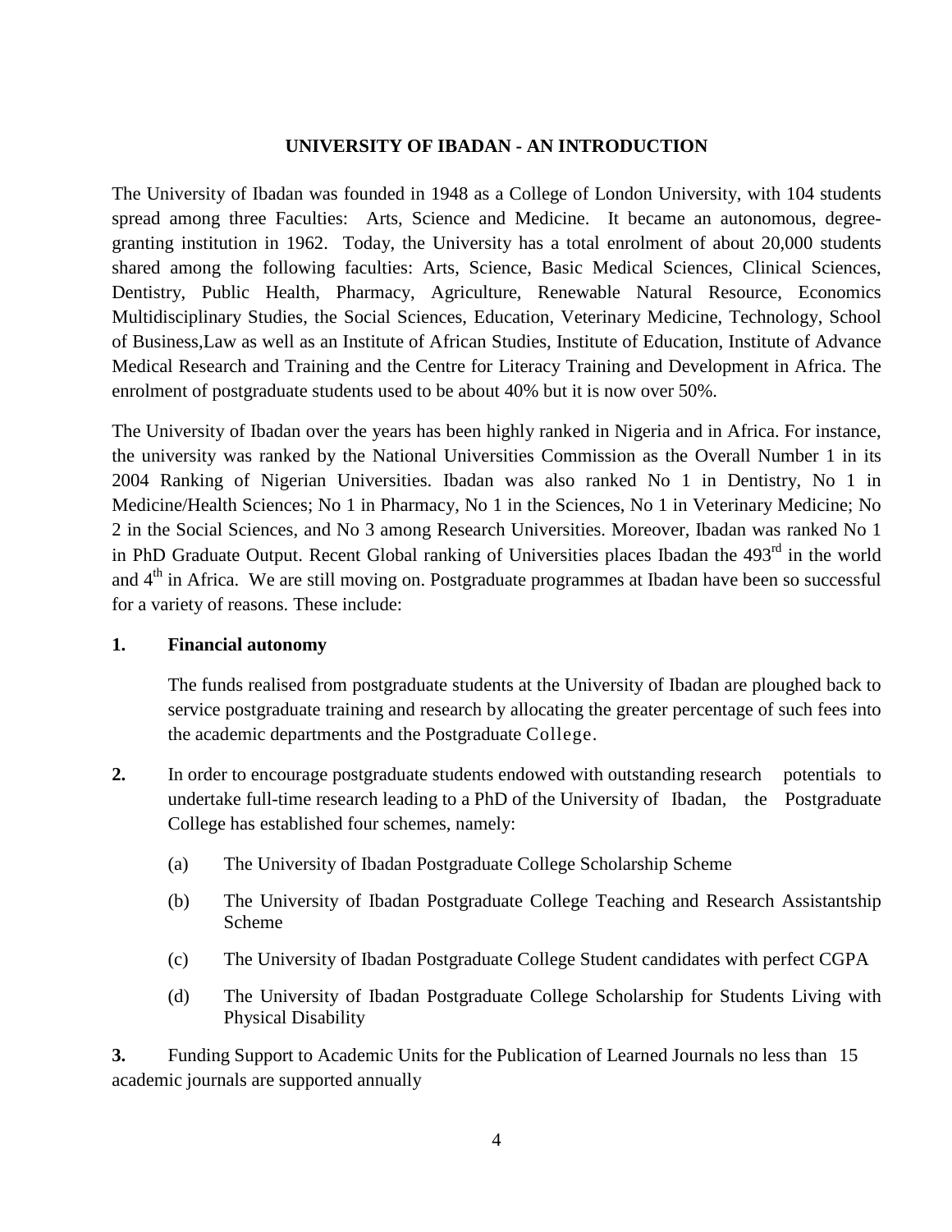# UNIVERSITY OF IBADAN - AN INTRODUCTION

The University of Ibadan was founded in 1948 as a College of London University, with 104 students spread among three Faculties: Arts, Science and Medicine. It became an autonomous, degree-granting institution in 1962. Today, the University has a total enrolment of about 20,000 students shared among the following faculties: Arts, Science, Basic Medical Sciences, Clinical Sciences, Dentistry, Public Health, Pharmacy, Agriculture, Renewable Natural Resource, Economics Multidisciplinary Studies, the Social Sciences, Education, Veterinary Medicine, Technology, School of Business,Law as well as an Institute of African Studies, Institute of Education, Institute of Advance Medical Research and Training and the Centre for Literacy Training and Development in Africa. The enrolment of postgraduate students used to be about 40% but it is now over 50%.

The University of Ibadan over the years has been highly ranked in Nigeria and in Africa. For instance, the university was ranked by the National Universities Commission as the Overall Number 1 in its 2004 Ranking of Nigerian Universities. Ibadan was also ranked No 1 in Dentistry, No 1 in Medicine/Health Sciences; No 1 in Pharmacy, No 1 in the Sciences, No 1 in Veterinary Medicine; No 2 in the Social Sciences, and No 3 among Research Universities. Moreover, Ibadan was ranked No 1 in PhD Graduate Output. Recent Global ranking of Universities places Ibadan the 493rd in the world and 4th in Africa. We are still moving on. Postgraduate programmes at Ibadan have been so successful for a variety of reasons. These include:

**1. Financial autonomy**

The funds realised from postgraduate students at the University of Ibadan are ploughed back to service postgraduate training and research by allocating the greater percentage of such fees into the academic departments and the Postgraduate College.

**2.** In order to encourage postgraduate students endowed with outstanding research potentials to undertake full-time research leading to a PhD of the University of Ibadan, the Postgraduate College has established four schemes, namely:

(a) The University of Ibadan Postgraduate College Scholarship Scheme

(b) The University of Ibadan Postgraduate College Teaching and Research Assistantship Scheme

(c) The University of Ibadan Postgraduate College Student candidates with perfect CGPA

(d) The University of Ibadan Postgraduate College Scholarship for Students Living with Physical Disability

**3.** Funding Support to Academic Units for the Publication of Learned Journals no less than 15 academic journals are supported annually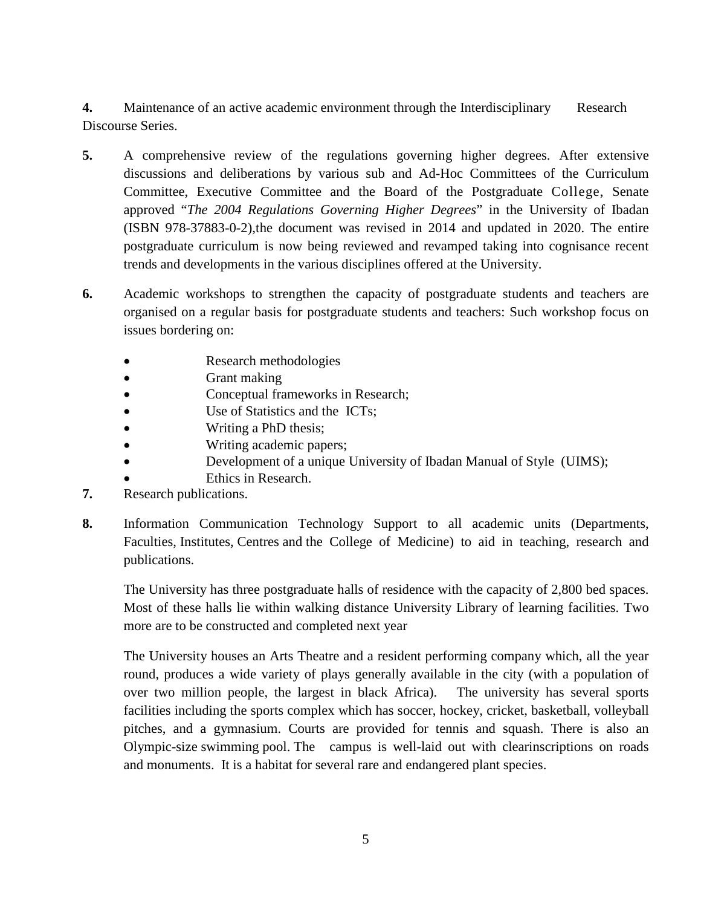**4.** Maintenance of an active academic environment through the Interdisciplinary Research Discourse Series.

**5.** A comprehensive review of the regulations governing higher degrees. After extensive discussions and deliberations by various sub and Ad-Hoc Committees of the Curriculum Committee, Executive Committee and the Board of the Postgraduate College, Senate approved "*The 2004 Regulations Governing Higher Degrees*" in the University of Ibadan (ISBN 978-37883-0-2),the document was revised in 2014 and updated in 2020. The entire postgraduate curriculum is now being reviewed and revamped taking into cognisance recent trends and developments in the various disciplines offered at the University.

**6.** Academic workshops to strengthen the capacity of postgraduate students and teachers are organised on a regular basis for postgraduate students and teachers: Such workshop focus on issues bordering on:

- Research methodologies
- Grant making
- Conceptual frameworks in Research;
- Use of Statistics and the ICTs;
- Writing a PhD thesis;
- Writing academic papers;
- Development of a unique University of Ibadan Manual of Style (UIMS);
- Ethics in Research.

**7.** Research publications.

**8.** Information Communication Technology Support to all academic units (Departments, Faculties, Institutes, Centres and the College of Medicine) to aid in teaching, research and publications.

The University has three postgraduate halls of residence with the capacity of 2,800 bed spaces. Most of these halls lie within walking distance University Library of learning facilities. Two more are to be constructed and completed next year

The University houses an Arts Theatre and a resident performing company which, all the year round, produces a wide variety of plays generally available in the city (with a population of over two million people, the largest in black Africa). The university has several sports facilities including the sports complex which has soccer, hockey, cricket, basketball, volleyball pitches, and a gymnasium. Courts are provided for tennis and squash. There is also an Olympic-size swimming pool. The campus is well-laid out with clearinscriptions on roads and monuments. It is a habitat for several rare and endangered plant species.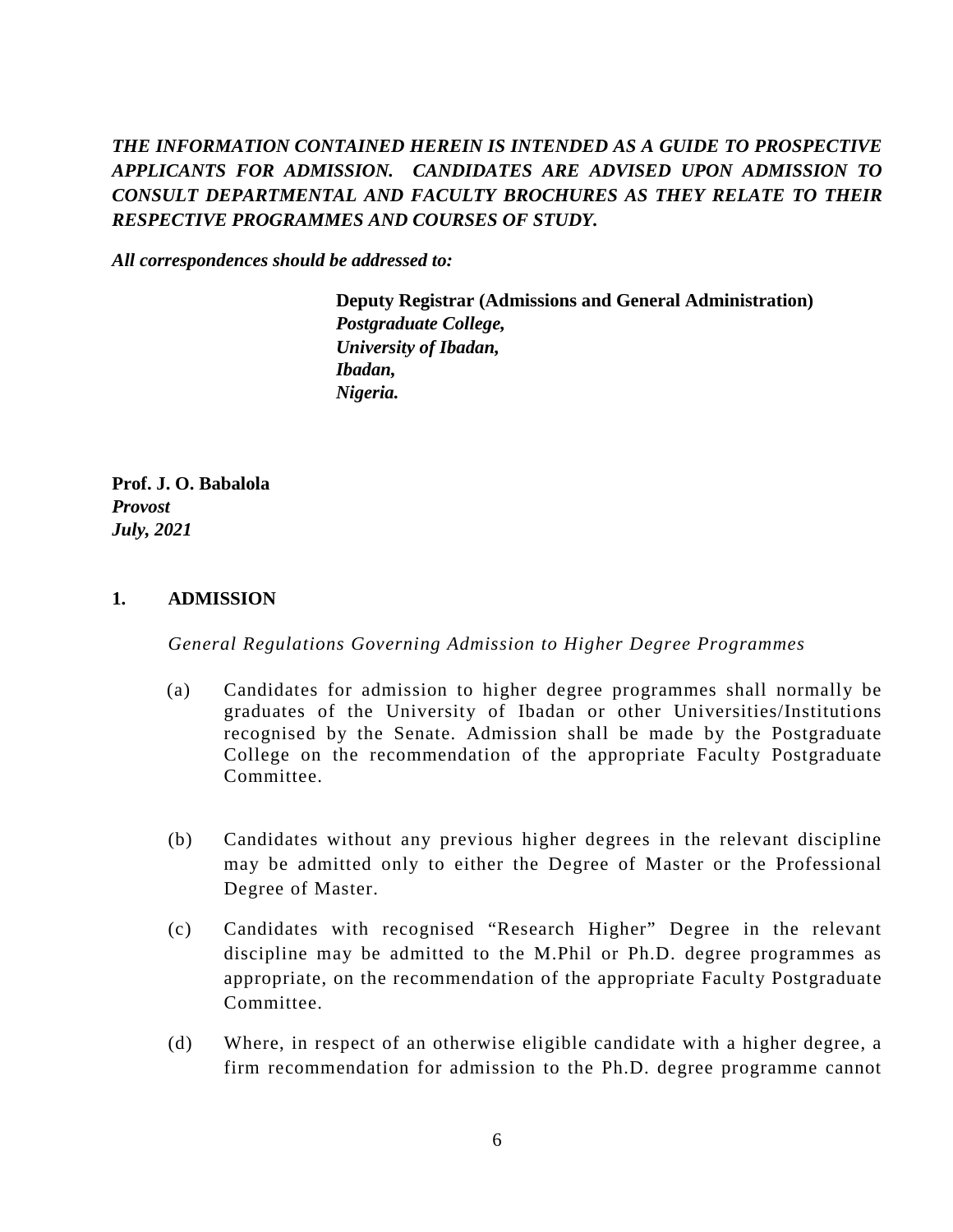***THE INFORMATION CONTAINED HEREIN IS INTENDED AS A GUIDE TO PROSPECTIVE APPLICANTS FOR ADMISSION. CANDIDATES ARE ADVISED UPON ADMISSION TO CONSULT DEPARTMENTAL AND FACULTY BROCHURES AS THEY RELATE TO THEIR RESPECTIVE PROGRAMMES AND COURSES OF STUDY.***

***All correspondences should be addressed to:***

> **Deputy Registrar (Admissions and General Administration)**
> ***Postgraduate College,***
> ***University of Ibadan,***
> ***Ibadan,***
> ***Nigeria.***

**Prof. J. O. Babalola**
***Provost***
***July, 2021***

## 1. ADMISSION

*General Regulations Governing Admission to Higher Degree Programmes*

(a) Candidates for admission to higher degree programmes shall normally be graduates of the University of Ibadan or other Universities/Institutions recognised by the Senate. Admission shall be made by the Postgraduate College on the recommendation of the appropriate Faculty Postgraduate Committee.

(b) Candidates without any previous higher degrees in the relevant discipline may be admitted only to either the Degree of Master or the Professional Degree of Master.

(c) Candidates with recognised "Research Higher" Degree in the relevant discipline may be admitted to the M.Phil or Ph.D. degree programmes as appropriate, on the recommendation of the appropriate Faculty Postgraduate Committee.

(d) Where, in respect of an otherwise eligible candidate with a higher degree, a firm recommendation for admission to the Ph.D. degree programme cannot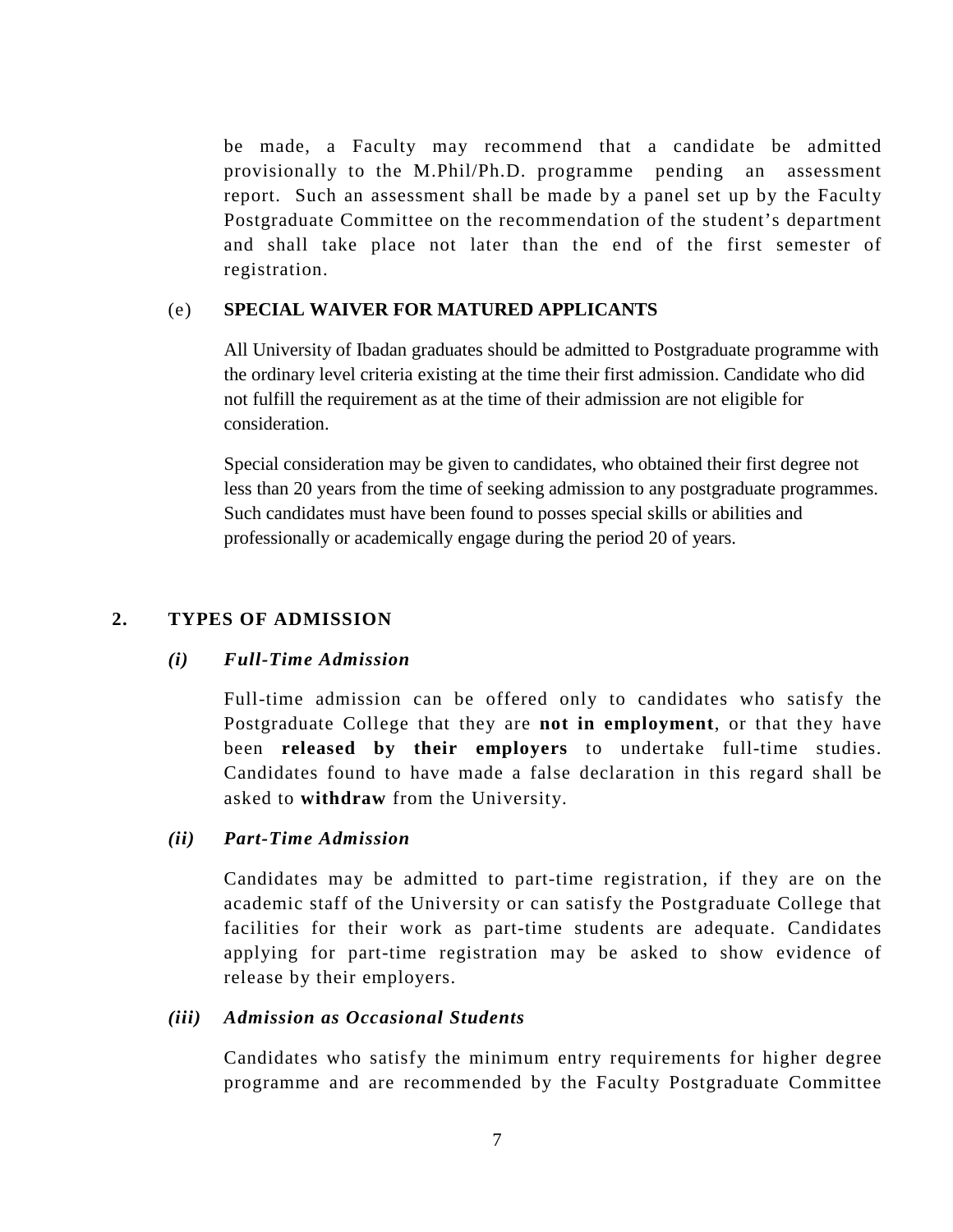be made, a Faculty may recommend that a candidate be admitted provisionally to the M.Phil/Ph.D. programme pending an assessment report. Such an assessment shall be made by a panel set up by the Faculty Postgraduate Committee on the recommendation of the student's department and shall take place not later than the end of the first semester of registration.

(e) **SPECIAL WAIVER FOR MATURED APPLICANTS**

All University of Ibadan graduates should be admitted to Postgraduate programme with the ordinary level criteria existing at the time their first admission. Candidate who did not fulfill the requirement as at the time of their admission are not eligible for consideration.

Special consideration may be given to candidates, who obtained their first degree not less than 20 years from the time of seeking admission to any postgraduate programmes. Such candidates must have been found to posses special skills or abilities and professionally or academically engage during the period 20 of years.

## 2. TYPES OF ADMISSION

### *(i) Full-Time Admission*

Full-time admission can be offered only to candidates who satisfy the Postgraduate College that they are **not in employment**, or that they have been **released by their employers** to undertake full-time studies. Candidates found to have made a false declaration in this regard shall be asked to **withdraw** from the University.

### *(ii) Part-Time Admission*

Candidates may be admitted to part-time registration, if they are on the academic staff of the University or can satisfy the Postgraduate College that facilities for their work as part-time students are adequate. Candidates applying for part-time registration may be asked to show evidence of release by their employers.

### *(iii) Admission as Occasional Students*

Candidates who satisfy the minimum entry requirements for higher degree programme and are recommended by the Faculty Postgraduate Committee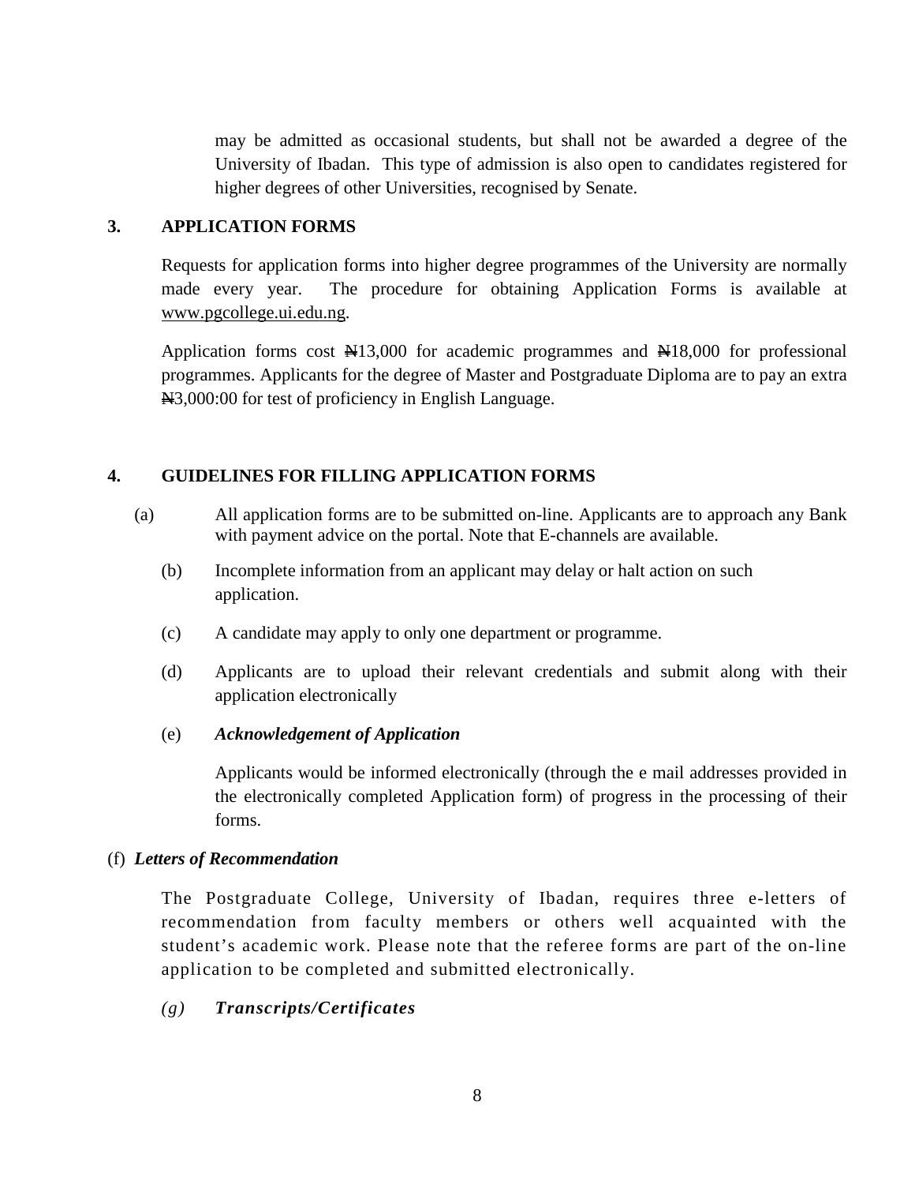may be admitted as occasional students, but shall not be awarded a degree of the University of Ibadan. This type of admission is also open to candidates registered for higher degrees of other Universities, recognised by Senate.

## 3. APPLICATION FORMS

Requests for application forms into higher degree programmes of the University are normally made every year. The procedure for obtaining Application Forms is available at www.pgcollege.ui.edu.ng.

Application forms cost ₦13,000 for academic programmes and ₦18,000 for professional programmes. Applicants for the degree of Master and Postgraduate Diploma are to pay an extra ₦3,000:00 for test of proficiency in English Language.

## 4. GUIDELINES FOR FILLING APPLICATION FORMS

(a) All application forms are to be submitted on-line. Applicants are to approach any Bank with payment advice on the portal. Note that E-channels are available.

(b) Incomplete information from an applicant may delay or halt action on such application.

(c) A candidate may apply to only one department or programme.

(d) Applicants are to upload their relevant credentials and submit along with their application electronically

(e) ***Acknowledgement of Application***

Applicants would be informed electronically (through the e mail addresses provided in the electronically completed Application form) of progress in the processing of their forms.

(f) ***Letters of Recommendation***

The Postgraduate College, University of Ibadan, requires three e-letters of recommendation from faculty members or others well acquainted with the student's academic work. Please note that the referee forms are part of the on-line application to be completed and submitted electronically.

*(g)* ***Transcripts/Certificates***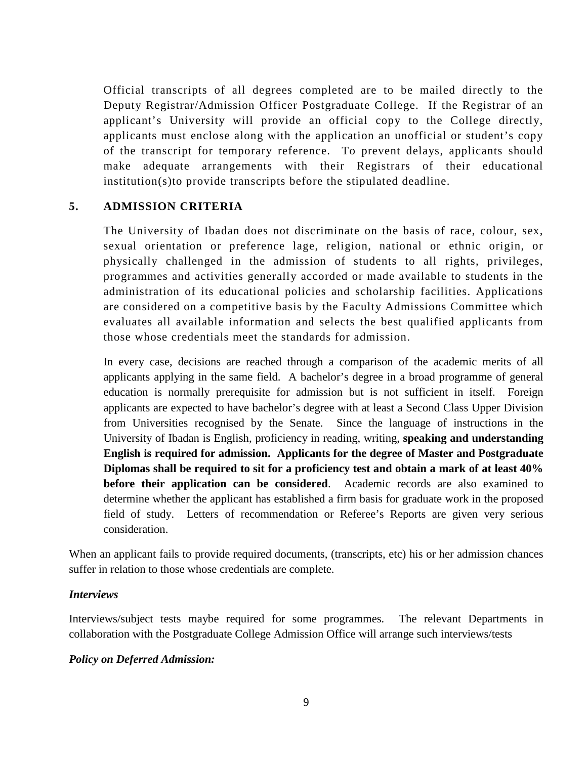Official transcripts of all degrees completed are to be mailed directly to the Deputy Registrar/Admission Officer Postgraduate College. If the Registrar of an applicant's University will provide an official copy to the College directly, applicants must enclose along with the application an unofficial or student's copy of the transcript for temporary reference. To prevent delays, applicants should make adequate arrangements with their Registrars of their educational institution(s)to provide transcripts before the stipulated deadline.

## 5. ADMISSION CRITERIA

The University of Ibadan does not discriminate on the basis of race, colour, sex, sexual orientation or preference lage, religion, national or ethnic origin, or physically challenged in the admission of students to all rights, privileges, programmes and activities generally accorded or made available to students in the administration of its educational policies and scholarship facilities. Applications are considered on a competitive basis by the Faculty Admissions Committee which evaluates all available information and selects the best qualified applicants from those whose credentials meet the standards for admission.

In every case, decisions are reached through a comparison of the academic merits of all applicants applying in the same field. A bachelor's degree in a broad programme of general education is normally prerequisite for admission but is not sufficient in itself. Foreign applicants are expected to have bachelor's degree with at least a Second Class Upper Division from Universities recognised by the Senate. Since the language of instructions in the University of Ibadan is English, proficiency in reading, writing, **speaking and understanding English is required for admission. Applicants for the degree of Master and Postgraduate Diplomas shall be required to sit for a proficiency test and obtain a mark of at least 40% before their application can be considered**. Academic records are also examined to determine whether the applicant has established a firm basis for graduate work in the proposed field of study. Letters of recommendation or Referee's Reports are given very serious consideration.

When an applicant fails to provide required documents, (transcripts, etc) his or her admission chances suffer in relation to those whose credentials are complete.

***Interviews***

Interviews/subject tests maybe required for some programmes. The relevant Departments in collaboration with the Postgraduate College Admission Office will arrange such interviews/tests

***Policy on Deferred Admission:***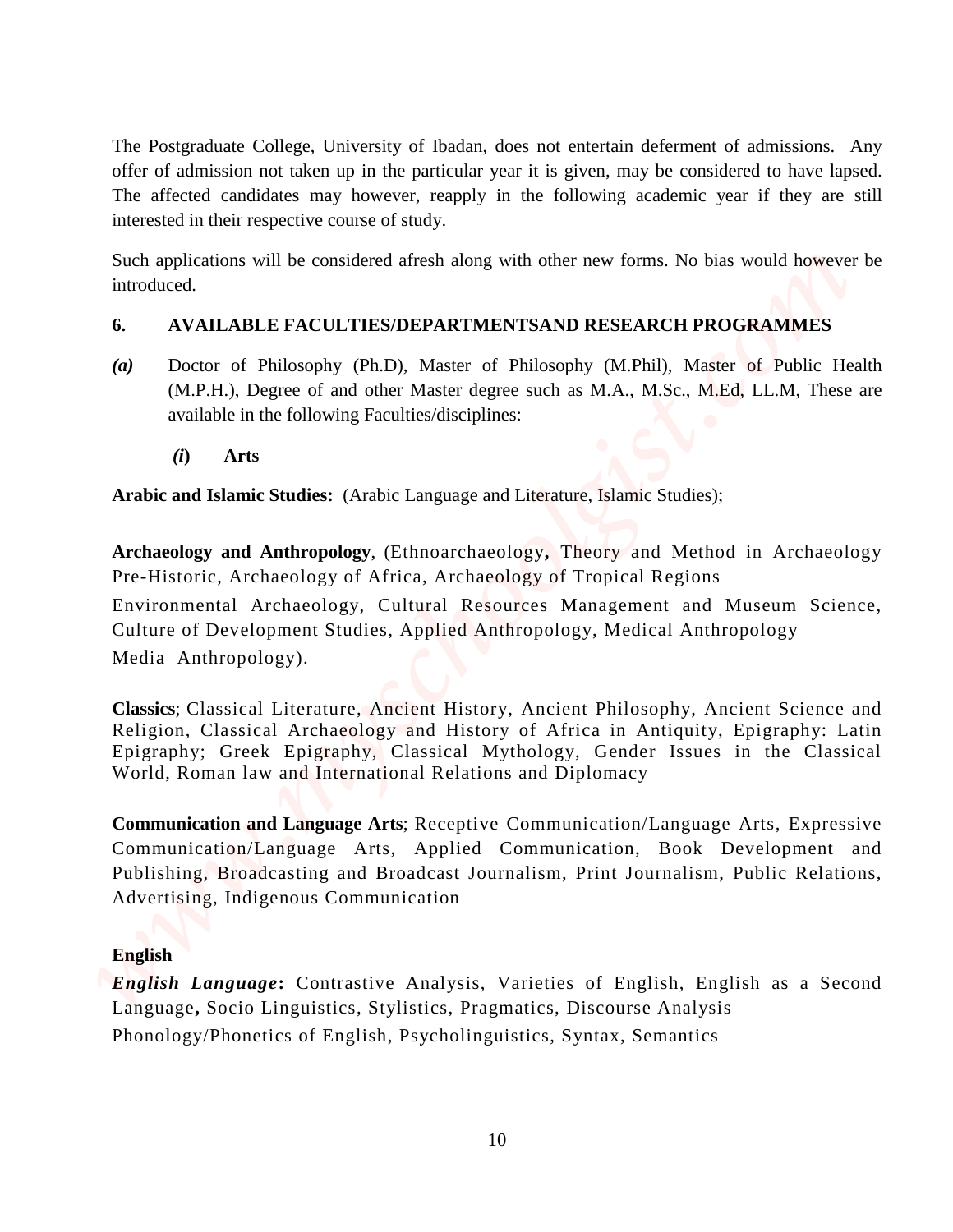The Postgraduate College, University of Ibadan, does not entertain deferment of admissions. Any offer of admission not taken up in the particular year it is given, may be considered to have lapsed. The affected candidates may however, reapply in the following academic year if they are still interested in their respective course of study.

Such applications will be considered afresh along with other new forms. No bias would however be introduced.

## 6. AVAILABLE FACULTIES/DEPARTMENTSAND RESEARCH PROGRAMMES

***(a)*** Doctor of Philosophy (Ph.D), Master of Philosophy (M.Phil), Master of Public Health (M.P.H.), Degree of and other Master degree such as M.A., M.Sc., M.Ed, LL.M, These are available in the following Faculties/disciplines:

### *(i)* Arts

**Arabic and Islamic Studies:** (Arabic Language and Literature, Islamic Studies);

**Archaeology and Anthropology**, (Ethnoarchaeology**,** Theory and Method in Archaeology Pre-Historic, Archaeology of Africa, Archaeology of Tropical Regions
Environmental Archaeology, Cultural Resources Management and Museum Science, Culture of Development Studies, Applied Anthropology, Medical Anthropology
Media Anthropology).

**Classics**; Classical Literature, Ancient History, Ancient Philosophy, Ancient Science and Religion, Classical Archaeology and History of Africa in Antiquity, Epigraphy: Latin Epigraphy; Greek Epigraphy, Classical Mythology, Gender Issues in the Classical World, Roman law and International Relations and Diplomacy

**Communication and Language Arts**; Receptive Communication/Language Arts, Expressive Communication/Language Arts, Applied Communication, Book Development and Publishing, Broadcasting and Broadcast Journalism, Print Journalism, Public Relations, Advertising, Indigenous Communication

**English**

***English Language*****:** Contrastive Analysis, Varieties of English, English as a Second Language**,** Socio Linguistics, Stylistics, Pragmatics, Discourse Analysis
Phonology/Phonetics of English, Psycholinguistics, Syntax, Semantics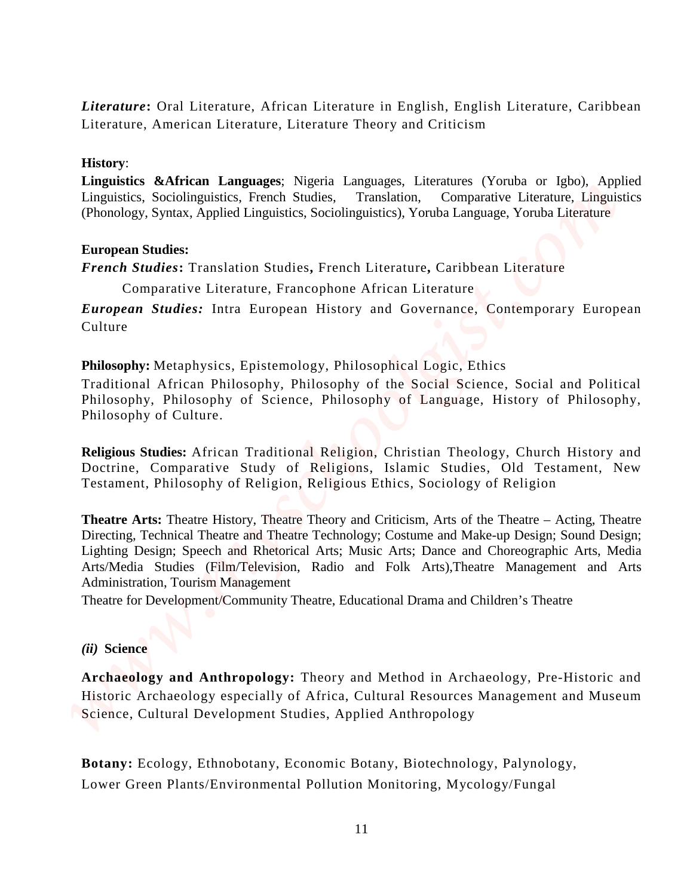***Literature*:** Oral Literature, African Literature in English, English Literature, Caribbean Literature, American Literature, Literature Theory and Criticism

**History**:

**Linguistics &African Languages**; Nigeria Languages, Literatures (Yoruba or Igbo), Applied Linguistics, Sociolinguistics, French Studies, Translation, Comparative Literature, Linguistics (Phonology, Syntax, Applied Linguistics, Sociolinguistics), Yoruba Language, Yoruba Literature

**European Studies:**

***French Studies*:** Translation Studies**,** French Literature**,** Caribbean Literature

Comparative Literature, Francophone African Literature

***European Studies:*** Intra European History and Governance, Contemporary European Culture

**Philosophy:** Metaphysics, Epistemology, Philosophical Logic, Ethics

Traditional African Philosophy, Philosophy of the Social Science, Social and Political Philosophy, Philosophy of Science, Philosophy of Language, History of Philosophy, Philosophy of Culture.

**Religious Studies:** African Traditional Religion, Christian Theology, Church History and Doctrine, Comparative Study of Religions, Islamic Studies, Old Testament, New Testament, Philosophy of Religion, Religious Ethics, Sociology of Religion

**Theatre Arts:** Theatre History, Theatre Theory and Criticism, Arts of the Theatre – Acting, Theatre Directing, Technical Theatre and Theatre Technology; Costume and Make-up Design; Sound Design; Lighting Design; Speech and Rhetorical Arts; Music Arts; Dance and Choreographic Arts, Media Arts/Media Studies (Film/Television, Radio and Folk Arts),Theatre Management and Arts Administration, Tourism Management

Theatre for Development/Community Theatre, Educational Drama and Children's Theatre

***(ii)* Science**

**Archaeology and Anthropology:** Theory and Method in Archaeology, Pre-Historic and Historic Archaeology especially of Africa, Cultural Resources Management and Museum Science, Cultural Development Studies, Applied Anthropology

**Botany:** Ecology, Ethnobotany, Economic Botany, Biotechnology, Palynology, Lower Green Plants/Environmental Pollution Monitoring, Mycology/Fungal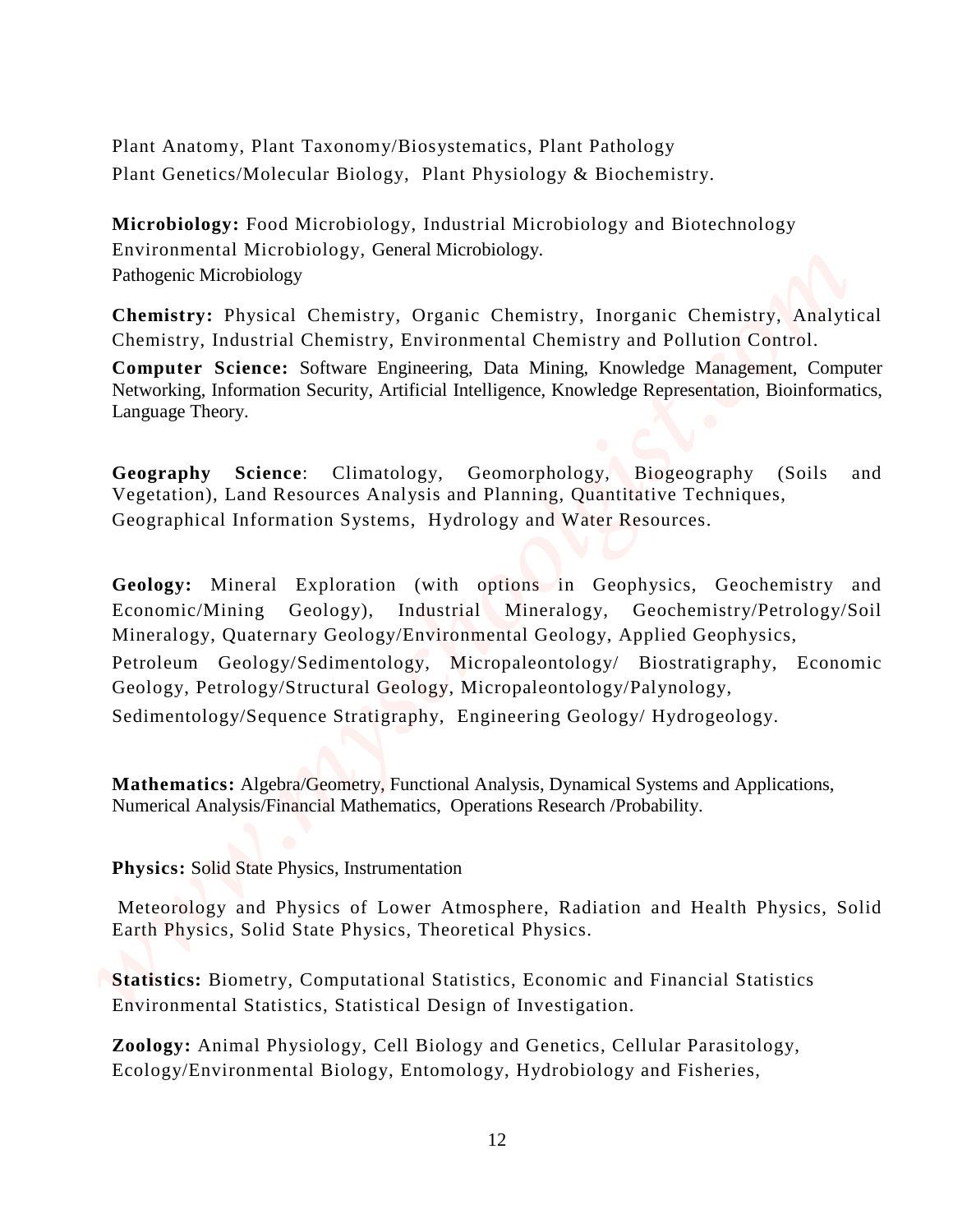Plant Anatomy, Plant Taxonomy/Biosystematics, Plant Pathology
Plant Genetics/Molecular Biology, Plant Physiology & Biochemistry.

**Microbiology:** Food Microbiology, Industrial Microbiology and Biotechnology
Environmental Microbiology, General Microbiology.
Pathogenic Microbiology

**Chemistry:** Physical Chemistry, Organic Chemistry, Inorganic Chemistry, Analytical Chemistry, Industrial Chemistry, Environmental Chemistry and Pollution Control.

**Computer Science:** Software Engineering, Data Mining, Knowledge Management, Computer Networking, Information Security, Artificial Intelligence, Knowledge Representation, Bioinformatics, Language Theory.

**Geography Science**: Climatology, Geomorphology, Biogeography (Soils and Vegetation), Land Resources Analysis and Planning, Quantitative Techniques, Geographical Information Systems, Hydrology and Water Resources.

**Geology:** Mineral Exploration (with options in Geophysics, Geochemistry and Economic/Mining Geology), Industrial Mineralogy, Geochemistry/Petrology/Soil Mineralogy, Quaternary Geology/Environmental Geology, Applied Geophysics,
Petroleum Geology/Sedimentology, Micropaleontology/ Biostratigraphy, Economic Geology, Petrology/Structural Geology, Micropaleontology/Palynology,
Sedimentology/Sequence Stratigraphy, Engineering Geology/ Hydrogeology.

**Mathematics:** Algebra/Geometry, Functional Analysis, Dynamical Systems and Applications, Numerical Analysis/Financial Mathematics, Operations Research /Probability.

**Physics:** Solid State Physics, Instrumentation

Meteorology and Physics of Lower Atmosphere, Radiation and Health Physics, Solid Earth Physics, Solid State Physics, Theoretical Physics.

**Statistics:** Biometry, Computational Statistics, Economic and Financial Statistics
Environmental Statistics, Statistical Design of Investigation.

**Zoology:** Animal Physiology, Cell Biology and Genetics, Cellular Parasitology, Ecology/Environmental Biology, Entomology, Hydrobiology and Fisheries,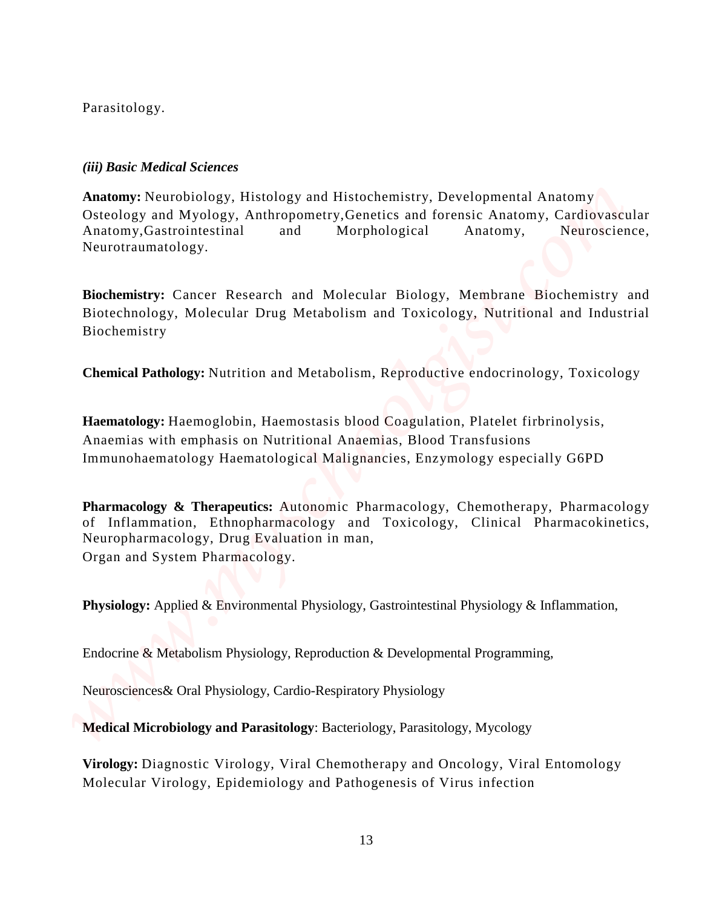Parasitology.

***(iii) Basic Medical Sciences***

**Anatomy:** Neurobiology, Histology and Histochemistry, Developmental Anatomy Osteology and Myology, Anthropometry,Genetics and forensic Anatomy, Cardiovascular Anatomy,Gastrointestinal and Morphological Anatomy, Neuroscience, Neurotraumatology.

**Biochemistry:** Cancer Research and Molecular Biology, Membrane Biochemistry and Biotechnology, Molecular Drug Metabolism and Toxicology, Nutritional and Industrial Biochemistry

**Chemical Pathology:** Nutrition and Metabolism, Reproductive endocrinology, Toxicology

**Haematology:** Haemoglobin, Haemostasis blood Coagulation, Platelet firbrinolysis, Anaemias with emphasis on Nutritional Anaemias, Blood Transfusions Immunohaematology Haematological Malignancies, Enzymology especially G6PD

**Pharmacology & Therapeutics:** Autonomic Pharmacology, Chemotherapy, Pharmacology of Inflammation, Ethnopharmacology and Toxicology, Clinical Pharmacokinetics, Neuropharmacology, Drug Evaluation in man,
Organ and System Pharmacology.

**Physiology:** Applied & Environmental Physiology, Gastrointestinal Physiology & Inflammation,

Endocrine & Metabolism Physiology, Reproduction & Developmental Programming,

Neurosciences& Oral Physiology, Cardio-Respiratory Physiology

**Medical Microbiology and Parasitology**: Bacteriology, Parasitology, Mycology

**Virology:** Diagnostic Virology, Viral Chemotherapy and Oncology, Viral Entomology Molecular Virology, Epidemiology and Pathogenesis of Virus infection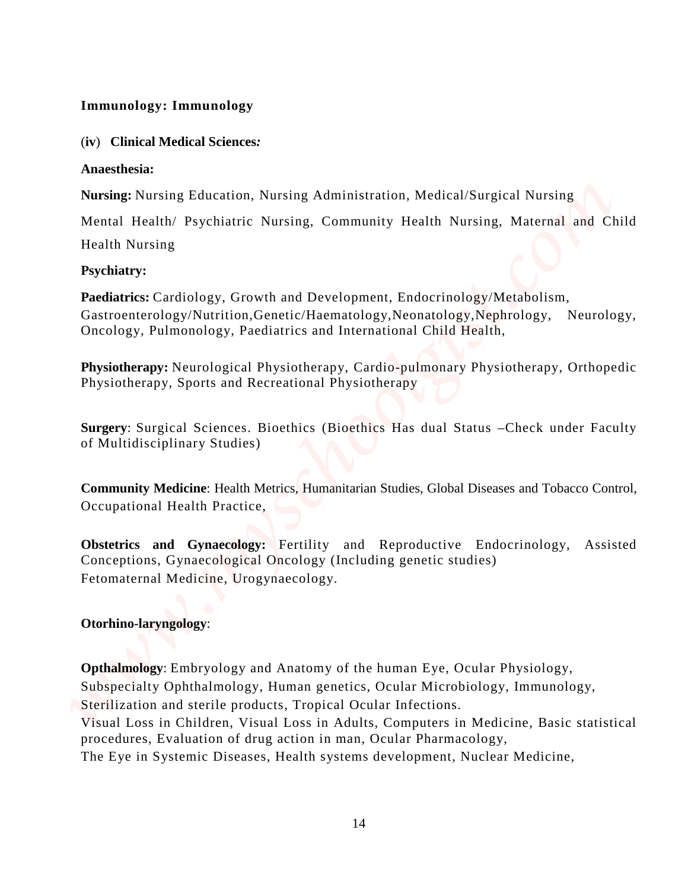**Immunology: Immunology**

(**iv**) **Clinical Medical Sciences*:***

**Anaesthesia:**

**Nursing:** Nursing Education, Nursing Administration, Medical/Surgical Nursing

Mental Health/ Psychiatric Nursing, Community Health Nursing, Maternal and Child Health Nursing

**Psychiatry:**

**Paediatrics:** Cardiology, Growth and Development, Endocrinology/Metabolism, Gastroenterology/Nutrition,Genetic/Haematology,Neonatology,Nephrology, Neurology, Oncology, Pulmonology, Paediatrics and International Child Health,

**Physiotherapy:** Neurological Physiotherapy, Cardio-pulmonary Physiotherapy, Orthopedic Physiotherapy, Sports and Recreational Physiotherapy

**Surgery**: Surgical Sciences. Bioethics (Bioethics Has dual Status –Check under Faculty of Multidisciplinary Studies)

**Community Medicine**: Health Metrics, Humanitarian Studies, Global Diseases and Tobacco Control, Occupational Health Practice,

**Obstetrics and Gynaecology:** Fertility and Reproductive Endocrinology, Assisted Conceptions, Gynaecological Oncology (Including genetic studies)
Fetomaternal Medicine, Urogynaecology.

**Otorhino-laryngology**:

**Opthalmology**: Embryology and Anatomy of the human Eye, Ocular Physiology, Subspecialty Ophthalmology, Human genetics, Ocular Microbiology, Immunology, Sterilization and sterile products, Tropical Ocular Infections.
Visual Loss in Children, Visual Loss in Adults, Computers in Medicine, Basic statistical procedures, Evaluation of drug action in man, Ocular Pharmacology,
The Eye in Systemic Diseases, Health systems development, Nuclear Medicine,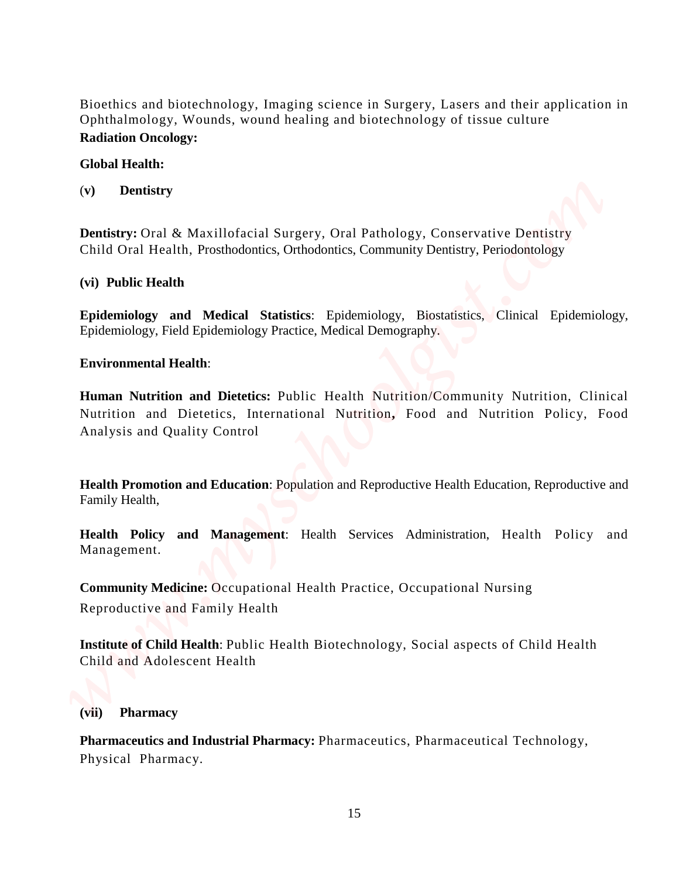Bioethics and biotechnology, Imaging science in Surgery, Lasers and their application in Ophthalmology, Wounds, wound healing and biotechnology of tissue culture

**Radiation Oncology:**

**Global Health:**

(**v) Dentistry**

**Dentistry:** Oral & Maxillofacial Surgery, Oral Pathology, Conservative Dentistry Child Oral Health, Prosthodontics, Orthodontics, Community Dentistry, Periodontology

**(vi) Public Health**

**Epidemiology and Medical Statistics**: Epidemiology, Biostatistics, Clinical Epidemiology, Epidemiology, Field Epidemiology Practice, Medical Demography.

**Environmental Health**:

**Human Nutrition and Dietetics:** Public Health Nutrition/Community Nutrition, Clinical Nutrition and Dietetics, International Nutrition**,** Food and Nutrition Policy, Food Analysis and Quality Control

**Health Promotion and Education**: Population and Reproductive Health Education, Reproductive and Family Health,

**Health Policy and Management**: Health Services Administration, Health Policy and Management.

**Community Medicine:** Occupational Health Practice, Occupational Nursing Reproductive and Family Health

**Institute of Child Health**: Public Health Biotechnology, Social aspects of Child Health Child and Adolescent Health

**(vii) Pharmacy**

**Pharmaceutics and Industrial Pharmacy:** Pharmaceutics, Pharmaceutical Technology, Physical Pharmacy.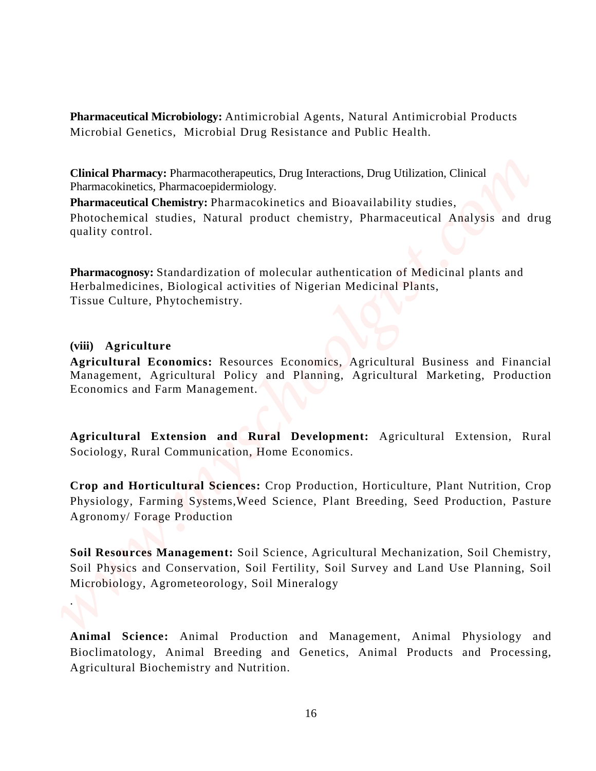**Pharmaceutical Microbiology:** Antimicrobial Agents, Natural Antimicrobial Products Microbial Genetics, Microbial Drug Resistance and Public Health.

**Clinical Pharmacy:** Pharmacotherapeutics, Drug Interactions, Drug Utilization, Clinical Pharmacokinetics, Pharmacoepidermiology.

**Pharmaceutical Chemistry:** Pharmacokinetics and Bioavailability studies, Photochemical studies, Natural product chemistry, Pharmaceutical Analysis and drug quality control.

**Pharmacognosy:** Standardization of molecular authentication of Medicinal plants and Herbalmedicines, Biological activities of Nigerian Medicinal Plants, Tissue Culture, Phytochemistry.

**(viii) Agriculture**

**Agricultural Economics:** Resources Economics, Agricultural Business and Financial Management, Agricultural Policy and Planning, Agricultural Marketing, Production Economics and Farm Management.

**Agricultural Extension and Rural Development:** Agricultural Extension, Rural Sociology, Rural Communication, Home Economics.

**Crop and Horticultural Sciences:** Crop Production, Horticulture, Plant Nutrition, Crop Physiology, Farming Systems,Weed Science, Plant Breeding, Seed Production, Pasture Agronomy/ Forage Production

**Soil Resources Management:** Soil Science, Agricultural Mechanization, Soil Chemistry, Soil Physics and Conservation, Soil Fertility, Soil Survey and Land Use Planning, Soil Microbiology, Agrometeorology, Soil Mineralogy

.

**Animal Science:** Animal Production and Management, Animal Physiology and Bioclimatology, Animal Breeding and Genetics, Animal Products and Processing, Agricultural Biochemistry and Nutrition.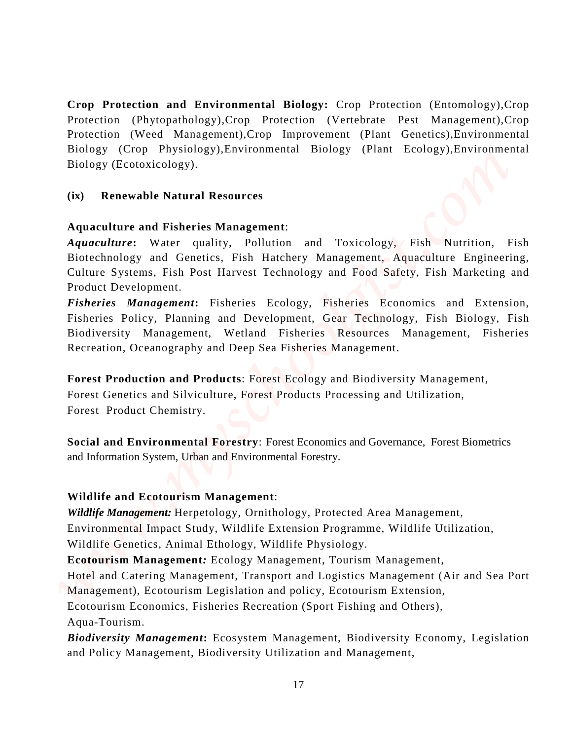**Crop Protection and Environmental Biology:** Crop Protection (Entomology),Crop Protection (Phytopathology),Crop Protection (Vertebrate Pest Management),Crop Protection (Weed Management),Crop Improvement (Plant Genetics),Environmental Biology (Crop Physiology),Environmental Biology (Plant Ecology),Environmental Biology (Ecotoxicology).

**(ix) Renewable Natural Resources**

**Aquaculture and Fisheries Management**:

***Aquaculture*:** Water quality, Pollution and Toxicology, Fish Nutrition, Fish Biotechnology and Genetics, Fish Hatchery Management, Aquaculture Engineering, Culture Systems, Fish Post Harvest Technology and Food Safety, Fish Marketing and Product Development.

***Fisheries Management*:** Fisheries Ecology, Fisheries Economics and Extension, Fisheries Policy, Planning and Development, Gear Technology, Fish Biology, Fish Biodiversity Management, Wetland Fisheries Resources Management, Fisheries Recreation, Oceanography and Deep Sea Fisheries Management.

**Forest Production and Products**: Forest Ecology and Biodiversity Management, Forest Genetics and Silviculture, Forest Products Processing and Utilization, Forest Product Chemistry.

**Social and Environmental Forestry**: Forest Economics and Governance, Forest Biometrics and Information System, Urban and Environmental Forestry.

**Wildlife and Ecotourism Management**:

***Wildlife Management:*** Herpetology, Ornithology, Protected Area Management, Environmental Impact Study, Wildlife Extension Programme, Wildlife Utilization, Wildlife Genetics, Animal Ethology, Wildlife Physiology.

**Ecotourism Management*:*** Ecology Management, Tourism Management, Hotel and Catering Management, Transport and Logistics Management (Air and Sea Port Management), Ecotourism Legislation and policy, Ecotourism Extension, Ecotourism Economics, Fisheries Recreation (Sport Fishing and Others), Aqua-Tourism.

***Biodiversity Management*:** Ecosystem Management, Biodiversity Economy, Legislation and Policy Management, Biodiversity Utilization and Management,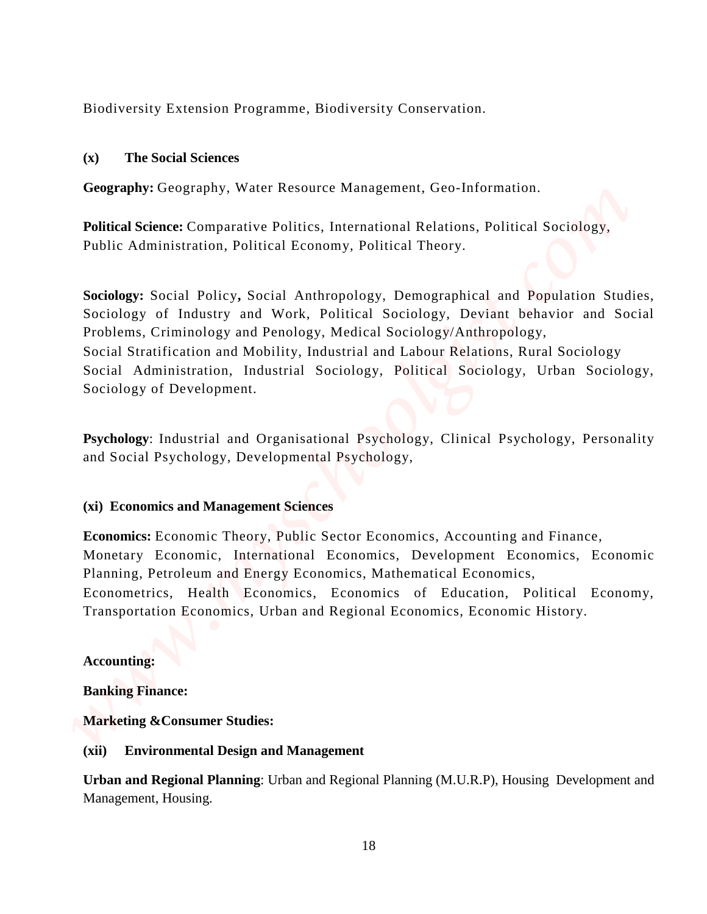Biodiversity Extension Programme, Biodiversity Conservation.

**(x) The Social Sciences**

**Geography:** Geography, Water Resource Management, Geo-Information.

**Political Science:** Comparative Politics, International Relations, Political Sociology, Public Administration, Political Economy, Political Theory.

**Sociology:** Social Policy**,** Social Anthropology, Demographical and Population Studies, Sociology of Industry and Work, Political Sociology, Deviant behavior and Social Problems, Criminology and Penology, Medical Sociology/Anthropology,
Social Stratification and Mobility, Industrial and Labour Relations, Rural Sociology
Social Administration, Industrial Sociology, Political Sociology, Urban Sociology, Sociology of Development.

**Psychology**: Industrial and Organisational Psychology, Clinical Psychology, Personality and Social Psychology, Developmental Psychology,

**(xi) Economics and Management Sciences**

**Economics:** Economic Theory, Public Sector Economics, Accounting and Finance,
Monetary Economic, International Economics, Development Economics, Economic Planning, Petroleum and Energy Economics, Mathematical Economics,
Econometrics, Health Economics, Economics of Education, Political Economy, Transportation Economics, Urban and Regional Economics, Economic History.

**Accounting:**

**Banking Finance:**

**Marketing &Consumer Studies:**

**(xii) Environmental Design and Management**

**Urban and Regional Planning**: Urban and Regional Planning (M.U.R.P), Housing Development and Management, Housing.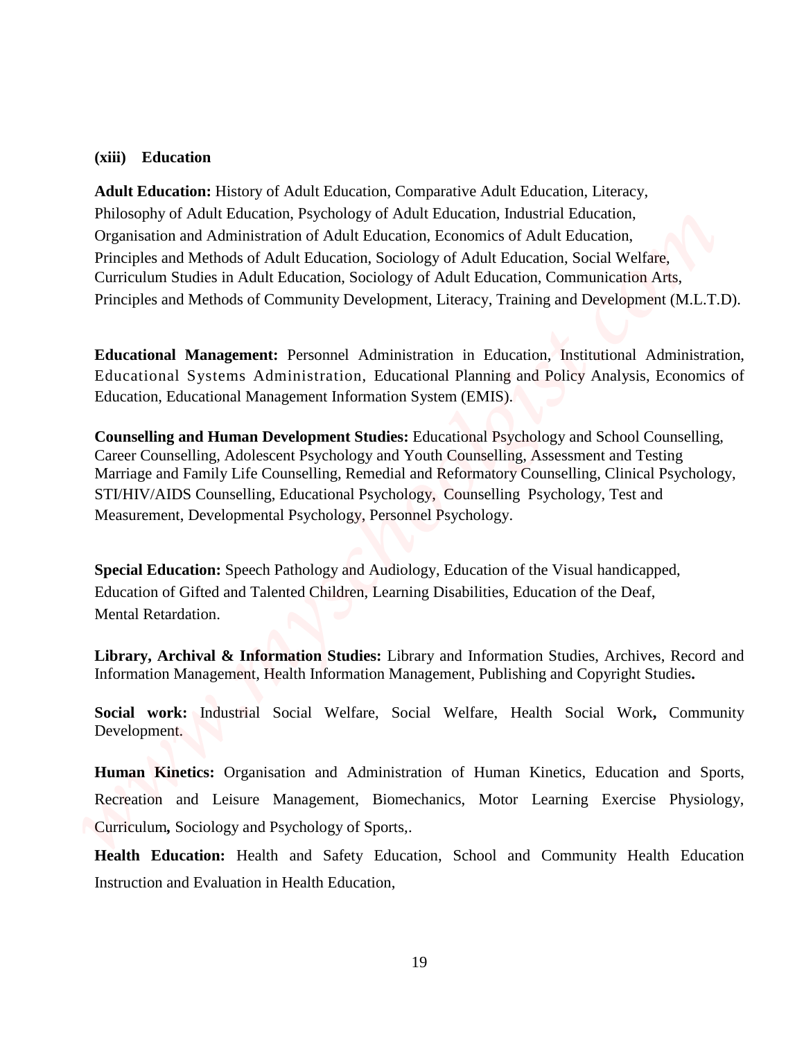## (xiii) Education

**Adult Education:** History of Adult Education, Comparative Adult Education, Literacy, Philosophy of Adult Education, Psychology of Adult Education, Industrial Education, Organisation and Administration of Adult Education, Economics of Adult Education, Principles and Methods of Adult Education, Sociology of Adult Education, Social Welfare, Curriculum Studies in Adult Education, Sociology of Adult Education, Communication Arts, Principles and Methods of Community Development, Literacy, Training and Development (M.L.T.D).

**Educational Management:** Personnel Administration in Education, Institutional Administration, Educational Systems Administration, Educational Planning and Policy Analysis, Economics of Education, Educational Management Information System (EMIS).

**Counselling and Human Development Studies:** Educational Psychology and School Counselling, Career Counselling, Adolescent Psychology and Youth Counselling, Assessment and Testing Marriage and Family Life Counselling, Remedial and Reformatory Counselling, Clinical Psychology, STI/HIV/AIDS Counselling, Educational Psychology, Counselling Psychology, Test and Measurement, Developmental Psychology, Personnel Psychology.

**Special Education:** Speech Pathology and Audiology, Education of the Visual handicapped, Education of Gifted and Talented Children, Learning Disabilities, Education of the Deaf, Mental Retardation.

**Library, Archival & Information Studies:** Library and Information Studies, Archives, Record and Information Management, Health Information Management, Publishing and Copyright Studies**.**

**Social work:** Industrial Social Welfare, Social Welfare, Health Social Work**,** Community Development.

**Human Kinetics:** Organisation and Administration of Human Kinetics, Education and Sports, Recreation and Leisure Management, Biomechanics, Motor Learning Exercise Physiology, Curriculum**,** Sociology and Psychology of Sports,.

**Health Education:** Health and Safety Education, School and Community Health Education Instruction and Evaluation in Health Education,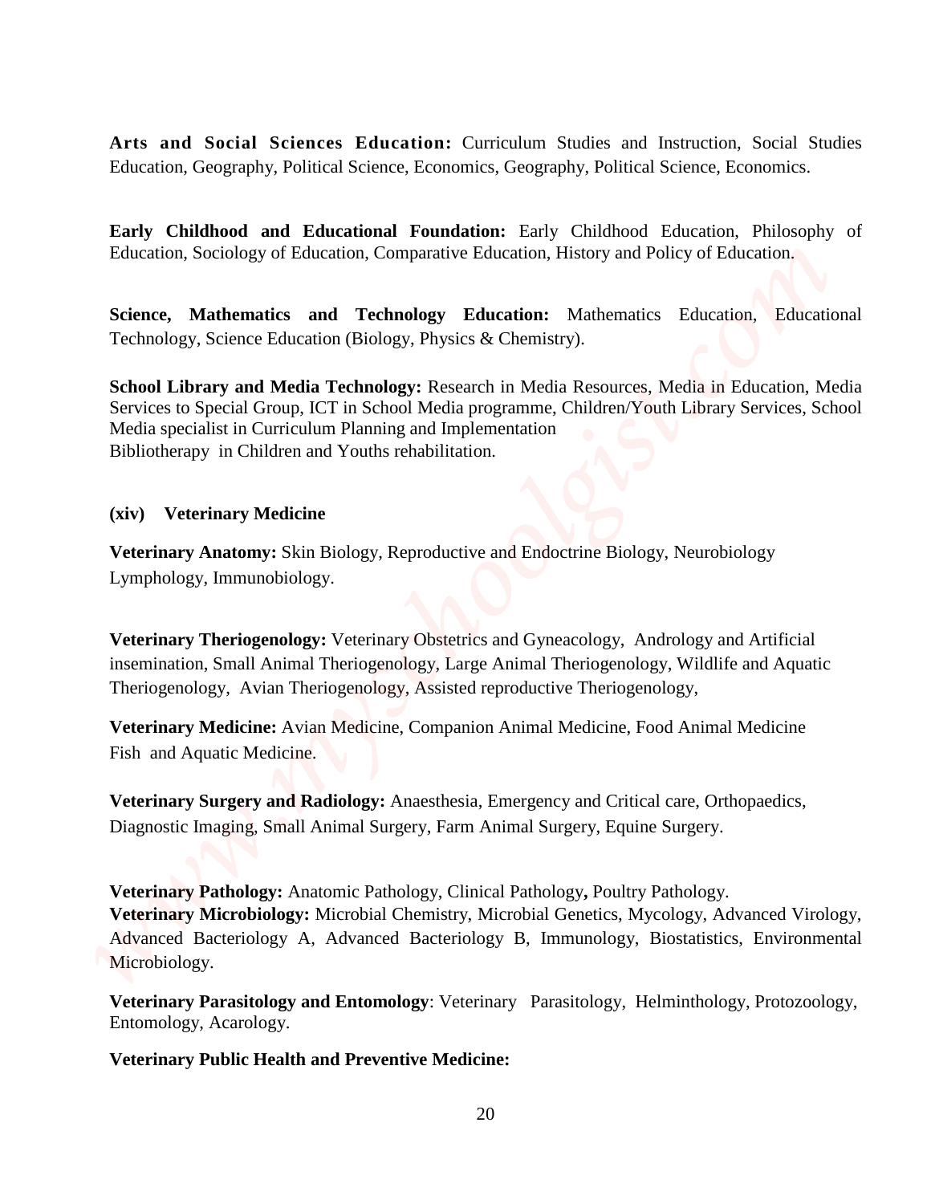**Arts and Social Sciences Education:** Curriculum Studies and Instruction, Social Studies Education, Geography, Political Science, Economics, Geography, Political Science, Economics.

**Early Childhood and Educational Foundation:** Early Childhood Education, Philosophy of Education, Sociology of Education, Comparative Education, History and Policy of Education.

**Science, Mathematics and Technology Education:** Mathematics Education, Educational Technology, Science Education (Biology, Physics & Chemistry).

**School Library and Media Technology:** Research in Media Resources, Media in Education, Media Services to Special Group, ICT in School Media programme, Children/Youth Library Services, School Media specialist in Curriculum Planning and Implementation
Bibliotherapy in Children and Youths rehabilitation.

**(xiv) Veterinary Medicine**

**Veterinary Anatomy:** Skin Biology, Reproductive and Endoctrine Biology, Neurobiology Lymphology, Immunobiology.

**Veterinary Theriogenology:** Veterinary Obstetrics and Gyneacology, Andrology and Artificial insemination, Small Animal Theriogenology, Large Animal Theriogenology, Wildlife and Aquatic Theriogenology, Avian Theriogenology, Assisted reproductive Theriogenology,

**Veterinary Medicine:** Avian Medicine, Companion Animal Medicine, Food Animal Medicine Fish and Aquatic Medicine.

**Veterinary Surgery and Radiology:** Anaesthesia, Emergency and Critical care, Orthopaedics, Diagnostic Imaging, Small Animal Surgery, Farm Animal Surgery, Equine Surgery.

**Veterinary Pathology:** Anatomic Pathology, Clinical Pathology**,** Poultry Pathology.
**Veterinary Microbiology:** Microbial Chemistry, Microbial Genetics, Mycology, Advanced Virology, Advanced Bacteriology A, Advanced Bacteriology B, Immunology, Biostatistics, Environmental Microbiology.

**Veterinary Parasitology and Entomology**: Veterinary Parasitology, Helminthology, Protozoology, Entomology, Acarology.

**Veterinary Public Health and Preventive Medicine:**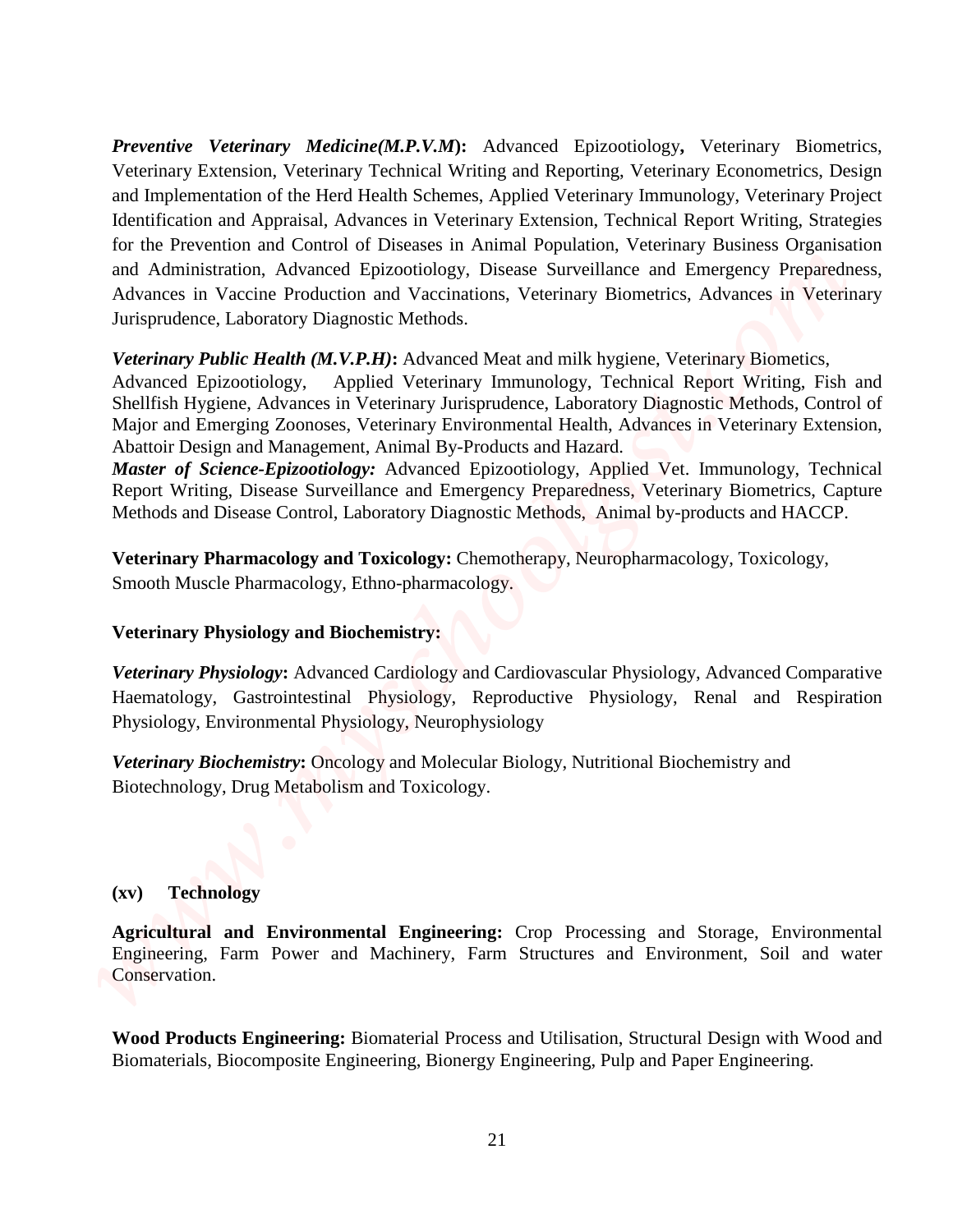***Preventive Veterinary Medicine(M.P.V.M)*:** Advanced Epizootiology**,** Veterinary Biometrics, Veterinary Extension, Veterinary Technical Writing and Reporting, Veterinary Econometrics, Design and Implementation of the Herd Health Schemes, Applied Veterinary Immunology, Veterinary Project Identification and Appraisal, Advances in Veterinary Extension, Technical Report Writing, Strategies for the Prevention and Control of Diseases in Animal Population, Veterinary Business Organisation and Administration, Advanced Epizootiology, Disease Surveillance and Emergency Preparedness, Advances in Vaccine Production and Vaccinations, Veterinary Biometrics, Advances in Veterinary Jurisprudence, Laboratory Diagnostic Methods.

***Veterinary Public Health (M.V.P.H)*:** Advanced Meat and milk hygiene, Veterinary Biometics, Advanced Epizootiology, Applied Veterinary Immunology, Technical Report Writing, Fish and Shellfish Hygiene, Advances in Veterinary Jurisprudence, Laboratory Diagnostic Methods, Control of Major and Emerging Zoonoses, Veterinary Environmental Health, Advances in Veterinary Extension, Abattoir Design and Management, Animal By-Products and Hazard.

***Master of Science-Epizootiology:*** Advanced Epizootiology, Applied Vet. Immunology, Technical Report Writing, Disease Surveillance and Emergency Preparedness, Veterinary Biometrics, Capture Methods and Disease Control, Laboratory Diagnostic Methods, Animal by-products and HACCP.

**Veterinary Pharmacology and Toxicology:** Chemotherapy, Neuropharmacology, Toxicology, Smooth Muscle Pharmacology, Ethno-pharmacology.

**Veterinary Physiology and Biochemistry:**

***Veterinary Physiology*:** Advanced Cardiology and Cardiovascular Physiology, Advanced Comparative Haematology, Gastrointestinal Physiology, Reproductive Physiology, Renal and Respiration Physiology, Environmental Physiology, Neurophysiology

***Veterinary Biochemistry*:** Oncology and Molecular Biology, Nutritional Biochemistry and Biotechnology, Drug Metabolism and Toxicology.

**(xv) Technology**

**Agricultural and Environmental Engineering:** Crop Processing and Storage, Environmental Engineering, Farm Power and Machinery, Farm Structures and Environment, Soil and water Conservation.

**Wood Products Engineering:** Biomaterial Process and Utilisation, Structural Design with Wood and Biomaterials, Biocomposite Engineering, Bionergy Engineering, Pulp and Paper Engineering.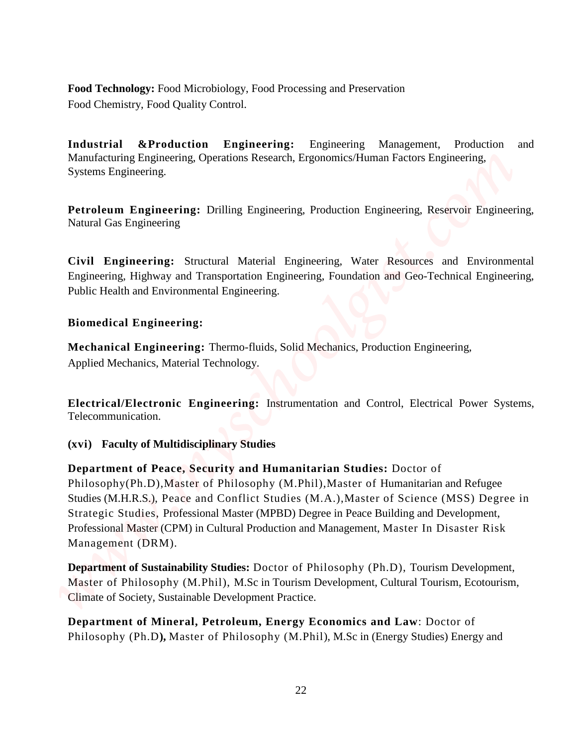**Food Technology:** Food Microbiology, Food Processing and Preservation
Food Chemistry, Food Quality Control.

**Industrial &Production Engineering:** Engineering Management, Production and Manufacturing Engineering, Operations Research, Ergonomics/Human Factors Engineering, Systems Engineering.

**Petroleum Engineering:** Drilling Engineering, Production Engineering, Reservoir Engineering, Natural Gas Engineering

**Civil Engineering:** Structural Material Engineering, Water Resources and Environmental Engineering, Highway and Transportation Engineering, Foundation and Geo-Technical Engineering, Public Health and Environmental Engineering.

**Biomedical Engineering:**

**Mechanical Engineering:** Thermo-fluids, Solid Mechanics, Production Engineering, Applied Mechanics, Material Technology.

**Electrical/Electronic Engineering:** Instrumentation and Control, Electrical Power Systems, Telecommunication.

**(xvi) Faculty of Multidisciplinary Studies**

**Department of Peace, Security and Humanitarian Studies:** Doctor of Philosophy(Ph.D),Master of Philosophy (M.Phil),Master of Humanitarian and Refugee Studies (M.H.R.S.), Peace and Conflict Studies (M.A.),Master of Science (MSS) Degree in Strategic Studies, Professional Master (MPBD) Degree in Peace Building and Development, Professional Master (CPM) in Cultural Production and Management, Master In Disaster Risk Management (DRM).

**Department of Sustainability Studies:** Doctor of Philosophy (Ph.D), Tourism Development, Master of Philosophy (M.Phil), M.Sc in Tourism Development, Cultural Tourism, Ecotourism, Climate of Society, Sustainable Development Practice.

**Department of Mineral, Petroleum, Energy Economics and Law**: Doctor of Philosophy (Ph.D**),** Master of Philosophy (M.Phil), M.Sc in (Energy Studies) Energy and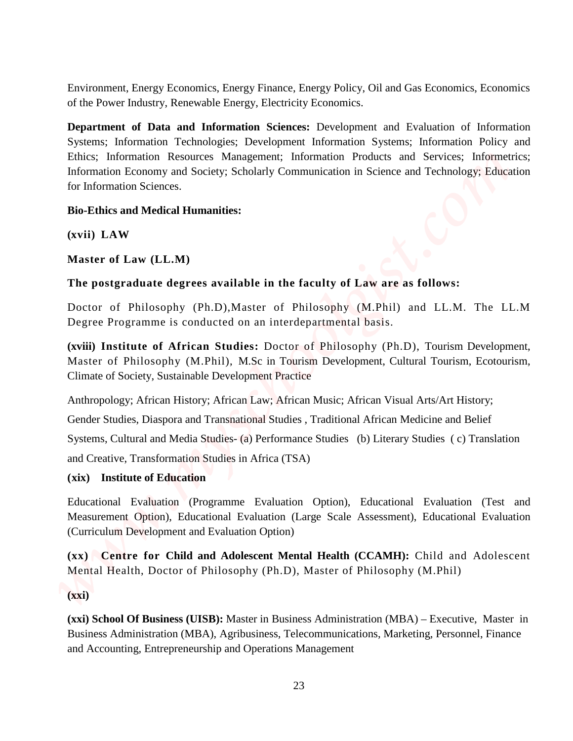Environment, Energy Economics, Energy Finance, Energy Policy, Oil and Gas Economics, Economics of the Power Industry, Renewable Energy, Electricity Economics.

**Department of Data and Information Sciences:** Development and Evaluation of Information Systems; Information Technologies; Development Information Systems; Information Policy and Ethics; Information Resources Management; Information Products and Services; Informetrics; Information Economy and Society; Scholarly Communication in Science and Technology; Education for Information Sciences.

**Bio-Ethics and Medical Humanities:**

**(xvii) LAW**

**Master of Law (LL.M)**

**The postgraduate degrees available in the faculty of Law are as follows:**

Doctor of Philosophy (Ph.D),Master of Philosophy (M.Phil) and LL.M. The LL.M Degree Programme is conducted on an interdepartmental basis.

**(xviii) Institute of African Studies:** Doctor of Philosophy (Ph.D), Tourism Development, Master of Philosophy (M.Phil), M.Sc in Tourism Development, Cultural Tourism, Ecotourism, Climate of Society, Sustainable Development Practice

Anthropology; African History; African Law; African Music; African Visual Arts/Art History;

Gender Studies, Diaspora and Transnational Studies , Traditional African Medicine and Belief

Systems, Cultural and Media Studies- (a) Performance Studies (b) Literary Studies ( c) Translation

and Creative, Transformation Studies in Africa (TSA)

**(xix) Institute of Education**

Educational Evaluation (Programme Evaluation Option), Educational Evaluation (Test and Measurement Option), Educational Evaluation (Large Scale Assessment), Educational Evaluation (Curriculum Development and Evaluation Option)

**(xx) Centre for Child and Adolescent Mental Health (CCAMH):** Child and Adolescent Mental Health, Doctor of Philosophy (Ph.D), Master of Philosophy (M.Phil)

**(xxi)**

**(xxi) School Of Business (UISB):** Master in Business Administration (MBA) – Executive, Master in Business Administration (MBA), Agribusiness, Telecommunications, Marketing, Personnel, Finance and Accounting, Entrepreneurship and Operations Management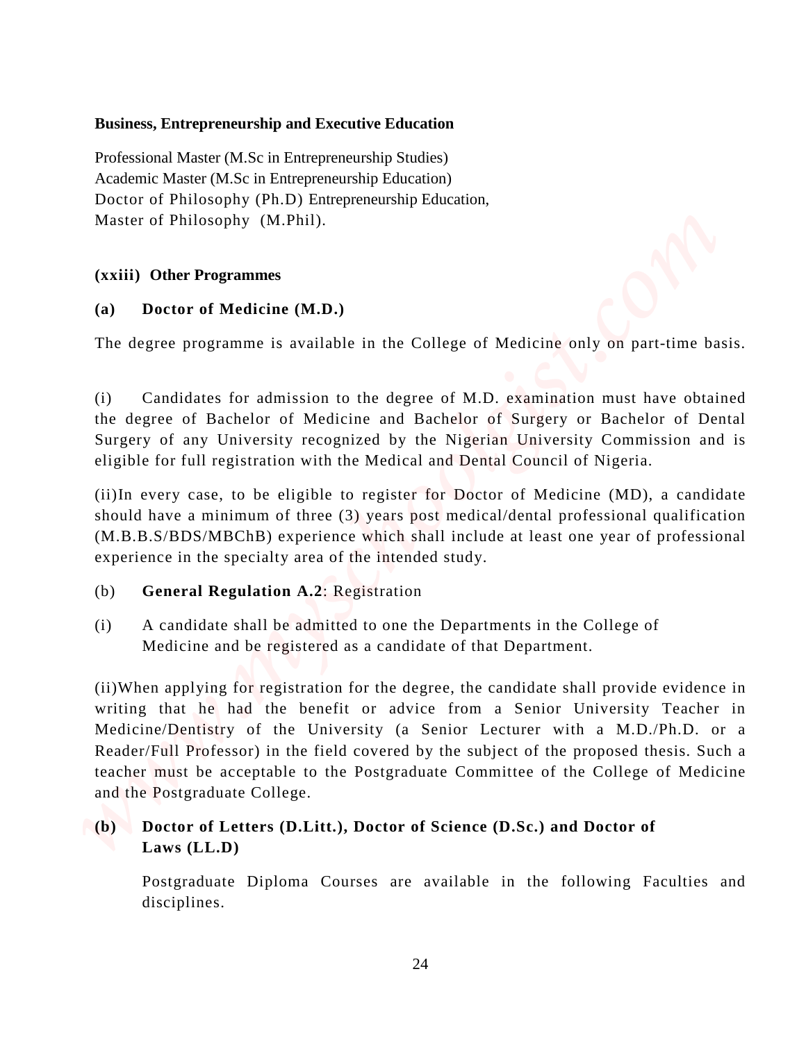**Business, Entrepreneurship and Executive Education**

Professional Master (M.Sc in Entrepreneurship Studies)
Academic Master (M.Sc in Entrepreneurship Education)
Doctor of Philosophy (Ph.D) Entrepreneurship Education,
Master of Philosophy (M.Phil).

**(xxiii) Other Programmes**

**(a) Doctor of Medicine (M.D.)**

The degree programme is available in the College of Medicine only on part-time basis.

(i) Candidates for admission to the degree of M.D. examination must have obtained the degree of Bachelor of Medicine and Bachelor of Surgery or Bachelor of Dental Surgery of any University recognized by the Nigerian University Commission and is eligible for full registration with the Medical and Dental Council of Nigeria.

(ii)In every case, to be eligible to register for Doctor of Medicine (MD), a candidate should have a minimum of three (3) years post medical/dental professional qualification (M.B.B.S/BDS/MBChB) experience which shall include at least one year of professional experience in the specialty area of the intended study.

(b) **General Regulation A.2**: Registration

(i) A candidate shall be admitted to one the Departments in the College of Medicine and be registered as a candidate of that Department.

(ii)When applying for registration for the degree, the candidate shall provide evidence in writing that he had the benefit or advice from a Senior University Teacher in Medicine/Dentistry of the University (a Senior Lecturer with a M.D./Ph.D. or a Reader/Full Professor) in the field covered by the subject of the proposed thesis. Such a teacher must be acceptable to the Postgraduate Committee of the College of Medicine and the Postgraduate College.

**(b) Doctor of Letters (D.Litt.), Doctor of Science (D.Sc.) and Doctor of Laws (LL.D)**

Postgraduate Diploma Courses are available in the following Faculties and disciplines.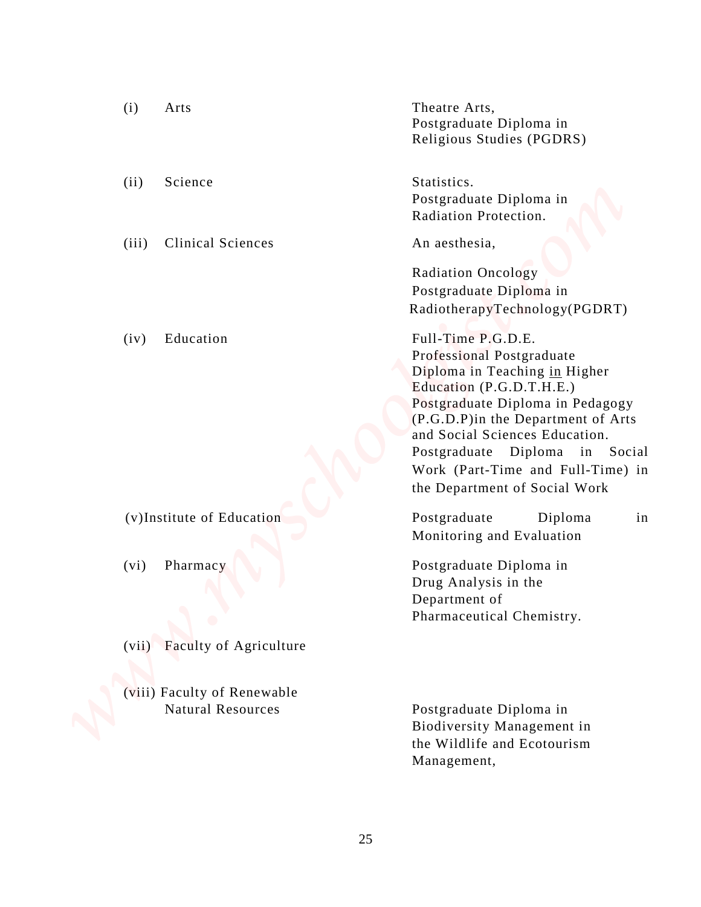| | |
|---|---|
| (i) Arts | Theatre Arts, Postgraduate Diploma in Religious Studies (PGDRS) |
| (ii) Science | Statistics. Postgraduate Diploma in Radiation Protection. |
| (iii) Clinical Sciences | An aesthesia, Radiation Oncology Postgraduate Diploma in RadiotherapyTechnology(PGDRT) |
| (iv) Education | Full-Time P.G.D.E. Professional Postgraduate Diploma in Teaching in Higher Education (P.G.D.T.H.E.) Postgraduate Diploma in Pedagogy (P.G.D.P)in the Department of Arts and Social Sciences Education. Postgraduate Diploma in Social Work (Part-Time and Full-Time) in the Department of Social Work |
| (v)Institute of Education | Postgraduate Diploma in Monitoring and Evaluation |
| (vi) Pharmacy | Postgraduate Diploma in Drug Analysis in the Department of Pharmaceutical Chemistry. |
| (vii) Faculty of Agriculture | |
| (viii) Faculty of Renewable Natural Resources | Postgraduate Diploma in Biodiversity Management in the Wildlife and Ecotourism Management, |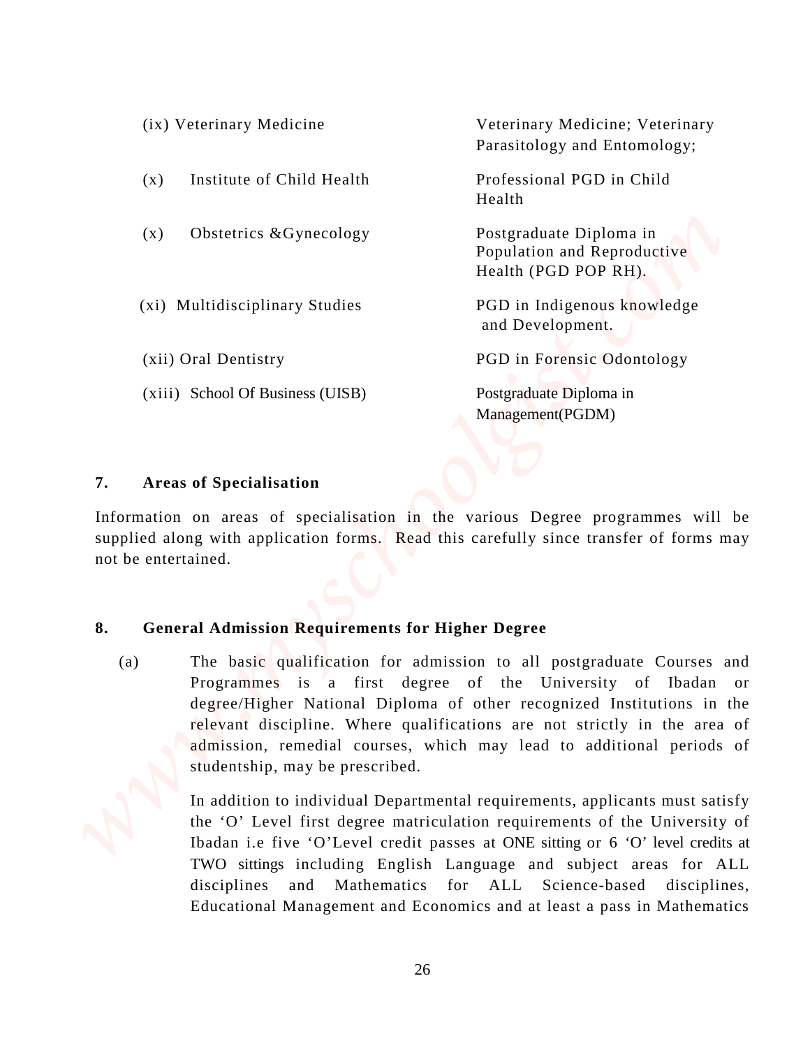| | |
|---|---|
| (ix) Veterinary Medicine | Veterinary Medicine; Veterinary Parasitology and Entomology; |
| (x) Institute of Child Health | Professional PGD in Child Health |
| (x) Obstetrics &Gynecology | Postgraduate Diploma in Population and Reproductive Health (PGD POP RH). |
| (xi) Multidisciplinary Studies | PGD in Indigenous knowledge and Development. |
| (xii) Oral Dentistry | PGD in Forensic Odontology |
| (xiii) School Of Business (UISB) | Postgraduate Diploma in Management(PGDM) |

## 7. Areas of Specialisation

Information on areas of specialisation in the various Degree programmes will be supplied along with application forms. Read this carefully since transfer of forms may not be entertained.

## 8. General Admission Requirements for Higher Degree

(a) The basic qualification for admission to all postgraduate Courses and Programmes is a first degree of the University of Ibadan or degree/Higher National Diploma of other recognized Institutions in the relevant discipline. Where qualifications are not strictly in the area of admission, remedial courses, which may lead to additional periods of studentship, may be prescribed.

In addition to individual Departmental requirements, applicants must satisfy the 'O' Level first degree matriculation requirements of the University of Ibadan i.e five 'O'Level credit passes at ONE sitting or 6 'O' level credits at TWO sittings including English Language and subject areas for ALL disciplines and Mathematics for ALL Science-based disciplines, Educational Management and Economics and at least a pass in Mathematics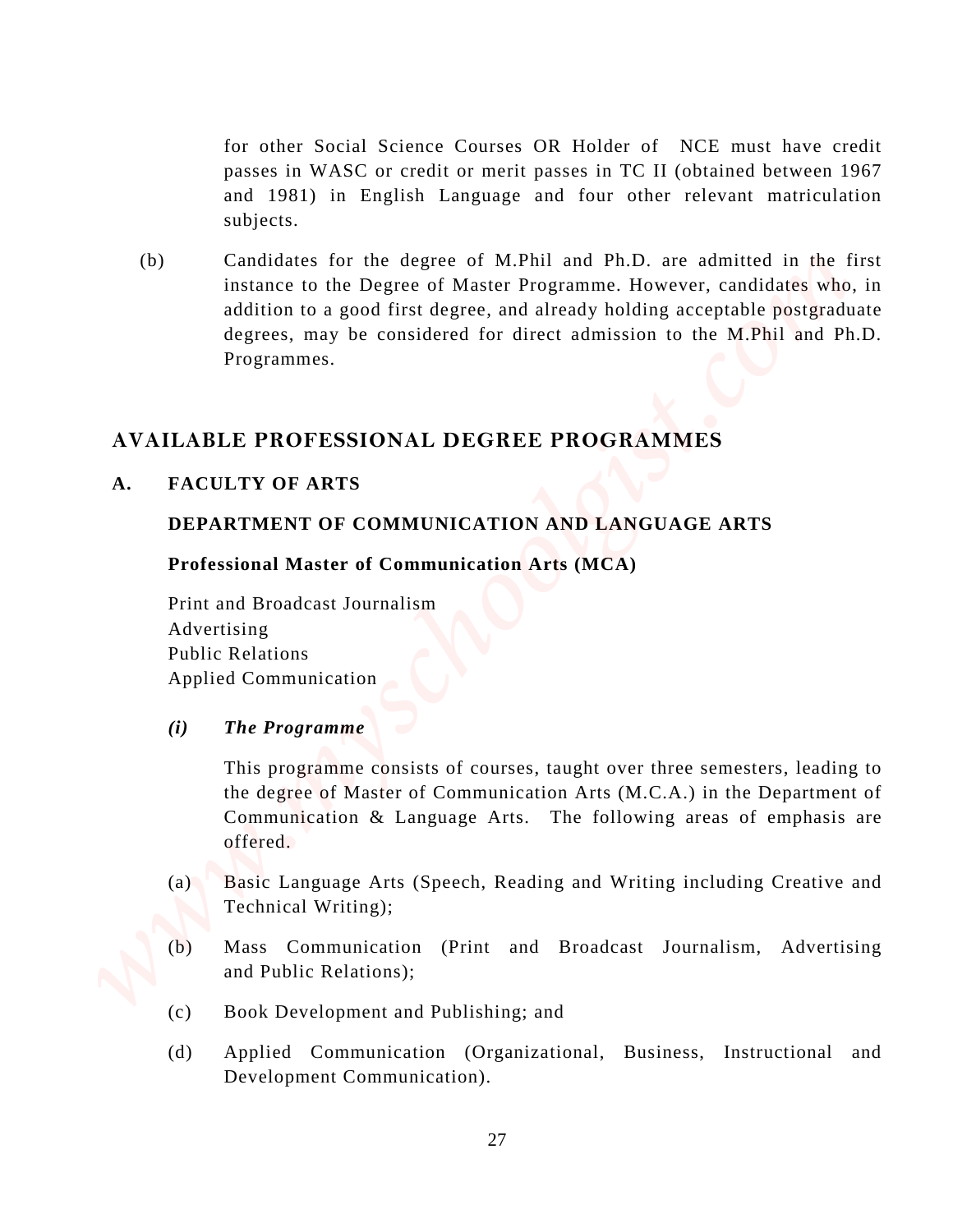for other Social Science Courses OR Holder of NCE must have credit passes in WASC or credit or merit passes in TC II (obtained between 1967 and 1981) in English Language and four other relevant matriculation subjects.

(b) Candidates for the degree of M.Phil and Ph.D. are admitted in the first instance to the Degree of Master Programme. However, candidates who, in addition to a good first degree, and already holding acceptable postgraduate degrees, may be considered for direct admission to the M.Phil and Ph.D. Programmes.

## AVAILABLE PROFESSIONAL DEGREE PROGRAMMES

### A. FACULTY OF ARTS

#### DEPARTMENT OF COMMUNICATION AND LANGUAGE ARTS

**Professional Master of Communication Arts (MCA)**

Print and Broadcast Journalism
Advertising
Public Relations
Applied Communication

***(i) The Programme***

This programme consists of courses, taught over three semesters, leading to the degree of Master of Communication Arts (M.C.A.) in the Department of Communication & Language Arts. The following areas of emphasis are offered.

(a) Basic Language Arts (Speech, Reading and Writing including Creative and Technical Writing);

(b) Mass Communication (Print and Broadcast Journalism, Advertising and Public Relations);

(c) Book Development and Publishing; and

(d) Applied Communication (Organizational, Business, Instructional and Development Communication).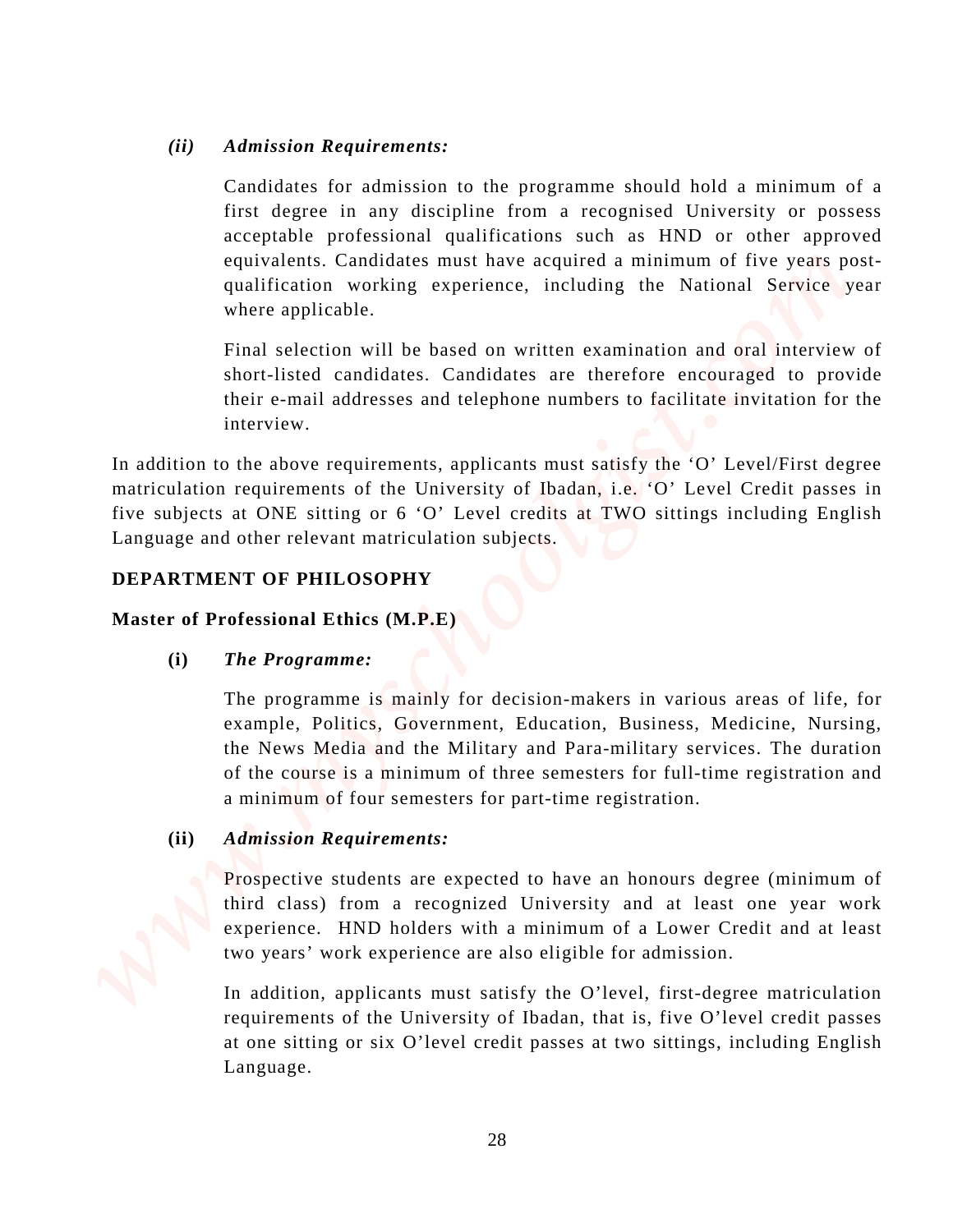*(ii)* ***Admission Requirements:***

Candidates for admission to the programme should hold a minimum of a first degree in any discipline from a recognised University or possess acceptable professional qualifications such as HND or other approved equivalents. Candidates must have acquired a minimum of five years post-qualification working experience, including the National Service year where applicable.

Final selection will be based on written examination and oral interview of short-listed candidates. Candidates are therefore encouraged to provide their e-mail addresses and telephone numbers to facilitate invitation for the interview.

In addition to the above requirements, applicants must satisfy the 'O' Level/First degree matriculation requirements of the University of Ibadan, i.e. 'O' Level Credit passes in five subjects at ONE sitting or 6 'O' Level credits at TWO sittings including English Language and other relevant matriculation subjects.

## DEPARTMENT OF PHILOSOPHY

### Master of Professional Ethics (M.P.E)

**(i)** ***The Programme:***

The programme is mainly for decision-makers in various areas of life, for example, Politics, Government, Education, Business, Medicine, Nursing, the News Media and the Military and Para-military services. The duration of the course is a minimum of three semesters for full-time registration and a minimum of four semesters for part-time registration.

**(ii)** ***Admission Requirements:***

Prospective students are expected to have an honours degree (minimum of third class) from a recognized University and at least one year work experience. HND holders with a minimum of a Lower Credit and at least two years' work experience are also eligible for admission.

In addition, applicants must satisfy the O'level, first-degree matriculation requirements of the University of Ibadan, that is, five O'level credit passes at one sitting or six O'level credit passes at two sittings, including English Language.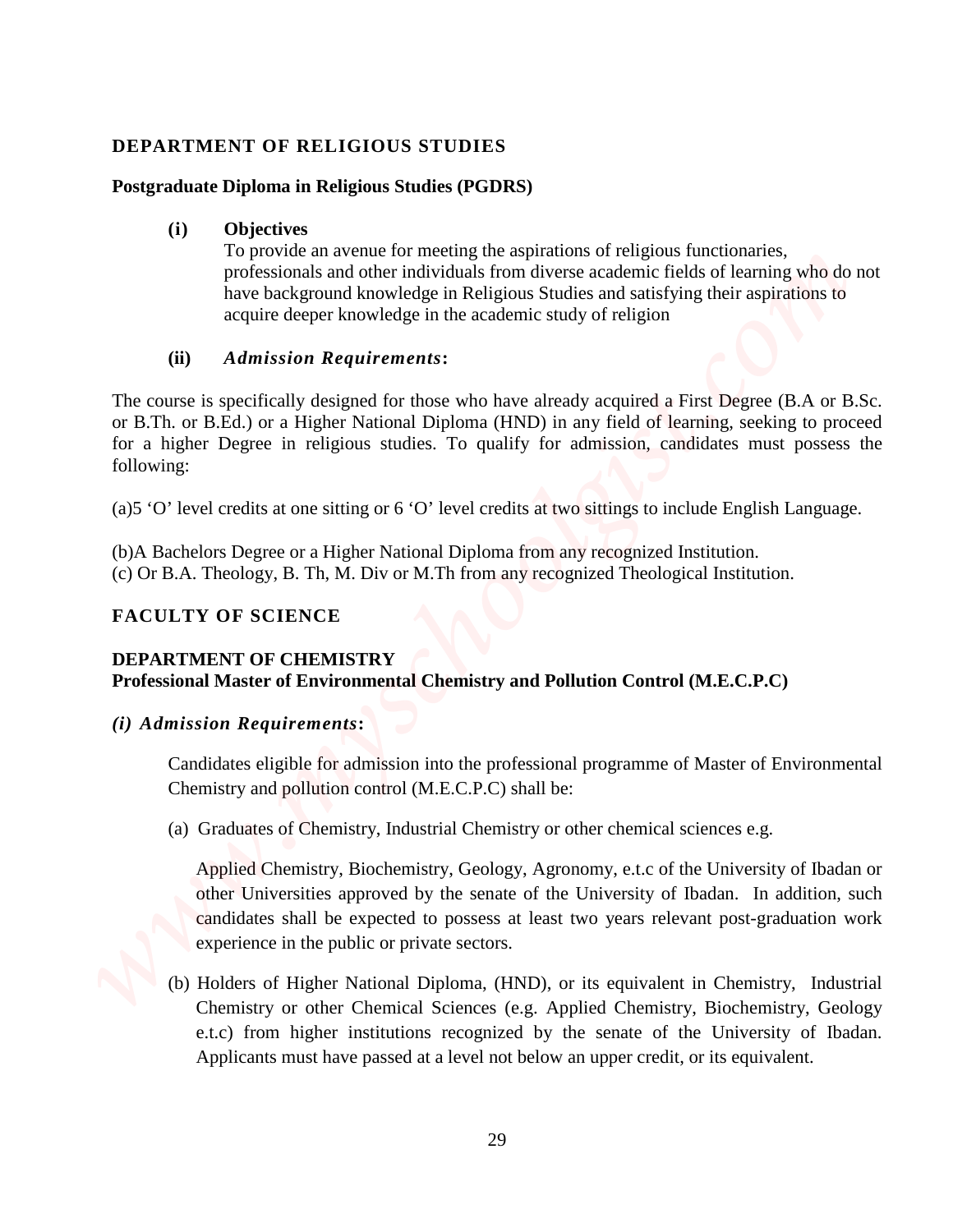## DEPARTMENT OF RELIGIOUS STUDIES

### Postgraduate Diploma in Religious Studies (PGDRS)

**(i) Objectives**

To provide an avenue for meeting the aspirations of religious functionaries, professionals and other individuals from diverse academic fields of learning who do not have background knowledge in Religious Studies and satisfying their aspirations to acquire deeper knowledge in the academic study of religion

**(ii)** ***Admission Requirements*****:**

The course is specifically designed for those who have already acquired a First Degree (B.A or B.Sc. or B.Th. or B.Ed.) or a Higher National Diploma (HND) in any field of learning, seeking to proceed for a higher Degree in religious studies. To qualify for admission, candidates must possess the following:

(a)5 'O' level credits at one sitting or 6 'O' level credits at two sittings to include English Language.

(b)A Bachelors Degree or a Higher National Diploma from any recognized Institution.
(c) Or B.A. Theology, B. Th, M. Div or M.Th from any recognized Theological Institution.

## FACULTY OF SCIENCE

### DEPARTMENT OF CHEMISTRY
### Professional Master of Environmental Chemistry and Pollution Control (M.E.C.P.C)

***(i) Admission Requirements*****:**

Candidates eligible for admission into the professional programme of Master of Environmental Chemistry and pollution control (M.E.C.P.C) shall be:

(a) Graduates of Chemistry, Industrial Chemistry or other chemical sciences e.g.

Applied Chemistry, Biochemistry, Geology, Agronomy, e.t.c of the University of Ibadan or other Universities approved by the senate of the University of Ibadan. In addition, such candidates shall be expected to possess at least two years relevant post-graduation work experience in the public or private sectors.

(b) Holders of Higher National Diploma, (HND), or its equivalent in Chemistry, Industrial Chemistry or other Chemical Sciences (e.g. Applied Chemistry, Biochemistry, Geology e.t.c) from higher institutions recognized by the senate of the University of Ibadan. Applicants must have passed at a level not below an upper credit, or its equivalent.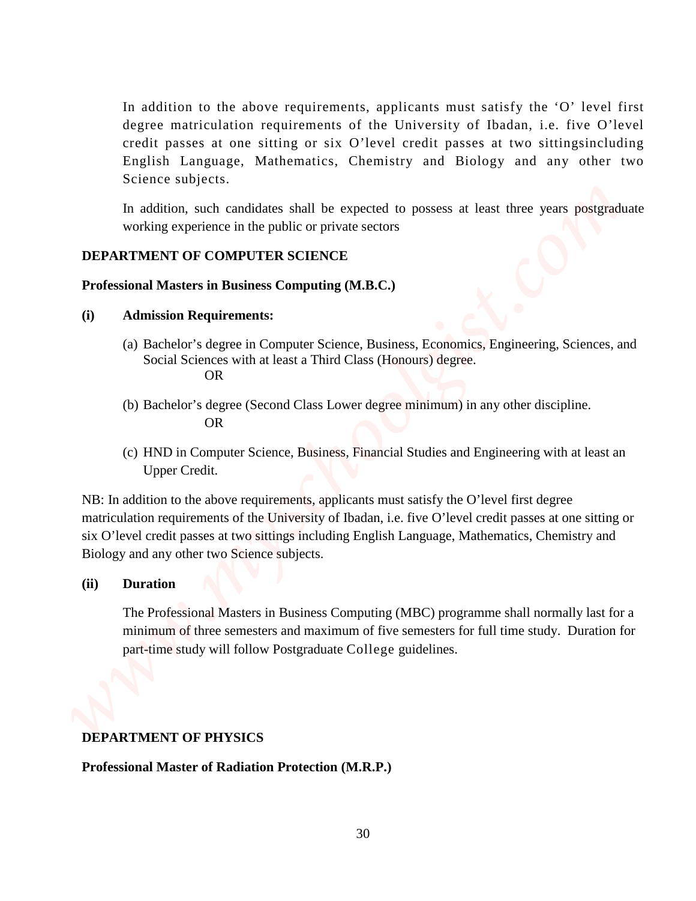In addition to the above requirements, applicants must satisfy the 'O' level first degree matriculation requirements of the University of Ibadan, i.e. five O'level credit passes at one sitting or six O'level credit passes at two sittingsincluding English Language, Mathematics, Chemistry and Biology and any other two Science subjects.

In addition, such candidates shall be expected to possess at least three years postgraduate working experience in the public or private sectors

**DEPARTMENT OF COMPUTER SCIENCE**

**Professional Masters in Business Computing (M.B.C.)**

**(i) Admission Requirements:**

(a) Bachelor's degree in Computer Science, Business, Economics, Engineering, Sciences, and Social Sciences with at least a Third Class (Honours) degree.
OR

(b) Bachelor's degree (Second Class Lower degree minimum) in any other discipline.
OR

(c) HND in Computer Science, Business, Financial Studies and Engineering with at least an Upper Credit.

NB: In addition to the above requirements, applicants must satisfy the O'level first degree matriculation requirements of the University of Ibadan, i.e. five O'level credit passes at one sitting or six O'level credit passes at two sittings including English Language, Mathematics, Chemistry and Biology and any other two Science subjects.

**(ii) Duration**

The Professional Masters in Business Computing (MBC) programme shall normally last for a minimum of three semesters and maximum of five semesters for full time study. Duration for part-time study will follow Postgraduate College guidelines.

**DEPARTMENT OF PHYSICS**

**Professional Master of Radiation Protection (M.R.P.)**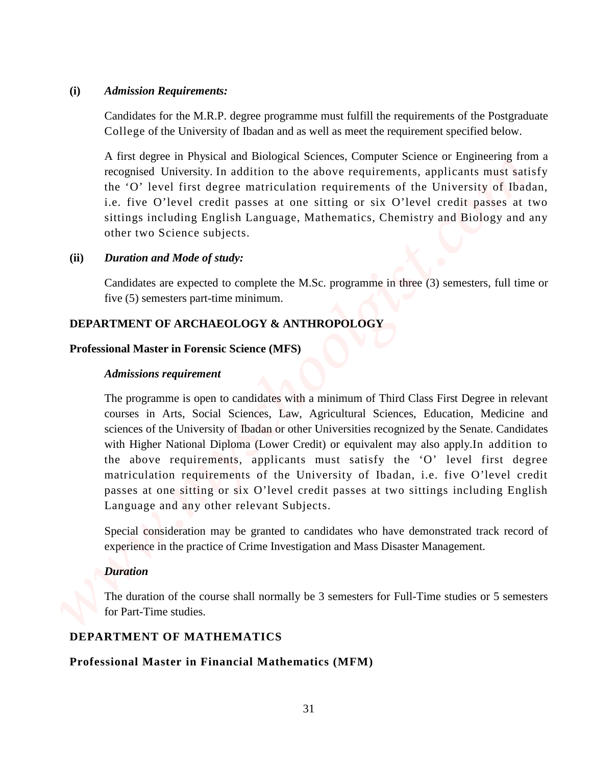**(i)** ***Admission Requirements:***

Candidates for the M.R.P. degree programme must fulfill the requirements of the Postgraduate College of the University of Ibadan and as well as meet the requirement specified below.

A first degree in Physical and Biological Sciences, Computer Science or Engineering from a recognised University. In addition to the above requirements, applicants must satisfy the 'O' level first degree matriculation requirements of the University of Ibadan, i.e. five O'level credit passes at one sitting or six O'level credit passes at two sittings including English Language, Mathematics, Chemistry and Biology and any other two Science subjects.

**(ii)** ***Duration and Mode of study:***

Candidates are expected to complete the M.Sc. programme in three (3) semesters, full time or five (5) semesters part-time minimum.

## DEPARTMENT OF ARCHAEOLOGY & ANTHROPOLOGY

### Professional Master in Forensic Science (MFS)

***Admissions requirement***

The programme is open to candidates with a minimum of Third Class First Degree in relevant courses in Arts, Social Sciences, Law, Agricultural Sciences, Education, Medicine and sciences of the University of Ibadan or other Universities recognized by the Senate. Candidates with Higher National Diploma (Lower Credit) or equivalent may also apply.In addition to the above requirements, applicants must satisfy the 'O' level first degree matriculation requirements of the University of Ibadan, i.e. five O'level credit passes at one sitting or six O'level credit passes at two sittings including English Language and any other relevant Subjects.

Special consideration may be granted to candidates who have demonstrated track record of experience in the practice of Crime Investigation and Mass Disaster Management.

***Duration***

The duration of the course shall normally be 3 semesters for Full-Time studies or 5 semesters for Part-Time studies.

## DEPARTMENT OF MATHEMATICS

### Professional Master in Financial Mathematics (MFM)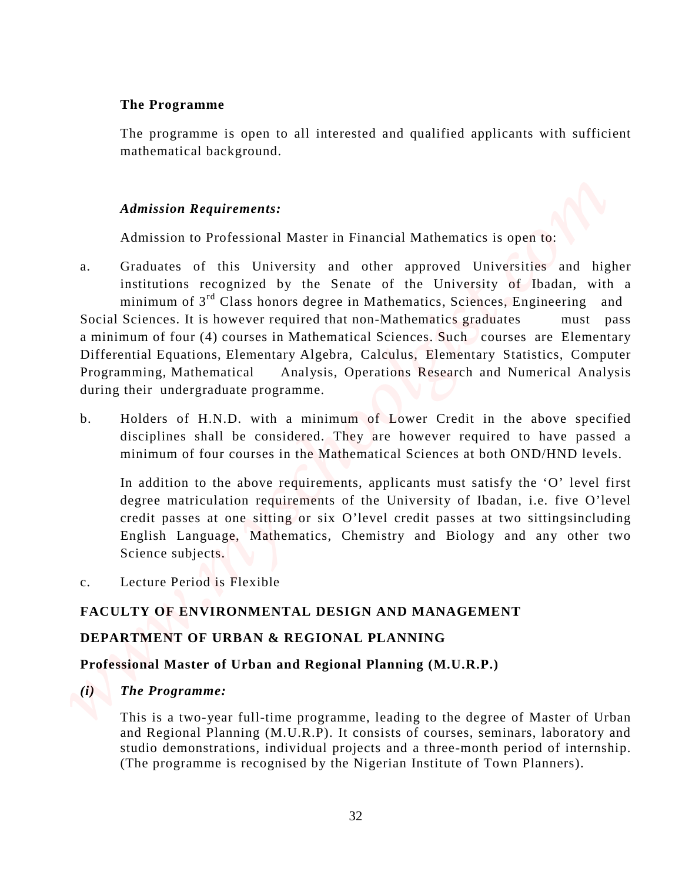**The Programme**

The programme is open to all interested and qualified applicants with sufficient mathematical background.

***Admission Requirements:***

Admission to Professional Master in Financial Mathematics is open to:

a. Graduates of this University and other approved Universities and higher institutions recognized by the Senate of the University of Ibadan, with a minimum of 3rd Class honors degree in Mathematics, Sciences, Engineering and Social Sciences. It is however required that non-Mathematics graduates must pass a minimum of four (4) courses in Mathematical Sciences. Such courses are Elementary Differential Equations, Elementary Algebra, Calculus, Elementary Statistics, Computer Programming, Mathematical Analysis, Operations Research and Numerical Analysis during their undergraduate programme.

b. Holders of H.N.D. with a minimum of Lower Credit in the above specified disciplines shall be considered. They are however required to have passed a minimum of four courses in the Mathematical Sciences at both OND/HND levels.

   In addition to the above requirements, applicants must satisfy the 'O' level first degree matriculation requirements of the University of Ibadan, i.e. five O'level credit passes at one sitting or six O'level credit passes at two sittingsincluding English Language, Mathematics, Chemistry and Biology and any other two Science subjects.

c. Lecture Period is Flexible

## FACULTY OF ENVIRONMENTAL DESIGN AND MANAGEMENT

## DEPARTMENT OF URBAN & REGIONAL PLANNING

### Professional Master of Urban and Regional Planning (M.U.R.P.)

***(i) The Programme:***

This is a two-year full-time programme, leading to the degree of Master of Urban and Regional Planning (M.U.R.P). It consists of courses, seminars, laboratory and studio demonstrations, individual projects and a three-month period of internship. (The programme is recognised by the Nigerian Institute of Town Planners).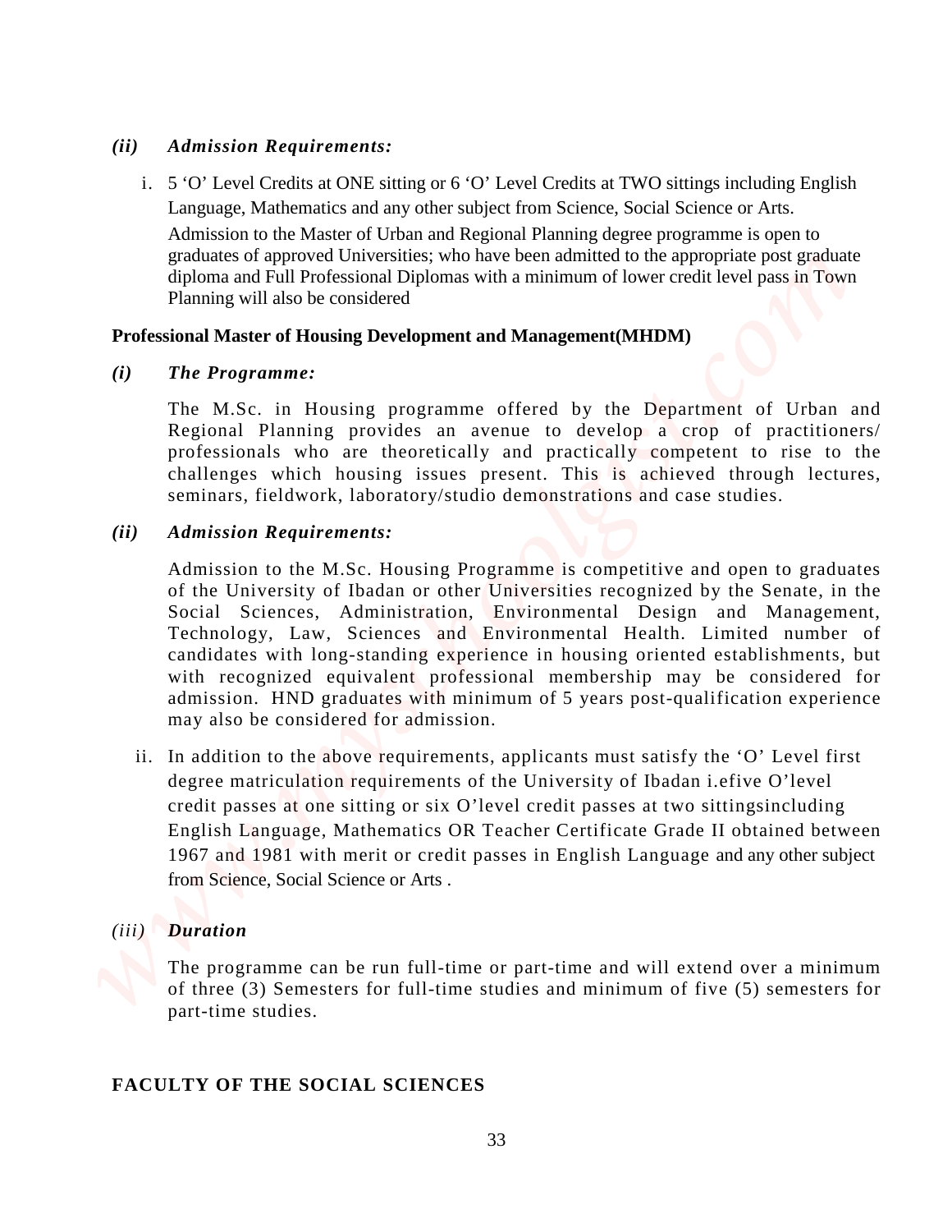*(ii)* ***Admission Requirements:***

i. 5 'O' Level Credits at ONE sitting or 6 'O' Level Credits at TWO sittings including English Language, Mathematics and any other subject from Science, Social Science or Arts.

Admission to the Master of Urban and Regional Planning degree programme is open to graduates of approved Universities; who have been admitted to the appropriate post graduate diploma and Full Professional Diplomas with a minimum of lower credit level pass in Town Planning will also be considered

**Professional Master of Housing Development and Management(MHDM)**

*(i)* ***The Programme:***

The M.Sc. in Housing programme offered by the Department of Urban and Regional Planning provides an avenue to develop a crop of practitioners/ professionals who are theoretically and practically competent to rise to the challenges which housing issues present. This is achieved through lectures, seminars, fieldwork, laboratory/studio demonstrations and case studies.

*(ii)* ***Admission Requirements:***

Admission to the M.Sc. Housing Programme is competitive and open to graduates of the University of Ibadan or other Universities recognized by the Senate, in the Social Sciences, Administration, Environmental Design and Management, Technology, Law, Sciences and Environmental Health. Limited number of candidates with long-standing experience in housing oriented establishments, but with recognized equivalent professional membership may be considered for admission. HND graduates with minimum of 5 years post-qualification experience may also be considered for admission.

ii. In addition to the above requirements, applicants must satisfy the 'O' Level first degree matriculation requirements of the University of Ibadan i.efive O'level credit passes at one sitting or six O'level credit passes at two sittingsincluding English Language, Mathematics OR Teacher Certificate Grade II obtained between 1967 and 1981 with merit or credit passes in English Language and any other subject from Science, Social Science or Arts .

*(iii)* ***Duration***

The programme can be run full-time or part-time and will extend over a minimum of three (3) Semesters for full-time studies and minimum of five (5) semesters for part-time studies.

**FACULTY OF THE SOCIAL SCIENCES**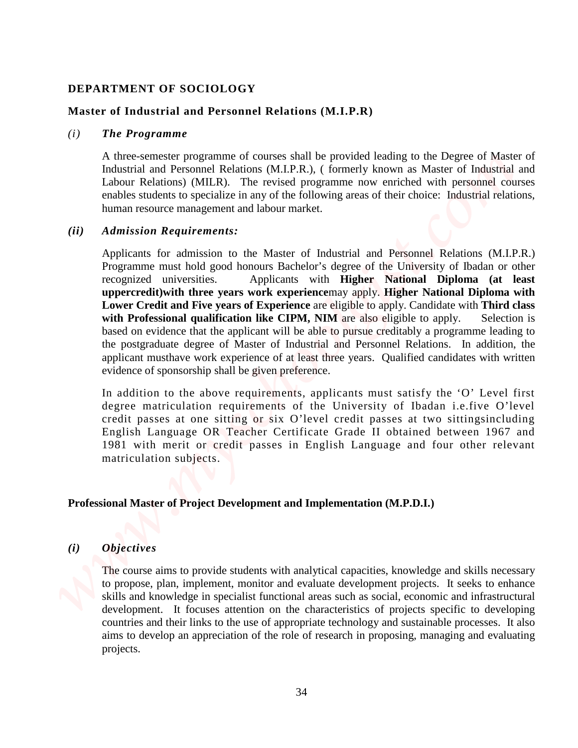## DEPARTMENT OF SOCIOLOGY

### Master of Industrial and Personnel Relations (M.I.P.R)

*(i)* ***The Programme***

A three-semester programme of courses shall be provided leading to the Degree of Master of Industrial and Personnel Relations (M.I.P.R.), ( formerly known as Master of Industrial and Labour Relations) (MILR). The revised programme now enriched with personnel courses enables students to specialize in any of the following areas of their choice: Industrial relations, human resource management and labour market.

***(ii) Admission Requirements:***

Applicants for admission to the Master of Industrial and Personnel Relations (M.I.P.R.) Programme must hold good honours Bachelor's degree of the University of Ibadan or other recognized universities. Applicants with **Higher National Diploma (at least uppercredit)with three years work experience**may apply. **Higher National Diploma with Lower Credit and Five years of Experience** are eligible to apply. Candidate with **Third class with Professional qualification like CIPM, NIM** are also eligible to apply. Selection is based on evidence that the applicant will be able to pursue creditably a programme leading to the postgraduate degree of Master of Industrial and Personnel Relations. In addition, the applicant musthave work experience of at least three years. Qualified candidates with written evidence of sponsorship shall be given preference.

In addition to the above requirements, applicants must satisfy the 'O' Level first degree matriculation requirements of the University of Ibadan i.e.five O'level credit passes at one sitting or six O'level credit passes at two sittingsincluding English Language OR Teacher Certificate Grade II obtained between 1967 and 1981 with merit or credit passes in English Language and four other relevant matriculation subjects.

### Professional Master of Project Development and Implementation (M.P.D.I.)

***(i) Objectives***

The course aims to provide students with analytical capacities, knowledge and skills necessary to propose, plan, implement, monitor and evaluate development projects. It seeks to enhance skills and knowledge in specialist functional areas such as social, economic and infrastructural development. It focuses attention on the characteristics of projects specific to developing countries and their links to the use of appropriate technology and sustainable processes. It also aims to develop an appreciation of the role of research in proposing, managing and evaluating projects.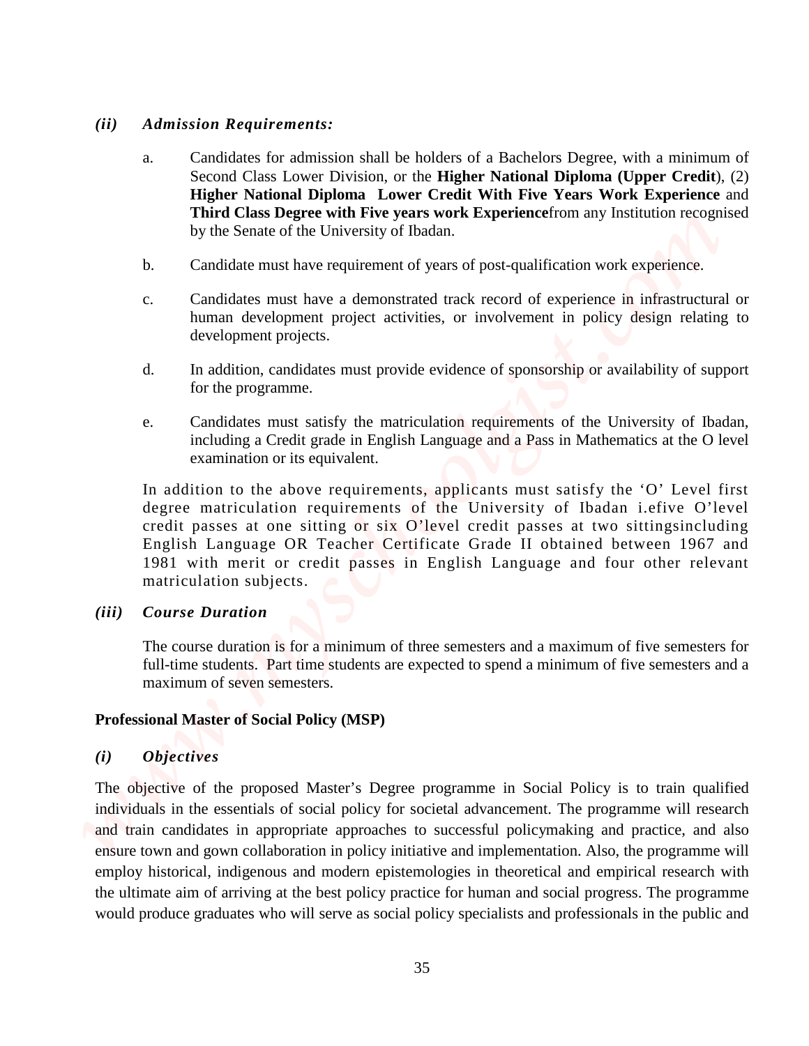### *(ii) Admission Requirements:*

a. Candidates for admission shall be holders of a Bachelors Degree, with a minimum of Second Class Lower Division, or the **Higher National Diploma (Upper Credit**), (2) **Higher National Diploma Lower Credit With Five Years Work Experience** and **Third Class Degree with Five years work Experience**from any Institution recognised by the Senate of the University of Ibadan.

b. Candidate must have requirement of years of post-qualification work experience.

c. Candidates must have a demonstrated track record of experience in infrastructural or human development project activities, or involvement in policy design relating to development projects.

d. In addition, candidates must provide evidence of sponsorship or availability of support for the programme.

e. Candidates must satisfy the matriculation requirements of the University of Ibadan, including a Credit grade in English Language and a Pass in Mathematics at the O level examination or its equivalent.

In addition to the above requirements, applicants must satisfy the 'O' Level first degree matriculation requirements of the University of Ibadan i.efive O'level credit passes at one sitting or six O'level credit passes at two sittingsincluding English Language OR Teacher Certificate Grade II obtained between 1967 and 1981 with merit or credit passes in English Language and four other relevant matriculation subjects.

### *(iii) Course Duration*

The course duration is for a minimum of three semesters and a maximum of five semesters for full-time students. Part time students are expected to spend a minimum of five semesters and a maximum of seven semesters.

## Professional Master of Social Policy (MSP)

### *(i) Objectives*

The objective of the proposed Master's Degree programme in Social Policy is to train qualified individuals in the essentials of social policy for societal advancement. The programme will research and train candidates in appropriate approaches to successful policymaking and practice, and also ensure town and gown collaboration in policy initiative and implementation. Also, the programme will employ historical, indigenous and modern epistemologies in theoretical and empirical research with the ultimate aim of arriving at the best policy practice for human and social progress. The programme would produce graduates who will serve as social policy specialists and professionals in the public and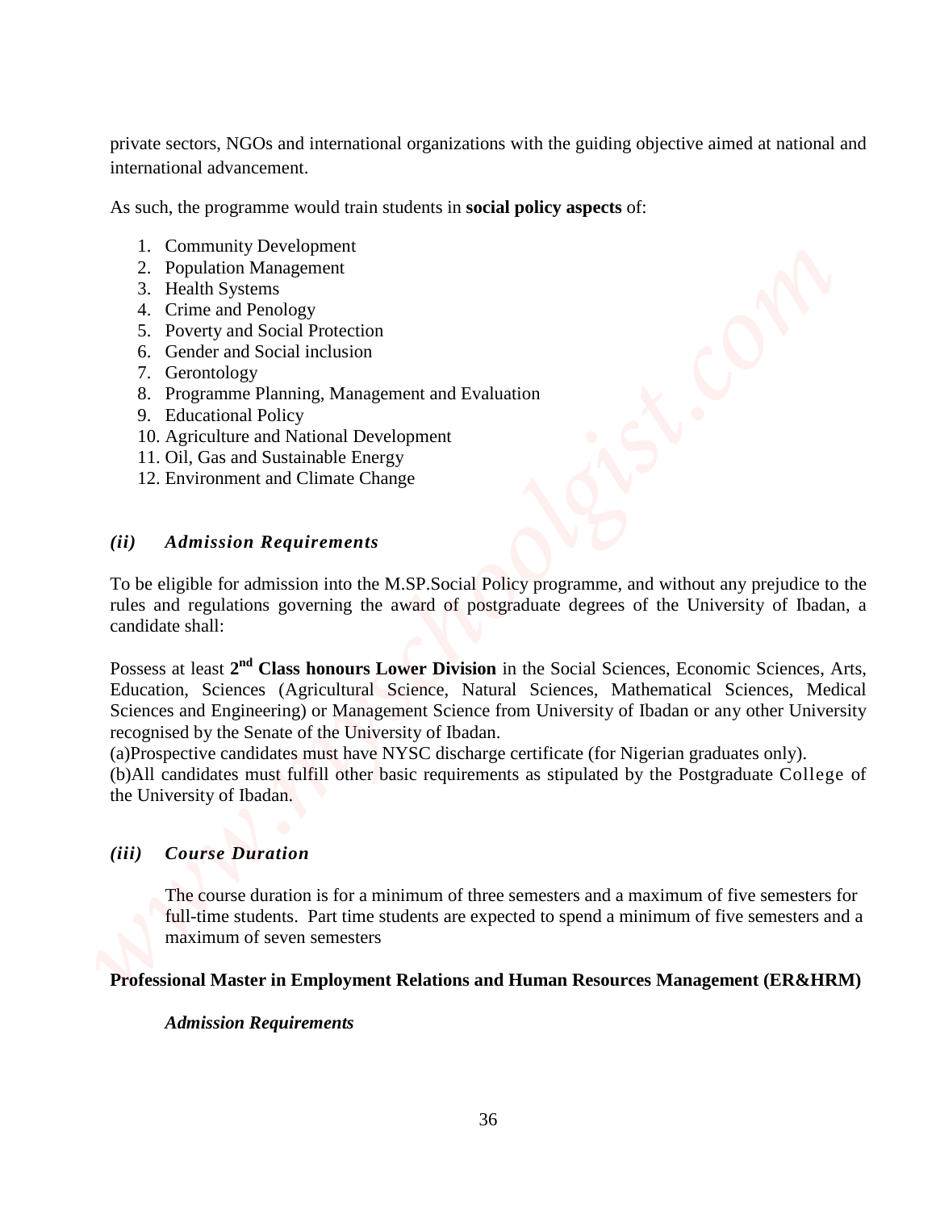private sectors, NGOs and international organizations with the guiding objective aimed at national and international advancement.

As such, the programme would train students in **social policy aspects** of:

1. Community Development
2. Population Management
3. Health Systems
4. Crime and Penology
5. Poverty and Social Protection
6. Gender and Social inclusion
7. Gerontology
8. Programme Planning, Management and Evaluation
9. Educational Policy
10. Agriculture and National Development
11. Oil, Gas and Sustainable Energy
12. Environment and Climate Change

### *(ii) Admission Requirements*

To be eligible for admission into the M.SP.Social Policy programme, and without any prejudice to the rules and regulations governing the award of postgraduate degrees of the University of Ibadan, a candidate shall:

Possess at least **2nd Class honours Lower Division** in the Social Sciences, Economic Sciences, Arts, Education, Sciences (Agricultural Science, Natural Sciences, Mathematical Sciences, Medical Sciences and Engineering) or Management Science from University of Ibadan or any other University recognised by the Senate of the University of Ibadan.

(a)Prospective candidates must have NYSC discharge certificate (for Nigerian graduates only).

(b)All candidates must fulfill other basic requirements as stipulated by the Postgraduate College of the University of Ibadan.

### *(iii) Course Duration*

The course duration is for a minimum of three semesters and a maximum of five semesters for full-time students. Part time students are expected to spend a minimum of five semesters and a maximum of seven semesters

**Professional Master in Employment Relations and Human Resources Management (ER&HRM)**

***Admission Requirements***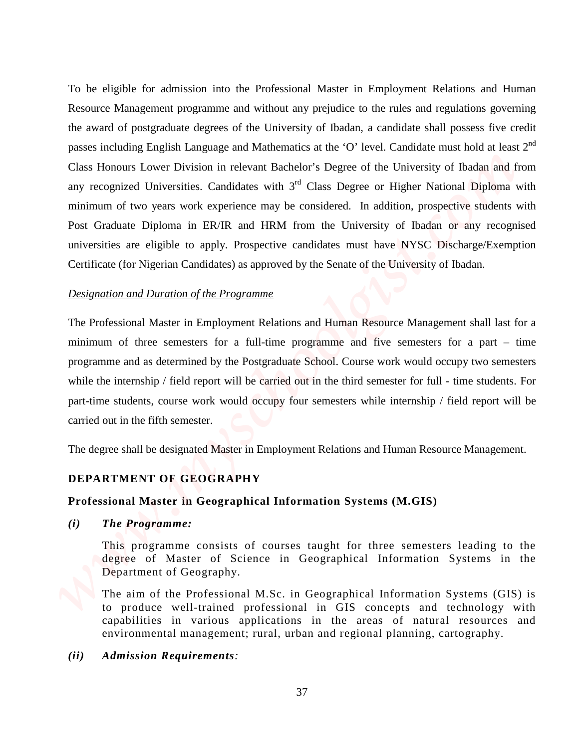To be eligible for admission into the Professional Master in Employment Relations and Human Resource Management programme and without any prejudice to the rules and regulations governing the award of postgraduate degrees of the University of Ibadan, a candidate shall possess five credit passes including English Language and Mathematics at the 'O' level. Candidate must hold at least 2nd Class Honours Lower Division in relevant Bachelor's Degree of the University of Ibadan and from any recognized Universities. Candidates with 3rd Class Degree or Higher National Diploma with minimum of two years work experience may be considered. In addition, prospective students with Post Graduate Diploma in ER/IR and HRM from the University of Ibadan or any recognised universities are eligible to apply. Prospective candidates must have NYSC Discharge/Exemption Certificate (for Nigerian Candidates) as approved by the Senate of the University of Ibadan.

*Designation and Duration of the Programme*

The Professional Master in Employment Relations and Human Resource Management shall last for a minimum of three semesters for a full-time programme and five semesters for a part – time programme and as determined by the Postgraduate School. Course work would occupy two semesters while the internship / field report will be carried out in the third semester for full - time students. For part-time students, course work would occupy four semesters while internship / field report will be carried out in the fifth semester.

The degree shall be designated Master in Employment Relations and Human Resource Management.

## DEPARTMENT OF GEOGRAPHY

### Professional Master in Geographical Information Systems (M.GIS)

***(i) The Programme:***

This programme consists of courses taught for three semesters leading to the degree of Master of Science in Geographical Information Systems in the Department of Geography.

The aim of the Professional M.Sc. in Geographical Information Systems (GIS) is to produce well-trained professional in GIS concepts and technology with capabilities in various applications in the areas of natural resources and environmental management; rural, urban and regional planning, cartography.

***(ii) Admission Requirements:***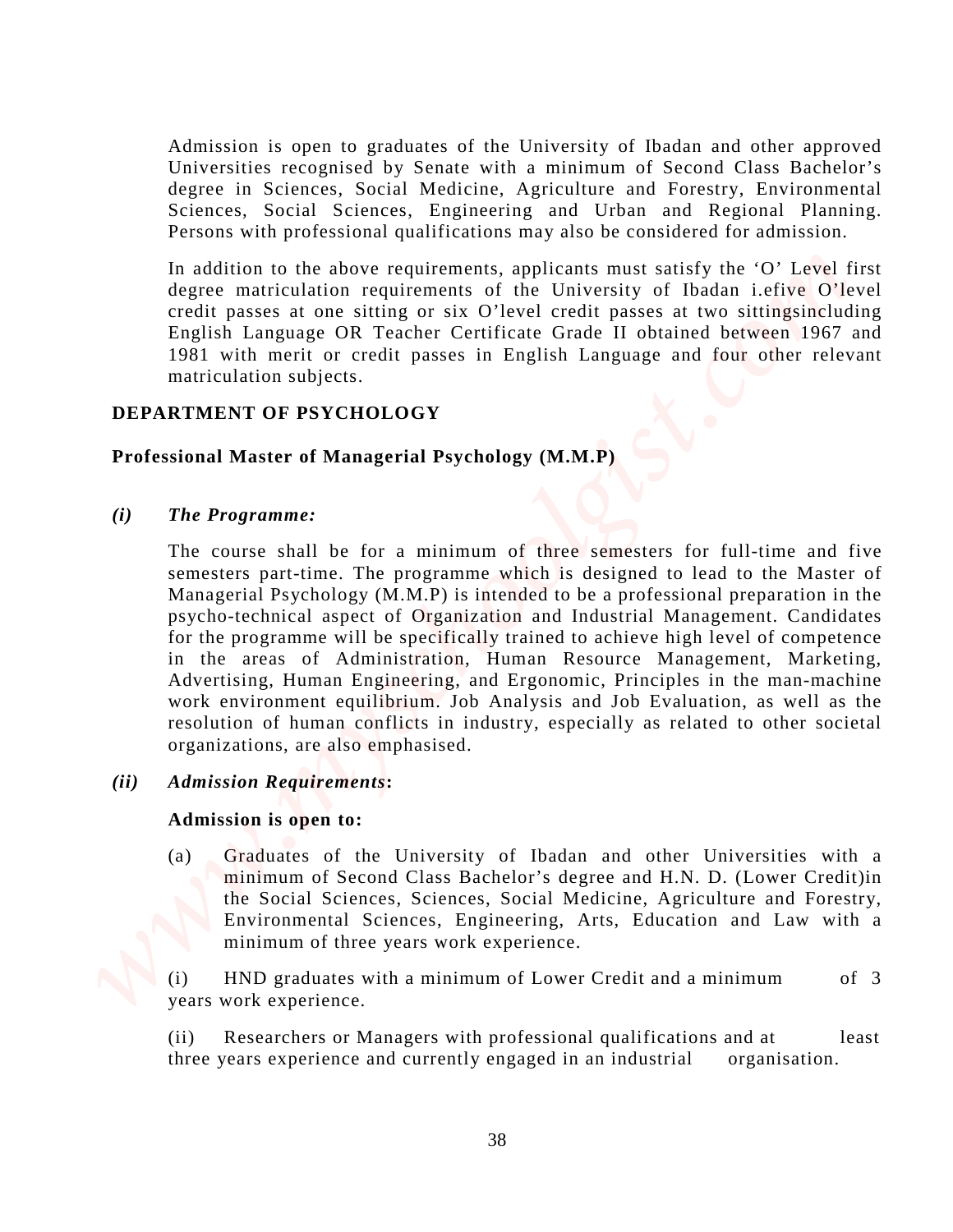Admission is open to graduates of the University of Ibadan and other approved Universities recognised by Senate with a minimum of Second Class Bachelor's degree in Sciences, Social Medicine, Agriculture and Forestry, Environmental Sciences, Social Sciences, Engineering and Urban and Regional Planning. Persons with professional qualifications may also be considered for admission.

In addition to the above requirements, applicants must satisfy the 'O' Level first degree matriculation requirements of the University of Ibadan i.efive O'level credit passes at one sitting or six O'level credit passes at two sittingsincluding English Language OR Teacher Certificate Grade II obtained between 1967 and 1981 with merit or credit passes in English Language and four other relevant matriculation subjects.

## DEPARTMENT OF PSYCHOLOGY

### Professional Master of Managerial Psychology (M.M.P)

*(i)* ***The Programme:***

The course shall be for a minimum of three semesters for full-time and five semesters part-time. The programme which is designed to lead to the Master of Managerial Psychology (M.M.P) is intended to be a professional preparation in the psycho-technical aspect of Organization and Industrial Management. Candidates for the programme will be specifically trained to achieve high level of competence in the areas of Administration, Human Resource Management, Marketing, Advertising, Human Engineering, and Ergonomic, Principles in the man-machine work environment equilibrium. Job Analysis and Job Evaluation, as well as the resolution of human conflicts in industry, especially as related to other societal organizations, are also emphasised.

*(ii)* ***Admission Requirements*****:**

**Admission is open to:**

(a) Graduates of the University of Ibadan and other Universities with a minimum of Second Class Bachelor's degree and H.N. D. (Lower Credit)in the Social Sciences, Sciences, Social Medicine, Agriculture and Forestry, Environmental Sciences, Engineering, Arts, Education and Law with a minimum of three years work experience.

(i) HND graduates with a minimum of Lower Credit and a minimum of 3 years work experience.

(ii) Researchers or Managers with professional qualifications and at least three years experience and currently engaged in an industrial organisation.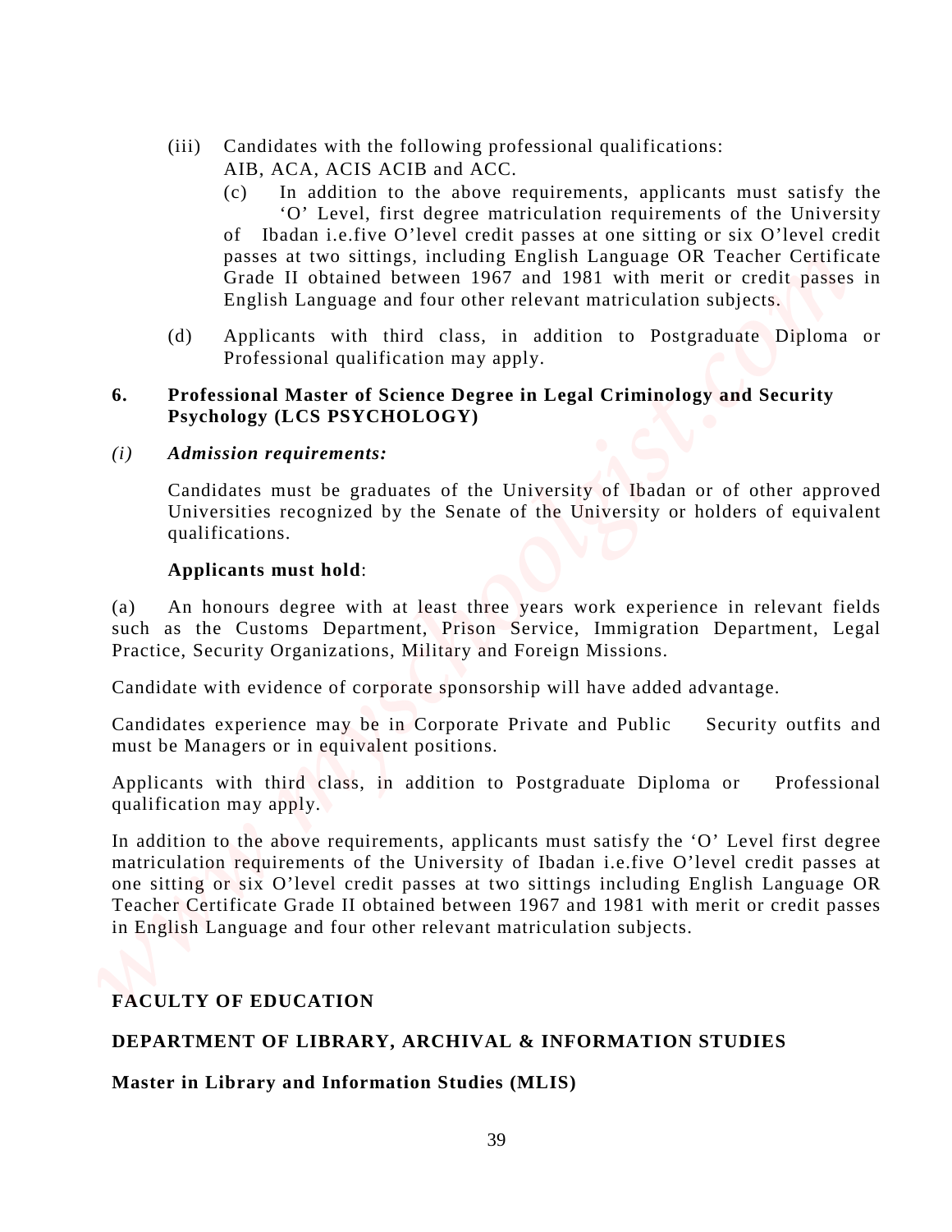(iii) Candidates with the following professional qualifications: AIB, ACA, ACIS ACIB and ACC.

(c) In addition to the above requirements, applicants must satisfy the 'O' Level, first degree matriculation requirements of the University of Ibadan i.e.five O'level credit passes at one sitting or six O'level credit passes at two sittings, including English Language OR Teacher Certificate Grade II obtained between 1967 and 1981 with merit or credit passes in English Language and four other relevant matriculation subjects.

(d) Applicants with third class, in addition to Postgraduate Diploma or Professional qualification may apply.

## 6. Professional Master of Science Degree in Legal Criminology and Security Psychology (LCS PSYCHOLOGY)

*(i) Admission requirements:*

Candidates must be graduates of the University of Ibadan or of other approved Universities recognized by the Senate of the University or holders of equivalent qualifications.

**Applicants must hold**:

(a) An honours degree with at least three years work experience in relevant fields such as the Customs Department, Prison Service, Immigration Department, Legal Practice, Security Organizations, Military and Foreign Missions.

Candidate with evidence of corporate sponsorship will have added advantage.

Candidates experience may be in Corporate Private and Public Security outfits and must be Managers or in equivalent positions.

Applicants with third class, in addition to Postgraduate Diploma or Professional qualification may apply.

In addition to the above requirements, applicants must satisfy the 'O' Level first degree matriculation requirements of the University of Ibadan i.e.five O'level credit passes at one sitting or six O'level credit passes at two sittings including English Language OR Teacher Certificate Grade II obtained between 1967 and 1981 with merit or credit passes in English Language and four other relevant matriculation subjects.

# FACULTY OF EDUCATION

## DEPARTMENT OF LIBRARY, ARCHIVAL & INFORMATION STUDIES

### Master in Library and Information Studies (MLIS)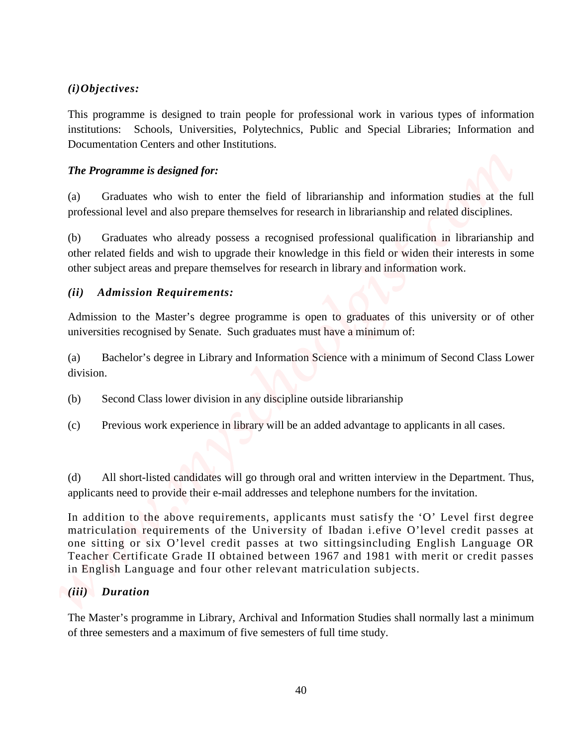*(i)Objectives:*

This programme is designed to train people for professional work in various types of information institutions: Schools, Universities, Polytechnics, Public and Special Libraries; Information and Documentation Centers and other Institutions.

***The Programme is designed for:***

(a) Graduates who wish to enter the field of librarianship and information studies at the full professional level and also prepare themselves for research in librarianship and related disciplines.

(b) Graduates who already possess a recognised professional qualification in librarianship and other related fields and wish to upgrade their knowledge in this field or widen their interests in some other subject areas and prepare themselves for research in library and information work.

***(ii) Admission Requirements:***

Admission to the Master's degree programme is open to graduates of this university or of other universities recognised by Senate. Such graduates must have a minimum of:

(a) Bachelor's degree in Library and Information Science with a minimum of Second Class Lower division.

(b) Second Class lower division in any discipline outside librarianship

(c) Previous work experience in library will be an added advantage to applicants in all cases.

(d) All short-listed candidates will go through oral and written interview in the Department. Thus, applicants need to provide their e-mail addresses and telephone numbers for the invitation.

In addition to the above requirements, applicants must satisfy the 'O' Level first degree matriculation requirements of the University of Ibadan i.efive O'level credit passes at one sitting or six O'level credit passes at two sittingsincluding English Language OR Teacher Certificate Grade II obtained between 1967 and 1981 with merit or credit passes in English Language and four other relevant matriculation subjects.

***(iii) Duration***

The Master's programme in Library, Archival and Information Studies shall normally last a minimum of three semesters and a maximum of five semesters of full time study.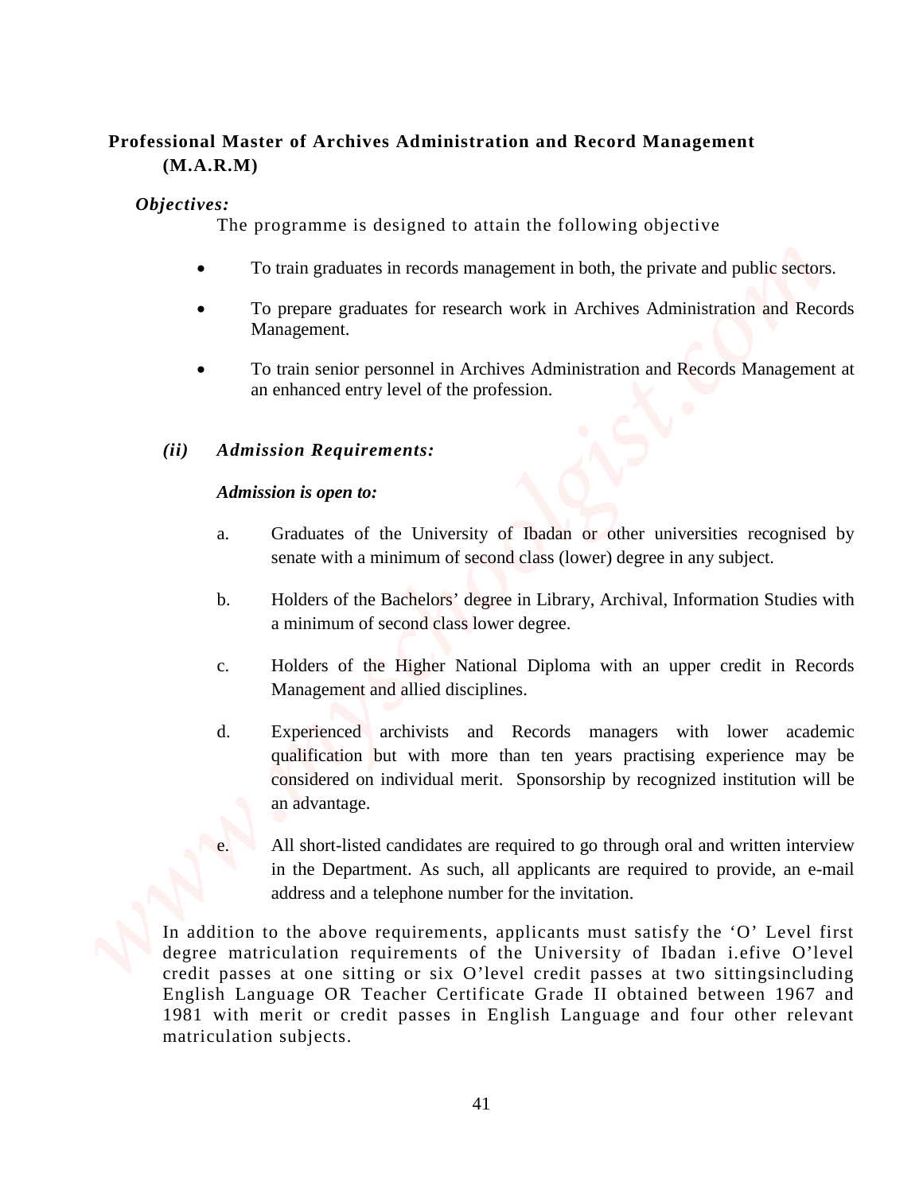**Professional Master of Archives Administration and Record Management (M.A.R.M)**

***Objectives:***

The programme is designed to attain the following objective

- To train graduates in records management in both, the private and public sectors.
- To prepare graduates for research work in Archives Administration and Records Management.
- To train senior personnel in Archives Administration and Records Management at an enhanced entry level of the profession.

***(ii) Admission Requirements:***

***Admission is open to:***

a. Graduates of the University of Ibadan or other universities recognised by senate with a minimum of second class (lower) degree in any subject.

b. Holders of the Bachelors' degree in Library, Archival, Information Studies with a minimum of second class lower degree.

c. Holders of the Higher National Diploma with an upper credit in Records Management and allied disciplines.

d. Experienced archivists and Records managers with lower academic qualification but with more than ten years practising experience may be considered on individual merit. Sponsorship by recognized institution will be an advantage.

e. All short-listed candidates are required to go through oral and written interview in the Department. As such, all applicants are required to provide, an e-mail address and a telephone number for the invitation.

In addition to the above requirements, applicants must satisfy the 'O' Level first degree matriculation requirements of the University of Ibadan i.efive O'level credit passes at one sitting or six O'level credit passes at two sittingsincluding English Language OR Teacher Certificate Grade II obtained between 1967 and 1981 with merit or credit passes in English Language and four other relevant matriculation subjects.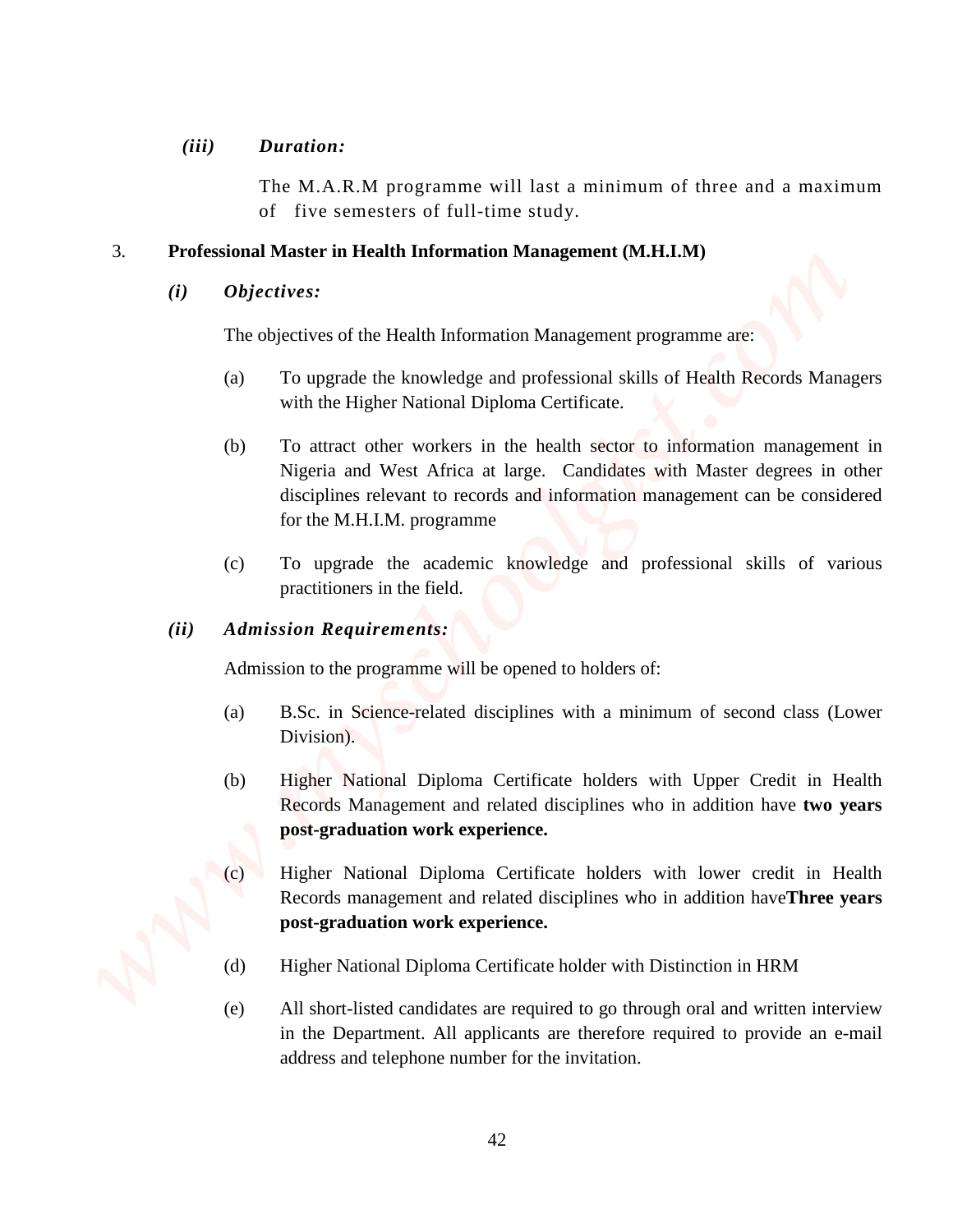*(iii)* ***Duration:***

The M.A.R.M programme will last a minimum of three and a maximum of five semesters of full-time study.

3. **Professional Master in Health Information Management (M.H.I.M)**

*(i)* ***Objectives:***

The objectives of the Health Information Management programme are:

(a) To upgrade the knowledge and professional skills of Health Records Managers with the Higher National Diploma Certificate.

(b) To attract other workers in the health sector to information management in Nigeria and West Africa at large. Candidates with Master degrees in other disciplines relevant to records and information management can be considered for the M.H.I.M. programme

(c) To upgrade the academic knowledge and professional skills of various practitioners in the field.

*(ii)* ***Admission Requirements:***

Admission to the programme will be opened to holders of:

(a) B.Sc. in Science-related disciplines with a minimum of second class (Lower Division).

(b) Higher National Diploma Certificate holders with Upper Credit in Health Records Management and related disciplines who in addition have **two years post-graduation work experience.**

(c) Higher National Diploma Certificate holders with lower credit in Health Records management and related disciplines who in addition have**Three years post-graduation work experience.**

(d) Higher National Diploma Certificate holder with Distinction in HRM

(e) All short-listed candidates are required to go through oral and written interview in the Department. All applicants are therefore required to provide an e-mail address and telephone number for the invitation.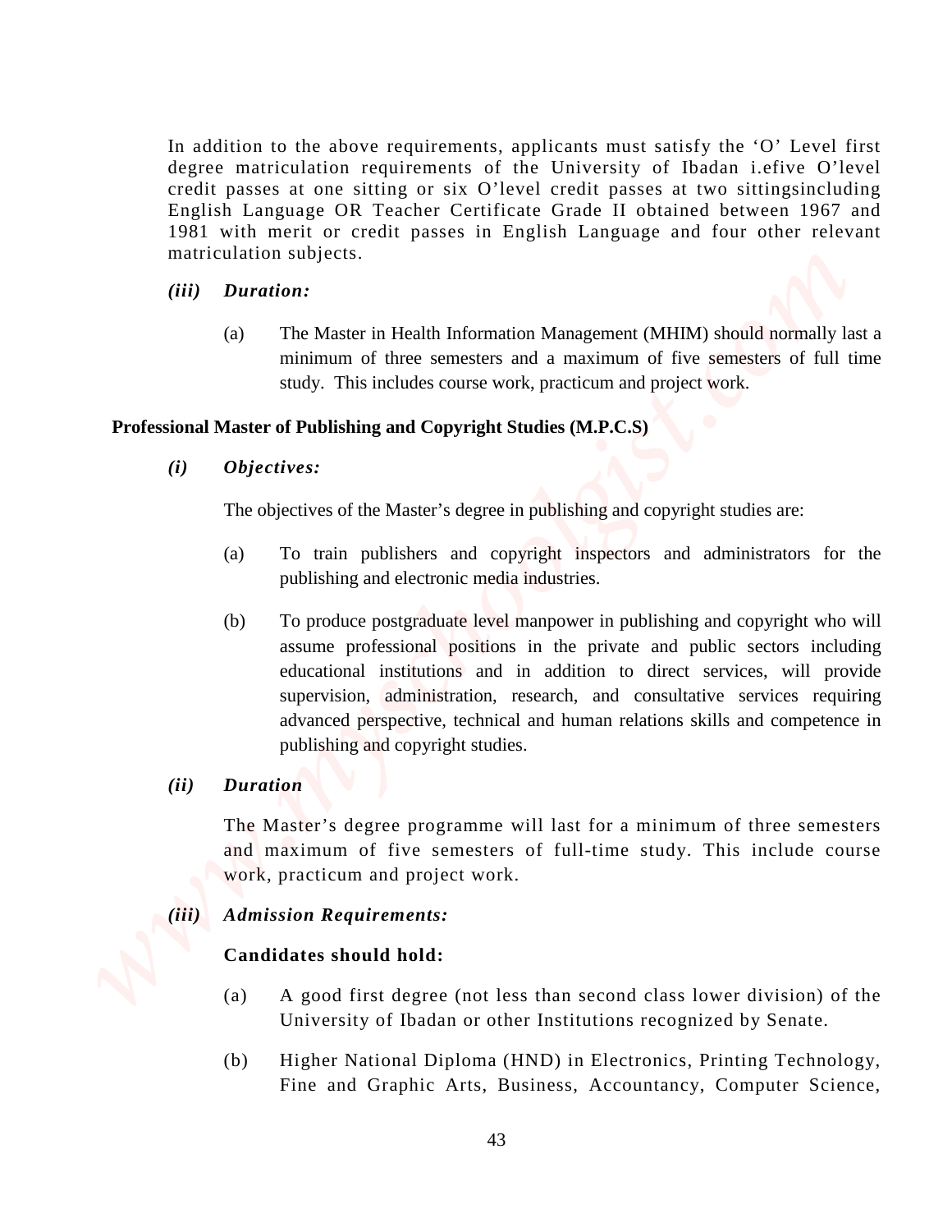In addition to the above requirements, applicants must satisfy the 'O' Level first degree matriculation requirements of the University of Ibadan i.efive O'level credit passes at one sitting or six O'level credit passes at two sittingsincluding English Language OR Teacher Certificate Grade II obtained between 1967 and 1981 with merit or credit passes in English Language and four other relevant matriculation subjects.

***(iii) Duration:***

(a) The Master in Health Information Management (MHIM) should normally last a minimum of three semesters and a maximum of five semesters of full time study. This includes course work, practicum and project work.

**Professional Master of Publishing and Copyright Studies (M.P.C.S)**

***(i) Objectives:***

The objectives of the Master's degree in publishing and copyright studies are:

(a) To train publishers and copyright inspectors and administrators for the publishing and electronic media industries.

(b) To produce postgraduate level manpower in publishing and copyright who will assume professional positions in the private and public sectors including educational institutions and in addition to direct services, will provide supervision, administration, research, and consultative services requiring advanced perspective, technical and human relations skills and competence in publishing and copyright studies.

***(ii) Duration***

The Master's degree programme will last for a minimum of three semesters and maximum of five semesters of full-time study. This include course work, practicum and project work.

***(iii) Admission Requirements:***

**Candidates should hold:**

(a) A good first degree (not less than second class lower division) of the University of Ibadan or other Institutions recognized by Senate.

(b) Higher National Diploma (HND) in Electronics, Printing Technology, Fine and Graphic Arts, Business, Accountancy, Computer Science,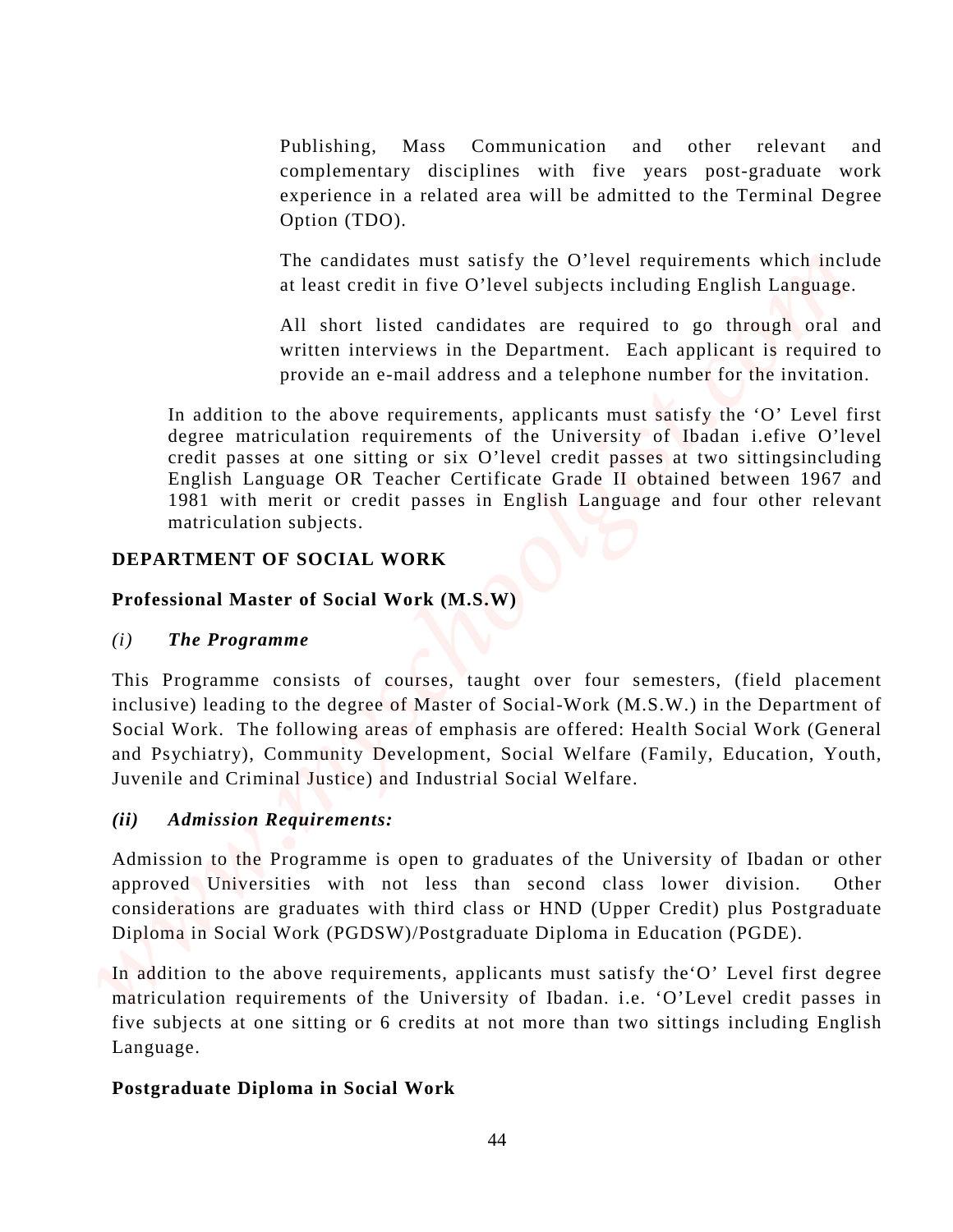Publishing, Mass Communication and other relevant and complementary disciplines with five years post-graduate work experience in a related area will be admitted to the Terminal Degree Option (TDO).

The candidates must satisfy the O'level requirements which include at least credit in five O'level subjects including English Language.

All short listed candidates are required to go through oral and written interviews in the Department. Each applicant is required to provide an e-mail address and a telephone number for the invitation.

In addition to the above requirements, applicants must satisfy the 'O' Level first degree matriculation requirements of the University of Ibadan i.efive O'level credit passes at one sitting or six O'level credit passes at two sittingsincluding English Language OR Teacher Certificate Grade II obtained between 1967 and 1981 with merit or credit passes in English Language and four other relevant matriculation subjects.

## DEPARTMENT OF SOCIAL WORK

### Professional Master of Social Work (M.S.W)

*(i) The Programme*

This Programme consists of courses, taught over four semesters, (field placement inclusive) leading to the degree of Master of Social-Work (M.S.W.) in the Department of Social Work. The following areas of emphasis are offered: Health Social Work (General and Psychiatry), Community Development, Social Welfare (Family, Education, Youth, Juvenile and Criminal Justice) and Industrial Social Welfare.

***(ii) Admission Requirements:***

Admission to the Programme is open to graduates of the University of Ibadan or other approved Universities with not less than second class lower division. Other considerations are graduates with third class or HND (Upper Credit) plus Postgraduate Diploma in Social Work (PGDSW)/Postgraduate Diploma in Education (PGDE).

In addition to the above requirements, applicants must satisfy the'O' Level first degree matriculation requirements of the University of Ibadan. i.e. 'O'Level credit passes in five subjects at one sitting or 6 credits at not more than two sittings including English Language.

### Postgraduate Diploma in Social Work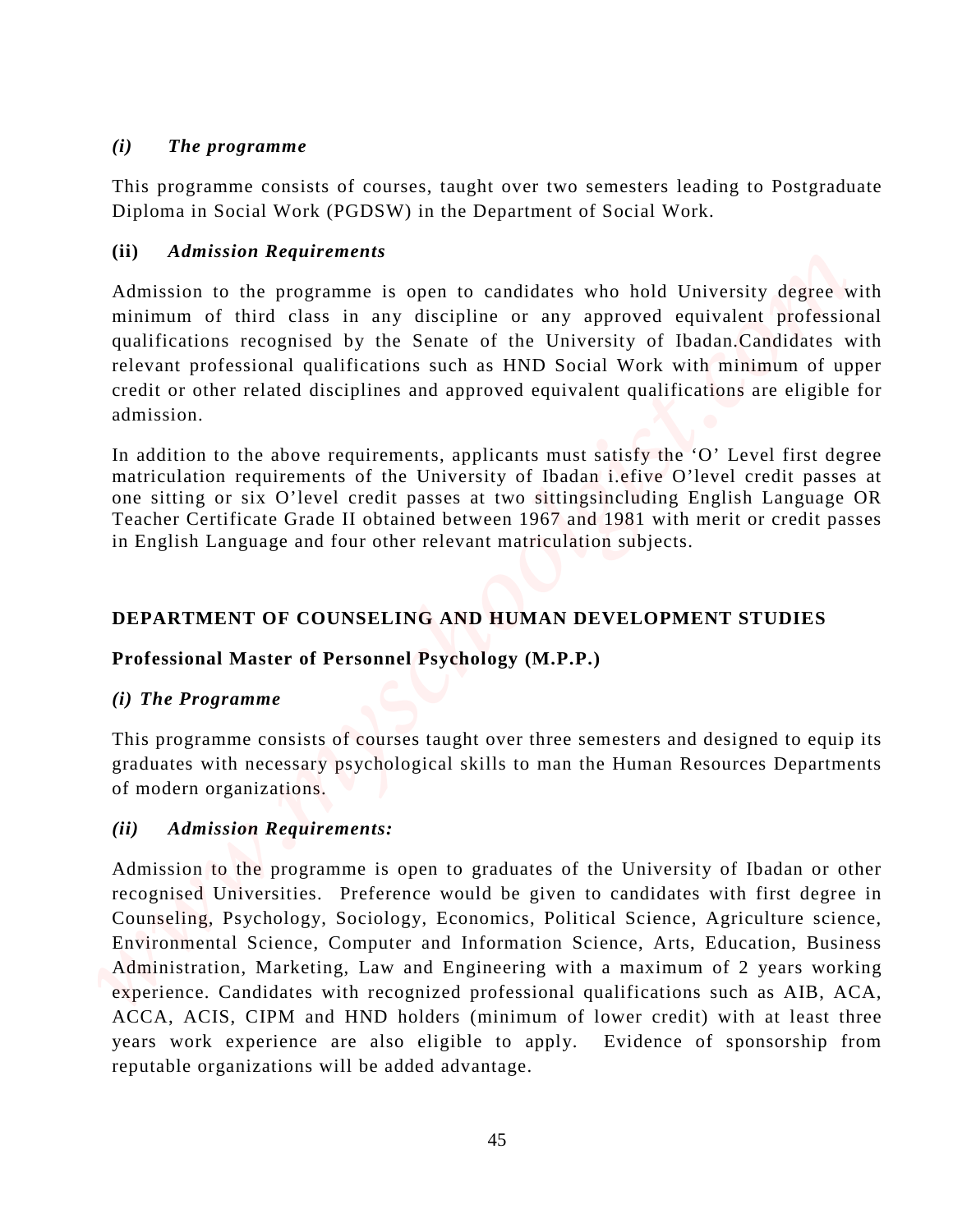*(i) The programme*

This programme consists of courses, taught over two semesters leading to Postgraduate Diploma in Social Work (PGDSW) in the Department of Social Work.

**(ii)** ***Admission Requirements***

Admission to the programme is open to candidates who hold University degree with minimum of third class in any discipline or any approved equivalent professional qualifications recognised by the Senate of the University of Ibadan.Candidates with relevant professional qualifications such as HND Social Work with minimum of upper credit or other related disciplines and approved equivalent qualifications are eligible for admission.

In addition to the above requirements, applicants must satisfy the 'O' Level first degree matriculation requirements of the University of Ibadan i.efive O'level credit passes at one sitting or six O'level credit passes at two sittingsincluding English Language OR Teacher Certificate Grade II obtained between 1967 and 1981 with merit or credit passes in English Language and four other relevant matriculation subjects.

## DEPARTMENT OF COUNSELING AND HUMAN DEVELOPMENT STUDIES

### Professional Master of Personnel Psychology (M.P.P.)

*(i) The Programme*

This programme consists of courses taught over three semesters and designed to equip its graduates with necessary psychological skills to man the Human Resources Departments of modern organizations.

*(ii) Admission Requirements:*

Admission to the programme is open to graduates of the University of Ibadan or other recognised Universities. Preference would be given to candidates with first degree in Counseling, Psychology, Sociology, Economics, Political Science, Agriculture science, Environmental Science, Computer and Information Science, Arts, Education, Business Administration, Marketing, Law and Engineering with a maximum of 2 years working experience. Candidates with recognized professional qualifications such as AIB, ACA, ACCA, ACIS, CIPM and HND holders (minimum of lower credit) with at least three years work experience are also eligible to apply. Evidence of sponsorship from reputable organizations will be added advantage.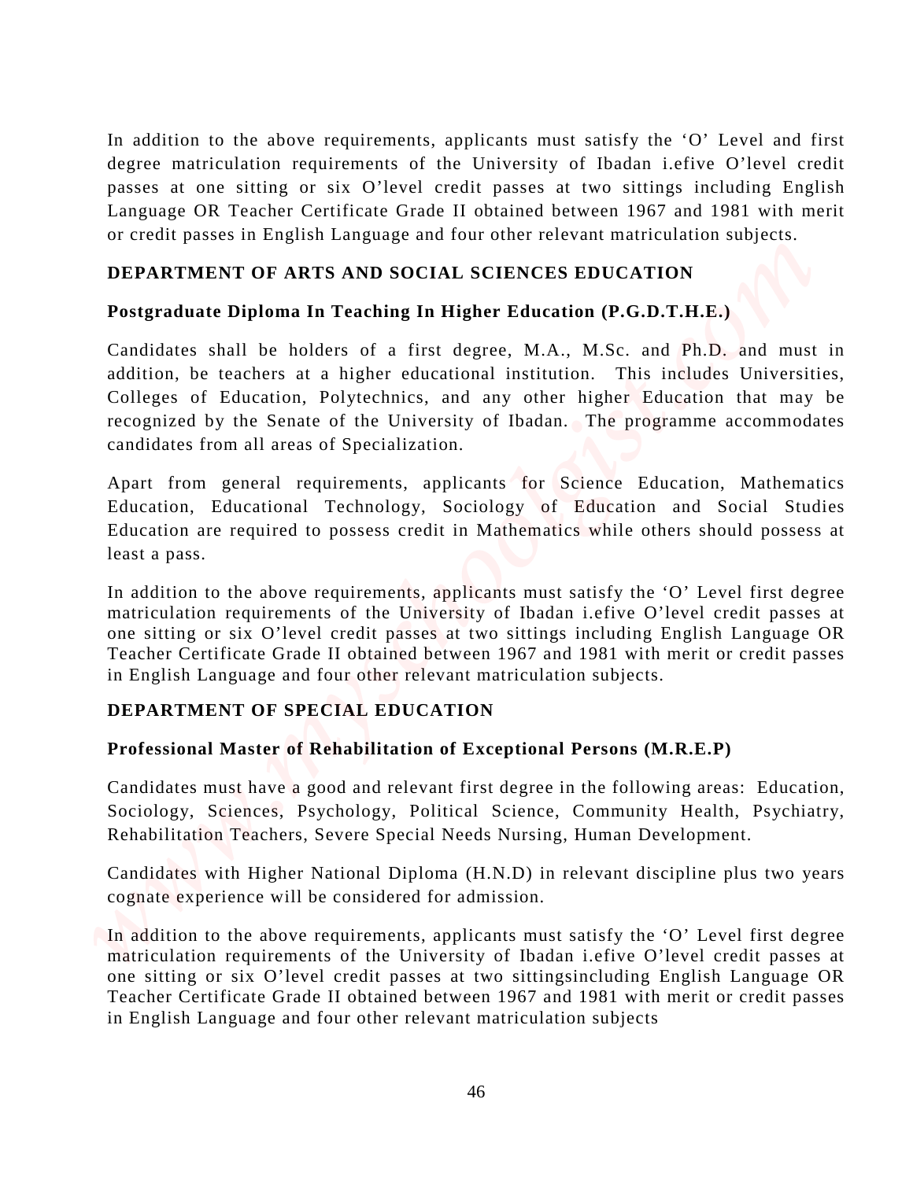In addition to the above requirements, applicants must satisfy the 'O' Level and first degree matriculation requirements of the University of Ibadan i.efive O'level credit passes at one sitting or six O'level credit passes at two sittings including English Language OR Teacher Certificate Grade II obtained between 1967 and 1981 with merit or credit passes in English Language and four other relevant matriculation subjects.

## DEPARTMENT OF ARTS AND SOCIAL SCIENCES EDUCATION

### Postgraduate Diploma In Teaching In Higher Education (P.G.D.T.H.E.)

Candidates shall be holders of a first degree, M.A., M.Sc. and Ph.D. and must in addition, be teachers at a higher educational institution. This includes Universities, Colleges of Education, Polytechnics, and any other higher Education that may be recognized by the Senate of the University of Ibadan. The programme accommodates candidates from all areas of Specialization.

Apart from general requirements, applicants for Science Education, Mathematics Education, Educational Technology, Sociology of Education and Social Studies Education are required to possess credit in Mathematics while others should possess at least a pass.

In addition to the above requirements, applicants must satisfy the 'O' Level first degree matriculation requirements of the University of Ibadan i.efive O'level credit passes at one sitting or six O'level credit passes at two sittings including English Language OR Teacher Certificate Grade II obtained between 1967 and 1981 with merit or credit passes in English Language and four other relevant matriculation subjects.

## DEPARTMENT OF SPECIAL EDUCATION

### Professional Master of Rehabilitation of Exceptional Persons (M.R.E.P)

Candidates must have a good and relevant first degree in the following areas: Education, Sociology, Sciences, Psychology, Political Science, Community Health, Psychiatry, Rehabilitation Teachers, Severe Special Needs Nursing, Human Development.

Candidates with Higher National Diploma (H.N.D) in relevant discipline plus two years cognate experience will be considered for admission.

In addition to the above requirements, applicants must satisfy the 'O' Level first degree matriculation requirements of the University of Ibadan i.efive O'level credit passes at one sitting or six O'level credit passes at two sittingsincluding English Language OR Teacher Certificate Grade II obtained between 1967 and 1981 with merit or credit passes in English Language and four other relevant matriculation subjects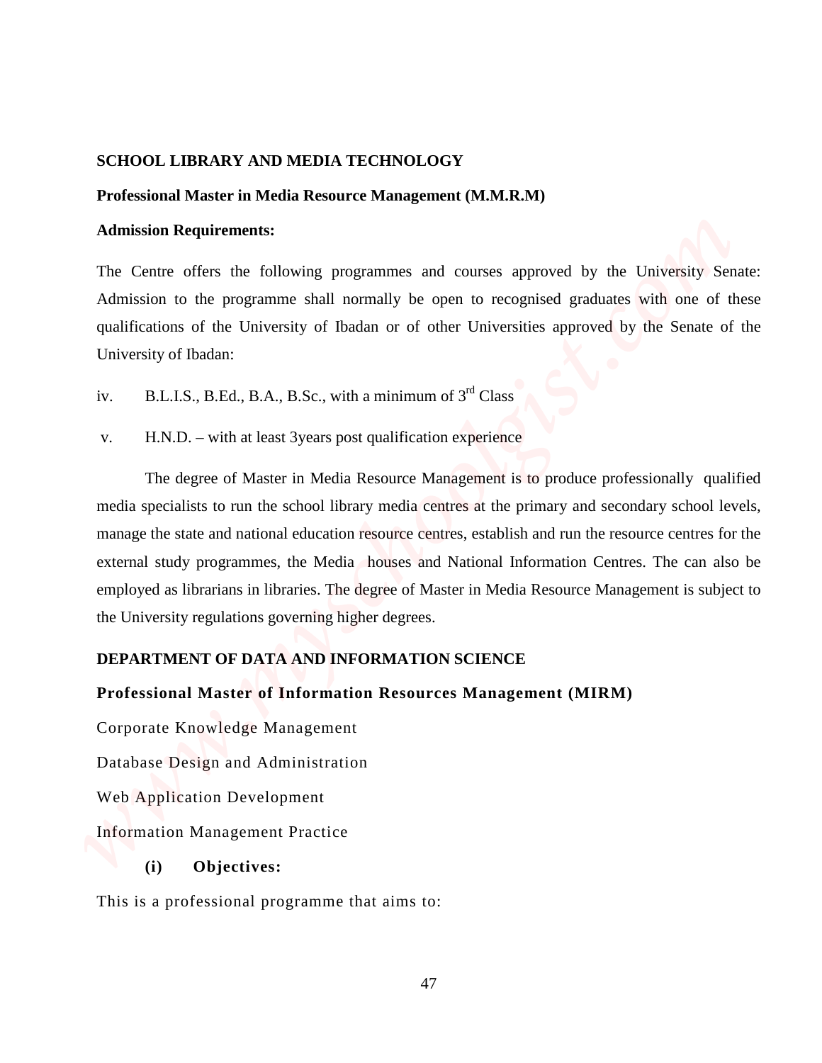**SCHOOL LIBRARY AND MEDIA TECHNOLOGY**

**Professional Master in Media Resource Management (M.M.R.M)**

**Admission Requirements:**

The Centre offers the following programmes and courses approved by the University Senate: Admission to the programme shall normally be open to recognised graduates with one of these qualifications of the University of Ibadan or of other Universities approved by the Senate of the University of Ibadan:

iv. B.L.I.S., B.Ed., B.A., B.Sc., with a minimum of 3rd Class

v. H.N.D. – with at least 3years post qualification experience

The degree of Master in Media Resource Management is to produce professionally qualified media specialists to run the school library media centres at the primary and secondary school levels, manage the state and national education resource centres, establish and run the resource centres for the external study programmes, the Media houses and National Information Centres. The can also be employed as librarians in libraries. The degree of Master in Media Resource Management is subject to the University regulations governing higher degrees.

**DEPARTMENT OF DATA AND INFORMATION SCIENCE**

**Professional Master of Information Resources Management (MIRM)**

Corporate Knowledge Management

Database Design and Administration

Web Application Development

Information Management Practice

**(i) Objectives:**

This is a professional programme that aims to: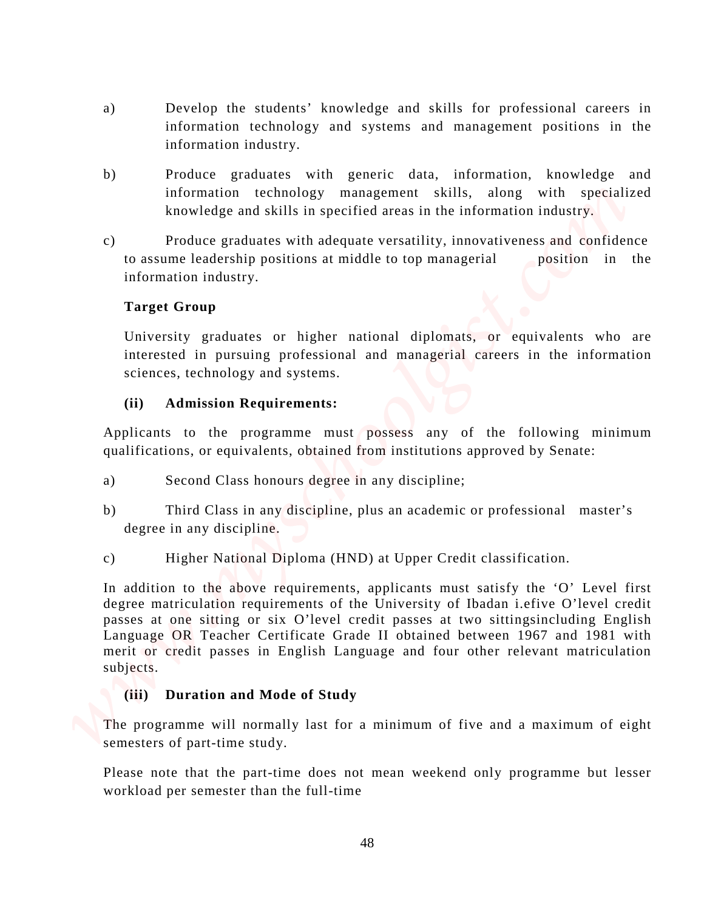a) Develop the students' knowledge and skills for professional careers in information technology and systems and management positions in the information industry.

b) Produce graduates with generic data, information, knowledge and information technology management skills, along with specialized knowledge and skills in specified areas in the information industry.

c) Produce graduates with adequate versatility, innovativeness and confidence to assume leadership positions at middle to top managerial position in the information industry.

**Target Group**

University graduates or higher national diplomats, or equivalents who are interested in pursuing professional and managerial careers in the information sciences, technology and systems.

**(ii) Admission Requirements:**

Applicants to the programme must possess any of the following minimum qualifications, or equivalents, obtained from institutions approved by Senate:

a) Second Class honours degree in any discipline;

b) Third Class in any discipline, plus an academic or professional master's degree in any discipline.

c) Higher National Diploma (HND) at Upper Credit classification.

In addition to the above requirements, applicants must satisfy the 'O' Level first degree matriculation requirements of the University of Ibadan i.efive O'level credit passes at one sitting or six O'level credit passes at two sittingsincluding English Language OR Teacher Certificate Grade II obtained between 1967 and 1981 with merit or credit passes in English Language and four other relevant matriculation subjects.

**(iii) Duration and Mode of Study**

The programme will normally last for a minimum of five and a maximum of eight semesters of part-time study.

Please note that the part-time does not mean weekend only programme but lesser workload per semester than the full-time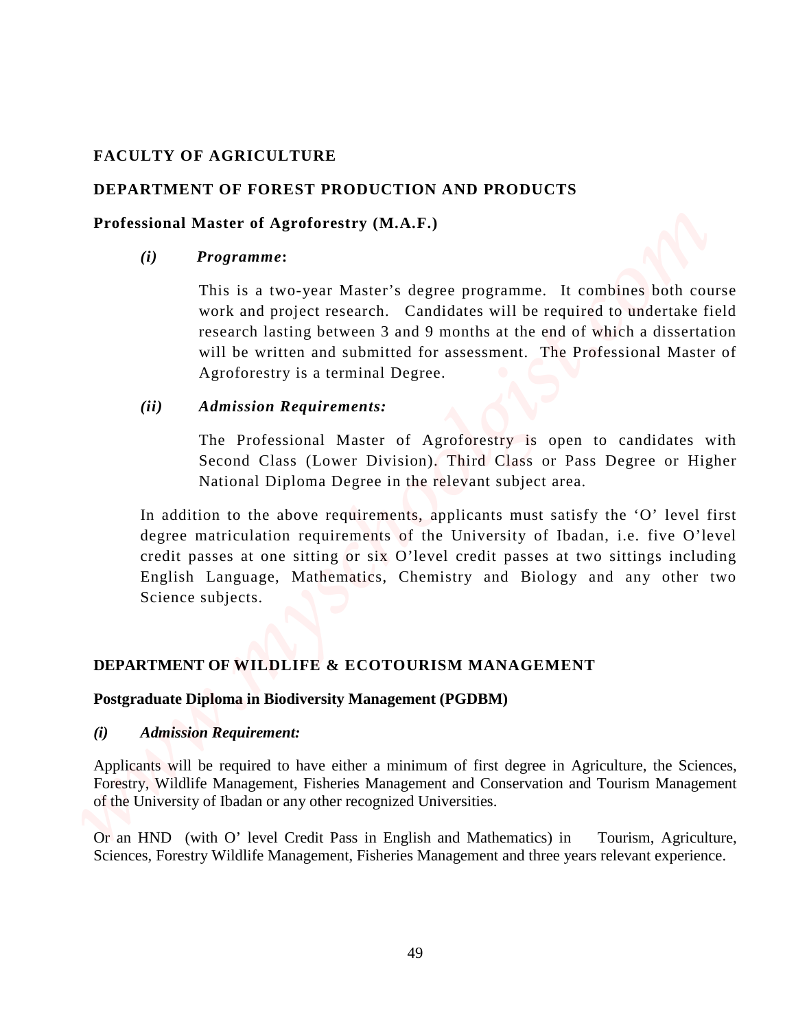## FACULTY OF AGRICULTURE

## DEPARTMENT OF FOREST PRODUCTION AND PRODUCTS

### Professional Master of Agroforestry (M.A.F.)

*(i)* ***Programme*:**

This is a two-year Master's degree programme. It combines both course work and project research. Candidates will be required to undertake field research lasting between 3 and 9 months at the end of which a dissertation will be written and submitted for assessment. The Professional Master of Agroforestry is a terminal Degree.

***(ii) Admission Requirements:***

The Professional Master of Agroforestry is open to candidates with Second Class (Lower Division). Third Class or Pass Degree or Higher National Diploma Degree in the relevant subject area.

In addition to the above requirements, applicants must satisfy the 'O' level first degree matriculation requirements of the University of Ibadan, i.e. five O'level credit passes at one sitting or six O'level credit passes at two sittings including English Language, Mathematics, Chemistry and Biology and any other two Science subjects.

## DEPARTMENT OF WILDLIFE & ECOTOURISM MANAGEMENT

### Postgraduate Diploma in Biodiversity Management (PGDBM)

***(i) Admission Requirement:***

Applicants will be required to have either a minimum of first degree in Agriculture, the Sciences, Forestry, Wildlife Management, Fisheries Management and Conservation and Tourism Management of the University of Ibadan or any other recognized Universities.

Or an HND (with O' level Credit Pass in English and Mathematics) in Tourism, Agriculture, Sciences, Forestry Wildlife Management, Fisheries Management and three years relevant experience.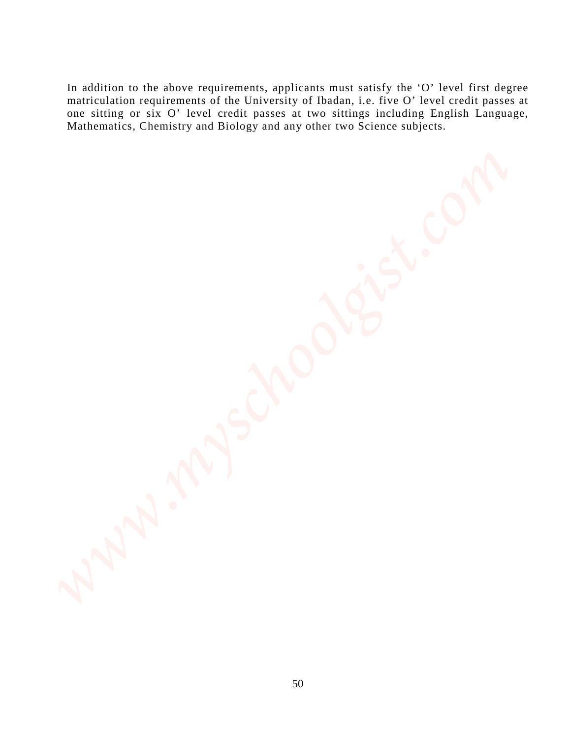In addition to the above requirements, applicants must satisfy the 'O' level first degree matriculation requirements of the University of Ibadan, i.e. five O' level credit passes at one sitting or six O' level credit passes at two sittings including English Language, Mathematics, Chemistry and Biology and any other two Science subjects.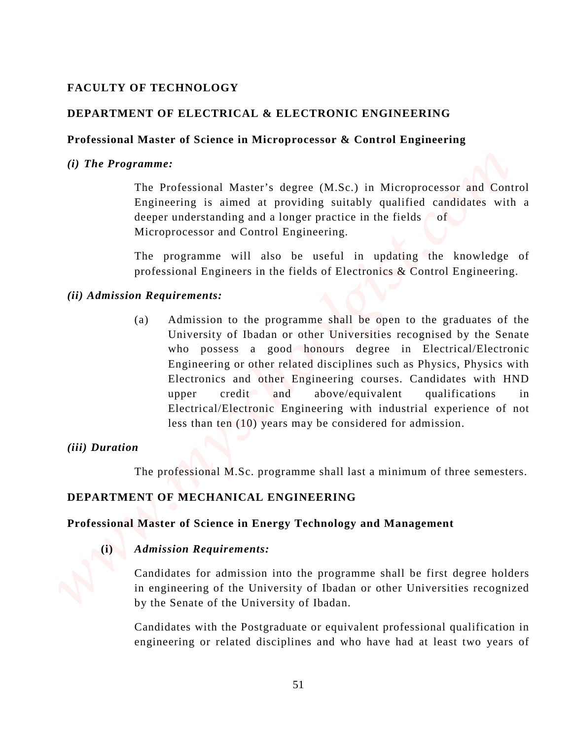**FACULTY OF TECHNOLOGY**

**DEPARTMENT OF ELECTRICAL & ELECTRONIC ENGINEERING**

**Professional Master of Science in Microprocessor & Control Engineering**

***(i) The Programme:***

The Professional Master's degree (M.Sc.) in Microprocessor and Control Engineering is aimed at providing suitably qualified candidates with a deeper understanding and a longer practice in the fields of Microprocessor and Control Engineering.

The programme will also be useful in updating the knowledge of professional Engineers in the fields of Electronics & Control Engineering.

***(ii) Admission Requirements:***

(a) Admission to the programme shall be open to the graduates of the University of Ibadan or other Universities recognised by the Senate who possess a good honours degree in Electrical/Electronic Engineering or other related disciplines such as Physics, Physics with Electronics and other Engineering courses. Candidates with HND upper credit and above/equivalent qualifications in Electrical/Electronic Engineering with industrial experience of not less than ten (10) years may be considered for admission.

***(iii) Duration***

The professional M.Sc. programme shall last a minimum of three semesters.

**DEPARTMENT OF MECHANICAL ENGINEERING**

**Professional Master of Science in Energy Technology and Management**

**(i)** ***Admission Requirements:***

Candidates for admission into the programme shall be first degree holders in engineering of the University of Ibadan or other Universities recognized by the Senate of the University of Ibadan.

Candidates with the Postgraduate or equivalent professional qualification in engineering or related disciplines and who have had at least two years of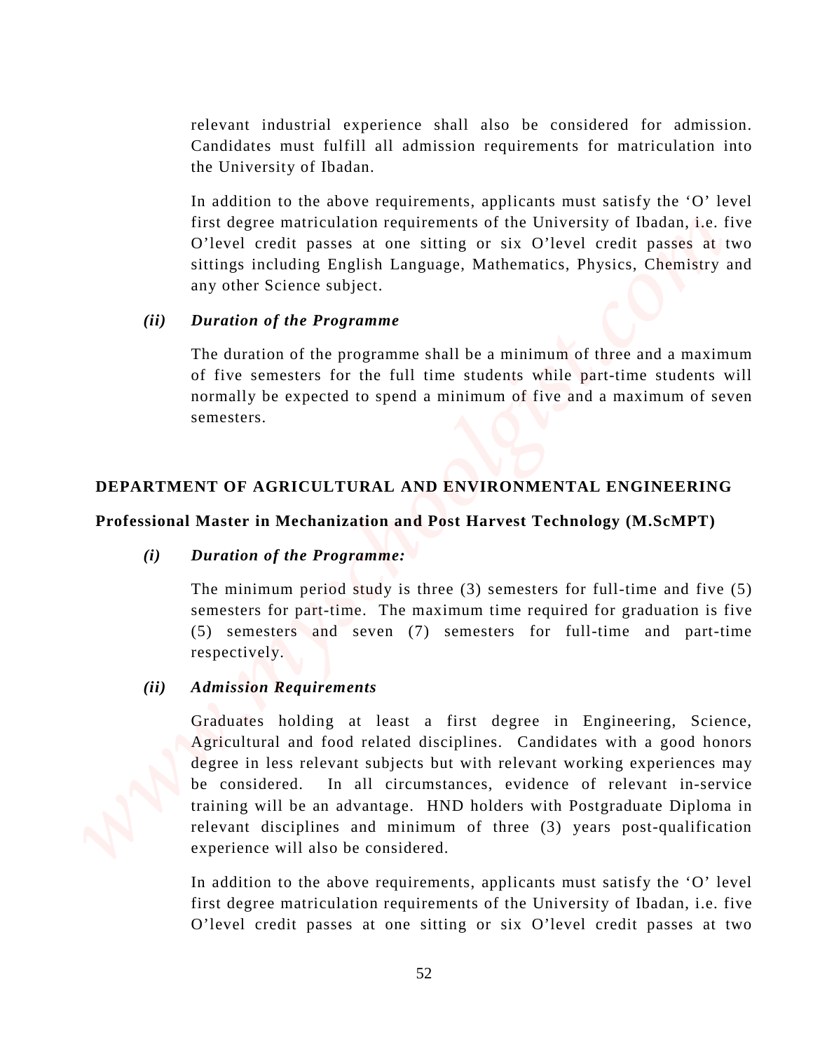relevant industrial experience shall also be considered for admission. Candidates must fulfill all admission requirements for matriculation into the University of Ibadan.

In addition to the above requirements, applicants must satisfy the 'O' level first degree matriculation requirements of the University of Ibadan, i.e. five O'level credit passes at one sitting or six O'level credit passes at two sittings including English Language, Mathematics, Physics, Chemistry and any other Science subject.

*(ii)* ***Duration of the Programme***

The duration of the programme shall be a minimum of three and a maximum of five semesters for the full time students while part-time students will normally be expected to spend a minimum of five and a maximum of seven semesters.

## DEPARTMENT OF AGRICULTURAL AND ENVIRONMENTAL ENGINEERING

### Professional Master in Mechanization and Post Harvest Technology (M.ScMPT)

*(i)* ***Duration of the Programme:***

The minimum period study is three (3) semesters for full-time and five (5) semesters for part-time. The maximum time required for graduation is five (5) semesters and seven (7) semesters for full-time and part-time respectively.

*(ii)* ***Admission Requirements***

Graduates holding at least a first degree in Engineering, Science, Agricultural and food related disciplines. Candidates with a good honors degree in less relevant subjects but with relevant working experiences may be considered. In all circumstances, evidence of relevant in-service training will be an advantage. HND holders with Postgraduate Diploma in relevant disciplines and minimum of three (3) years post-qualification experience will also be considered.

In addition to the above requirements, applicants must satisfy the 'O' level first degree matriculation requirements of the University of Ibadan, i.e. five O'level credit passes at one sitting or six O'level credit passes at two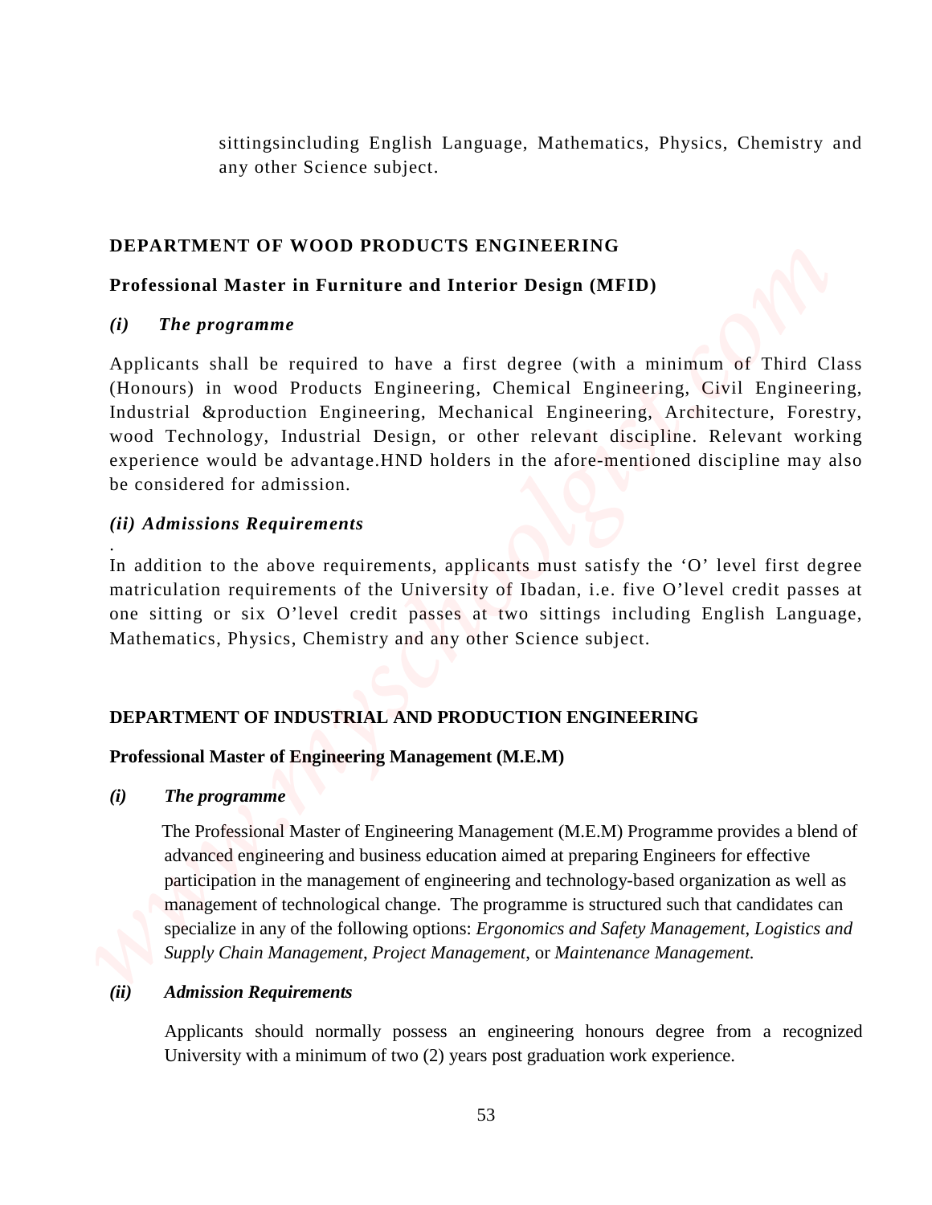sittingsincluding English Language, Mathematics, Physics, Chemistry and any other Science subject.

## DEPARTMENT OF WOOD PRODUCTS ENGINEERING

### Professional Master in Furniture and Interior Design (MFID)

***(i) The programme***

Applicants shall be required to have a first degree (with a minimum of Third Class (Honours) in wood Products Engineering, Chemical Engineering, Civil Engineering, Industrial &production Engineering, Mechanical Engineering, Architecture, Forestry, wood Technology, Industrial Design, or other relevant discipline. Relevant working experience would be advantage.HND holders in the afore-mentioned discipline may also be considered for admission.

***(ii) Admissions Requirements***

.
In addition to the above requirements, applicants must satisfy the 'O' level first degree matriculation requirements of the University of Ibadan, i.e. five O'level credit passes at one sitting or six O'level credit passes at two sittings including English Language, Mathematics, Physics, Chemistry and any other Science subject.

## DEPARTMENT OF INDUSTRIAL AND PRODUCTION ENGINEERING

### Professional Master of Engineering Management (M.E.M)

***(i) The programme***

The Professional Master of Engineering Management (M.E.M) Programme provides a blend of advanced engineering and business education aimed at preparing Engineers for effective participation in the management of engineering and technology-based organization as well as management of technological change. The programme is structured such that candidates can specialize in any of the following options: *Ergonomics and Safety Management, Logistics and Supply Chain Management, Project Management*, or *Maintenance Management.*

***(ii) Admission Requirements***

Applicants should normally possess an engineering honours degree from a recognized University with a minimum of two (2) years post graduation work experience.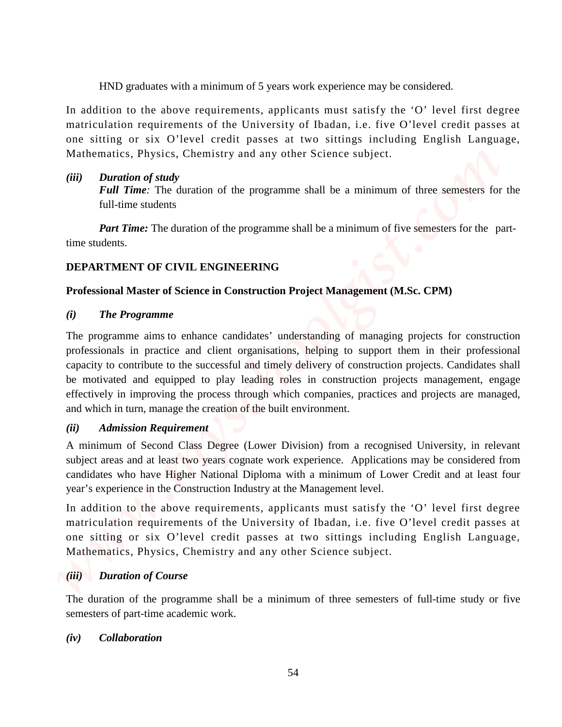HND graduates with a minimum of 5 years work experience may be considered.

In addition to the above requirements, applicants must satisfy the 'O' level first degree matriculation requirements of the University of Ibadan, i.e. five O'level credit passes at one sitting or six O'level credit passes at two sittings including English Language, Mathematics, Physics, Chemistry and any other Science subject.

***(iii) Duration of study***

***Full Time**:* The duration of the programme shall be a minimum of three semesters for the full-time students

***Part Time:*** The duration of the programme shall be a minimum of five semesters for the part-time students.

**DEPARTMENT OF CIVIL ENGINEERING**

**Professional Master of Science in Construction Project Management (M.Sc. CPM)**

***(i) The Programme***

The programme aims to enhance candidates' understanding of managing projects for construction professionals in practice and client organisations, helping to support them in their professional capacity to contribute to the successful and timely delivery of construction projects. Candidates shall be motivated and equipped to play leading roles in construction projects management, engage effectively in improving the process through which companies, practices and projects are managed, and which in turn, manage the creation of the built environment.

***(ii) Admission Requirement***

A minimum of Second Class Degree (Lower Division) from a recognised University, in relevant subject areas and at least two years cognate work experience. Applications may be considered from candidates who have Higher National Diploma with a minimum of Lower Credit and at least four year's experience in the Construction Industry at the Management level.

In addition to the above requirements, applicants must satisfy the 'O' level first degree matriculation requirements of the University of Ibadan, i.e. five O'level credit passes at one sitting or six O'level credit passes at two sittings including English Language, Mathematics, Physics, Chemistry and any other Science subject.

***(iii) Duration of Course***

The duration of the programme shall be a minimum of three semesters of full-time study or five semesters of part-time academic work.

***(iv) Collaboration***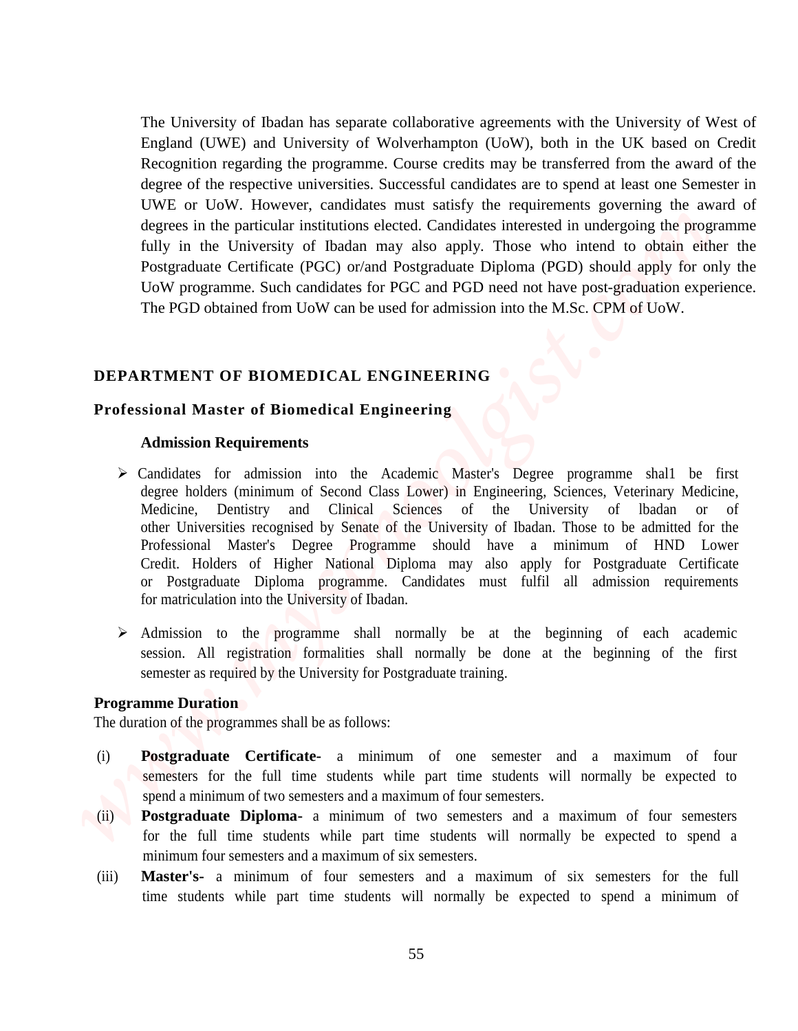The University of Ibadan has separate collaborative agreements with the University of West of England (UWE) and University of Wolverhampton (UoW), both in the UK based on Credit Recognition regarding the programme. Course credits may be transferred from the award of the degree of the respective universities. Successful candidates are to spend at least one Semester in UWE or UoW. However, candidates must satisfy the requirements governing the award of degrees in the particular institutions elected. Candidates interested in undergoing the programme fully in the University of Ibadan may also apply. Those who intend to obtain either the Postgraduate Certificate (PGC) or/and Postgraduate Diploma (PGD) should apply for only the UoW programme. Such candidates for PGC and PGD need not have post-graduation experience. The PGD obtained from UoW can be used for admission into the M.Sc. CPM of UoW.

## DEPARTMENT OF BIOMEDICAL ENGINEERING

### Professional Master of Biomedical Engineering

#### Admission Requirements

- Candidates for admission into the Academic Master's Degree programme shal1 be first degree holders (minimum of Second Class Lower) in Engineering, Sciences, Veterinary Medicine, Medicine, Dentistry and Clinical Sciences of the University of lbadan or of other Universities recognised by Senate of the University of Ibadan. Those to be admitted for the Professional Master's Degree Programme should have a minimum of HND Lower Credit. Holders of Higher National Diploma may also apply for Postgraduate Certificate or Postgraduate Diploma programme. Candidates must fulfil all admission requirements for matriculation into the University of Ibadan.
- Admission to the programme shall normally be at the beginning of each academic session. All registration formalities shall normally be done at the beginning of the first semester as required by the University for Postgraduate training.

**Programme Duration**

The duration of the programmes shall be as follows:

(i) **Postgraduate Certificate-** a minimum of one semester and a maximum of four semesters for the full time students while part time students will normally be expected to spend a minimum of two semesters and a maximum of four semesters.

(ii) **Postgraduate Diploma-** a minimum of two semesters and a maximum of four semesters for the full time students while part time students will normally be expected to spend a minimum four semesters and a maximum of six semesters.

(iii) **Master's-** a minimum of four semesters and a maximum of six semesters for the full time students while part time students will normally be expected to spend a minimum of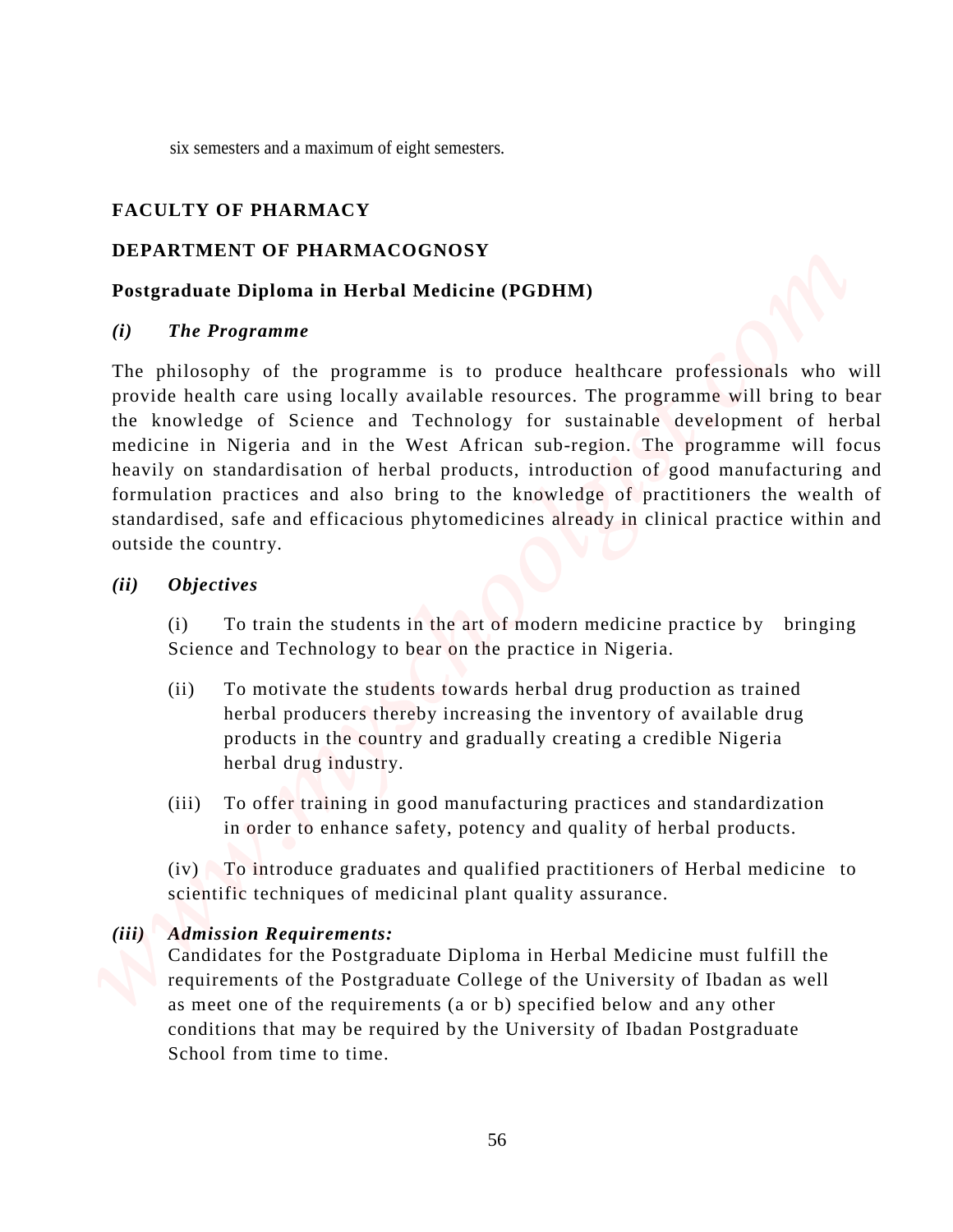six semesters and a maximum of eight semesters.

## FACULTY OF PHARMACY

## DEPARTMENT OF PHARMACOGNOSY

### Postgraduate Diploma in Herbal Medicine (PGDHM)

#### *(i) The Programme*

The philosophy of the programme is to produce healthcare professionals who will provide health care using locally available resources. The programme will bring to bear the knowledge of Science and Technology for sustainable development of herbal medicine in Nigeria and in the West African sub-region. The programme will focus heavily on standardisation of herbal products, introduction of good manufacturing and formulation practices and also bring to the knowledge of practitioners the wealth of standardised, safe and efficacious phytomedicines already in clinical practice within and outside the country.

#### *(ii) Objectives*

(i) To train the students in the art of modern medicine practice by bringing Science and Technology to bear on the practice in Nigeria.

(ii) To motivate the students towards herbal drug production as trained herbal producers thereby increasing the inventory of available drug products in the country and gradually creating a credible Nigeria herbal drug industry.

(iii) To offer training in good manufacturing practices and standardization in order to enhance safety, potency and quality of herbal products.

(iv) To introduce graduates and qualified practitioners of Herbal medicine to scientific techniques of medicinal plant quality assurance.

#### *(iii) Admission Requirements:*

Candidates for the Postgraduate Diploma in Herbal Medicine must fulfill the requirements of the Postgraduate College of the University of Ibadan as well as meet one of the requirements (a or b) specified below and any other conditions that may be required by the University of Ibadan Postgraduate School from time to time.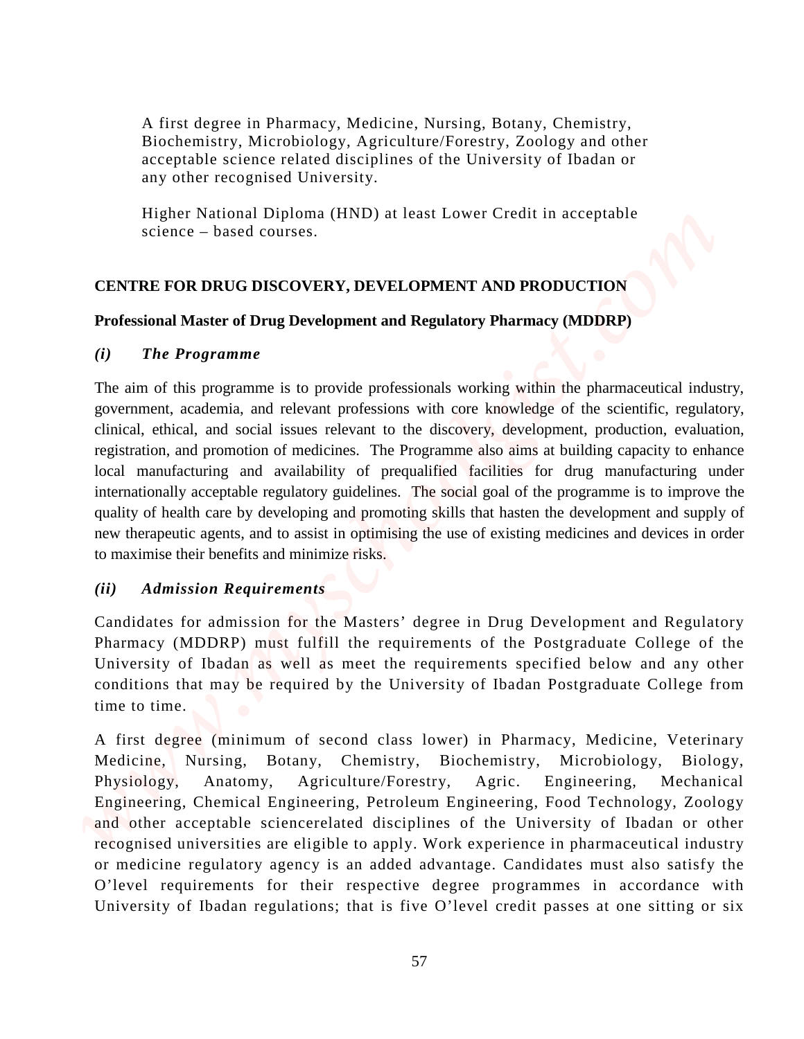A first degree in Pharmacy, Medicine, Nursing, Botany, Chemistry, Biochemistry, Microbiology, Agriculture/Forestry, Zoology and other acceptable science related disciplines of the University of Ibadan or any other recognised University.

Higher National Diploma (HND) at least Lower Credit in acceptable science – based courses.

**CENTRE FOR DRUG DISCOVERY, DEVELOPMENT AND PRODUCTION**

**Professional Master of Drug Development and Regulatory Pharmacy (MDDRP)**

***(i) The Programme***

The aim of this programme is to provide professionals working within the pharmaceutical industry, government, academia, and relevant professions with core knowledge of the scientific, regulatory, clinical, ethical, and social issues relevant to the discovery, development, production, evaluation, registration, and promotion of medicines. The Programme also aims at building capacity to enhance local manufacturing and availability of prequalified facilities for drug manufacturing under internationally acceptable regulatory guidelines. The social goal of the programme is to improve the quality of health care by developing and promoting skills that hasten the development and supply of new therapeutic agents, and to assist in optimising the use of existing medicines and devices in order to maximise their benefits and minimize risks.

***(ii) Admission Requirements***

Candidates for admission for the Masters' degree in Drug Development and Regulatory Pharmacy (MDDRP) must fulfill the requirements of the Postgraduate College of the University of Ibadan as well as meet the requirements specified below and any other conditions that may be required by the University of Ibadan Postgraduate College from time to time.

A first degree (minimum of second class lower) in Pharmacy, Medicine, Veterinary Medicine, Nursing, Botany, Chemistry, Biochemistry, Microbiology, Biology, Physiology, Anatomy, Agriculture/Forestry, Agric. Engineering, Mechanical Engineering, Chemical Engineering, Petroleum Engineering, Food Technology, Zoology and other acceptable sciencerelated disciplines of the University of Ibadan or other recognised universities are eligible to apply. Work experience in pharmaceutical industry or medicine regulatory agency is an added advantage. Candidates must also satisfy the O'level requirements for their respective degree programmes in accordance with University of Ibadan regulations; that is five O'level credit passes at one sitting or six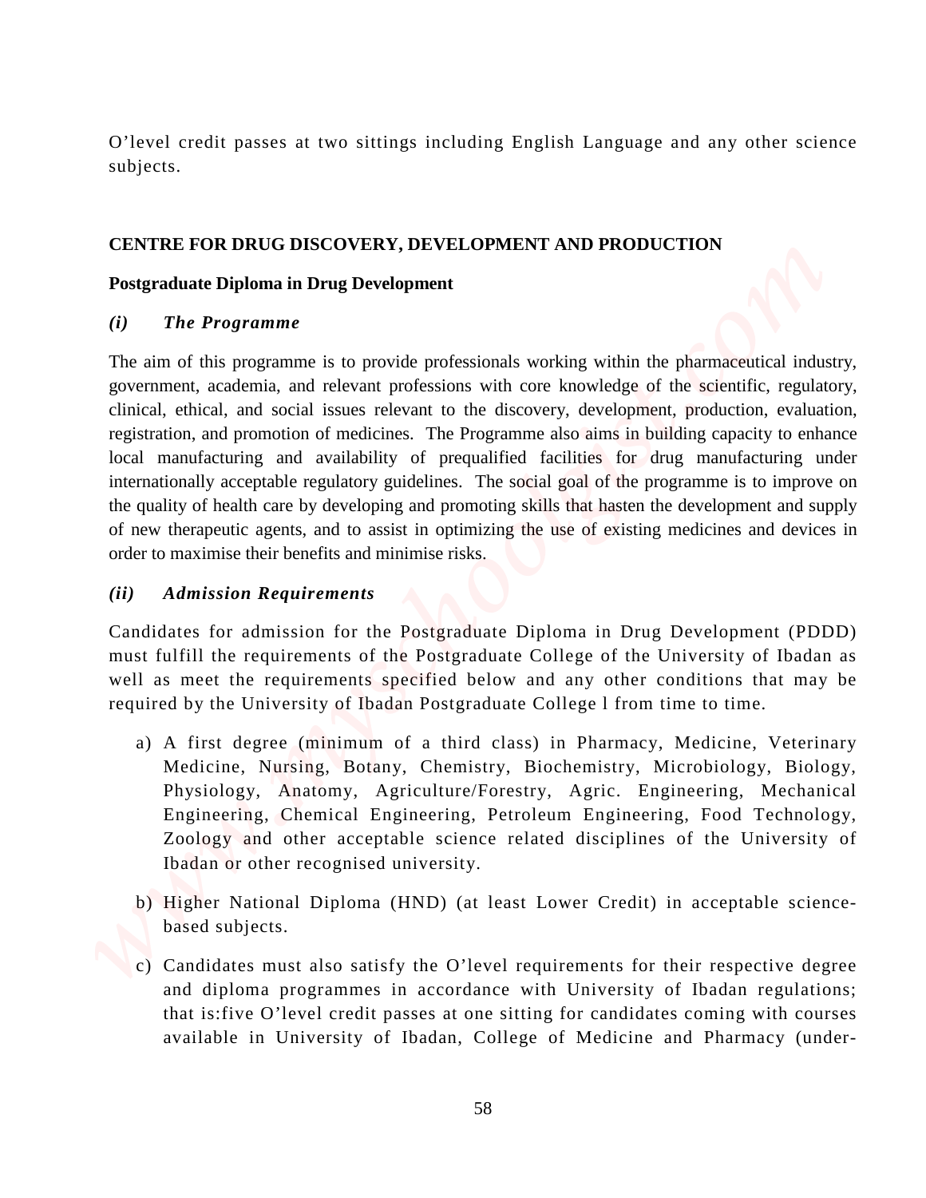O'level credit passes at two sittings including English Language and any other science subjects.

## CENTRE FOR DRUG DISCOVERY, DEVELOPMENT AND PRODUCTION

### Postgraduate Diploma in Drug Development

#### *(i) The Programme*

The aim of this programme is to provide professionals working within the pharmaceutical industry, government, academia, and relevant professions with core knowledge of the scientific, regulatory, clinical, ethical, and social issues relevant to the discovery, development, production, evaluation, registration, and promotion of medicines. The Programme also aims in building capacity to enhance local manufacturing and availability of prequalified facilities for drug manufacturing under internationally acceptable regulatory guidelines. The social goal of the programme is to improve on the quality of health care by developing and promoting skills that hasten the development and supply of new therapeutic agents, and to assist in optimizing the use of existing medicines and devices in order to maximise their benefits and minimise risks.

#### *(ii) Admission Requirements*

Candidates for admission for the Postgraduate Diploma in Drug Development (PDDD) must fulfill the requirements of the Postgraduate College of the University of Ibadan as well as meet the requirements specified below and any other conditions that may be required by the University of Ibadan Postgraduate College l from time to time.

a) A first degree (minimum of a third class) in Pharmacy, Medicine, Veterinary Medicine, Nursing, Botany, Chemistry, Biochemistry, Microbiology, Biology, Physiology, Anatomy, Agriculture/Forestry, Agric. Engineering, Mechanical Engineering, Chemical Engineering, Petroleum Engineering, Food Technology, Zoology and other acceptable science related disciplines of the University of Ibadan or other recognised university.

b) Higher National Diploma (HND) (at least Lower Credit) in acceptable science-based subjects.

c) Candidates must also satisfy the O'level requirements for their respective degree and diploma programmes in accordance with University of Ibadan regulations; that is:five O'level credit passes at one sitting for candidates coming with courses available in University of Ibadan, College of Medicine and Pharmacy (under-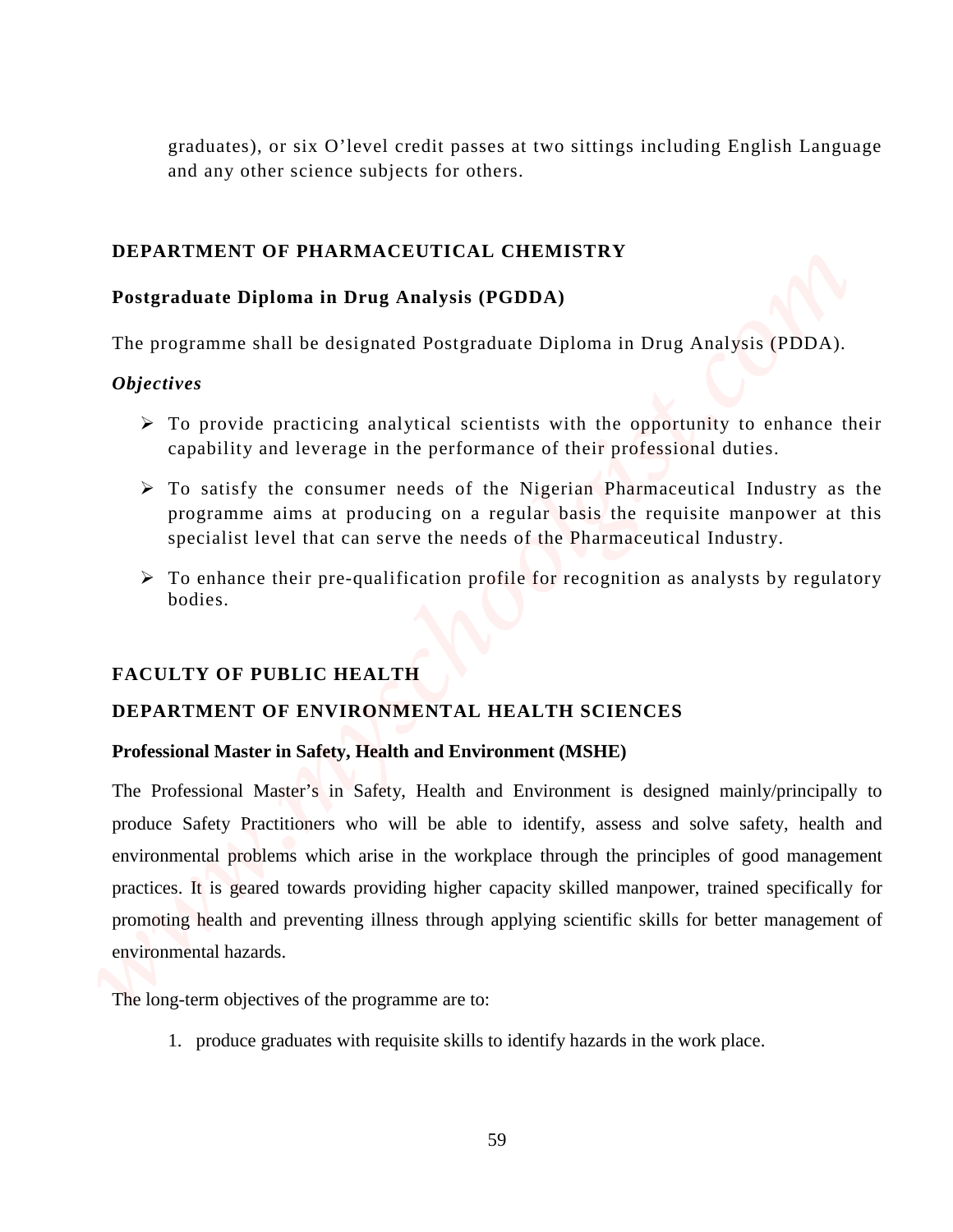graduates), or six O'level credit passes at two sittings including English Language and any other science subjects for others.

## DEPARTMENT OF PHARMACEUTICAL CHEMISTRY

### Postgraduate Diploma in Drug Analysis (PGDDA)

The programme shall be designated Postgraduate Diploma in Drug Analysis (PDDA).

***Objectives***

- To provide practicing analytical scientists with the opportunity to enhance their capability and leverage in the performance of their professional duties.
- To satisfy the consumer needs of the Nigerian Pharmaceutical Industry as the programme aims at producing on a regular basis the requisite manpower at this specialist level that can serve the needs of the Pharmaceutical Industry.
- To enhance their pre-qualification profile for recognition as analysts by regulatory bodies.

## FACULTY OF PUBLIC HEALTH

## DEPARTMENT OF ENVIRONMENTAL HEALTH SCIENCES

### Professional Master in Safety, Health and Environment (MSHE)

The Professional Master's in Safety, Health and Environment is designed mainly/principally to produce Safety Practitioners who will be able to identify, assess and solve safety, health and environmental problems which arise in the workplace through the principles of good management practices. It is geared towards providing higher capacity skilled manpower, trained specifically for promoting health and preventing illness through applying scientific skills for better management of environmental hazards.

The long-term objectives of the programme are to:

1. produce graduates with requisite skills to identify hazards in the work place.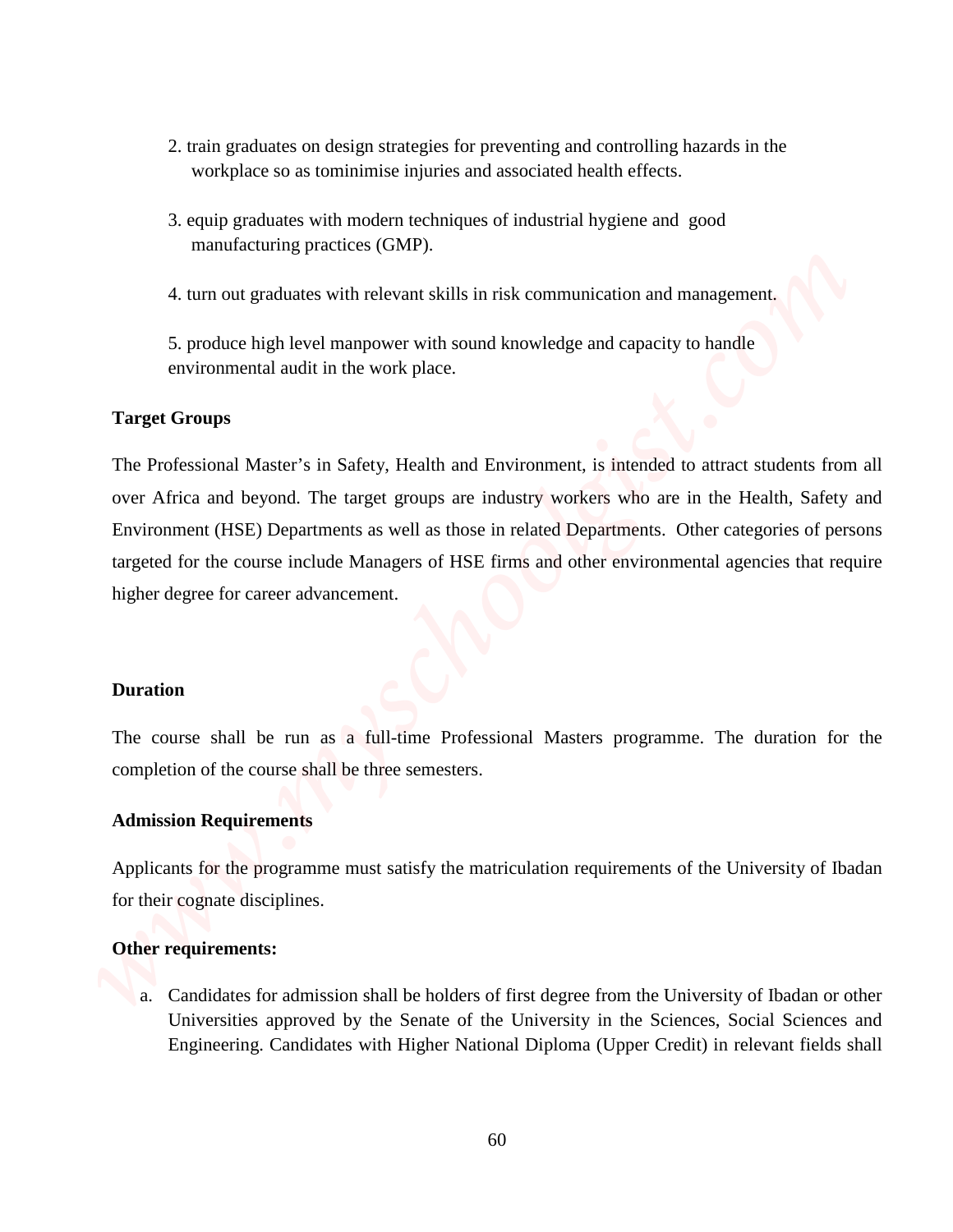2. train graduates on design strategies for preventing and controlling hazards in the workplace so as tominimise injuries and associated health effects.

3. equip graduates with modern techniques of industrial hygiene and good manufacturing practices (GMP).

4. turn out graduates with relevant skills in risk communication and management.

5. produce high level manpower with sound knowledge and capacity to handle environmental audit in the work place.

**Target Groups**

The Professional Master's in Safety, Health and Environment, is intended to attract students from all over Africa and beyond. The target groups are industry workers who are in the Health, Safety and Environment (HSE) Departments as well as those in related Departments. Other categories of persons targeted for the course include Managers of HSE firms and other environmental agencies that require higher degree for career advancement.

**Duration**

The course shall be run as a full-time Professional Masters programme. The duration for the completion of the course shall be three semesters.

**Admission Requirements**

Applicants for the programme must satisfy the matriculation requirements of the University of Ibadan for their cognate disciplines.

**Other requirements:**

a. Candidates for admission shall be holders of first degree from the University of Ibadan or other Universities approved by the Senate of the University in the Sciences, Social Sciences and Engineering. Candidates with Higher National Diploma (Upper Credit) in relevant fields shall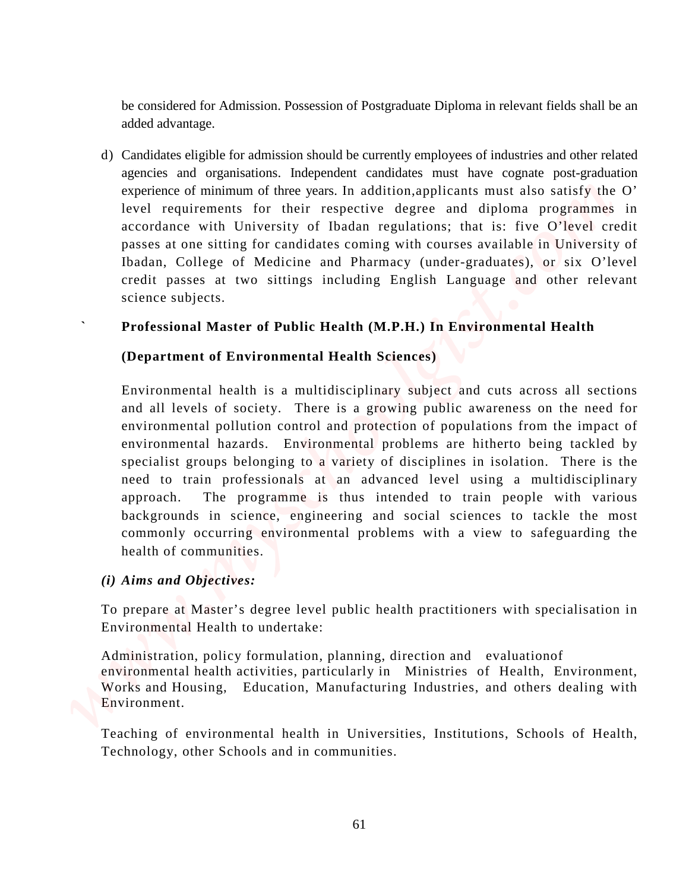be considered for Admission. Possession of Postgraduate Diploma in relevant fields shall be an added advantage.

d) Candidates eligible for admission should be currently employees of industries and other related agencies and organisations. Independent candidates must have cognate post-graduation experience of minimum of three years. In addition,applicants must also satisfy the O' level requirements for their respective degree and diploma programmes in accordance with University of Ibadan regulations; that is: five O'level credit passes at one sitting for candidates coming with courses available in University of Ibadan, College of Medicine and Pharmacy (under-graduates), or six O'level credit passes at two sittings including English Language and other relevant science subjects.

**Professional Master of Public Health (M.P.H.) In Environmental Health**

**(Department of Environmental Health Sciences)**

Environmental health is a multidisciplinary subject and cuts across all sections and all levels of society. There is a growing public awareness on the need for environmental pollution control and protection of populations from the impact of environmental hazards. Environmental problems are hitherto being tackled by specialist groups belonging to a variety of disciplines in isolation. There is the need to train professionals at an advanced level using a multidisciplinary approach. The programme is thus intended to train people with various backgrounds in science, engineering and social sciences to tackle the most commonly occurring environmental problems with a view to safeguarding the health of communities.

***(i) Aims and Objectives:***

To prepare at Master's degree level public health practitioners with specialisation in Environmental Health to undertake:

Administration, policy formulation, planning, direction and evaluationof environmental health activities, particularly in Ministries of Health, Environment, Works and Housing, Education, Manufacturing Industries, and others dealing with Environment.

Teaching of environmental health in Universities, Institutions, Schools of Health, Technology, other Schools and in communities.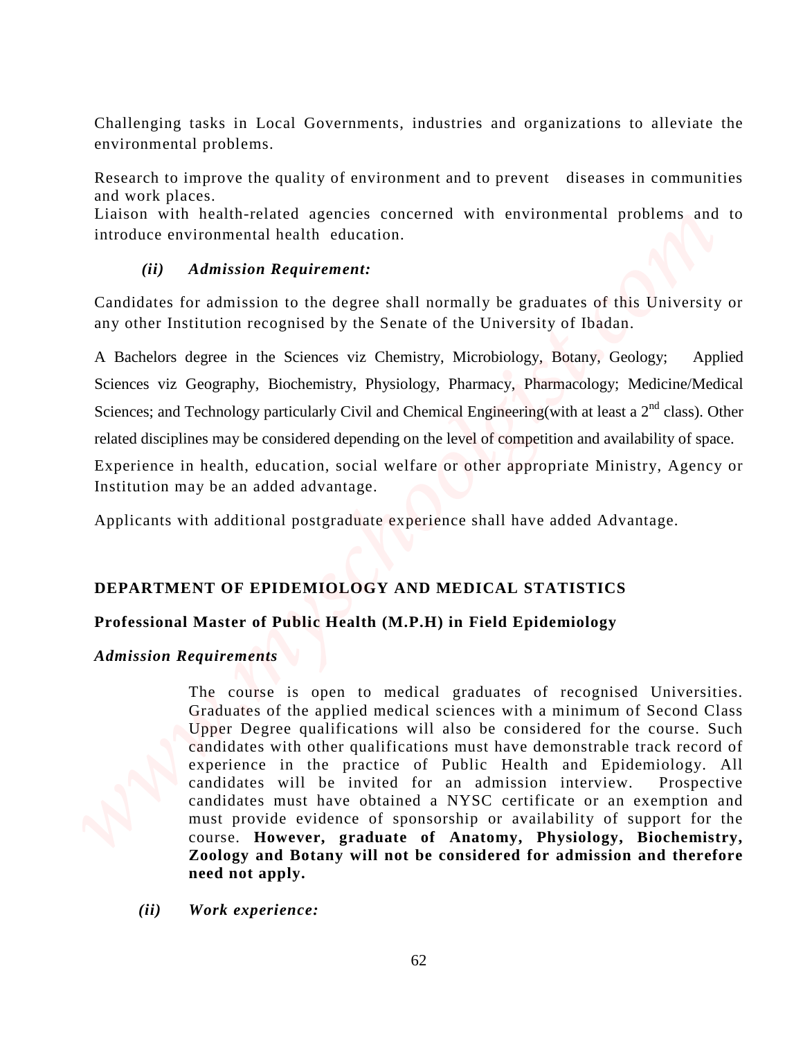Challenging tasks in Local Governments, industries and organizations to alleviate the environmental problems.

Research to improve the quality of environment and to prevent diseases in communities and work places.
Liaison with health-related agencies concerned with environmental problems and to introduce environmental health education.

*(ii) Admission Requirement:*

Candidates for admission to the degree shall normally be graduates of this University or any other Institution recognised by the Senate of the University of Ibadan.

A Bachelors degree in the Sciences viz Chemistry, Microbiology, Botany, Geology; Applied Sciences viz Geography, Biochemistry, Physiology, Pharmacy, Pharmacology; Medicine/Medical Sciences; and Technology particularly Civil and Chemical Engineering(with at least a 2nd class). Other related disciplines may be considered depending on the level of competition and availability of space.

Experience in health, education, social welfare or other appropriate Ministry, Agency or Institution may be an added advantage.

Applicants with additional postgraduate experience shall have added Advantage.

## DEPARTMENT OF EPIDEMIOLOGY AND MEDICAL STATISTICS

### Professional Master of Public Health (M.P.H) in Field Epidemiology

***Admission Requirements***

The course is open to medical graduates of recognised Universities. Graduates of the applied medical sciences with a minimum of Second Class Upper Degree qualifications will also be considered for the course. Such candidates with other qualifications must have demonstrable track record of experience in the practice of Public Health and Epidemiology. All candidates will be invited for an admission interview. Prospective candidates must have obtained a NYSC certificate or an exemption and must provide evidence of sponsorship or availability of support for the course. **However, graduate of Anatomy, Physiology, Biochemistry, Zoology and Botany will not be considered for admission and therefore need not apply.**

***(ii) Work experience:***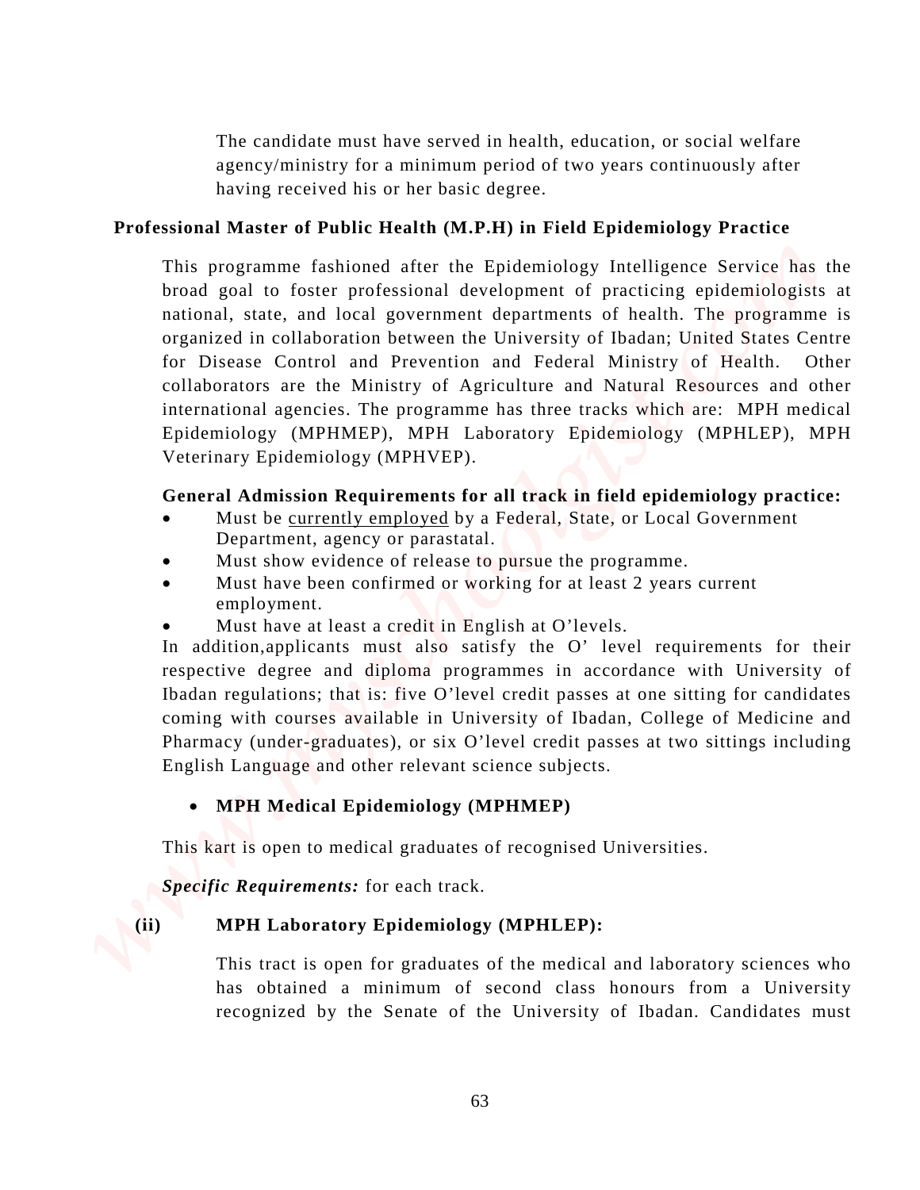The candidate must have served in health, education, or social welfare agency/ministry for a minimum period of two years continuously after having received his or her basic degree.

**Professional Master of Public Health (M.P.H) in Field Epidemiology Practice**

This programme fashioned after the Epidemiology Intelligence Service has the broad goal to foster professional development of practicing epidemiologists at national, state, and local government departments of health. The programme is organized in collaboration between the University of Ibadan; United States Centre for Disease Control and Prevention and Federal Ministry of Health. Other collaborators are the Ministry of Agriculture and Natural Resources and other international agencies. The programme has three tracks which are: MPH medical Epidemiology (MPHMEP), MPH Laboratory Epidemiology (MPHLEP), MPH Veterinary Epidemiology (MPHVEP).

**General Admission Requirements for all track in field epidemiology practice:**

- Must be <u>currently employed</u> by a Federal, State, or Local Government Department, agency or parastatal.
- Must show evidence of release to pursue the programme.
- Must have been confirmed or working for at least 2 years current employment.
- Must have at least a credit in English at O'levels.

In addition,applicants must also satisfy the O' level requirements for their respective degree and diploma programmes in accordance with University of Ibadan regulations; that is: five O'level credit passes at one sitting for candidates coming with courses available in University of Ibadan, College of Medicine and Pharmacy (under-graduates), or six O'level credit passes at two sittings including English Language and other relevant science subjects.

- **MPH Medical Epidemiology (MPHMEP)**

This kart is open to medical graduates of recognised Universities.

***Specific Requirements:*** for each track.

**(ii) MPH Laboratory Epidemiology (MPHLEP):**

This tract is open for graduates of the medical and laboratory sciences who has obtained a minimum of second class honours from a University recognized by the Senate of the University of Ibadan. Candidates must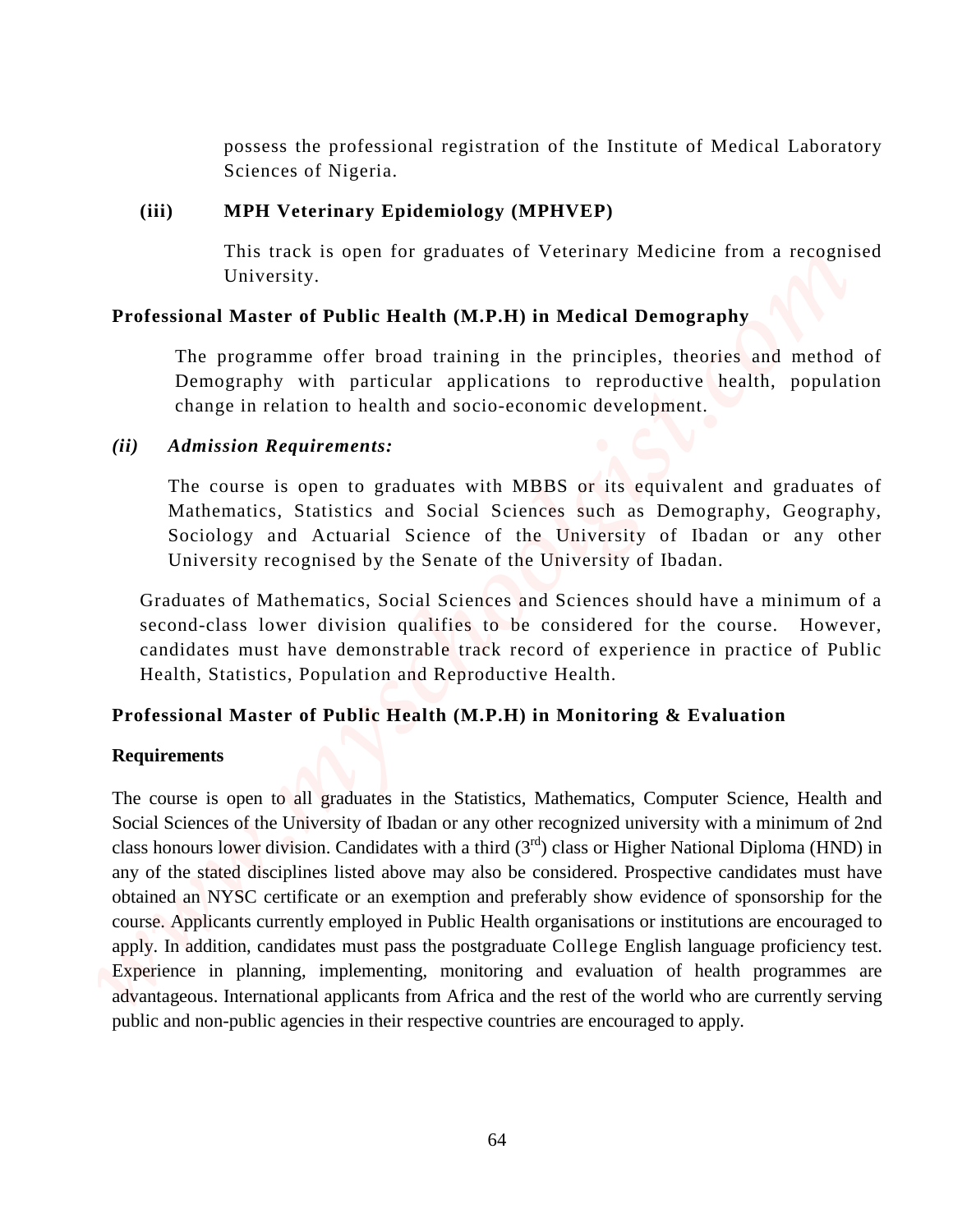possess the professional registration of the Institute of Medical Laboratory Sciences of Nigeria.

**(iii) MPH Veterinary Epidemiology (MPHVEP)**

This track is open for graduates of Veterinary Medicine from a recognised University.

**Professional Master of Public Health (M.P.H) in Medical Demography**

The programme offer broad training in the principles, theories and method of Demography with particular applications to reproductive health, population change in relation to health and socio-economic development.

***(ii) Admission Requirements:***

The course is open to graduates with MBBS or its equivalent and graduates of Mathematics, Statistics and Social Sciences such as Demography, Geography, Sociology and Actuarial Science of the University of Ibadan or any other University recognised by the Senate of the University of Ibadan.

Graduates of Mathematics, Social Sciences and Sciences should have a minimum of a second-class lower division qualifies to be considered for the course. However, candidates must have demonstrable track record of experience in practice of Public Health, Statistics, Population and Reproductive Health.

**Professional Master of Public Health (M.P.H) in Monitoring & Evaluation**

**Requirements**

The course is open to all graduates in the Statistics, Mathematics, Computer Science, Health and Social Sciences of the University of Ibadan or any other recognized university with a minimum of 2nd class honours lower division. Candidates with a third ($3^{rd}$) class or Higher National Diploma (HND) in any of the stated disciplines listed above may also be considered. Prospective candidates must have obtained an NYSC certificate or an exemption and preferably show evidence of sponsorship for the course. Applicants currently employed in Public Health organisations or institutions are encouraged to apply. In addition, candidates must pass the postgraduate College English language proficiency test. Experience in planning, implementing, monitoring and evaluation of health programmes are advantageous. International applicants from Africa and the rest of the world who are currently serving public and non-public agencies in their respective countries are encouraged to apply.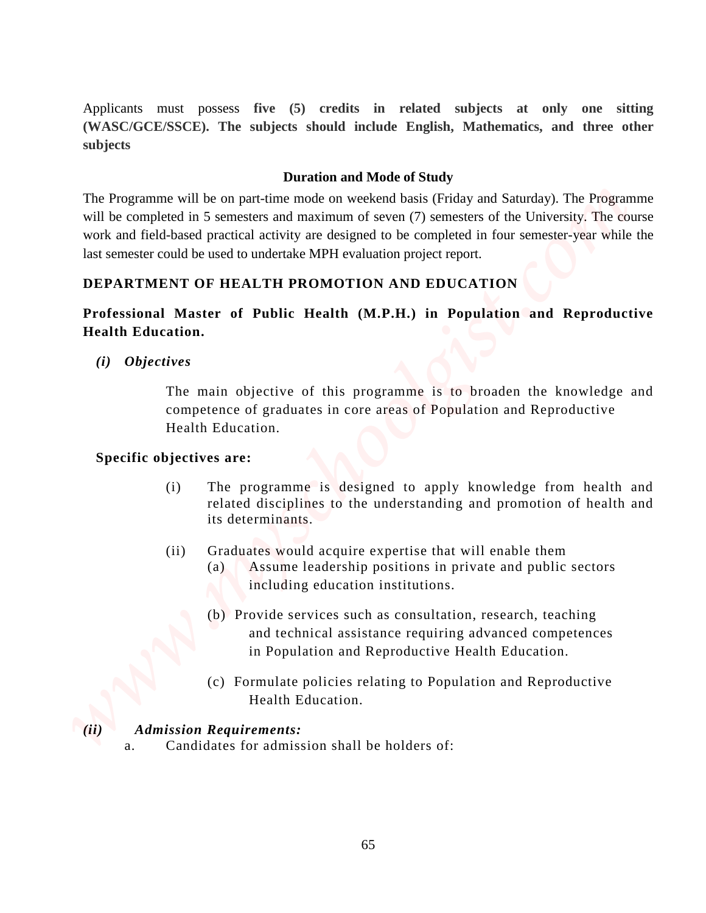Applicants must possess **five (5) credits in related subjects at only one sitting (WASC/GCE/SSCE). The subjects should include English, Mathematics, and three other subjects**

**Duration and Mode of Study**

The Programme will be on part-time mode on weekend basis (Friday and Saturday). The Programme will be completed in 5 semesters and maximum of seven (7) semesters of the University. The course work and field-based practical activity are designed to be completed in four semester-year while the last semester could be used to undertake MPH evaluation project report.

## DEPARTMENT OF HEALTH PROMOTION AND EDUCATION

### Professional Master of Public Health (M.P.H.) in Population and Reproductive Health Education.

***(i) Objectives***

The main objective of this programme is to broaden the knowledge and competence of graduates in core areas of Population and Reproductive Health Education.

**Specific objectives are:**

(i) The programme is designed to apply knowledge from health and related disciplines to the understanding and promotion of health and its determinants.

(ii) Graduates would acquire expertise that will enable them
   - (a) Assume leadership positions in private and public sectors including education institutions.
   - (b) Provide services such as consultation, research, teaching and technical assistance requiring advanced competences in Population and Reproductive Health Education.
   - (c) Formulate policies relating to Population and Reproductive Health Education.

***(ii) Admission Requirements:***

a. Candidates for admission shall be holders of: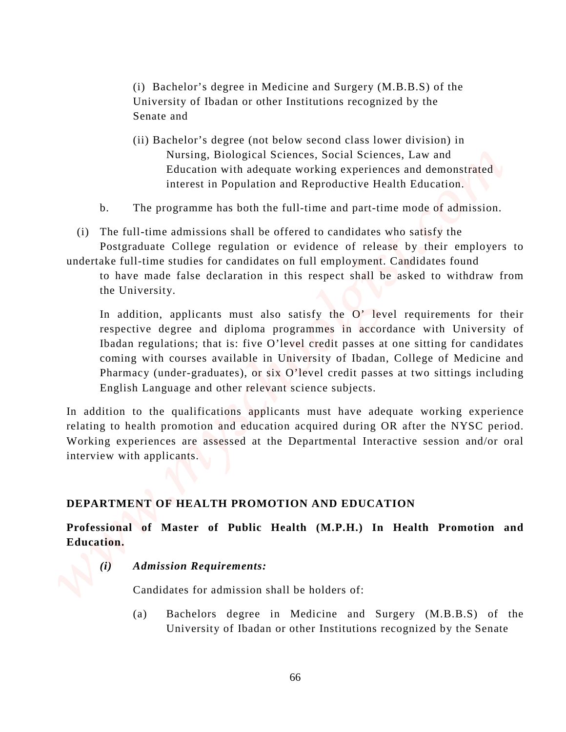(i) Bachelor's degree in Medicine and Surgery (M.B.B.S) of the University of Ibadan or other Institutions recognized by the Senate and

(ii) Bachelor's degree (not below second class lower division) in Nursing, Biological Sciences, Social Sciences, Law and Education with adequate working experiences and demonstrated interest in Population and Reproductive Health Education.

b. The programme has both the full-time and part-time mode of admission.

(i) The full-time admissions shall be offered to candidates who satisfy the Postgraduate College regulation or evidence of release by their employers to undertake full-time studies for candidates on full employment. Candidates found to have made false declaration in this respect shall be asked to withdraw from the University.

In addition, applicants must also satisfy the O' level requirements for their respective degree and diploma programmes in accordance with University of Ibadan regulations; that is: five O'level credit passes at one sitting for candidates coming with courses available in University of Ibadan, College of Medicine and Pharmacy (under-graduates), or six O'level credit passes at two sittings including English Language and other relevant science subjects.

In addition to the qualifications applicants must have adequate working experience relating to health promotion and education acquired during OR after the NYSC period. Working experiences are assessed at the Departmental Interactive session and/or oral interview with applicants.

## DEPARTMENT OF HEALTH PROMOTION AND EDUCATION

**Professional of Master of Public Health (M.P.H.) In Health Promotion and Education.**

***(i) Admission Requirements:***

Candidates for admission shall be holders of:

(a) Bachelors degree in Medicine and Surgery (M.B.B.S) of the University of Ibadan or other Institutions recognized by the Senate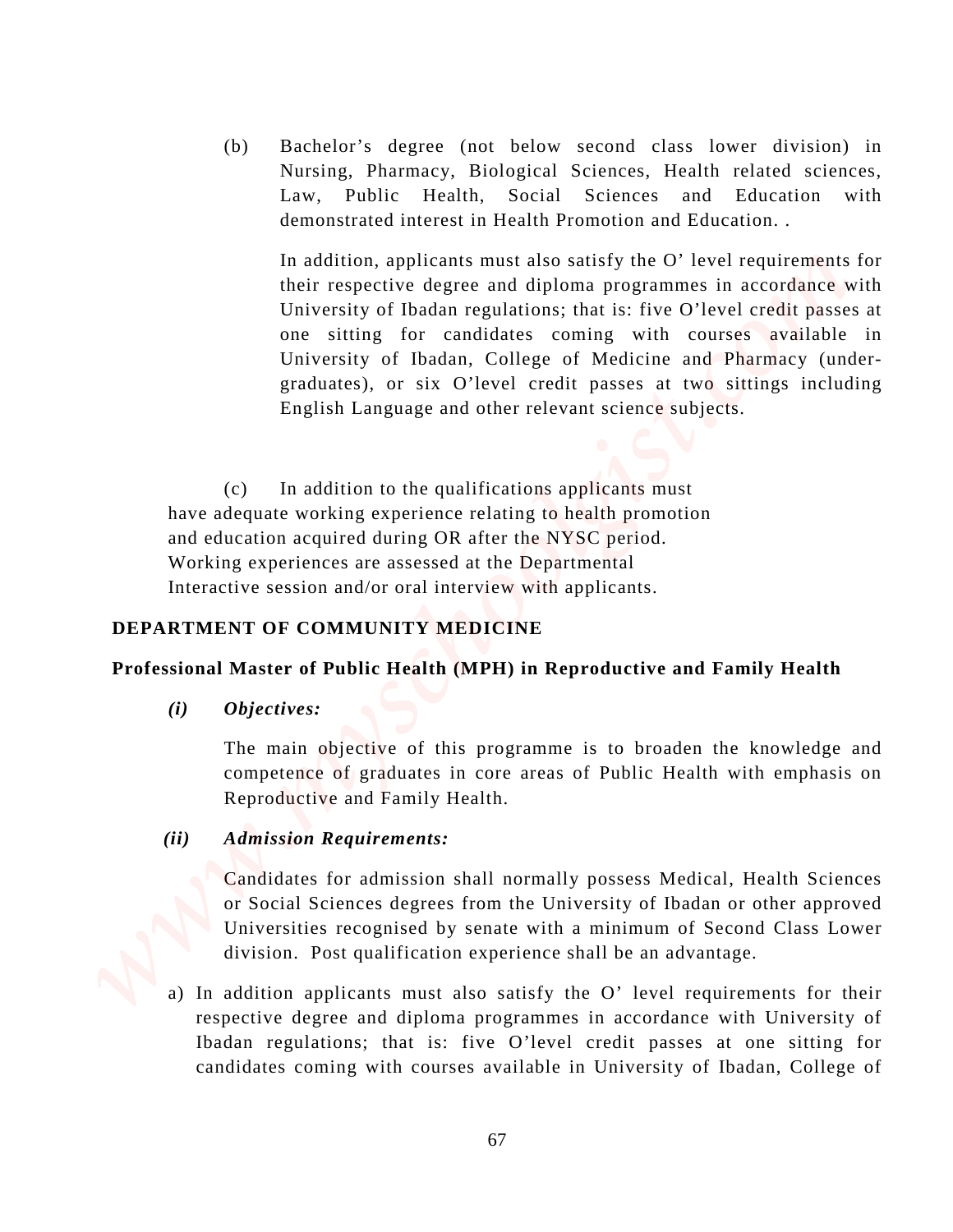(b) Bachelor's degree (not below second class lower division) in Nursing, Pharmacy, Biological Sciences, Health related sciences, Law, Public Health, Social Sciences and Education with demonstrated interest in Health Promotion and Education. .

In addition, applicants must also satisfy the O' level requirements for their respective degree and diploma programmes in accordance with University of Ibadan regulations; that is: five O'level credit passes at one sitting for candidates coming with courses available in University of Ibadan, College of Medicine and Pharmacy (under-graduates), or six O'level credit passes at two sittings including English Language and other relevant science subjects.

(c) In addition to the qualifications applicants must have adequate working experience relating to health promotion and education acquired during OR after the NYSC period. Working experiences are assessed at the Departmental Interactive session and/or oral interview with applicants.

## DEPARTMENT OF COMMUNITY MEDICINE

### Professional Master of Public Health (MPH) in Reproductive and Family Health

***(i) Objectives:***

The main objective of this programme is to broaden the knowledge and competence of graduates in core areas of Public Health with emphasis on Reproductive and Family Health.

***(ii) Admission Requirements:***

Candidates for admission shall normally possess Medical, Health Sciences or Social Sciences degrees from the University of Ibadan or other approved Universities recognised by senate with a minimum of Second Class Lower division. Post qualification experience shall be an advantage.

a) In addition applicants must also satisfy the O' level requirements for their respective degree and diploma programmes in accordance with University of Ibadan regulations; that is: five O'level credit passes at one sitting for candidates coming with courses available in University of Ibadan, College of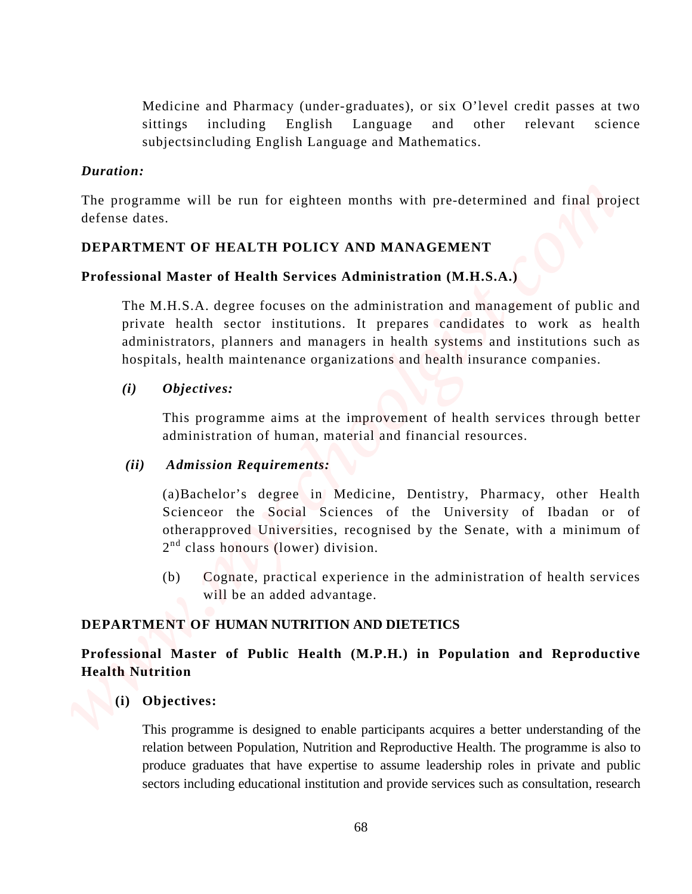Medicine and Pharmacy (under-graduates), or six O'level credit passes at two sittings including English Language and other relevant science subjectsincluding English Language and Mathematics.

***Duration:***

The programme will be run for eighteen months with pre-determined and final project defense dates.

## DEPARTMENT OF HEALTH POLICY AND MANAGEMENT

### Professional Master of Health Services Administration (M.H.S.A.)

The M.H.S.A. degree focuses on the administration and management of public and private health sector institutions. It prepares candidates to work as health administrators, planners and managers in health systems and institutions such as hospitals, health maintenance organizations and health insurance companies.

***(i) Objectives:***

This programme aims at the improvement of health services through better administration of human, material and financial resources.

***(ii) Admission Requirements:***

(a)Bachelor's degree in Medicine, Dentistry, Pharmacy, other Health Scienceor the Social Sciences of the University of Ibadan or of otherapproved Universities, recognised by the Senate, with a minimum of 2nd class honours (lower) division.

(b) Cognate, practical experience in the administration of health services will be an added advantage.

## DEPARTMENT OF HUMAN NUTRITION AND DIETETICS

### Professional Master of Public Health (M.P.H.) in Population and Reproductive Health Nutrition

**(i) Objectives:**

This programme is designed to enable participants acquires a better understanding of the relation between Population, Nutrition and Reproductive Health. The programme is also to produce graduates that have expertise to assume leadership roles in private and public sectors including educational institution and provide services such as consultation, research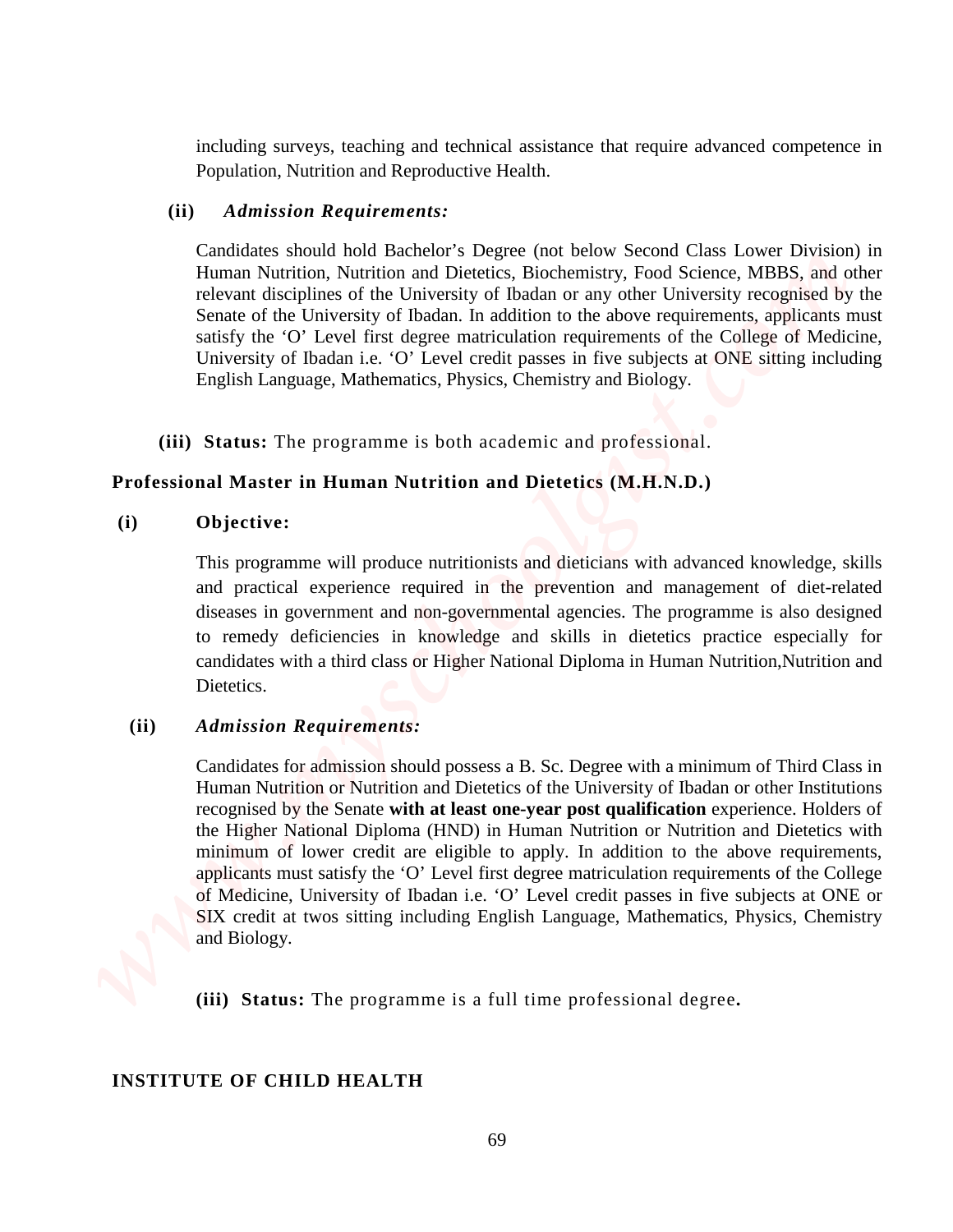including surveys, teaching and technical assistance that require advanced competence in Population, Nutrition and Reproductive Health.

**(ii)** ***Admission Requirements:***

Candidates should hold Bachelor's Degree (not below Second Class Lower Division) in Human Nutrition, Nutrition and Dietetics, Biochemistry, Food Science, MBBS, and other relevant disciplines of the University of Ibadan or any other University recognised by the Senate of the University of Ibadan. In addition to the above requirements, applicants must satisfy the 'O' Level first degree matriculation requirements of the College of Medicine, University of Ibadan i.e. 'O' Level credit passes in five subjects at ONE sitting including English Language, Mathematics, Physics, Chemistry and Biology.

**(iii) Status:** The programme is both academic and professional.

## Professional Master in Human Nutrition and Dietetics (M.H.N.D.)

**(i) Objective:**

This programme will produce nutritionists and dieticians with advanced knowledge, skills and practical experience required in the prevention and management of diet-related diseases in government and non-governmental agencies. The programme is also designed to remedy deficiencies in knowledge and skills in dietetics practice especially for candidates with a third class or Higher National Diploma in Human Nutrition,Nutrition and Dietetics.

**(ii)** ***Admission Requirements:***

Candidates for admission should possess a B. Sc. Degree with a minimum of Third Class in Human Nutrition or Nutrition and Dietetics of the University of Ibadan or other Institutions recognised by the Senate **with at least one-year post qualification** experience. Holders of the Higher National Diploma (HND) in Human Nutrition or Nutrition and Dietetics with minimum of lower credit are eligible to apply. In addition to the above requirements, applicants must satisfy the 'O' Level first degree matriculation requirements of the College of Medicine, University of Ibadan i.e. 'O' Level credit passes in five subjects at ONE or SIX credit at twos sitting including English Language, Mathematics, Physics, Chemistry and Biology.

**(iii) Status:** The programme is a full time professional degree**.**

## INSTITUTE OF CHILD HEALTH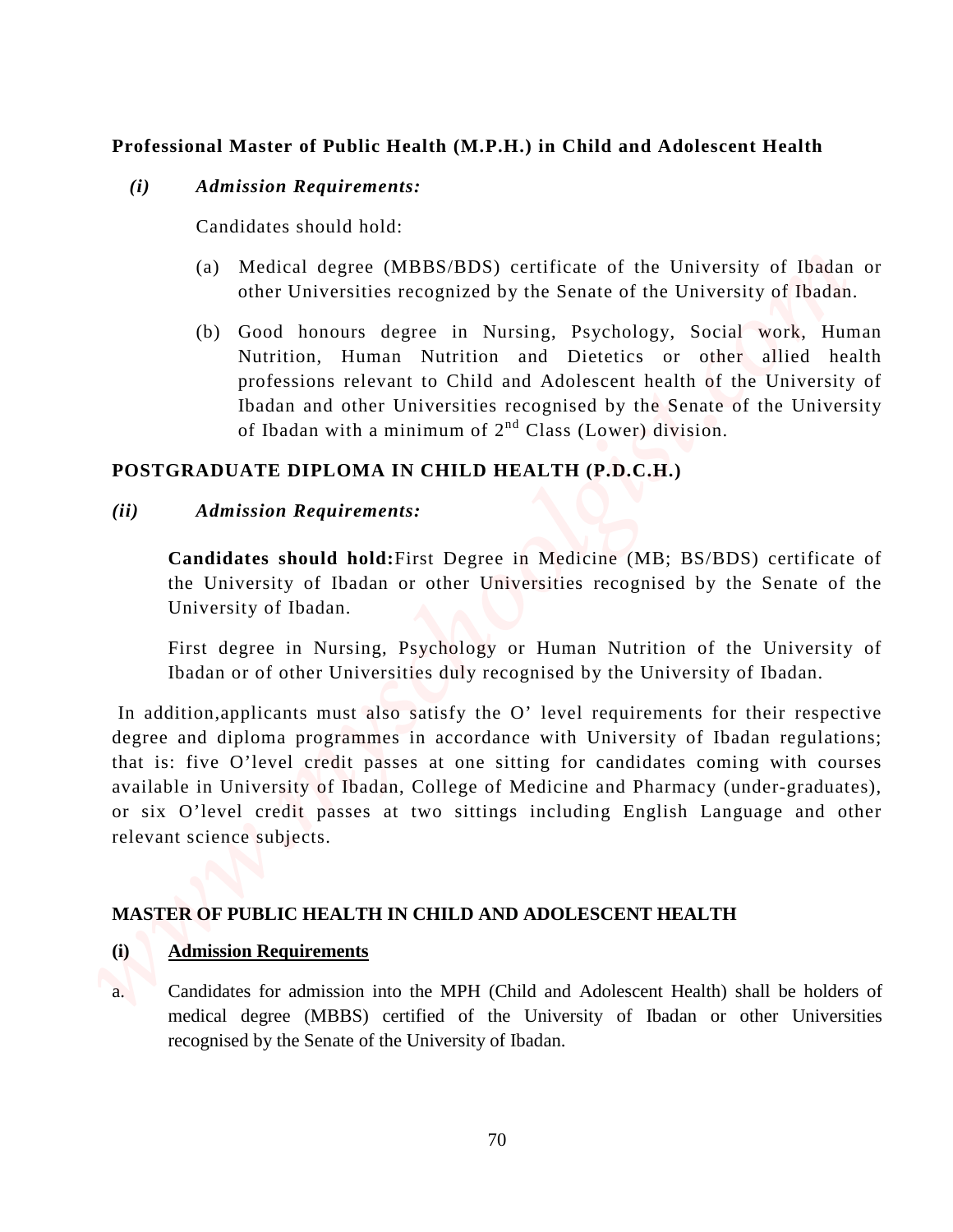**Professional Master of Public Health (M.P.H.) in Child and Adolescent Health**

*(i)* ***Admission Requirements:***

Candidates should hold:

(a) Medical degree (MBBS/BDS) certificate of the University of Ibadan or other Universities recognized by the Senate of the University of Ibadan.

(b) Good honours degree in Nursing, Psychology, Social work, Human Nutrition, Human Nutrition and Dietetics or other allied health professions relevant to Child and Adolescent health of the University of Ibadan and other Universities recognised by the Senate of the University of Ibadan with a minimum of 2nd Class (Lower) division.

**POSTGRADUATE DIPLOMA IN CHILD HEALTH (P.D.C.H.)**

*(ii)* ***Admission Requirements:***

**Candidates should hold:**First Degree in Medicine (MB; BS/BDS) certificate of the University of Ibadan or other Universities recognised by the Senate of the University of Ibadan.

First degree in Nursing, Psychology or Human Nutrition of the University of Ibadan or of other Universities duly recognised by the University of Ibadan.

In addition,applicants must also satisfy the O' level requirements for their respective degree and diploma programmes in accordance with University of Ibadan regulations; that is: five O'level credit passes at one sitting for candidates coming with courses available in University of Ibadan, College of Medicine and Pharmacy (under-graduates), or six O'level credit passes at two sittings including English Language and other relevant science subjects.

**MASTER OF PUBLIC HEALTH IN CHILD AND ADOLESCENT HEALTH**

**(i)** **Admission Requirements**

a. Candidates for admission into the MPH (Child and Adolescent Health) shall be holders of medical degree (MBBS) certified of the University of Ibadan or other Universities recognised by the Senate of the University of Ibadan.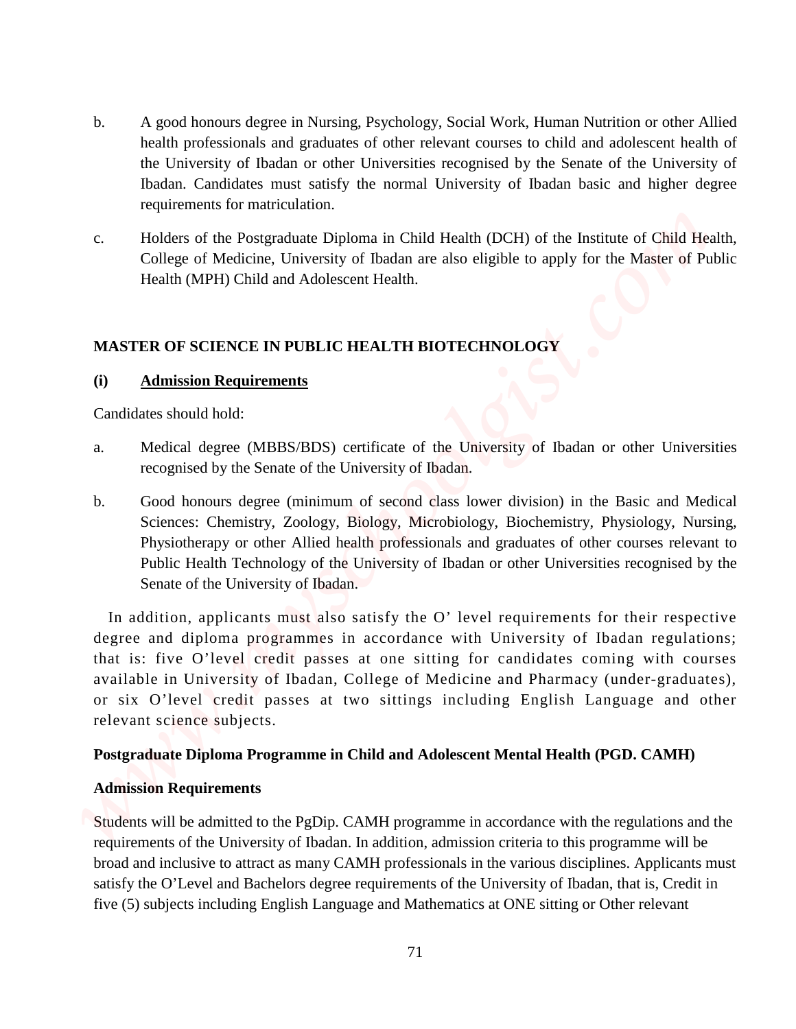b. A good honours degree in Nursing, Psychology, Social Work, Human Nutrition or other Allied health professionals and graduates of other relevant courses to child and adolescent health of the University of Ibadan or other Universities recognised by the Senate of the University of Ibadan. Candidates must satisfy the normal University of Ibadan basic and higher degree requirements for matriculation.

c. Holders of the Postgraduate Diploma in Child Health (DCH) of the Institute of Child Health, College of Medicine, University of Ibadan are also eligible to apply for the Master of Public Health (MPH) Child and Adolescent Health.

**MASTER OF SCIENCE IN PUBLIC HEALTH BIOTECHNOLOGY**

**(i) <u>Admission Requirements</u>**

Candidates should hold:

a. Medical degree (MBBS/BDS) certificate of the University of Ibadan or other Universities recognised by the Senate of the University of Ibadan.

b. Good honours degree (minimum of second class lower division) in the Basic and Medical Sciences: Chemistry, Zoology, Biology, Microbiology, Biochemistry, Physiology, Nursing, Physiotherapy or other Allied health professionals and graduates of other courses relevant to Public Health Technology of the University of Ibadan or other Universities recognised by the Senate of the University of Ibadan.

In addition, applicants must also satisfy the O' level requirements for their respective degree and diploma programmes in accordance with University of Ibadan regulations; that is: five O'level credit passes at one sitting for candidates coming with courses available in University of Ibadan, College of Medicine and Pharmacy (under-graduates), or six O'level credit passes at two sittings including English Language and other relevant science subjects.

**Postgraduate Diploma Programme in Child and Adolescent Mental Health (PGD. CAMH)**

**Admission Requirements**

Students will be admitted to the PgDip. CAMH programme in accordance with the regulations and the requirements of the University of Ibadan. In addition, admission criteria to this programme will be broad and inclusive to attract as many CAMH professionals in the various disciplines. Applicants must satisfy the O'Level and Bachelors degree requirements of the University of Ibadan, that is, Credit in five (5) subjects including English Language and Mathematics at ONE sitting or Other relevant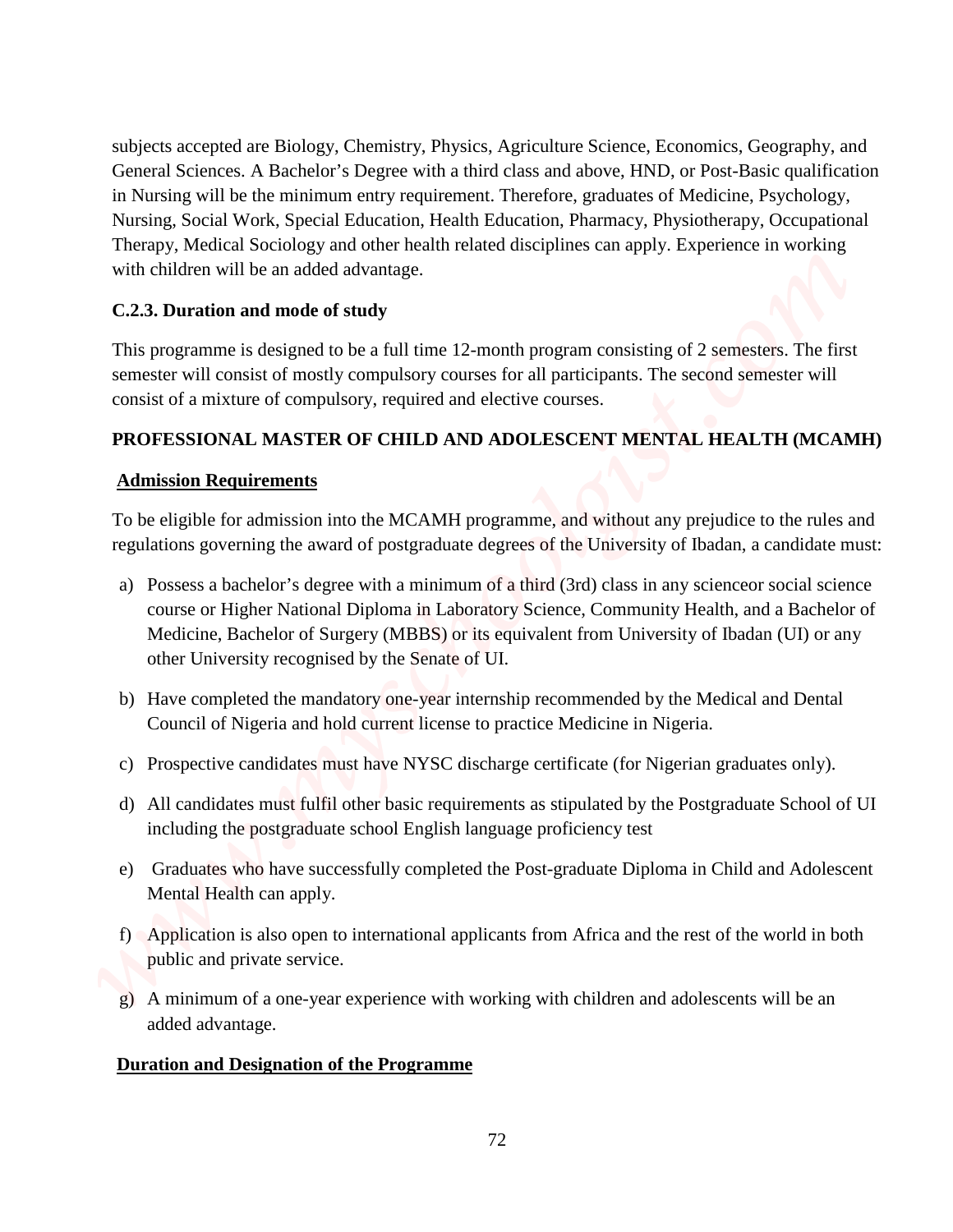subjects accepted are Biology, Chemistry, Physics, Agriculture Science, Economics, Geography, and General Sciences. A Bachelor's Degree with a third class and above, HND, or Post-Basic qualification in Nursing will be the minimum entry requirement. Therefore, graduates of Medicine, Psychology, Nursing, Social Work, Special Education, Health Education, Pharmacy, Physiotherapy, Occupational Therapy, Medical Sociology and other health related disciplines can apply. Experience in working with children will be an added advantage.

### C.2.3. Duration and mode of study

This programme is designed to be a full time 12-month program consisting of 2 semesters. The first semester will consist of mostly compulsory courses for all participants. The second semester will consist of a mixture of compulsory, required and elective courses.

## PROFESSIONAL MASTER OF CHILD AND ADOLESCENT MENTAL HEALTH (MCAMH)

### Admission Requirements

To be eligible for admission into the MCAMH programme, and without any prejudice to the rules and regulations governing the award of postgraduate degrees of the University of Ibadan, a candidate must:

a) Possess a bachelor's degree with a minimum of a third (3rd) class in any scienceor social science course or Higher National Diploma in Laboratory Science, Community Health, and a Bachelor of Medicine, Bachelor of Surgery (MBBS) or its equivalent from University of Ibadan (UI) or any other University recognised by the Senate of UI.

b) Have completed the mandatory one-year internship recommended by the Medical and Dental Council of Nigeria and hold current license to practice Medicine in Nigeria.

c) Prospective candidates must have NYSC discharge certificate (for Nigerian graduates only).

d) All candidates must fulfil other basic requirements as stipulated by the Postgraduate School of UI including the postgraduate school English language proficiency test

e) Graduates who have successfully completed the Post-graduate Diploma in Child and Adolescent Mental Health can apply.

f) Application is also open to international applicants from Africa and the rest of the world in both public and private service.

g) A minimum of a one-year experience with working with children and adolescents will be an added advantage.

### Duration and Designation of the Programme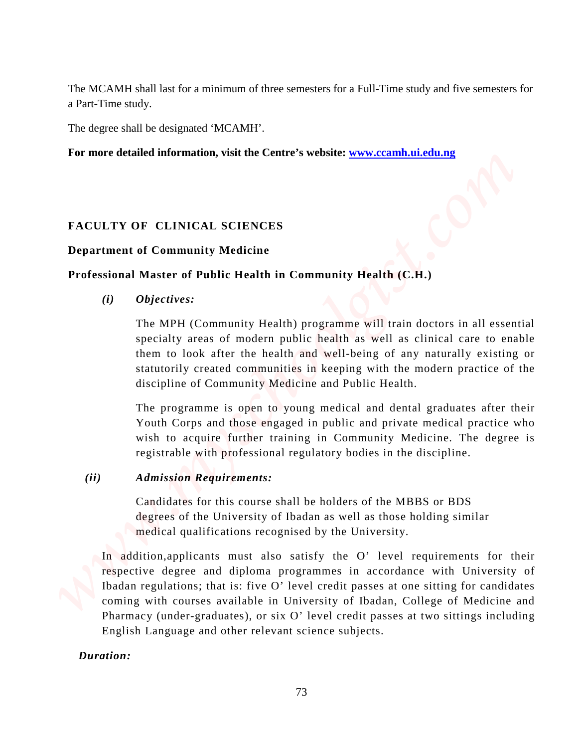The MCAMH shall last for a minimum of three semesters for a Full-Time study and five semesters for a Part-Time study.

The degree shall be designated 'MCAMH'.

**For more detailed information, visit the Centre's website: www.ccamh.ui.edu.ng**

## FACULTY OF CLINICAL SCIENCES

### Department of Community Medicine

### Professional Master of Public Health in Community Health (C.H.)

***(i) Objectives:***

The MPH (Community Health) programme will train doctors in all essential specialty areas of modern public health as well as clinical care to enable them to look after the health and well-being of any naturally existing or statutorily created communities in keeping with the modern practice of the discipline of Community Medicine and Public Health.

The programme is open to young medical and dental graduates after their Youth Corps and those engaged in public and private medical practice who wish to acquire further training in Community Medicine. The degree is registrable with professional regulatory bodies in the discipline.

***(ii) Admission Requirements:***

Candidates for this course shall be holders of the MBBS or BDS degrees of the University of Ibadan as well as those holding similar medical qualifications recognised by the University.

In addition,applicants must also satisfy the O' level requirements for their respective degree and diploma programmes in accordance with University of Ibadan regulations; that is: five O' level credit passes at one sitting for candidates coming with courses available in University of Ibadan, College of Medicine and Pharmacy (under-graduates), or six O' level credit passes at two sittings including English Language and other relevant science subjects.

***Duration:***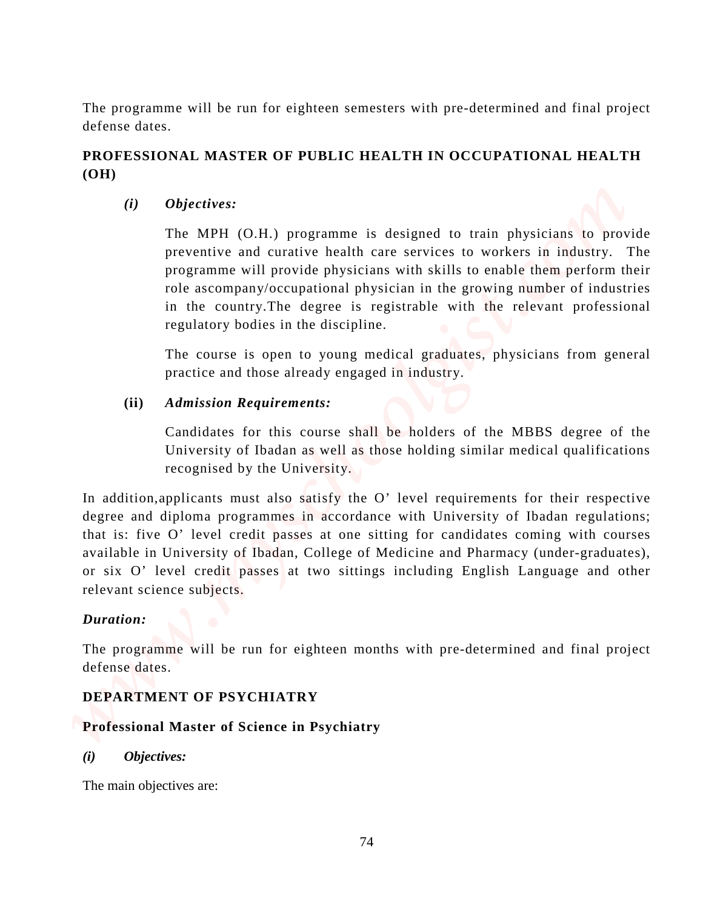The programme will be run for eighteen semesters with pre-determined and final project defense dates.

## PROFESSIONAL MASTER OF PUBLIC HEALTH IN OCCUPATIONAL HEALTH (OH)

***(i) Objectives:***

The MPH (O.H.) programme is designed to train physicians to provide preventive and curative health care services to workers in industry. The programme will provide physicians with skills to enable them perform their role ascompany/occupational physician in the growing number of industries in the country.The degree is registrable with the relevant professional regulatory bodies in the discipline.

The course is open to young medical graduates, physicians from general practice and those already engaged in industry.

**(ii)** ***Admission Requirements:***

Candidates for this course shall be holders of the MBBS degree of the University of Ibadan as well as those holding similar medical qualifications recognised by the University.

In addition,applicants must also satisfy the O' level requirements for their respective degree and diploma programmes in accordance with University of Ibadan regulations; that is: five O' level credit passes at one sitting for candidates coming with courses available in University of Ibadan, College of Medicine and Pharmacy (under-graduates), or six O' level credit passes at two sittings including English Language and other relevant science subjects.

***Duration:***

The programme will be run for eighteen months with pre-determined and final project defense dates.

## DEPARTMENT OF PSYCHIATRY

### Professional Master of Science in Psychiatry

***(i) Objectives:***

The main objectives are: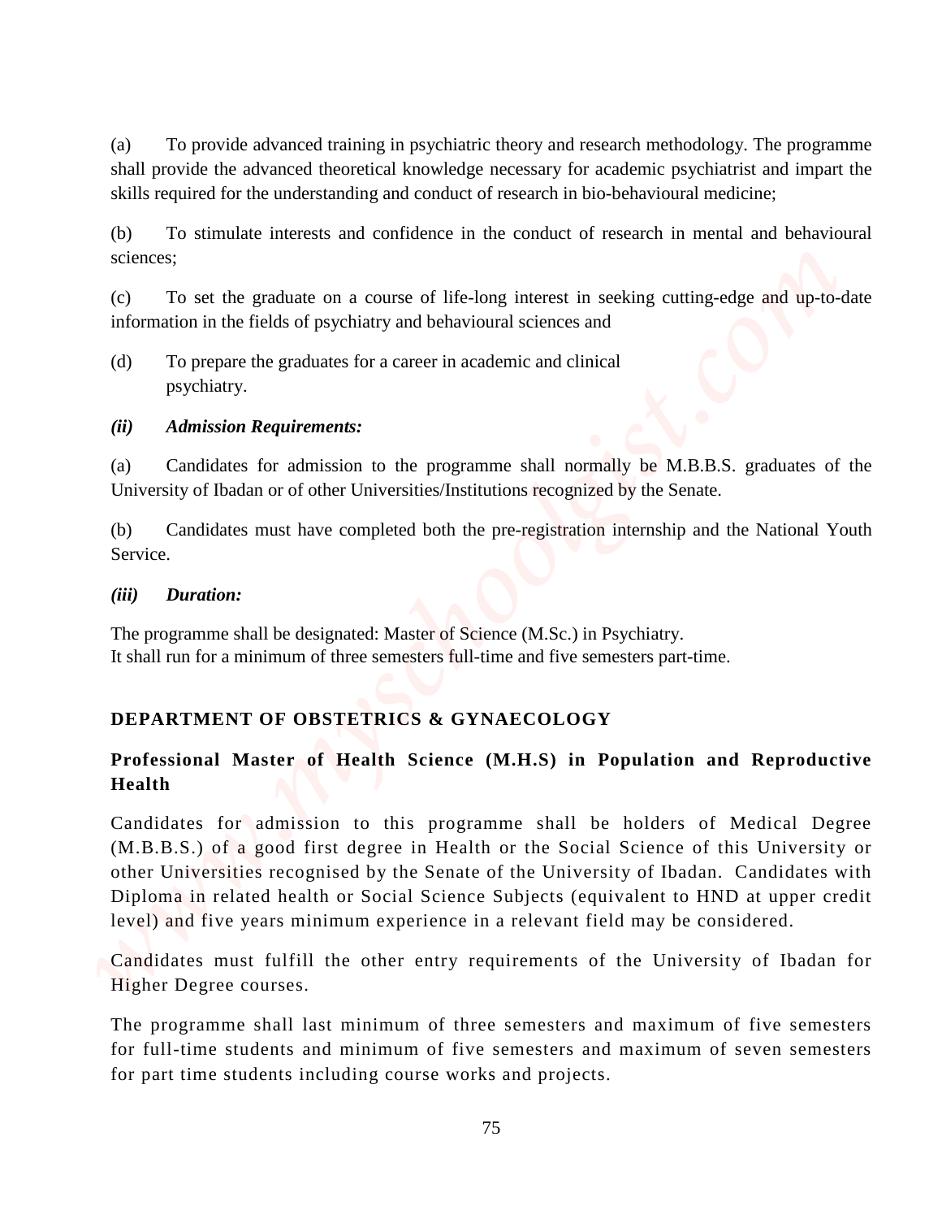(a) To provide advanced training in psychiatric theory and research methodology. The programme shall provide the advanced theoretical knowledge necessary for academic psychiatrist and impart the skills required for the understanding and conduct of research in bio-behavioural medicine;

(b) To stimulate interests and confidence in the conduct of research in mental and behavioural sciences;

(c) To set the graduate on a course of life-long interest in seeking cutting-edge and up-to-date information in the fields of psychiatry and behavioural sciences and

(d) To prepare the graduates for a career in academic and clinical psychiatry.

***(ii) Admission Requirements:***

(a) Candidates for admission to the programme shall normally be M.B.B.S. graduates of the University of Ibadan or of other Universities/Institutions recognized by the Senate.

(b) Candidates must have completed both the pre-registration internship and the National Youth Service.

***(iii) Duration:***

The programme shall be designated: Master of Science (M.Sc.) in Psychiatry.
It shall run for a minimum of three semesters full-time and five semesters part-time.

## DEPARTMENT OF OBSTETRICS & GYNAECOLOGY

### Professional Master of Health Science (M.H.S) in Population and Reproductive Health

Candidates for admission to this programme shall be holders of Medical Degree (M.B.B.S.) of a good first degree in Health or the Social Science of this University or other Universities recognised by the Senate of the University of Ibadan. Candidates with Diploma in related health or Social Science Subjects (equivalent to HND at upper credit level) and five years minimum experience in a relevant field may be considered.

Candidates must fulfill the other entry requirements of the University of Ibadan for Higher Degree courses.

The programme shall last minimum of three semesters and maximum of five semesters for full-time students and minimum of five semesters and maximum of seven semesters for part time students including course works and projects.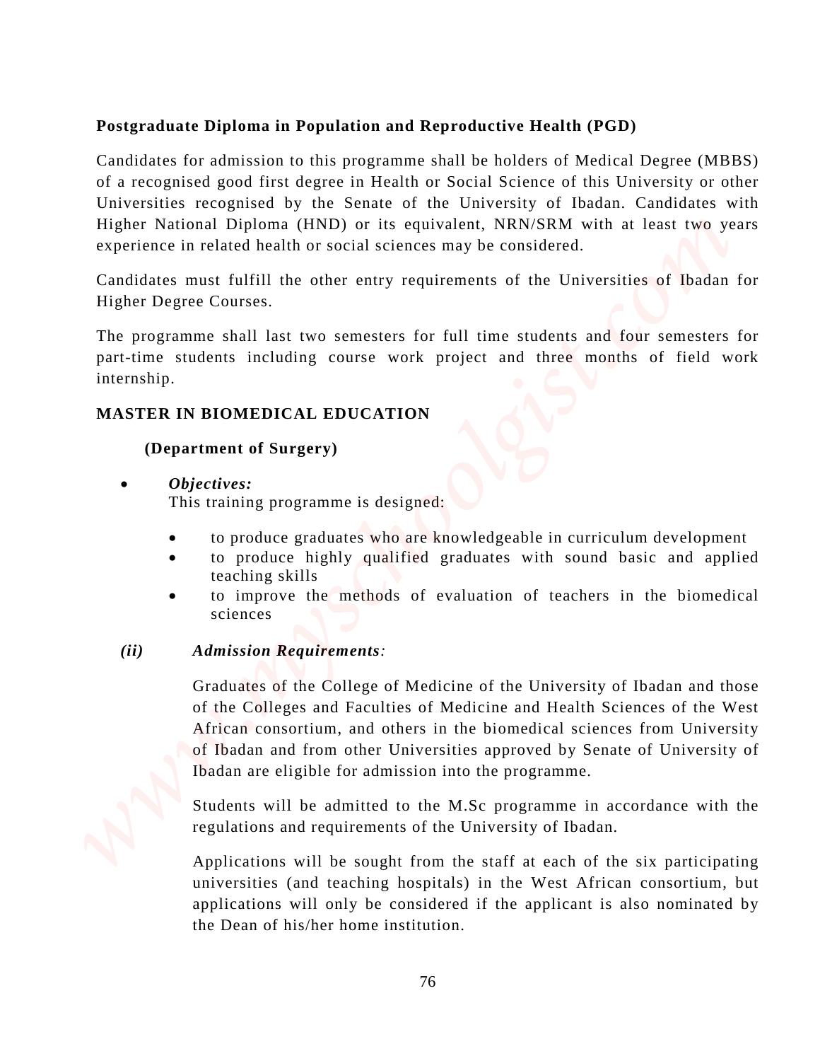**Postgraduate Diploma in Population and Reproductive Health (PGD)**

Candidates for admission to this programme shall be holders of Medical Degree (MBBS) of a recognised good first degree in Health or Social Science of this University or other Universities recognised by the Senate of the University of Ibadan. Candidates with Higher National Diploma (HND) or its equivalent, NRN/SRM with at least two years experience in related health or social sciences may be considered.

Candidates must fulfill the other entry requirements of the Universities of Ibadan for Higher Degree Courses.

The programme shall last two semesters for full time students and four semesters for part-time students including course work project and three months of field work internship.

## MASTER IN BIOMEDICAL EDUCATION

**(Department of Surgery)**

- ***Objectives:***
  This training programme is designed:
  - to produce graduates who are knowledgeable in curriculum development
  - to produce highly qualified graduates with sound basic and applied teaching skills
  - to improve the methods of evaluation of teachers in the biomedical sciences

***(ii) Admission Requirements:***

Graduates of the College of Medicine of the University of Ibadan and those of the Colleges and Faculties of Medicine and Health Sciences of the West African consortium, and others in the biomedical sciences from University of Ibadan and from other Universities approved by Senate of University of Ibadan are eligible for admission into the programme.

Students will be admitted to the M.Sc programme in accordance with the regulations and requirements of the University of Ibadan.

Applications will be sought from the staff at each of the six participating universities (and teaching hospitals) in the West African consortium, but applications will only be considered if the applicant is also nominated by the Dean of his/her home institution.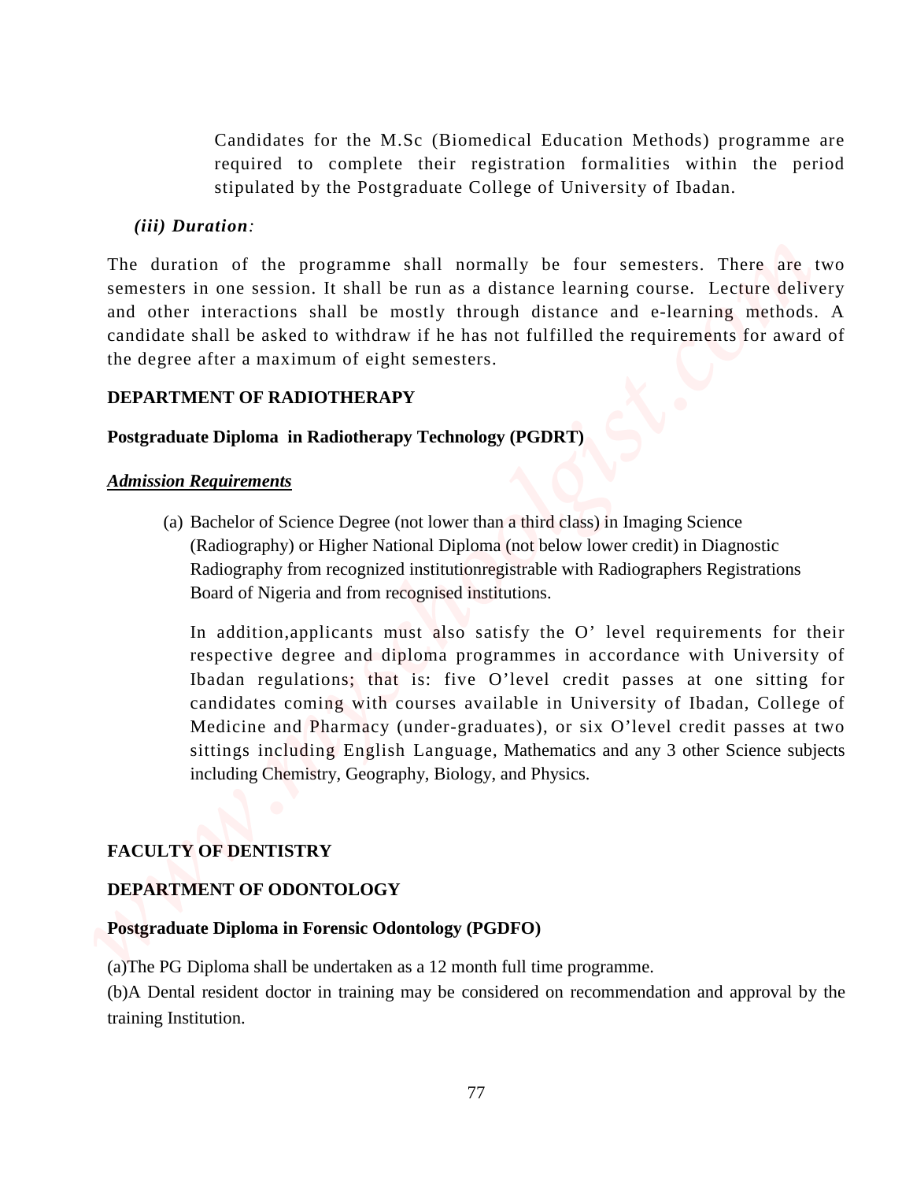Candidates for the M.Sc (Biomedical Education Methods) programme are required to complete their registration formalities within the period stipulated by the Postgraduate College of University of Ibadan.

***(iii) Duration:***

The duration of the programme shall normally be four semesters. There are two semesters in one session. It shall be run as a distance learning course. Lecture delivery and other interactions shall be mostly through distance and e-learning methods. A candidate shall be asked to withdraw if he has not fulfilled the requirements for award of the degree after a maximum of eight semesters.

**DEPARTMENT OF RADIOTHERAPY**

**Postgraduate Diploma in Radiotherapy Technology (PGDRT)**

***Admission Requirements***

(a) Bachelor of Science Degree (not lower than a third class) in Imaging Science (Radiography) or Higher National Diploma (not below lower credit) in Diagnostic Radiography from recognized institutionregistrable with Radiographers Registrations Board of Nigeria and from recognised institutions.

In addition,applicants must also satisfy the O' level requirements for their respective degree and diploma programmes in accordance with University of Ibadan regulations; that is: five O'level credit passes at one sitting for candidates coming with courses available in University of Ibadan, College of Medicine and Pharmacy (under-graduates), or six O'level credit passes at two sittings including English Language, Mathematics and any 3 other Science subjects including Chemistry, Geography, Biology, and Physics.

**FACULTY OF DENTISTRY**

**DEPARTMENT OF ODONTOLOGY**

**Postgraduate Diploma in Forensic Odontology (PGDFO)**

(a)The PG Diploma shall be undertaken as a 12 month full time programme.
(b)A Dental resident doctor in training may be considered on recommendation and approval by the training Institution.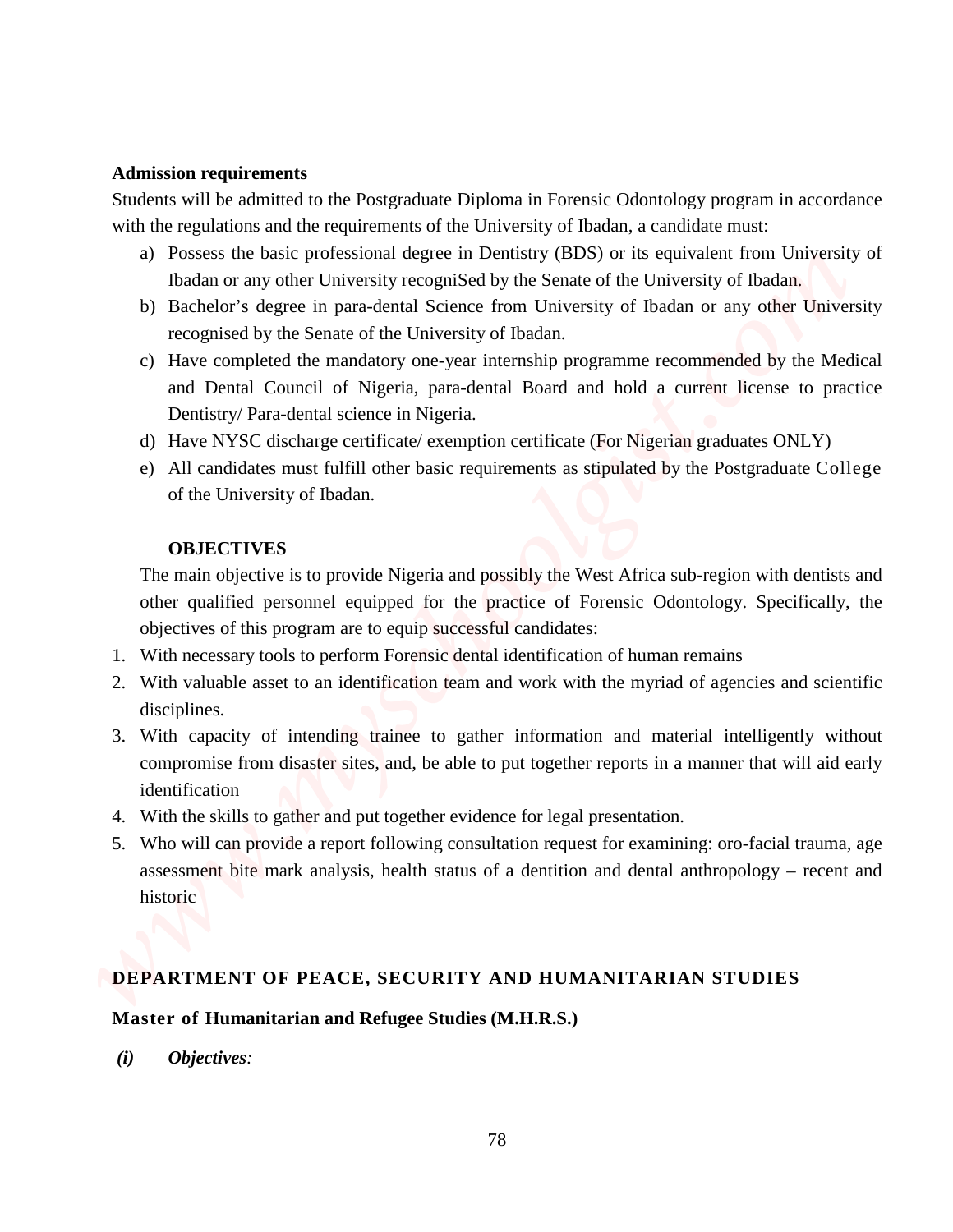**Admission requirements**

Students will be admitted to the Postgraduate Diploma in Forensic Odontology program in accordance with the regulations and the requirements of the University of Ibadan, a candidate must:

a) Possess the basic professional degree in Dentistry (BDS) or its equivalent from University of Ibadan or any other University recogniSed by the Senate of the University of Ibadan.
b) Bachelor's degree in para-dental Science from University of Ibadan or any other University recognised by the Senate of the University of Ibadan.
c) Have completed the mandatory one-year internship programme recommended by the Medical and Dental Council of Nigeria, para-dental Board and hold a current license to practice Dentistry/ Para-dental science in Nigeria.
d) Have NYSC discharge certificate/ exemption certificate (For Nigerian graduates ONLY)
e) All candidates must fulfill other basic requirements as stipulated by the Postgraduate College of the University of Ibadan.

**OBJECTIVES**

The main objective is to provide Nigeria and possibly the West Africa sub-region with dentists and other qualified personnel equipped for the practice of Forensic Odontology. Specifically, the objectives of this program are to equip successful candidates:

1. With necessary tools to perform Forensic dental identification of human remains
2. With valuable asset to an identification team and work with the myriad of agencies and scientific disciplines.
3. With capacity of intending trainee to gather information and material intelligently without compromise from disaster sites, and, be able to put together reports in a manner that will aid early identification
4. With the skills to gather and put together evidence for legal presentation.
5. Who will can provide a report following consultation request for examining: oro-facial trauma, age assessment bite mark analysis, health status of a dentition and dental anthropology – recent and historic

## DEPARTMENT OF PEACE, SECURITY AND HUMANITARIAN STUDIES

**Master of Humanitarian and Refugee Studies (M.H.R.S.)**

***(i) Objectives:***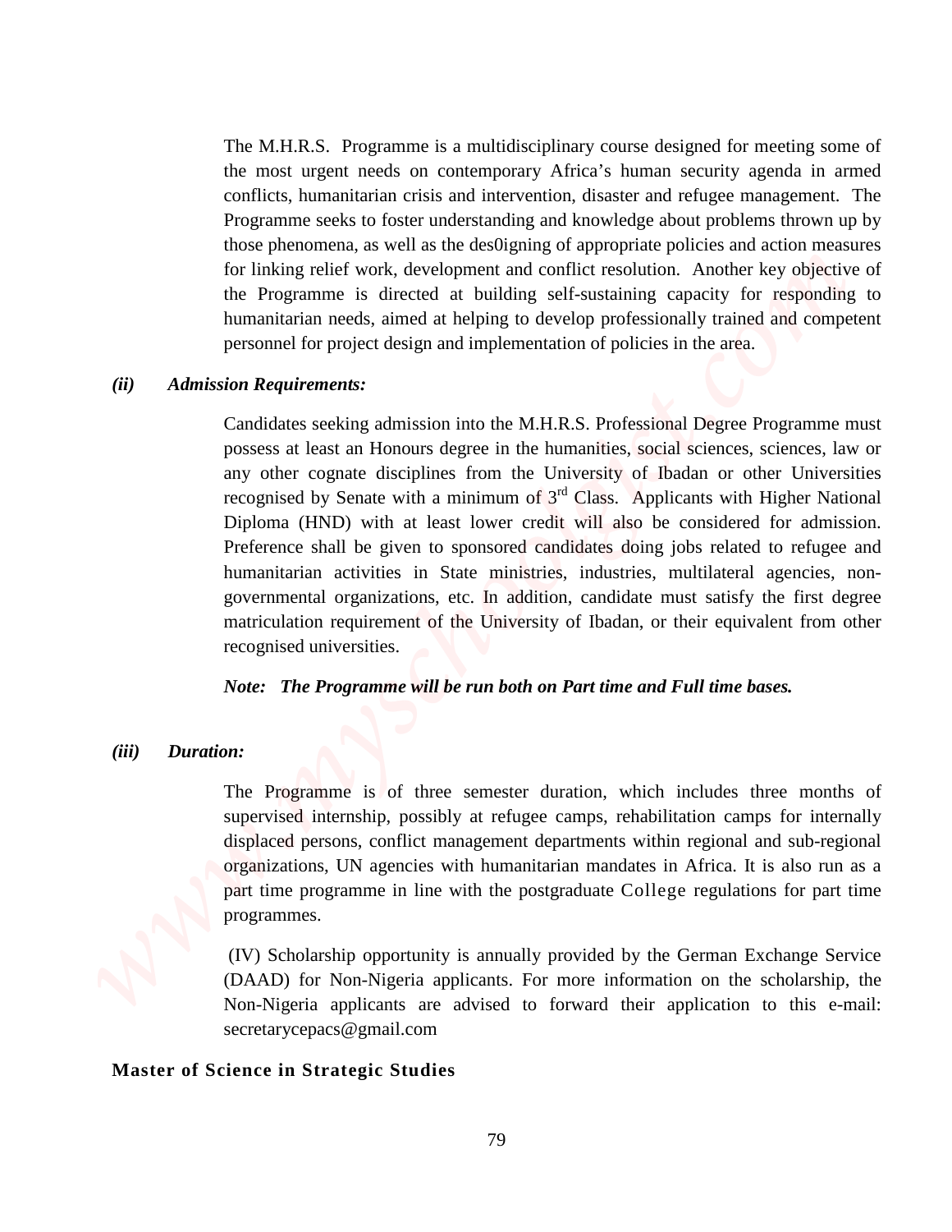The M.H.R.S. Programme is a multidisciplinary course designed for meeting some of the most urgent needs on contemporary Africa's human security agenda in armed conflicts, humanitarian crisis and intervention, disaster and refugee management. The Programme seeks to foster understanding and knowledge about problems thrown up by those phenomena, as well as the des0igning of appropriate policies and action measures for linking relief work, development and conflict resolution. Another key objective of the Programme is directed at building self-sustaining capacity for responding to humanitarian needs, aimed at helping to develop professionally trained and competent personnel for project design and implementation of policies in the area.

***(ii) Admission Requirements:***

Candidates seeking admission into the M.H.R.S. Professional Degree Programme must possess at least an Honours degree in the humanities, social sciences, sciences, law or any other cognate disciplines from the University of Ibadan or other Universities recognised by Senate with a minimum of 3rd Class. Applicants with Higher National Diploma (HND) with at least lower credit will also be considered for admission. Preference shall be given to sponsored candidates doing jobs related to refugee and humanitarian activities in State ministries, industries, multilateral agencies, non-governmental organizations, etc. In addition, candidate must satisfy the first degree matriculation requirement of the University of Ibadan, or their equivalent from other recognised universities.

***Note: The Programme will be run both on Part time and Full time bases.***

***(iii) Duration:***

The Programme is of three semester duration, which includes three months of supervised internship, possibly at refugee camps, rehabilitation camps for internally displaced persons, conflict management departments within regional and sub-regional organizations, UN agencies with humanitarian mandates in Africa. It is also run as a part time programme in line with the postgraduate College regulations for part time programmes.

(IV) Scholarship opportunity is annually provided by the German Exchange Service (DAAD) for Non-Nigeria applicants. For more information on the scholarship, the Non-Nigeria applicants are advised to forward their application to this e-mail: secretarycepacs@gmail.com

**Master of Science in Strategic Studies**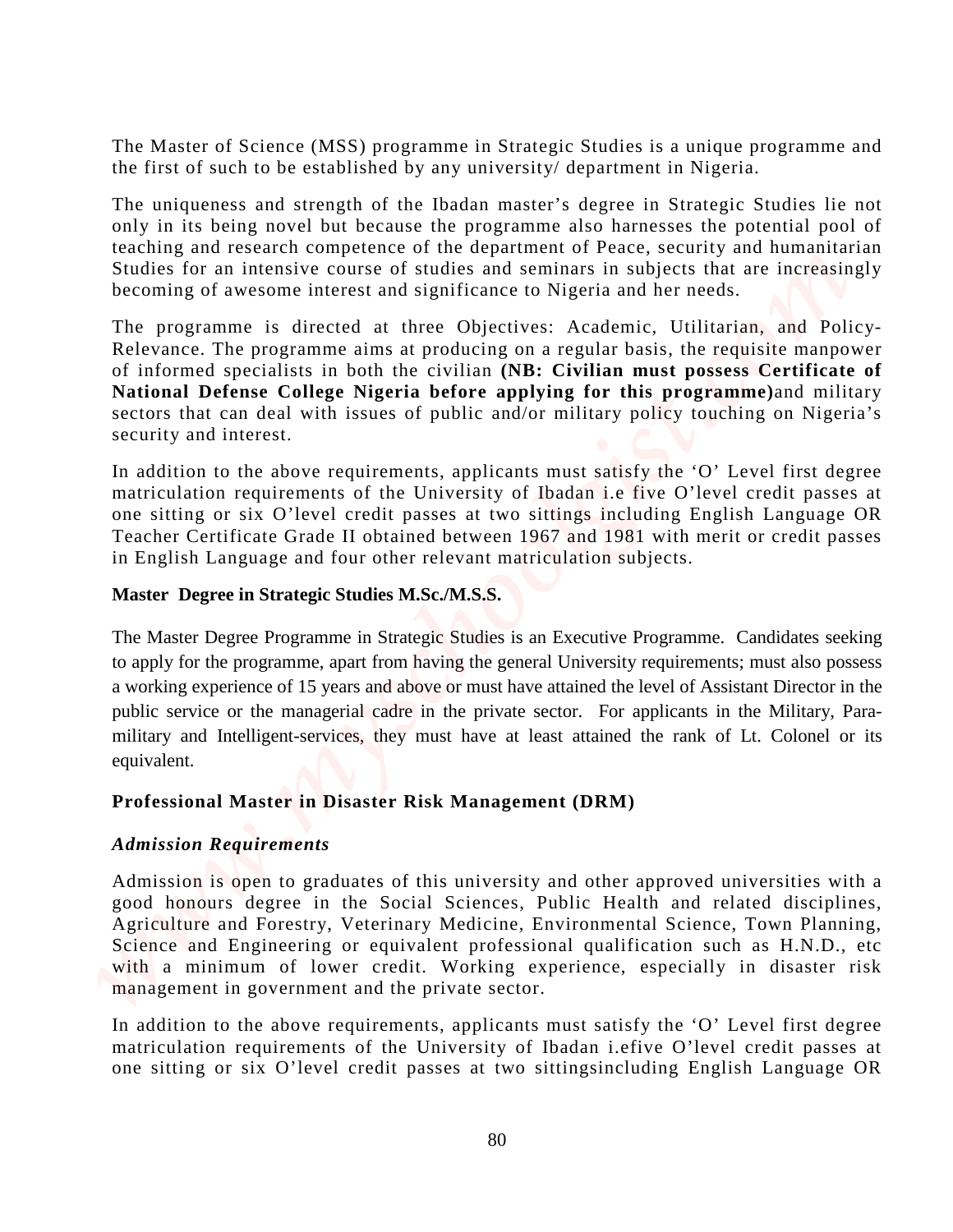The Master of Science (MSS) programme in Strategic Studies is a unique programme and the first of such to be established by any university/ department in Nigeria.

The uniqueness and strength of the Ibadan master's degree in Strategic Studies lie not only in its being novel but because the programme also harnesses the potential pool of teaching and research competence of the department of Peace, security and humanitarian Studies for an intensive course of studies and seminars in subjects that are increasingly becoming of awesome interest and significance to Nigeria and her needs.

The programme is directed at three Objectives: Academic, Utilitarian, and Policy-Relevance. The programme aims at producing on a regular basis, the requisite manpower of informed specialists in both the civilian **(NB: Civilian must possess Certificate of National Defense College Nigeria before applying for this programme)**and military sectors that can deal with issues of public and/or military policy touching on Nigeria's security and interest.

In addition to the above requirements, applicants must satisfy the 'O' Level first degree matriculation requirements of the University of Ibadan i.e five O'level credit passes at one sitting or six O'level credit passes at two sittings including English Language OR Teacher Certificate Grade II obtained between 1967 and 1981 with merit or credit passes in English Language and four other relevant matriculation subjects.

**Master Degree in Strategic Studies M.Sc./M.S.S.**

The Master Degree Programme in Strategic Studies is an Executive Programme. Candidates seeking to apply for the programme, apart from having the general University requirements; must also possess a working experience of 15 years and above or must have attained the level of Assistant Director in the public service or the managerial cadre in the private sector. For applicants in the Military, Para-military and Intelligent-services, they must have at least attained the rank of Lt. Colonel or its equivalent.

**Professional Master in Disaster Risk Management (DRM)**

***Admission Requirements***

Admission is open to graduates of this university and other approved universities with a good honours degree in the Social Sciences, Public Health and related disciplines, Agriculture and Forestry, Veterinary Medicine, Environmental Science, Town Planning, Science and Engineering or equivalent professional qualification such as H.N.D., etc with a minimum of lower credit. Working experience, especially in disaster risk management in government and the private sector.

In addition to the above requirements, applicants must satisfy the 'O' Level first degree matriculation requirements of the University of Ibadan i.efive O'level credit passes at one sitting or six O'level credit passes at two sittingsincluding English Language OR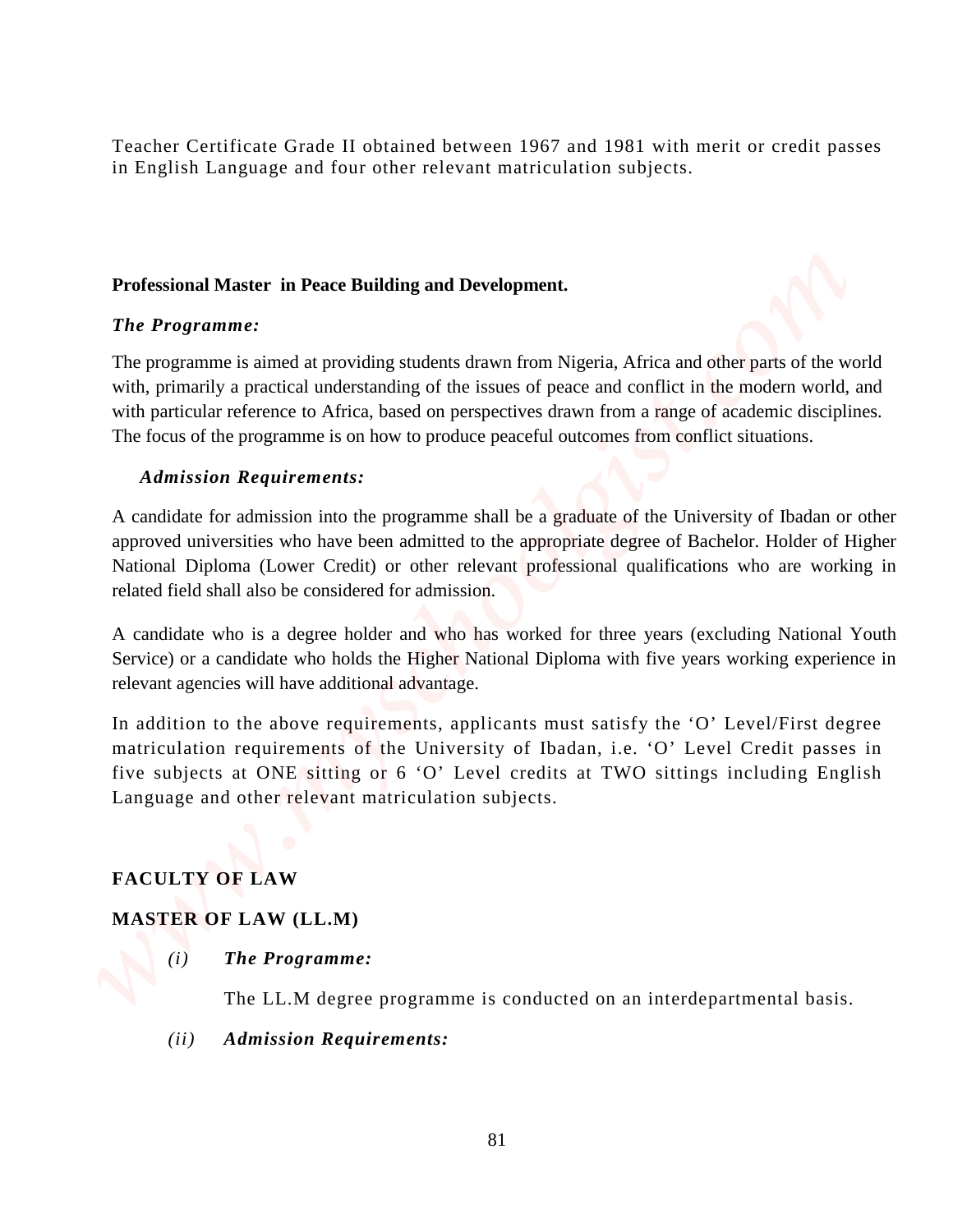Teacher Certificate Grade II obtained between 1967 and 1981 with merit or credit passes in English Language and four other relevant matriculation subjects.

**Professional Master in Peace Building and Development.**

***The Programme:***

The programme is aimed at providing students drawn from Nigeria, Africa and other parts of the world with, primarily a practical understanding of the issues of peace and conflict in the modern world, and with particular reference to Africa, based on perspectives drawn from a range of academic disciplines. The focus of the programme is on how to produce peaceful outcomes from conflict situations.

***Admission Requirements:***

A candidate for admission into the programme shall be a graduate of the University of Ibadan or other approved universities who have been admitted to the appropriate degree of Bachelor. Holder of Higher National Diploma (Lower Credit) or other relevant professional qualifications who are working in related field shall also be considered for admission.

A candidate who is a degree holder and who has worked for three years (excluding National Youth Service) or a candidate who holds the Higher National Diploma with five years working experience in relevant agencies will have additional advantage.

In addition to the above requirements, applicants must satisfy the 'O' Level/First degree matriculation requirements of the University of Ibadan, i.e. 'O' Level Credit passes in five subjects at ONE sitting or 6 'O' Level credits at TWO sittings including English Language and other relevant matriculation subjects.

## FACULTY OF LAW

### MASTER OF LAW (LL.M)

*(i)* ***The Programme:***

The LL.M degree programme is conducted on an interdepartmental basis.

*(ii)* ***Admission Requirements:***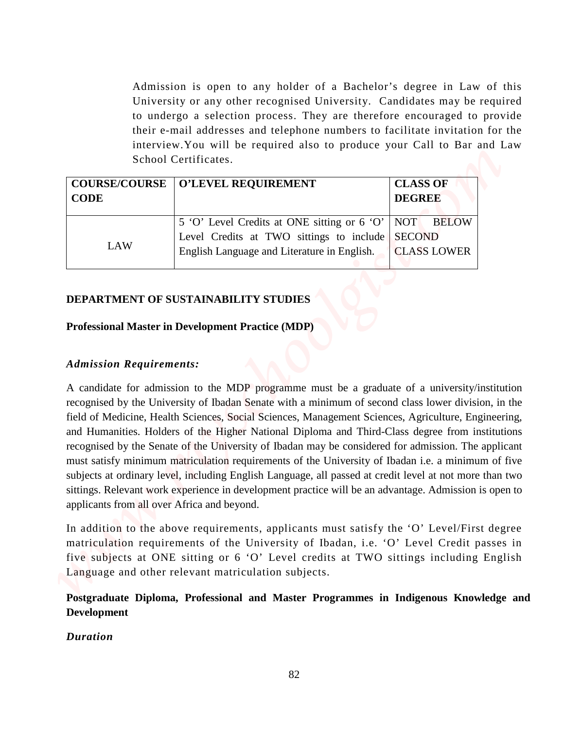Admission is open to any holder of a Bachelor's degree in Law of this University or any other recognised University. Candidates may be required to undergo a selection process. They are therefore encouraged to provide their e-mail addresses and telephone numbers to facilitate invitation for the interview.You will be required also to produce your Call to Bar and Law School Certificates.

| COURSE/COURSE CODE | O'LEVEL REQUIREMENT | CLASS OF DEGREE |
|---|---|---|
| LAW | 5 'O' Level Credits at ONE sitting or 6 'O' Level Credits at TWO sittings to include English Language and Literature in English. | NOT BELOW SECOND CLASS LOWER |

**DEPARTMENT OF SUSTAINABILITY STUDIES**

**Professional Master in Development Practice (MDP)**

***Admission Requirements:***

A candidate for admission to the MDP programme must be a graduate of a university/institution recognised by the University of Ibadan Senate with a minimum of second class lower division, in the field of Medicine, Health Sciences, Social Sciences, Management Sciences, Agriculture, Engineering, and Humanities. Holders of the Higher National Diploma and Third-Class degree from institutions recognised by the Senate of the University of Ibadan may be considered for admission. The applicant must satisfy minimum matriculation requirements of the University of Ibadan i.e. a minimum of five subjects at ordinary level, including English Language, all passed at credit level at not more than two sittings. Relevant work experience in development practice will be an advantage. Admission is open to applicants from all over Africa and beyond.

In addition to the above requirements, applicants must satisfy the 'O' Level/First degree matriculation requirements of the University of Ibadan, i.e. 'O' Level Credit passes in five subjects at ONE sitting or 6 'O' Level credits at TWO sittings including English Language and other relevant matriculation subjects.

**Postgraduate Diploma, Professional and Master Programmes in Indigenous Knowledge and Development**

***Duration***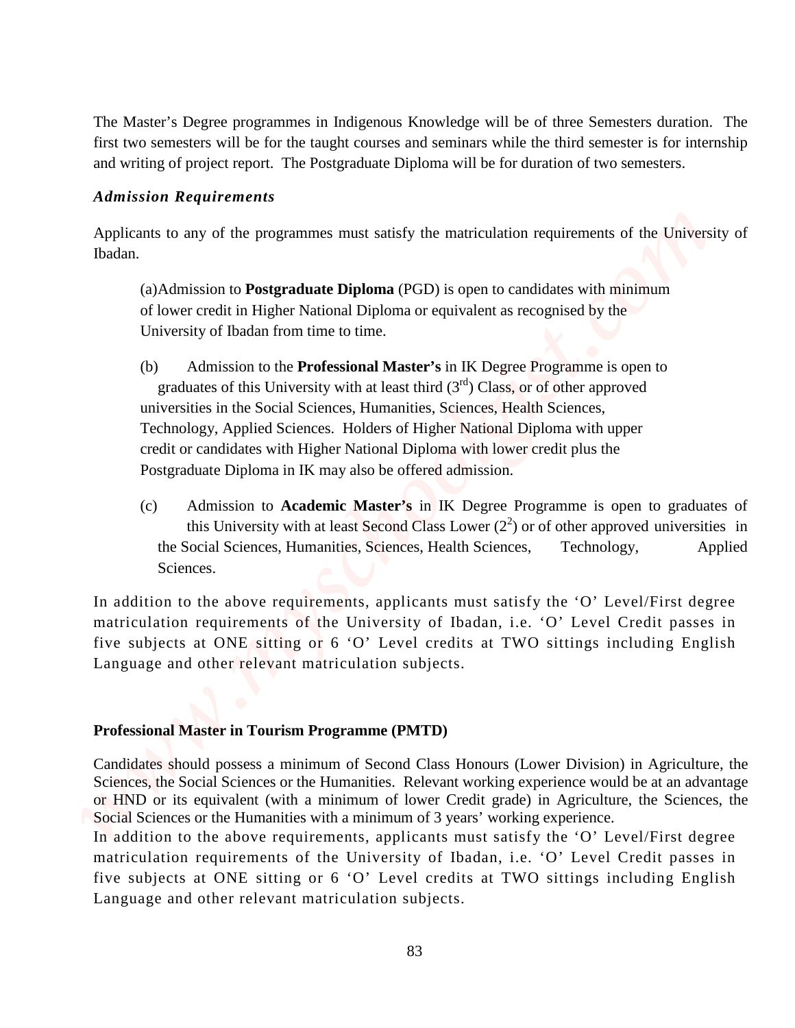The Master's Degree programmes in Indigenous Knowledge will be of three Semesters duration. The first two semesters will be for the taught courses and seminars while the third semester is for internship and writing of project report. The Postgraduate Diploma will be for duration of two semesters.

***Admission Requirements***

Applicants to any of the programmes must satisfy the matriculation requirements of the University of Ibadan.

(a)Admission to **Postgraduate Diploma** (PGD) is open to candidates with minimum of lower credit in Higher National Diploma or equivalent as recognised by the University of Ibadan from time to time.

(b) Admission to the **Professional Master's** in IK Degree Programme is open to graduates of this University with at least third ($3^{rd}$) Class, or of other approved universities in the Social Sciences, Humanities, Sciences, Health Sciences, Technology, Applied Sciences. Holders of Higher National Diploma with upper credit or candidates with Higher National Diploma with lower credit plus the Postgraduate Diploma in IK may also be offered admission.

(c) Admission to **Academic Master's** in IK Degree Programme is open to graduates of this University with at least Second Class Lower ($2^2$) or of other approved universities in the Social Sciences, Humanities, Sciences, Health Sciences, Technology, Applied Sciences.

In addition to the above requirements, applicants must satisfy the 'O' Level/First degree matriculation requirements of the University of Ibadan, i.e. 'O' Level Credit passes in five subjects at ONE sitting or 6 'O' Level credits at TWO sittings including English Language and other relevant matriculation subjects.

**Professional Master in Tourism Programme (PMTD)**

Candidates should possess a minimum of Second Class Honours (Lower Division) in Agriculture, the Sciences, the Social Sciences or the Humanities. Relevant working experience would be at an advantage or HND or its equivalent (with a minimum of lower Credit grade) in Agriculture, the Sciences, the Social Sciences or the Humanities with a minimum of 3 years' working experience.
In addition to the above requirements, applicants must satisfy the 'O' Level/First degree matriculation requirements of the University of Ibadan, i.e. 'O' Level Credit passes in five subjects at ONE sitting or 6 'O' Level credits at TWO sittings including English Language and other relevant matriculation subjects.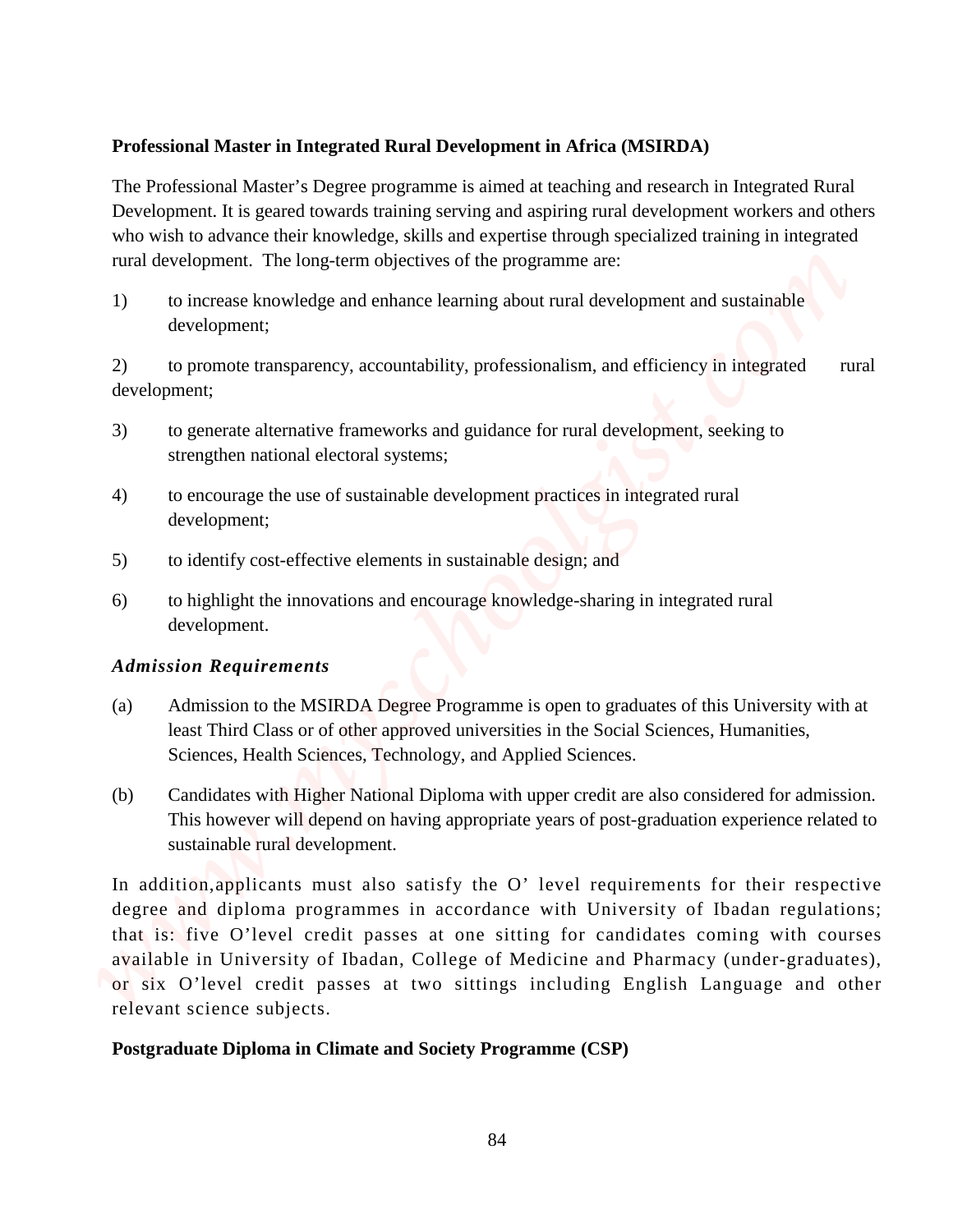**Professional Master in Integrated Rural Development in Africa (MSIRDA)**

The Professional Master's Degree programme is aimed at teaching and research in Integrated Rural Development. It is geared towards training serving and aspiring rural development workers and others who wish to advance their knowledge, skills and expertise through specialized training in integrated rural development. The long-term objectives of the programme are:

1) to increase knowledge and enhance learning about rural development and sustainable development;

2) to promote transparency, accountability, professionalism, and efficiency in integrated rural development;

3) to generate alternative frameworks and guidance for rural development, seeking to strengthen national electoral systems;

4) to encourage the use of sustainable development practices in integrated rural development;

5) to identify cost-effective elements in sustainable design; and

6) to highlight the innovations and encourage knowledge-sharing in integrated rural development.

***Admission Requirements***

(a) Admission to the MSIRDA Degree Programme is open to graduates of this University with at least Third Class or of other approved universities in the Social Sciences, Humanities, Sciences, Health Sciences, Technology, and Applied Sciences.

(b) Candidates with Higher National Diploma with upper credit are also considered for admission. This however will depend on having appropriate years of post-graduation experience related to sustainable rural development.

In addition,applicants must also satisfy the O' level requirements for their respective degree and diploma programmes in accordance with University of Ibadan regulations; that is: five O'level credit passes at one sitting for candidates coming with courses available in University of Ibadan, College of Medicine and Pharmacy (under-graduates), or six O'level credit passes at two sittings including English Language and other relevant science subjects.

**Postgraduate Diploma in Climate and Society Programme (CSP)**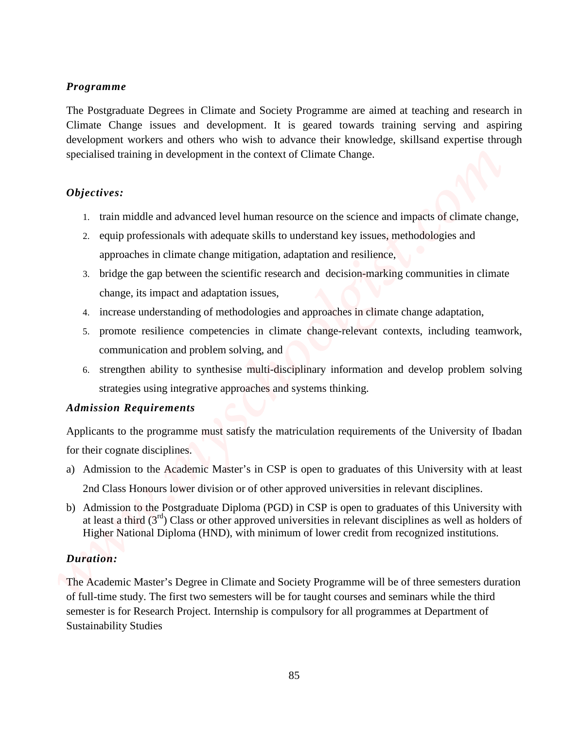### *Programme*

The Postgraduate Degrees in Climate and Society Programme are aimed at teaching and research in Climate Change issues and development. It is geared towards training serving and aspiring development workers and others who wish to advance their knowledge, skillsand expertise through specialised training in development in the context of Climate Change.

### *Objectives:*

1. train middle and advanced level human resource on the science and impacts of climate change,
2. equip professionals with adequate skills to understand key issues, methodologies and approaches in climate change mitigation, adaptation and resilience,
3. bridge the gap between the scientific research and decision-marking communities in climate change, its impact and adaptation issues,
4. increase understanding of methodologies and approaches in climate change adaptation,
5. promote resilience competencies in climate change-relevant contexts, including teamwork, communication and problem solving, and
6. strengthen ability to synthesise multi-disciplinary information and develop problem solving strategies using integrative approaches and systems thinking.

### *Admission Requirements*

Applicants to the programme must satisfy the matriculation requirements of the University of Ibadan for their cognate disciplines.

a) Admission to the Academic Master's in CSP is open to graduates of this University with at least 2nd Class Honours lower division or of other approved universities in relevant disciplines.
b) Admission to the Postgraduate Diploma (PGD) in CSP is open to graduates of this University with at least a third (3rd) Class or other approved universities in relevant disciplines as well as holders of Higher National Diploma (HND), with minimum of lower credit from recognized institutions.

### *Duration:*

The Academic Master's Degree in Climate and Society Programme will be of three semesters duration of full-time study. The first two semesters will be for taught courses and seminars while the third semester is for Research Project. Internship is compulsory for all programmes at Department of Sustainability Studies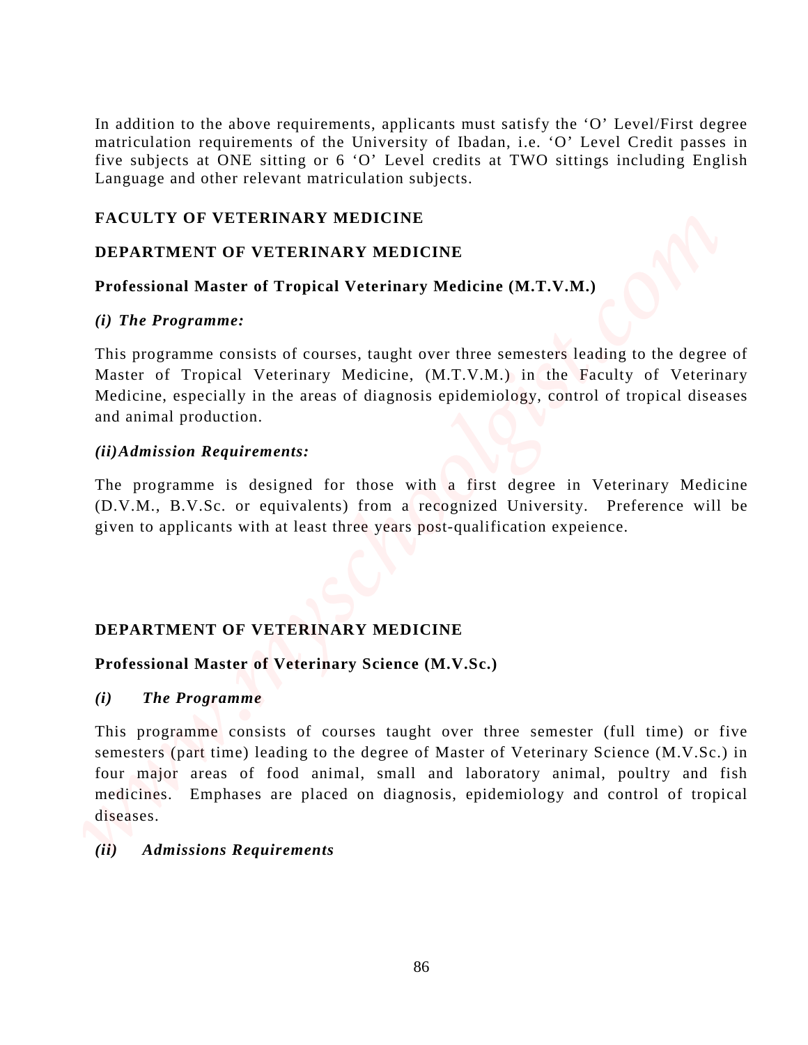In addition to the above requirements, applicants must satisfy the 'O' Level/First degree matriculation requirements of the University of Ibadan, i.e. 'O' Level Credit passes in five subjects at ONE sitting or 6 'O' Level credits at TWO sittings including English Language and other relevant matriculation subjects.

## FACULTY OF VETERINARY MEDICINE

### DEPARTMENT OF VETERINARY MEDICINE

**Professional Master of Tropical Veterinary Medicine (M.T.V.M.)**

***(i) The Programme:***

This programme consists of courses, taught over three semesters leading to the degree of Master of Tropical Veterinary Medicine, (M.T.V.M.) in the Faculty of Veterinary Medicine, especially in the areas of diagnosis epidemiology, control of tropical diseases and animal production.

***(ii) Admission Requirements:***

The programme is designed for those with a first degree in Veterinary Medicine (D.V.M., B.V.Sc. or equivalents) from a recognized University. Preference will be given to applicants with at least three years post-qualification expeience.

### DEPARTMENT OF VETERINARY MEDICINE

**Professional Master of Veterinary Science (M.V.Sc.)**

***(i) The Programme***

This programme consists of courses taught over three semester (full time) or five semesters (part time) leading to the degree of Master of Veterinary Science (M.V.Sc.) in four major areas of food animal, small and laboratory animal, poultry and fish medicines. Emphases are placed on diagnosis, epidemiology and control of tropical diseases.

***(ii) Admissions Requirements***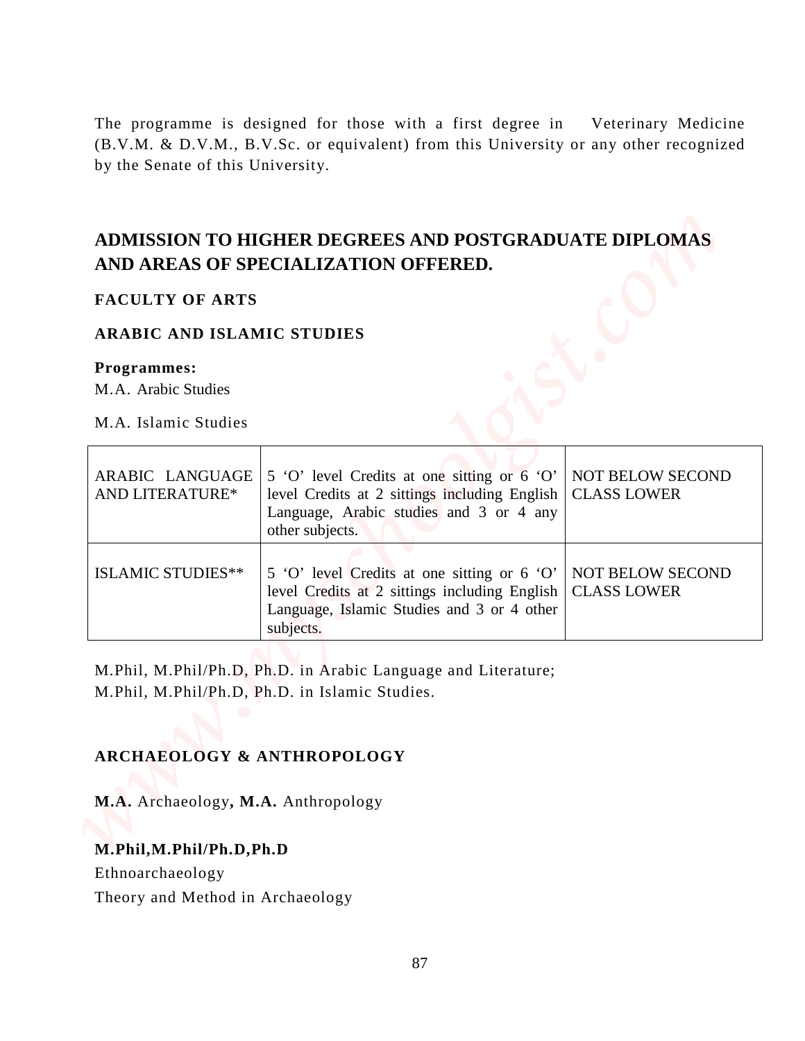The programme is designed for those with a first degree in Veterinary Medicine (B.V.M. & D.V.M., B.V.Sc. or equivalent) from this University or any other recognized by the Senate of this University.

## ADMISSION TO HIGHER DEGREES AND POSTGRADUATE DIPLOMAS AND AREAS OF SPECIALIZATION OFFERED.

### FACULTY OF ARTS

### ARABIC AND ISLAMIC STUDIES

**Programmes:**

M.A. Arabic Studies

M.A. Islamic Studies

| | | |
|---|---|---|
| ARABIC LANGUAGE AND LITERATURE* | 5 'O' level Credits at one sitting or 6 'O' level Credits at 2 sittings including English Language, Arabic studies and 3 or 4 any other subjects. | NOT BELOW SECOND CLASS LOWER |
| ISLAMIC STUDIES** | 5 'O' level Credits at one sitting or 6 'O' level Credits at 2 sittings including English Language, Islamic Studies and 3 or 4 other subjects. | NOT BELOW SECOND CLASS LOWER |

M.Phil, M.Phil/Ph.D, Ph.D. in Arabic Language and Literature;
M.Phil, M.Phil/Ph.D, Ph.D. in Islamic Studies.

### ARCHAEOLOGY & ANTHROPOLOGY

**M.A.** Archaeology**, M.A.** Anthropology

**M.Phil,M.Phil/Ph.D,Ph.D**

Ethnoarchaeology

Theory and Method in Archaeology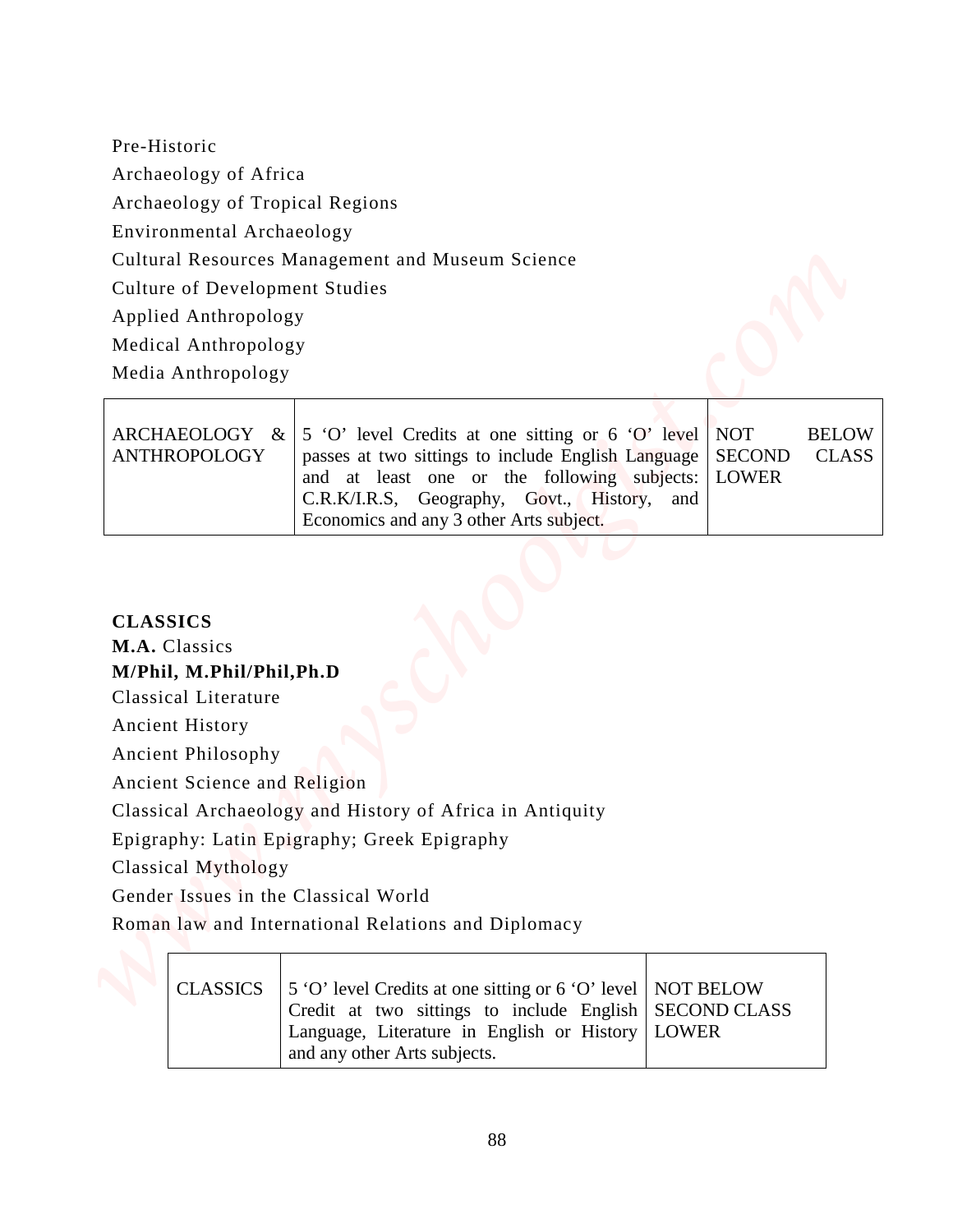Pre-Historic

Archaeology of Africa

Archaeology of Tropical Regions

Environmental Archaeology

Cultural Resources Management and Museum Science

Culture of Development Studies

Applied Anthropology

Medical Anthropology

Media Anthropology

| | | |
|---|---|---|
| ARCHAEOLOGY & ANTHROPOLOGY | 5 'O' level Credits at one sitting or 6 'O' level passes at two sittings to include English Language and at least one or the following subjects: C.R.K/I.R.S, Geography, Govt., History, and Economics and any 3 other Arts subject. | NOT BELOW SECOND CLASS LOWER |

**CLASSICS**

**M.A.** Classics

**M/Phil, M.Phil/Phil,Ph.D**

Classical Literature

Ancient History

Ancient Philosophy

Ancient Science and Religion

Classical Archaeology and History of Africa in Antiquity

Epigraphy: Latin Epigraphy; Greek Epigraphy

Classical Mythology

Gender Issues in the Classical World

Roman law and International Relations and Diplomacy

| | | |
|---|---|---|
| CLASSICS | 5 'O' level Credits at one sitting or 6 'O' level Credit at two sittings to include English Language, Literature in English or History and any other Arts subjects. | NOT BELOW SECOND CLASS LOWER |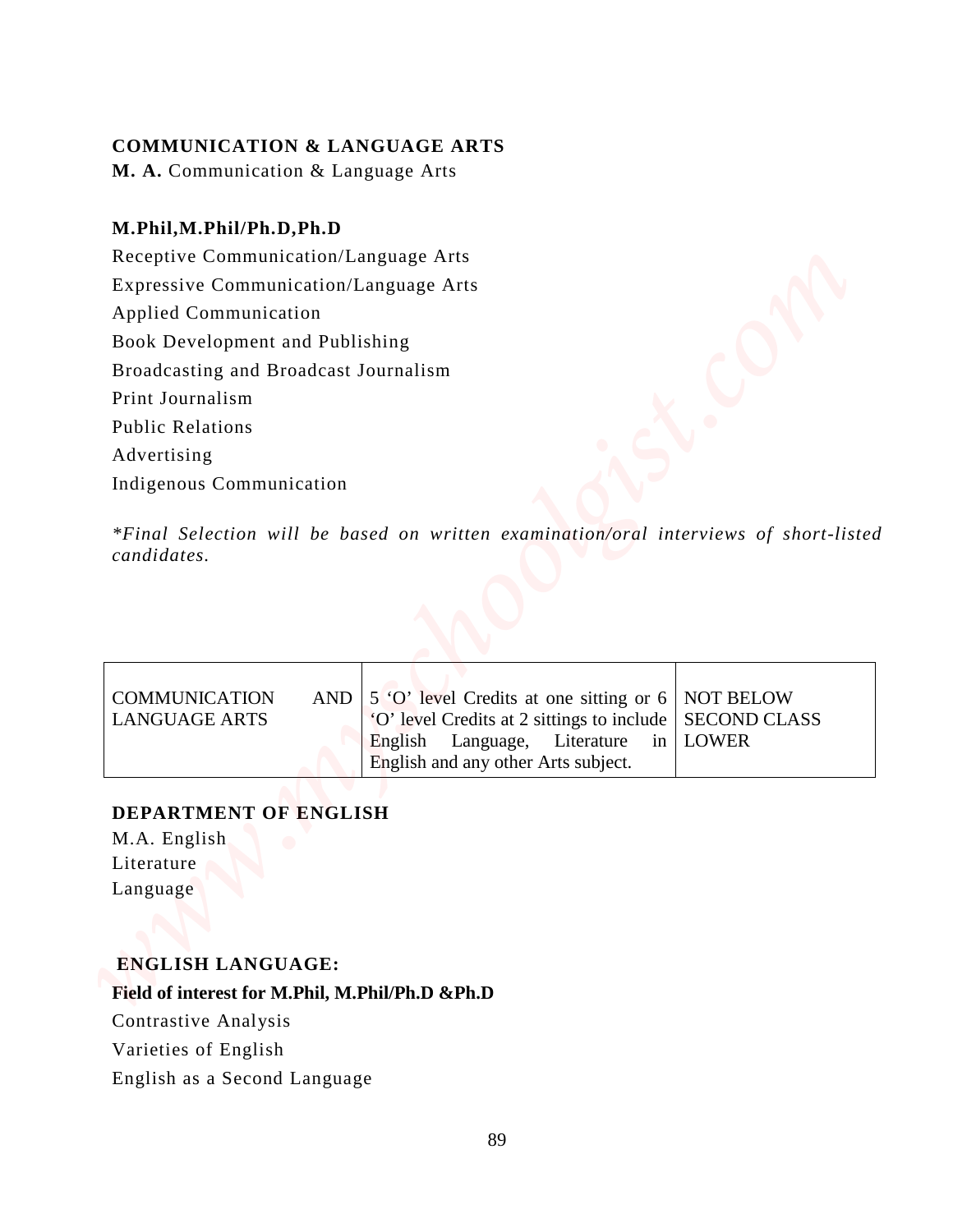## COMMUNICATION & LANGUAGE ARTS

**M. A.** Communication & Language Arts

### M.Phil,M.Phil/Ph.D,Ph.D

Receptive Communication/Language Arts

Expressive Communication/Language Arts

Applied Communication

Book Development and Publishing

Broadcasting and Broadcast Journalism

Print Journalism

Public Relations

Advertising

Indigenous Communication

*\*Final Selection will be based on written examination/oral interviews of short-listed candidates.*

| | | |
|---|---|---|
| COMMUNICATION AND LANGUAGE ARTS | 5 'O' level Credits at one sitting or 6 'O' level Credits at 2 sittings to include English Language, Literature in English and any other Arts subject. | NOT BELOW SECOND CLASS LOWER |

## DEPARTMENT OF ENGLISH

M.A. English

Literature

Language

### ENGLISH LANGUAGE:

**Field of interest for M.Phil, M.Phil/Ph.D &Ph.D**

Contrastive Analysis

Varieties of English

English as a Second Language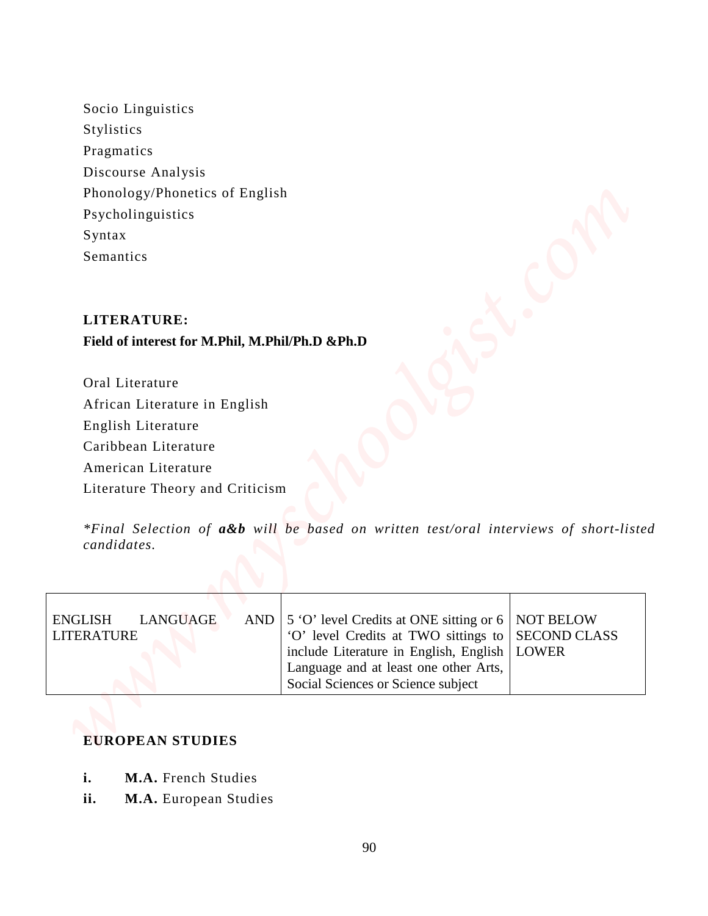Socio Linguistics
Stylistics
Pragmatics
Discourse Analysis
Phonology/Phonetics of English
Psycholinguistics
Syntax
Semantics

**LITERATURE:**
**Field of interest for M.Phil, M.Phil/Ph.D &Ph.D**

Oral Literature
African Literature in English
English Literature
Caribbean Literature
American Literature
Literature Theory and Criticism

*\*Final Selection of **a&b** will be based on written test/oral interviews of short-listed candidates.*

| | | |
|---|---|---|
| ENGLISH LANGUAGE AND LITERATURE | 5 'O' level Credits at ONE sitting or 6 'O' level Credits at TWO sittings to include Literature in English, English Language and at least one other Arts, Social Sciences or Science subject | NOT BELOW SECOND CLASS LOWER |

**EUROPEAN STUDIES**

**i.** **M.A.** French Studies
**ii.** **M.A.** European Studies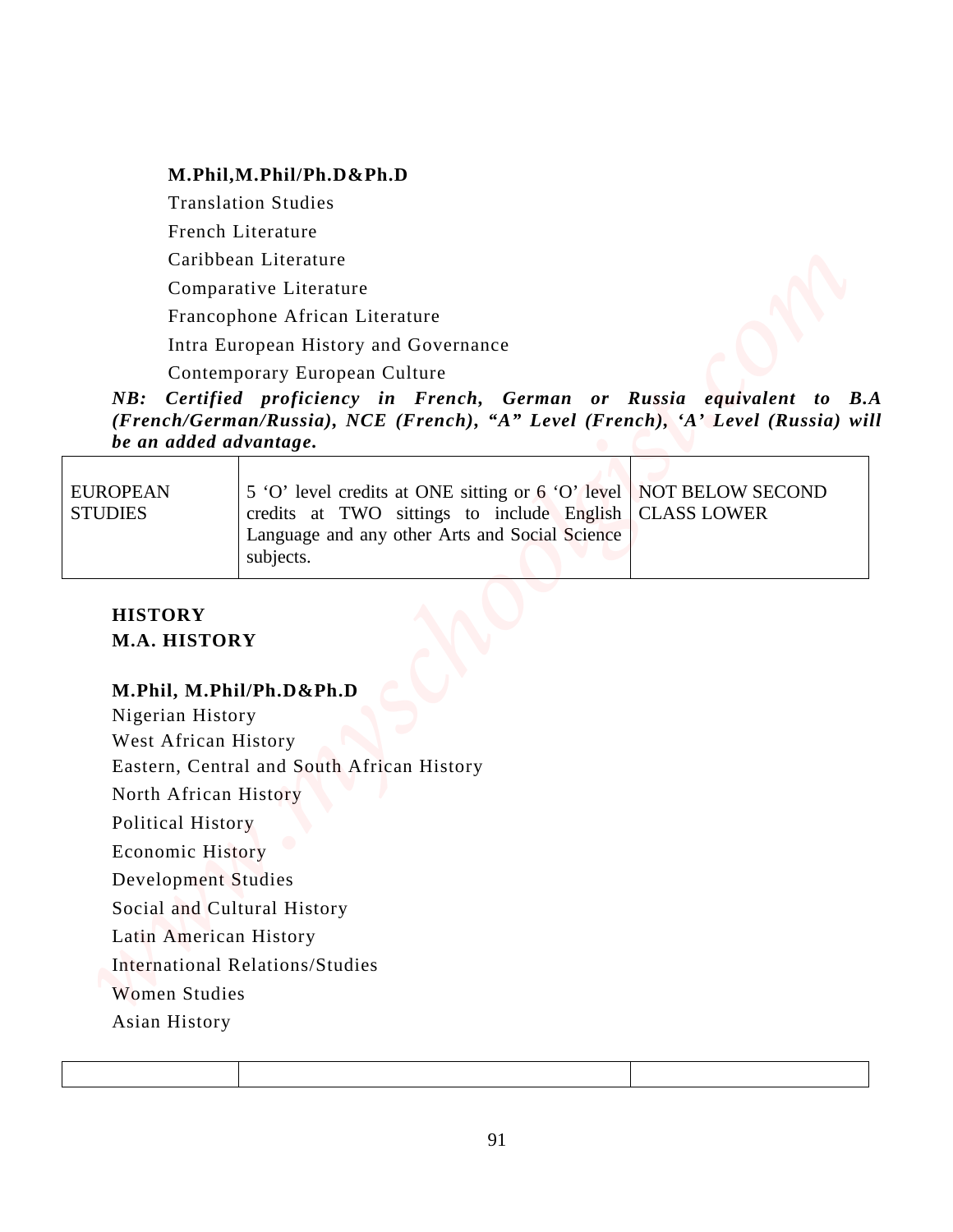**M.Phil,M.Phil/Ph.D&Ph.D**

Translation Studies

French Literature

Caribbean Literature

Comparative Literature

Francophone African Literature

Intra European History and Governance

Contemporary European Culture

***NB: Certified proficiency in French, German or Russia equivalent to B.A (French/German/Russia), NCE (French), "A" Level (French), 'A' Level (Russia) will be an added advantage.***

| | | |
|---|---|---|
| EUROPEAN STUDIES | 5 'O' level credits at ONE sitting or 6 'O' level credits at TWO sittings to include English Language and any other Arts and Social Science subjects. | NOT BELOW SECOND CLASS LOWER |

**HISTORY**

**M.A. HISTORY**

**M.Phil, M.Phil/Ph.D&Ph.D**

Nigerian History

West African History

Eastern, Central and South African History

North African History

Political History

Economic History

Development Studies

Social and Cultural History

Latin American History

International Relations/Studies

Women Studies

Asian History

| | | |
|---|---|---|
| | | |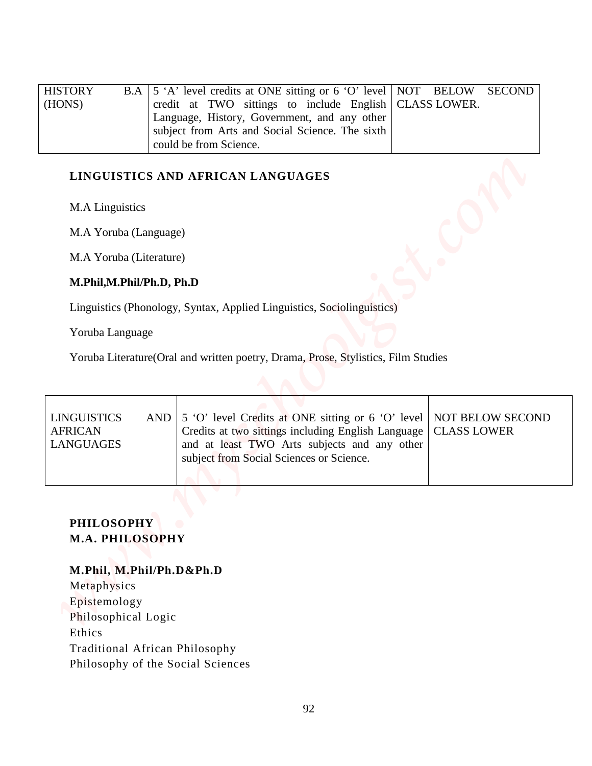| HISTORY B.A (HONS) | 5 'A' level credits at ONE sitting or 6 'O' level credit at TWO sittings to include English Language, History, Government, and any other subject from Arts and Social Science. The sixth could be from Science. | NOT BELOW SECOND CLASS LOWER. |
|---|---|---|

## LINGUISTICS AND AFRICAN LANGUAGES

M.A Linguistics

M.A Yoruba (Language)

M.A Yoruba (Literature)

**M.Phil,M.Phil/Ph.D, Ph.D**

Linguistics (Phonology, Syntax, Applied Linguistics, Sociolinguistics)

Yoruba Language

Yoruba Literature(Oral and written poetry, Drama, Prose, Stylistics, Film Studies

| LINGUISTICS AND AFRICAN LANGUAGES | 5 'O' level Credits at ONE sitting or 6 'O' level Credits at two sittings including English Language and at least TWO Arts subjects and any other subject from Social Sciences or Science. | NOT BELOW SECOND CLASS LOWER |
|---|---|---|

## PHILOSOPHY
## M.A. PHILOSOPHY

**M.Phil, M.Phil/Ph.D&Ph.D**

Metaphysics
Epistemology
Philosophical Logic
Ethics
Traditional African Philosophy
Philosophy of the Social Sciences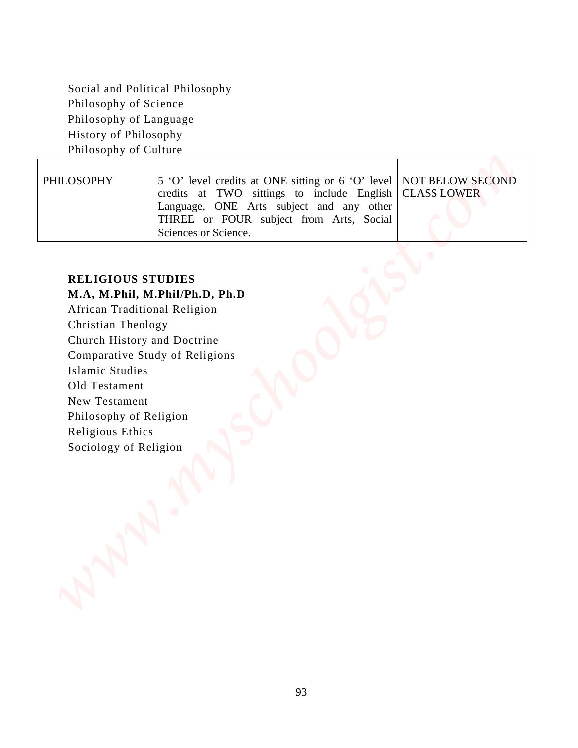Social and Political Philosophy
Philosophy of Science
Philosophy of Language
History of Philosophy
Philosophy of Culture

| | | |
|---|---|---|
| PHILOSOPHY | 5 'O' level credits at ONE sitting or 6 'O' level credits at TWO sittings to include English Language, ONE Arts subject and any other THREE or FOUR subject from Arts, Social Sciences or Science. | NOT BELOW SECOND CLASS LOWER |

**RELIGIOUS STUDIES**

**M.A, M.Phil, M.Phil/Ph.D, Ph.D**

African Traditional Religion
Christian Theology
Church History and Doctrine
Comparative Study of Religions
Islamic Studies
Old Testament
New Testament
Philosophy of Religion
Religious Ethics
Sociology of Religion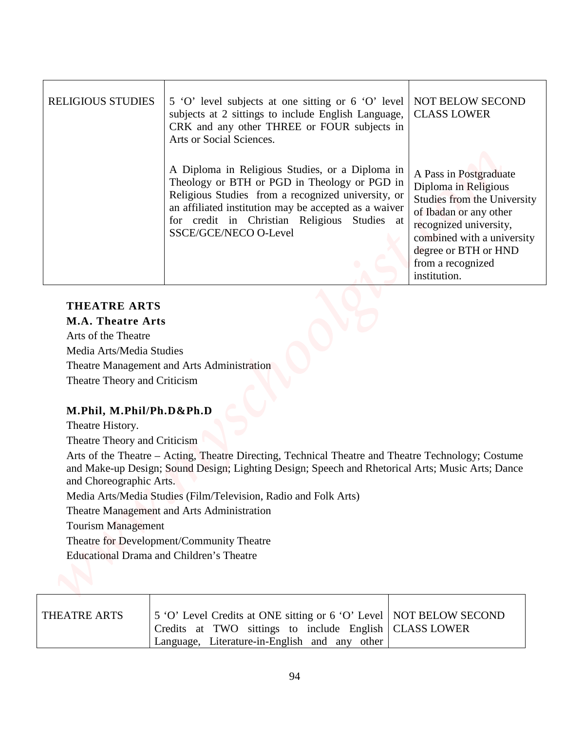| RELIGIOUS STUDIES | 5 'O' level subjects at one sitting or 6 'O' level subjects at 2 sittings to include English Language, CRK and any other THREE or FOUR subjects in Arts or Social Sciences. | NOT BELOW SECOND CLASS LOWER |
|---|---|---|
| | A Diploma in Religious Studies, or a Diploma in Theology or BTH or PGD in Theology or PGD in Religious Studies from a recognized university, or an affiliated institution may be accepted as a waiver for credit in Christian Religious Studies at SSCE/GCE/NECO O-Level | A Pass in Postgraduate Diploma in Religious Studies from the University of Ibadan or any other recognized university, combined with a university degree or BTH or HND from a recognized institution. |

**THEATRE ARTS**

**M.A. Theatre Arts**

Arts of the Theatre

Media Arts/Media Studies

Theatre Management and Arts Administration

Theatre Theory and Criticism

**M.Phil, M.Phil/Ph.D&Ph.D**

Theatre History.

Theatre Theory and Criticism

Arts of the Theatre – Acting, Theatre Directing, Technical Theatre and Theatre Technology; Costume and Make-up Design; Sound Design; Lighting Design; Speech and Rhetorical Arts; Music Arts; Dance and Choreographic Arts.

Media Arts/Media Studies (Film/Television, Radio and Folk Arts)

Theatre Management and Arts Administration

Tourism Management

Theatre for Development/Community Theatre

Educational Drama and Children's Theatre

| THEATRE ARTS | 5 'O' Level Credits at ONE sitting or 6 'O' Level Credits at TWO sittings to include English Language, Literature-in-English and any other | NOT BELOW SECOND CLASS LOWER |
|---|---|---|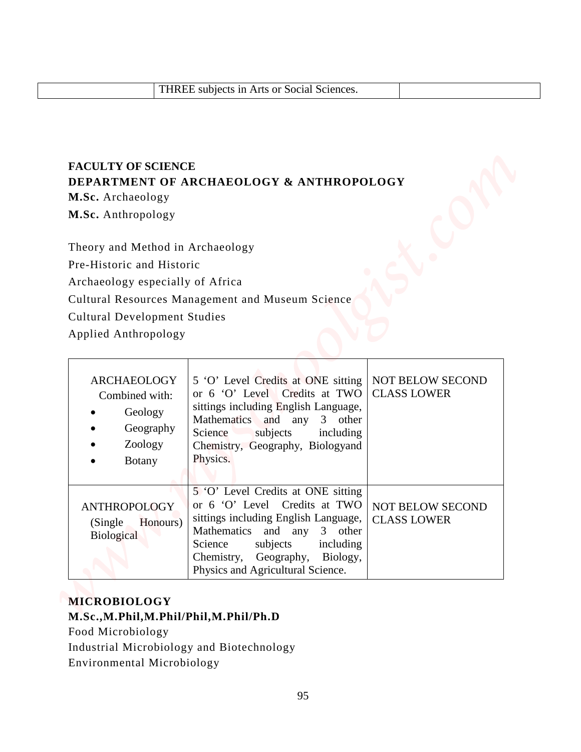| | THREE subjects in Arts or Social Sciences. | |
|---|---|---|

**FACULTY OF SCIENCE**

**DEPARTMENT OF ARCHAEOLOGY & ANTHROPOLOGY**

**M.Sc.** Archaeology

**M.Sc.** Anthropology

Theory and Method in Archaeology

Pre-Historic and Historic

Archaeology especially of Africa

Cultural Resources Management and Museum Science

Cultural Development Studies

Applied Anthropology

| | | |
|---|---|---|
| ARCHAEOLOGY Combined with: • Geology • Geography • Zoology • Botany | 5 'O' Level Credits at ONE sitting or 6 'O' Level Credits at TWO sittings including English Language, Mathematics and any 3 other Science subjects including Chemistry, Geography, Biologyand Physics. | NOT BELOW SECOND CLASS LOWER |
| ANTHROPOLOGY (Single Honours) Biological | 5 'O' Level Credits at ONE sitting or 6 'O' Level Credits at TWO sittings including English Language, Mathematics and any 3 other Science subjects including Chemistry, Geography, Biology, Physics and Agricultural Science. | NOT BELOW SECOND CLASS LOWER |

**MICROBIOLOGY**

**M.Sc.,M.Phil,M.Phil/Phil,M.Phil/Ph.D**

Food Microbiology

Industrial Microbiology and Biotechnology

Environmental Microbiology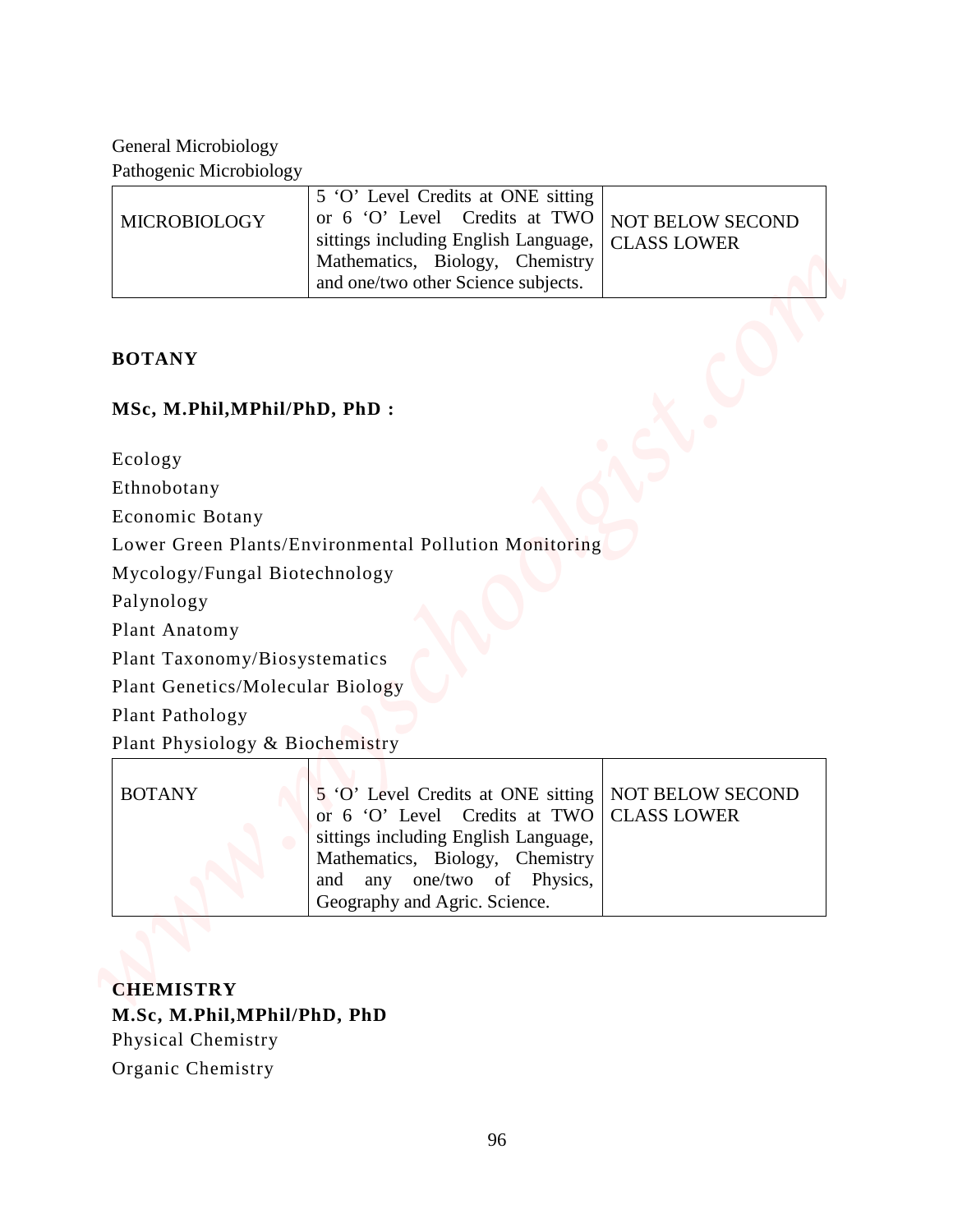General Microbiology

Pathogenic Microbiology

| MICROBIOLOGY | 5 'O' Level Credits at ONE sitting or 6 'O' Level Credits at TWO sittings including English Language, Mathematics, Biology, Chemistry and one/two other Science subjects. | NOT BELOW SECOND CLASS LOWER |
|---|---|---|

## BOTANY

### MSc, M.Phil,MPhil/PhD, PhD :

Ecology

Ethnobotany

Economic Botany

Lower Green Plants/Environmental Pollution Monitoring

Mycology/Fungal Biotechnology

Palynology

Plant Anatomy

Plant Taxonomy/Biosystematics

Plant Genetics/Molecular Biology

Plant Pathology

Plant Physiology & Biochemistry

| BOTANY | 5 'O' Level Credits at ONE sitting or 6 'O' Level Credits at TWO sittings including English Language, Mathematics, Biology, Chemistry and any one/two of Physics, Geography and Agric. Science. | NOT BELOW SECOND CLASS LOWER |
|---|---|---|

## CHEMISTRY

### M.Sc, M.Phil,MPhil/PhD, PhD

Physical Chemistry

Organic Chemistry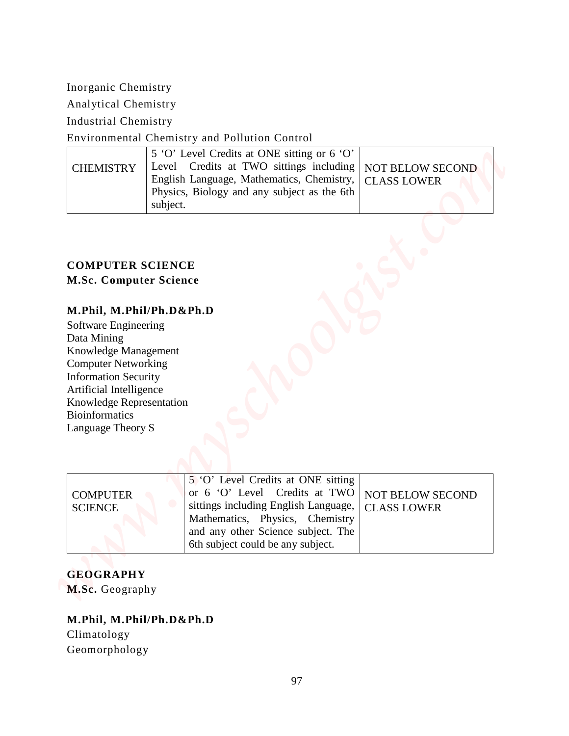Inorganic Chemistry

Analytical Chemistry

Industrial Chemistry

Environmental Chemistry and Pollution Control

| | | |
|---|---|---|
| CHEMISTRY | 5 'O' Level Credits at ONE sitting or 6 'O' Level Credits at TWO sittings including English Language, Mathematics, Chemistry, Physics, Biology and any subject as the 6th subject. | NOT BELOW SECOND CLASS LOWER |

**COMPUTER SCIENCE**

**M.Sc. Computer Science**

**M.Phil, M.Phil/Ph.D&Ph.D**

Software Engineering
Data Mining
Knowledge Management
Computer Networking
Information Security
Artificial Intelligence
Knowledge Representation
Bioinformatics
Language Theory S

| | | |
|---|---|---|
| COMPUTER SCIENCE | 5 'O' Level Credits at ONE sitting or 6 'O' Level Credits at TWO sittings including English Language, Mathematics, Physics, Chemistry and any other Science subject. The 6th subject could be any subject. | NOT BELOW SECOND CLASS LOWER |

**GEOGRAPHY**

**M.Sc.** Geography

**M.Phil, M.Phil/Ph.D&Ph.D**

Climatology

Geomorphology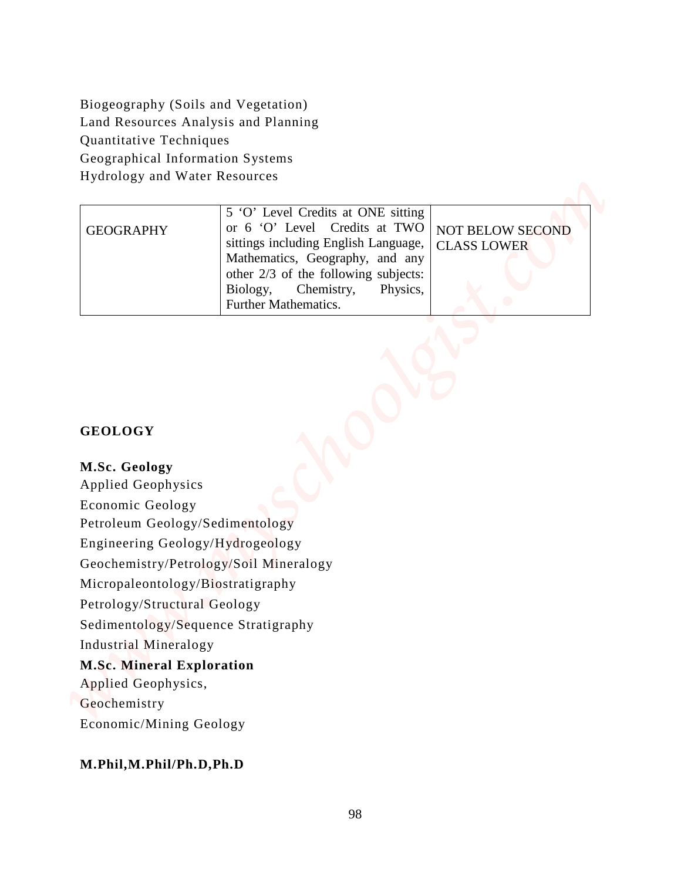Biogeography (Soils and Vegetation)
Land Resources Analysis and Planning
Quantitative Techniques
Geographical Information Systems
Hydrology and Water Resources

| | | |
|---|---|---|
| GEOGRAPHY | 5 'O' Level Credits at ONE sitting or 6 'O' Level Credits at TWO sittings including English Language, Mathematics, Geography, and any other 2/3 of the following subjects: Biology, Chemistry, Physics, Further Mathematics. | NOT BELOW SECOND CLASS LOWER |

**GEOLOGY**

**M.Sc. Geology**
Applied Geophysics
Economic Geology
Petroleum Geology/Sedimentology
Engineering Geology/Hydrogeology
Geochemistry/Petrology/Soil Mineralogy
Micropaleontology/Biostratigraphy
Petrology/Structural Geology
Sedimentology/Sequence Stratigraphy
Industrial Mineralogy

**M.Sc. Mineral Exploration**
Applied Geophysics,
Geochemistry
Economic/Mining Geology

**M.Phil,M.Phil/Ph.D,Ph.D**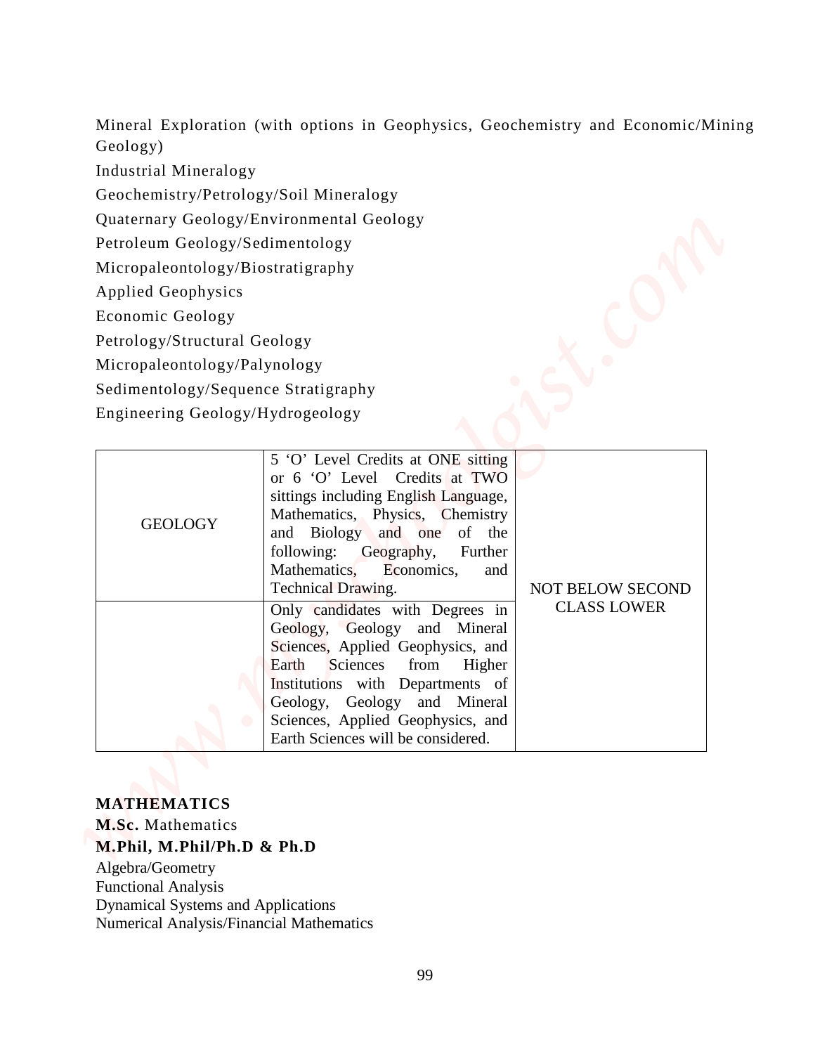Mineral Exploration (with options in Geophysics, Geochemistry and Economic/Mining Geology)

Industrial Mineralogy

Geochemistry/Petrology/Soil Mineralogy

Quaternary Geology/Environmental Geology

Petroleum Geology/Sedimentology

Micropaleontology/Biostratigraphy

Applied Geophysics

Economic Geology

Petrology/Structural Geology

Micropaleontology/Palynology

Sedimentology/Sequence Stratigraphy

Engineering Geology/Hydrogeology

| | | |
|---|---|---|
| GEOLOGY | 5 'O' Level Credits at ONE sitting or 6 'O' Level Credits at TWO sittings including English Language, Mathematics, Physics, Chemistry and Biology and one of the following: Geography, Further Mathematics, Economics, and Technical Drawing. | NOT BELOW SECOND CLASS LOWER |
| | Only candidates with Degrees in Geology, Geology and Mineral Sciences, Applied Geophysics, and Earth Sciences from Higher Institutions with Departments of Geology, Geology and Mineral Sciences, Applied Geophysics, and Earth Sciences will be considered. | |

**MATHEMATICS**

**M.Sc.** Mathematics

**M.Phil, M.Phil/Ph.D & Ph.D**

Algebra/Geometry

Functional Analysis

Dynamical Systems and Applications

Numerical Analysis/Financial Mathematics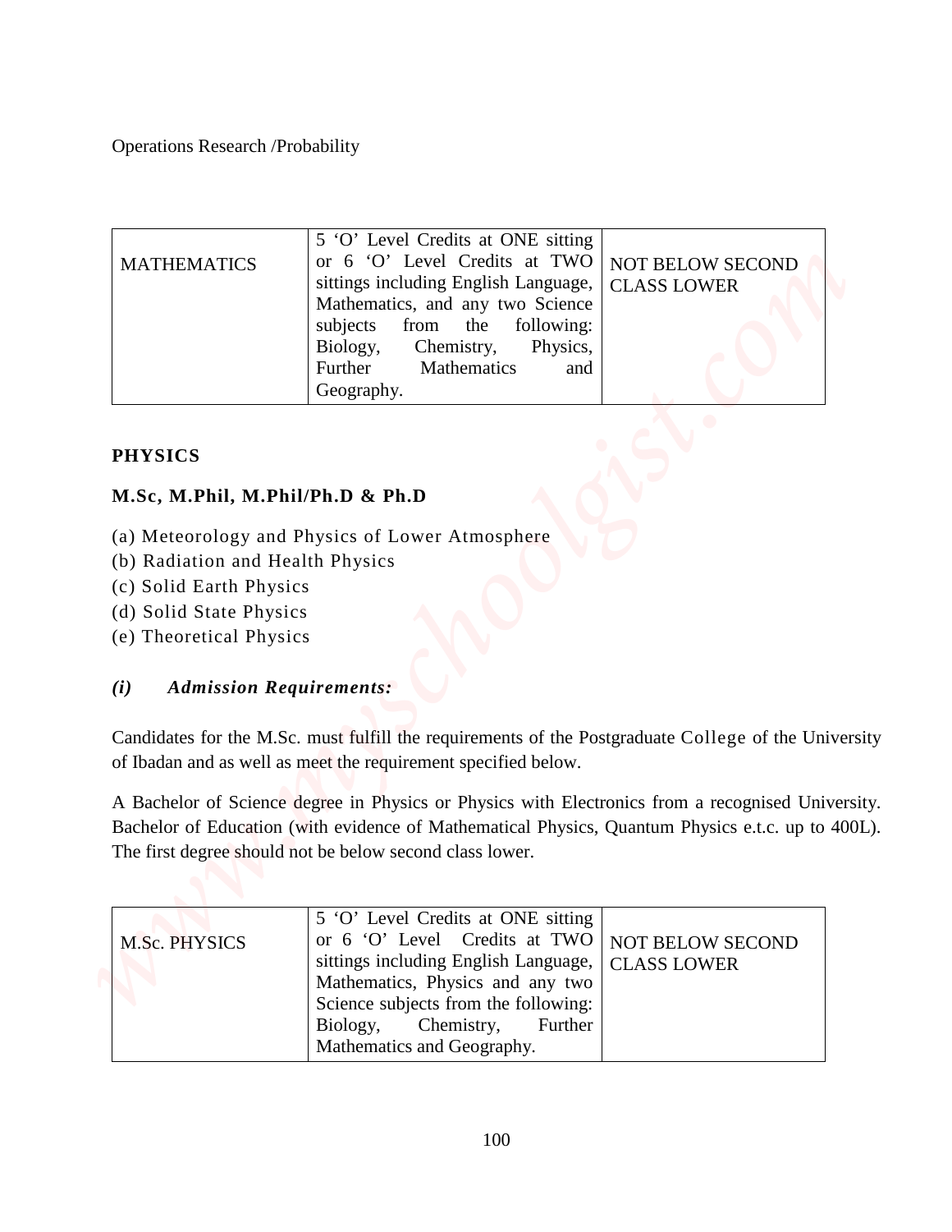Operations Research /Probability

| MATHEMATICS | 5 'O' Level Credits at ONE sitting or 6 'O' Level Credits at TWO sittings including English Language, Mathematics, and any two Science subjects from the following: Biology, Chemistry, Physics, Further Mathematics and Geography. | NOT BELOW SECOND CLASS LOWER |
|---|---|---|

## PHYSICS

### M.Sc, M.Phil, M.Phil/Ph.D & Ph.D

(a) Meteorology and Physics of Lower Atmosphere
(b) Radiation and Health Physics
(c) Solid Earth Physics
(d) Solid State Physics
(e) Theoretical Physics

### *(i) Admission Requirements:*

Candidates for the M.Sc. must fulfill the requirements of the Postgraduate College of the University of Ibadan and as well as meet the requirement specified below.

A Bachelor of Science degree in Physics or Physics with Electronics from a recognised University. Bachelor of Education (with evidence of Mathematical Physics, Quantum Physics e.t.c. up to 400L). The first degree should not be below second class lower.

| M.Sc. PHYSICS | 5 'O' Level Credits at ONE sitting or 6 'O' Level Credits at TWO sittings including English Language, Mathematics, Physics and any two Science subjects from the following: Biology, Chemistry, Further Mathematics and Geography. | NOT BELOW SECOND CLASS LOWER |
|---|---|---|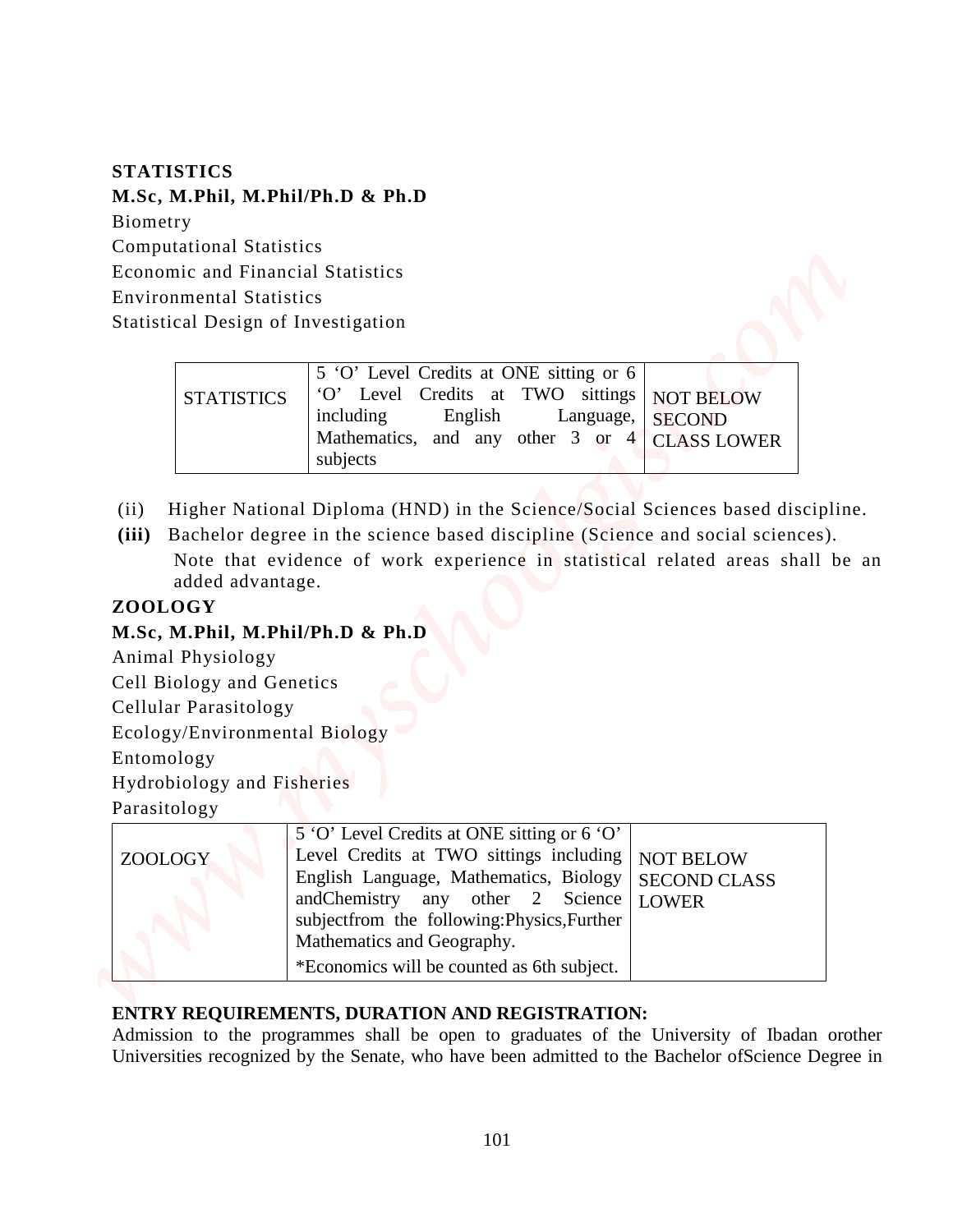**STATISTICS**

**M.Sc, M.Phil, M.Phil/Ph.D & Ph.D**

Biometry

Computational Statistics

Economic and Financial Statistics

Environmental Statistics

Statistical Design of Investigation

| | | |
|---|---|---|
| STATISTICS | 5 'O' Level Credits at ONE sitting or 6 'O' Level Credits at TWO sittings including English Language, Mathematics, and any other 3 or 4 subjects | NOT BELOW SECOND CLASS LOWER |

(ii) Higher National Diploma (HND) in the Science/Social Sciences based discipline.

**(iii)** Bachelor degree in the science based discipline (Science and social sciences).

Note that evidence of work experience in statistical related areas shall be an added advantage.

**ZOOLOGY**

**M.Sc, M.Phil, M.Phil/Ph.D & Ph.D**

Animal Physiology

Cell Biology and Genetics

Cellular Parasitology

Ecology/Environmental Biology

Entomology

Hydrobiology and Fisheries

Parasitology

| | | |
|---|---|---|
| ZOOLOGY | 5 'O' Level Credits at ONE sitting or 6 'O' Level Credits at TWO sittings including English Language, Mathematics, Biology andChemistry any other 2 Science subjectfrom the following:Physics,Further Mathematics and Geography.<br>*Economics will be counted as 6th subject. | NOT BELOW SECOND CLASS LOWER |

**ENTRY REQUIREMENTS, DURATION AND REGISTRATION:**

Admission to the programmes shall be open to graduates of the University of Ibadan orother Universities recognized by the Senate, who have been admitted to the Bachelor ofScience Degree in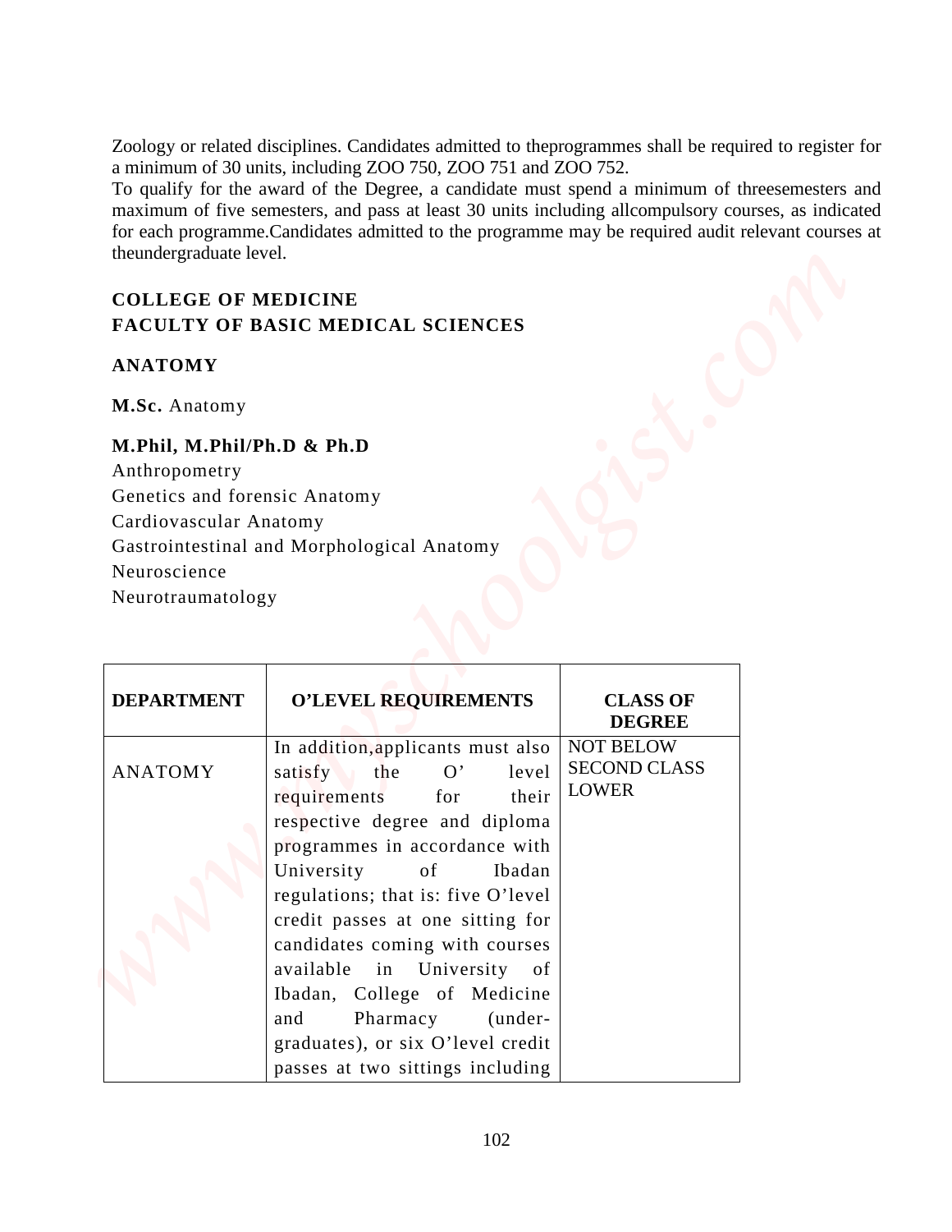Zoology or related disciplines. Candidates admitted to theprogrammes shall be required to register for a minimum of 30 units, including ZOO 750, ZOO 751 and ZOO 752.

To qualify for the award of the Degree, a candidate must spend a minimum of threesemesters and maximum of five semesters, and pass at least 30 units including allcompulsory courses, as indicated for each programme.Candidates admitted to the programme may be required audit relevant courses at theundergraduate level.

## COLLEGE OF MEDICINE
## FACULTY OF BASIC MEDICAL SCIENCES

### ANATOMY

**M.Sc.** Anatomy

**M.Phil, M.Phil/Ph.D & Ph.D**

Anthropometry
Genetics and forensic Anatomy
Cardiovascular Anatomy
Gastrointestinal and Morphological Anatomy
Neuroscience
Neurotraumatology

| DEPARTMENT | O'LEVEL REQUIREMENTS | CLASS OF DEGREE |
|---|---|---|
| ANATOMY | In addition,applicants must also satisfy the O' level requirements for their respective degree and diploma programmes in accordance with University of Ibadan regulations; that is: five O'level credit passes at one sitting for candidates coming with courses available in University of Ibadan, College of Medicine and Pharmacy (under-graduates), or six O'level credit passes at two sittings including | NOT BELOW SECOND CLASS LOWER |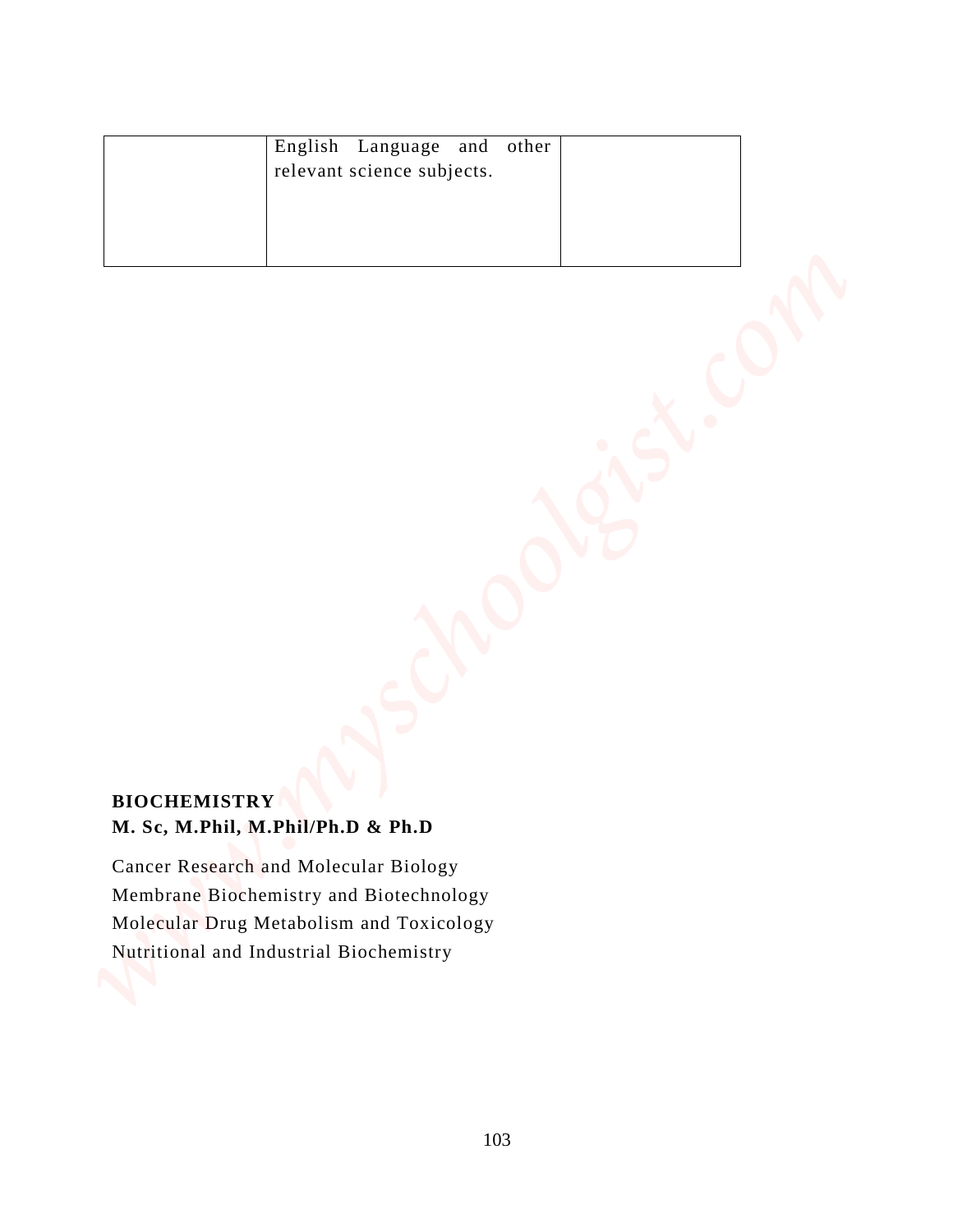|  |  |  |
|---|---|---|
|  | English Language and other relevant science subjects. |  |

**BIOCHEMISTRY**
**M. Sc, M.Phil, M.Phil/Ph.D & Ph.D**

Cancer Research and Molecular Biology
Membrane Biochemistry and Biotechnology
Molecular Drug Metabolism and Toxicology
Nutritional and Industrial Biochemistry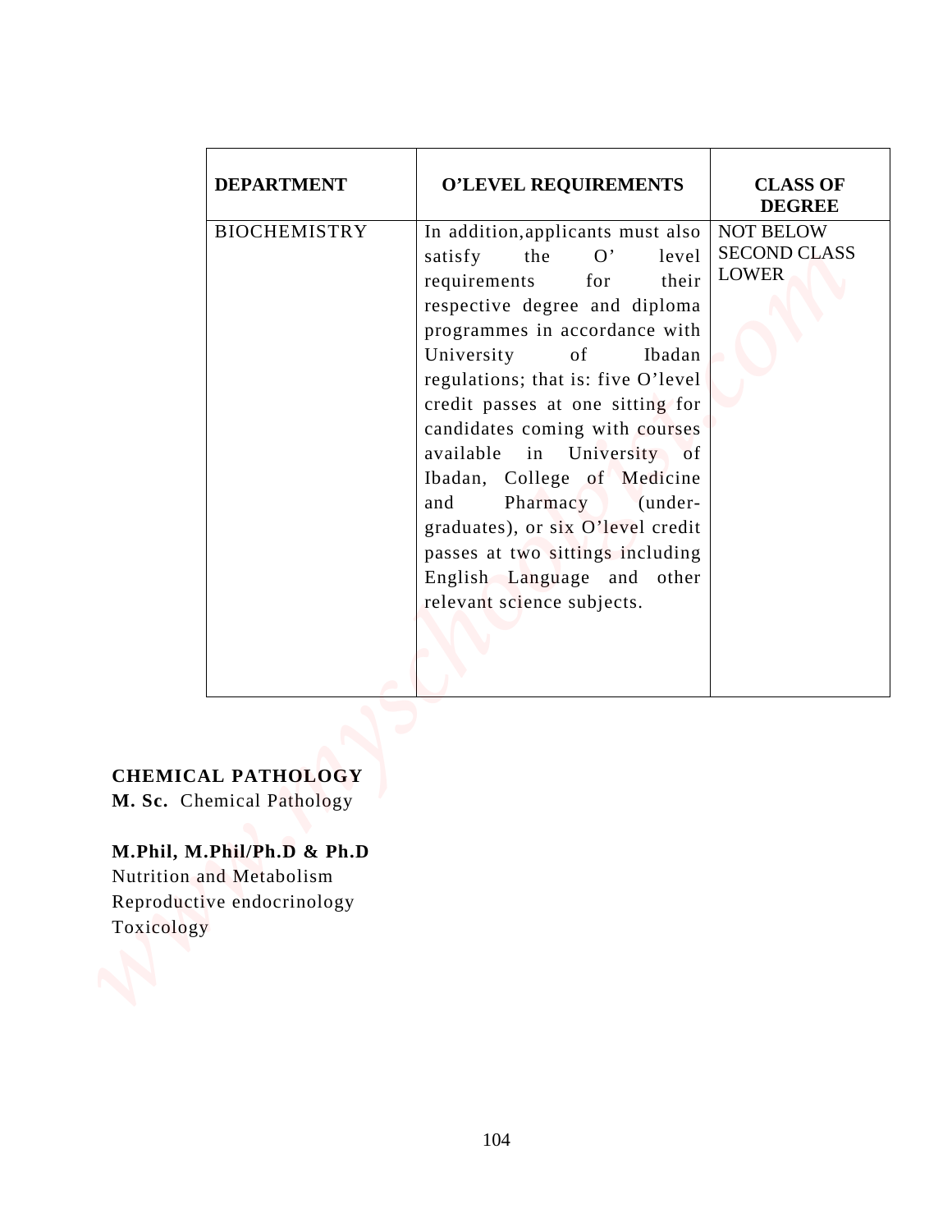| DEPARTMENT | O'LEVEL REQUIREMENTS | CLASS OF DEGREE |
|---|---|---|
| BIOCHEMISTRY | In addition,applicants must also satisfy the O' level requirements for their respective degree and diploma programmes in accordance with University of Ibadan regulations; that is: five O'level credit passes at one sitting for candidates coming with courses available in University of Ibadan, College of Medicine and Pharmacy (under-graduates), or six O'level credit passes at two sittings including English Language and other relevant science subjects. | NOT BELOW SECOND CLASS LOWER |

**CHEMICAL PATHOLOGY**
**M. Sc.** Chemical Pathology

**M.Phil, M.Phil/Ph.D & Ph.D**
Nutrition and Metabolism
Reproductive endocrinology
Toxicology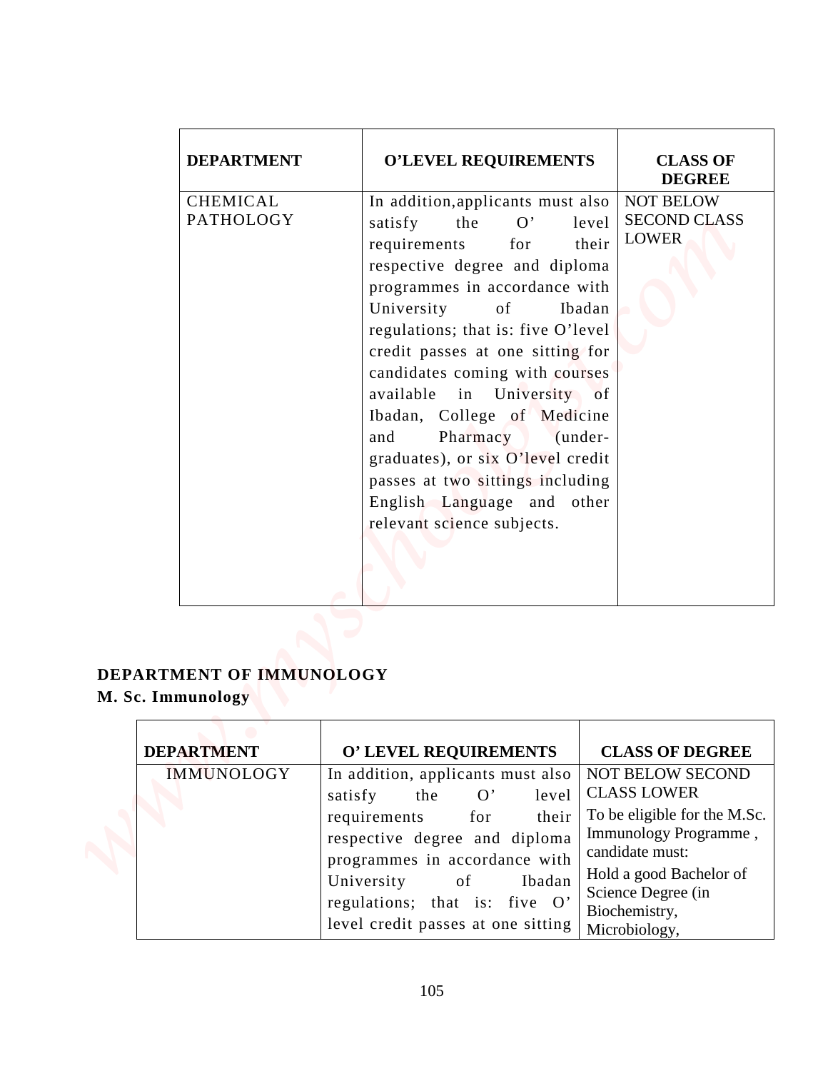| DEPARTMENT | O'LEVEL REQUIREMENTS | CLASS OF DEGREE |
|---|---|---|
| CHEMICAL PATHOLOGY | In addition,applicants must also satisfy the O' level requirements for their respective degree and diploma programmes in accordance with University of Ibadan regulations; that is: five O'level credit passes at one sitting for candidates coming with courses available in University of Ibadan, College of Medicine and Pharmacy (under-graduates), or six O'level credit passes at two sittings including English Language and other relevant science subjects. | NOT BELOW SECOND CLASS LOWER |

**DEPARTMENT OF IMMUNOLOGY**

**M. Sc. Immunology**

| DEPARTMENT | O' LEVEL REQUIREMENTS | CLASS OF DEGREE |
|---|---|---|
| IMMUNOLOGY | In addition, applicants must also satisfy the O' level requirements for their respective degree and diploma programmes in accordance with University of Ibadan regulations; that is: five O' level credit passes at one sitting | NOT BELOW SECOND CLASS LOWER<br>To be eligible for the M.Sc. Immunology Programme , candidate must:<br>Hold a good Bachelor of Science Degree (in Biochemistry, Microbiology, |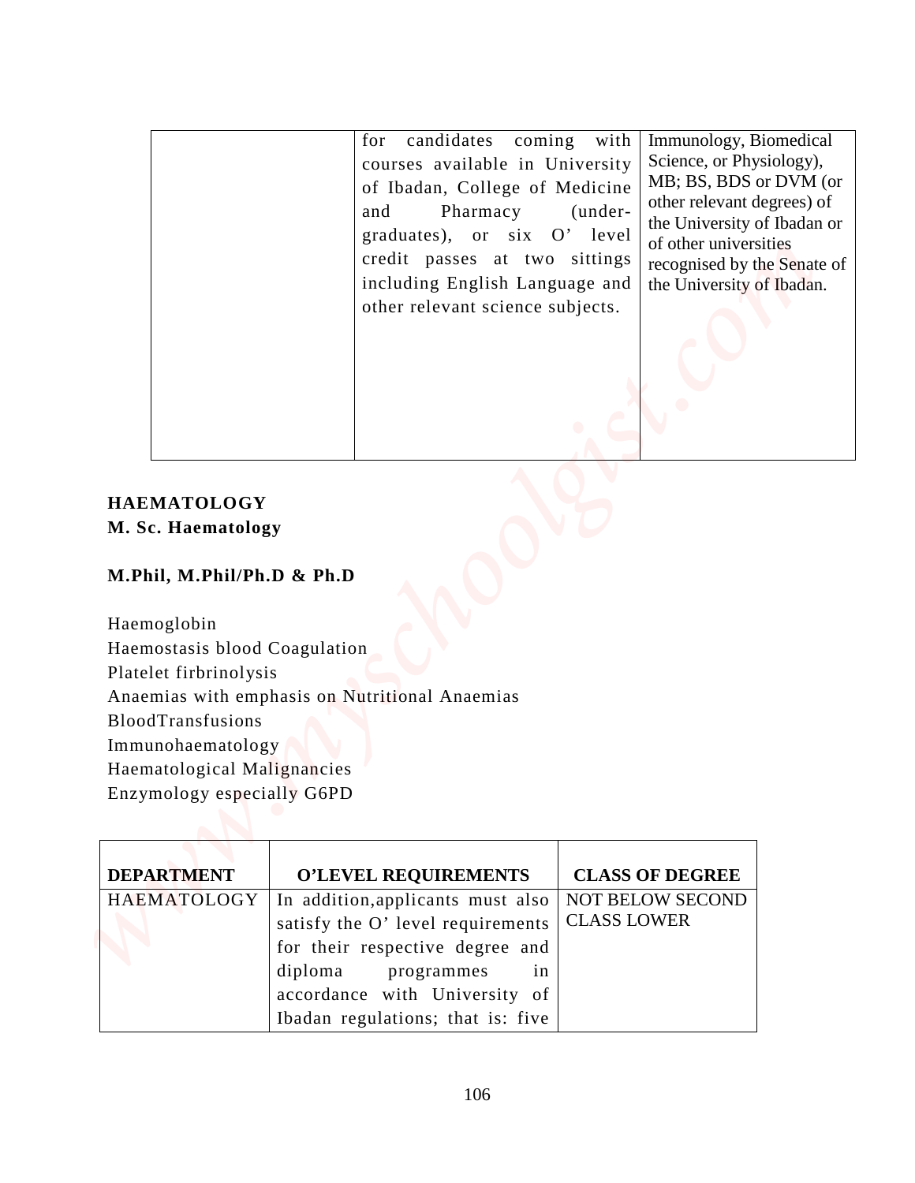| | for candidates coming with courses available in University of Ibadan, College of Medicine and Pharmacy (under-graduates), or six O' level credit passes at two sittings including English Language and other relevant science subjects. | Immunology, Biomedical Science, or Physiology), MB; BS, BDS or DVM (or other relevant degrees) of the University of Ibadan or of other universities recognised by the Senate of the University of Ibadan. |
|---|---|---|

**HAEMATOLOGY**
**M. Sc. Haematology**

**M.Phil, M.Phil/Ph.D & Ph.D**

Haemoglobin
Haemostasis blood Coagulation
Platelet firbrinolysis
Anaemias with emphasis on Nutritional Anaemias
BloodTransfusions
Immunohaematology
Haematological Malignancies
Enzymology especially G6PD

| DEPARTMENT | O'LEVEL REQUIREMENTS | CLASS OF DEGREE |
|---|---|---|
| HAEMATOLOGY | In addition,applicants must also satisfy the O' level requirements for their respective degree and diploma programmes in accordance with University of Ibadan regulations; that is: five | NOT BELOW SECOND CLASS LOWER |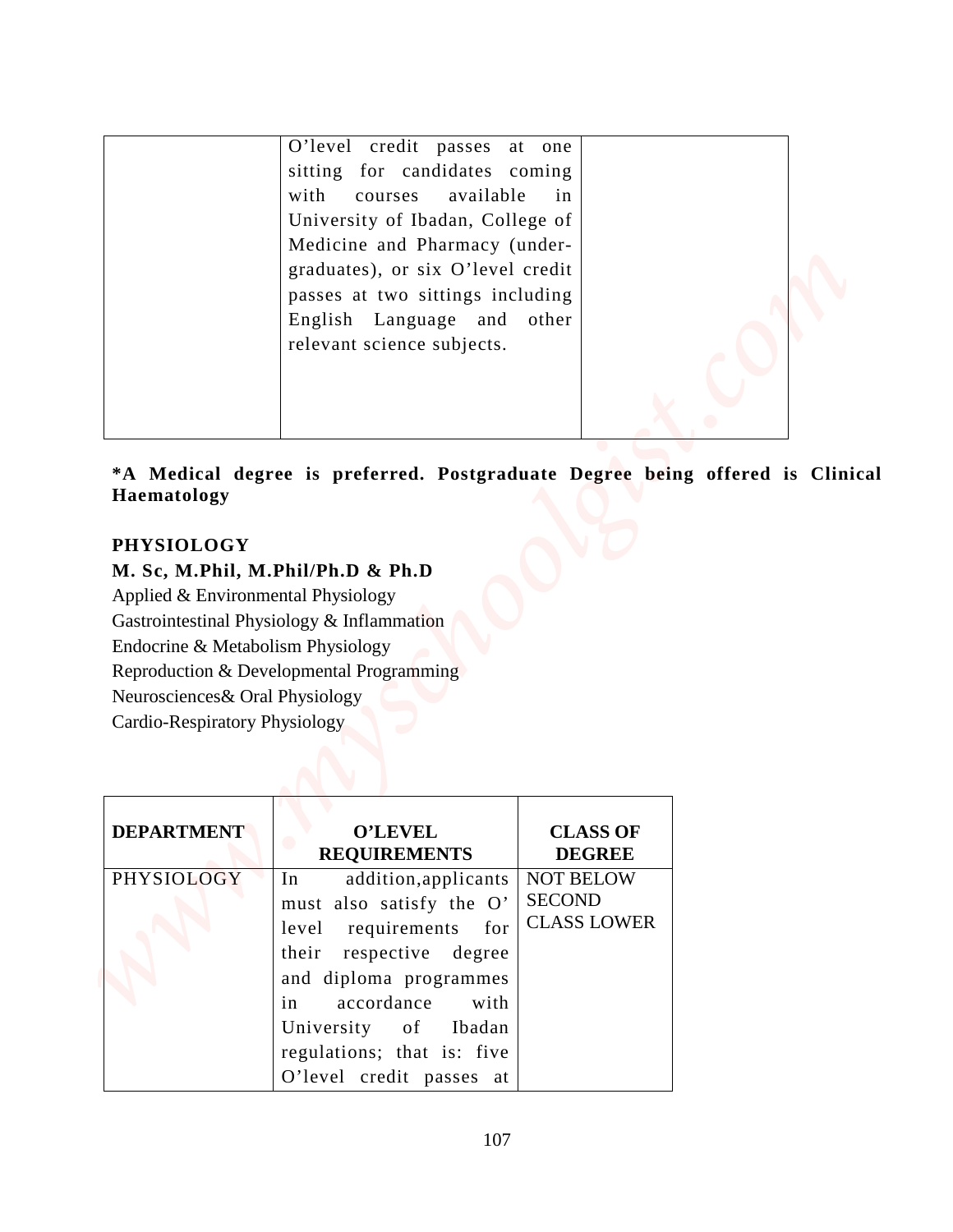| | | |
|---|---|---|
| | O'level credit passes at one sitting for candidates coming with courses available in University of Ibadan, College of Medicine and Pharmacy (under-graduates), or six O'level credit passes at two sittings including English Language and other relevant science subjects. | |

**\*A Medical degree is preferred. Postgraduate Degree being offered is Clinical Haematology**

**PHYSIOLOGY**

**M. Sc, M.Phil, M.Phil/Ph.D & Ph.D**

Applied & Environmental Physiology
Gastrointestinal Physiology & Inflammation
Endocrine & Metabolism Physiology
Reproduction & Developmental Programming
Neurosciences& Oral Physiology
Cardio-Respiratory Physiology

| DEPARTMENT | O'LEVEL REQUIREMENTS | CLASS OF DEGREE |
|---|---|---|
| PHYSIOLOGY | In addition,applicants must also satisfy the O' level requirements for their respective degree and diploma programmes in accordance with University of Ibadan regulations; that is: five O'level credit passes at | NOT BELOW SECOND CLASS LOWER |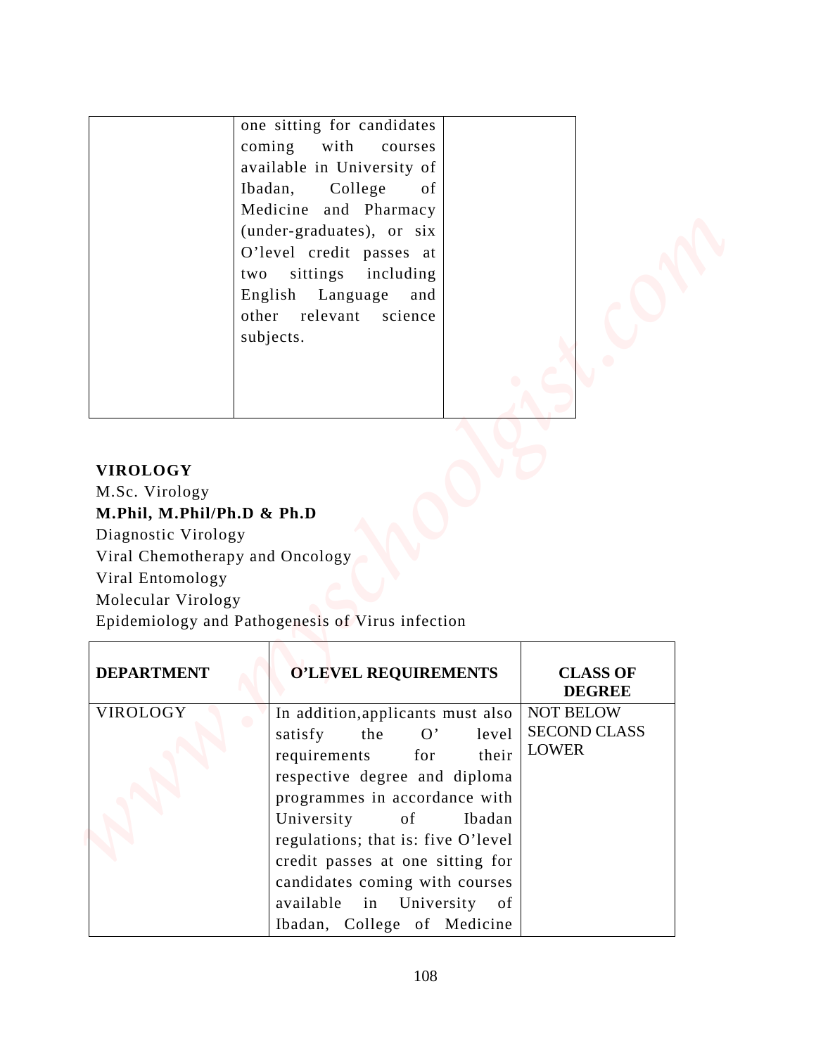|  | one sitting for candidates coming with courses available in University of Ibadan, College of Medicine and Pharmacy (under-graduates), or six O'level credit passes at two sittings including English Language and other relevant science subjects. |  |
| --- | --- | --- |

**VIROLOGY**

M.Sc. Virology

**M.Phil, M.Phil/Ph.D & Ph.D**

Diagnostic Virology

Viral Chemotherapy and Oncology

Viral Entomology

Molecular Virology

Epidemiology and Pathogenesis of Virus infection

| DEPARTMENT | O'LEVEL REQUIREMENTS | CLASS OF DEGREE |
| --- | --- | --- |
| VIROLOGY | In addition,applicants must also satisfy the O' level requirements for their respective degree and diploma programmes in accordance with University of Ibadan regulations; that is: five O'level credit passes at one sitting for candidates coming with courses available in University of Ibadan, College of Medicine | NOT BELOW SECOND CLASS LOWER |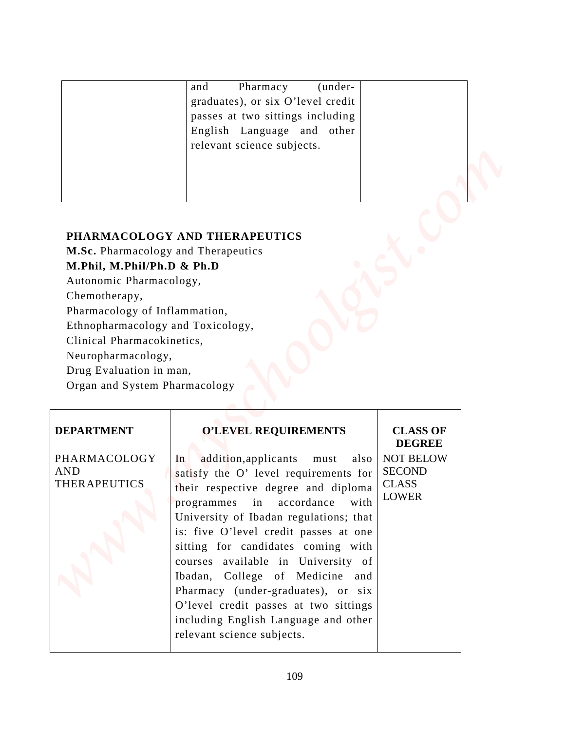| | and Pharmacy (under-graduates), or six O'level credit passes at two sittings including English Language and other relevant science subjects. | |
|---|---|---|

## PHARMACOLOGY AND THERAPEUTICS

**M.Sc.** Pharmacology and Therapeutics

**M.Phil, M.Phil/Ph.D & Ph.D**

Autonomic Pharmacology,
Chemotherapy,
Pharmacology of Inflammation,
Ethnopharmacology and Toxicology,
Clinical Pharmacokinetics,
Neuropharmacology,
Drug Evaluation in man,
Organ and System Pharmacology

| DEPARTMENT | O'LEVEL REQUIREMENTS | CLASS OF DEGREE |
|---|---|---|
| PHARMACOLOGY AND THERAPEUTICS | In addition,applicants must also satisfy the O' level requirements for their respective degree and diploma programmes in accordance with University of Ibadan regulations; that is: five O'level credit passes at one sitting for candidates coming with courses available in University of Ibadan, College of Medicine and Pharmacy (under-graduates), or six O'level credit passes at two sittings including English Language and other relevant science subjects. | NOT BELOW SECOND CLASS LOWER |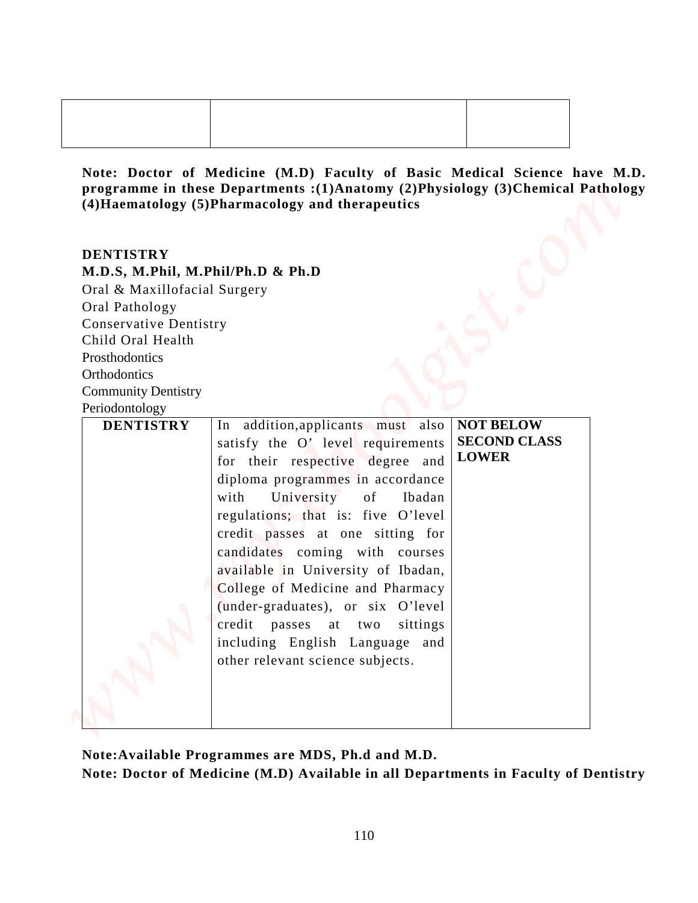| | | |
|---|---|---|
| | | |

**Note: Doctor of Medicine (M.D) Faculty of Basic Medical Science have M.D. programme in these Departments :(1)Anatomy (2)Physiology (3)Chemical Pathology (4)Haematology (5)Pharmacology and therapeutics**

**DENTISTRY**

**M.D.S, M.Phil, M.Phil/Ph.D & Ph.D**

Oral & Maxillofacial Surgery
Oral Pathology
Conservative Dentistry
Child Oral Health
Prosthodontics
Orthodontics
Community Dentistry
Periodontology

| **DENTISTRY** | In addition,applicants must also satisfy the O' level requirements for their respective degree and diploma programmes in accordance with University of Ibadan regulations; that is: five O'level credit passes at one sitting for candidates coming with courses available in University of Ibadan, College of Medicine and Pharmacy (under-graduates), or six O'level credit passes at two sittings including English Language and other relevant science subjects. | **NOT BELOW SECOND CLASS LOWER** |
|---|---|---|

**Note:Available Programmes are MDS, Ph.d and M.D.**

**Note: Doctor of Medicine (M.D) Available in all Departments in Faculty of Dentistry**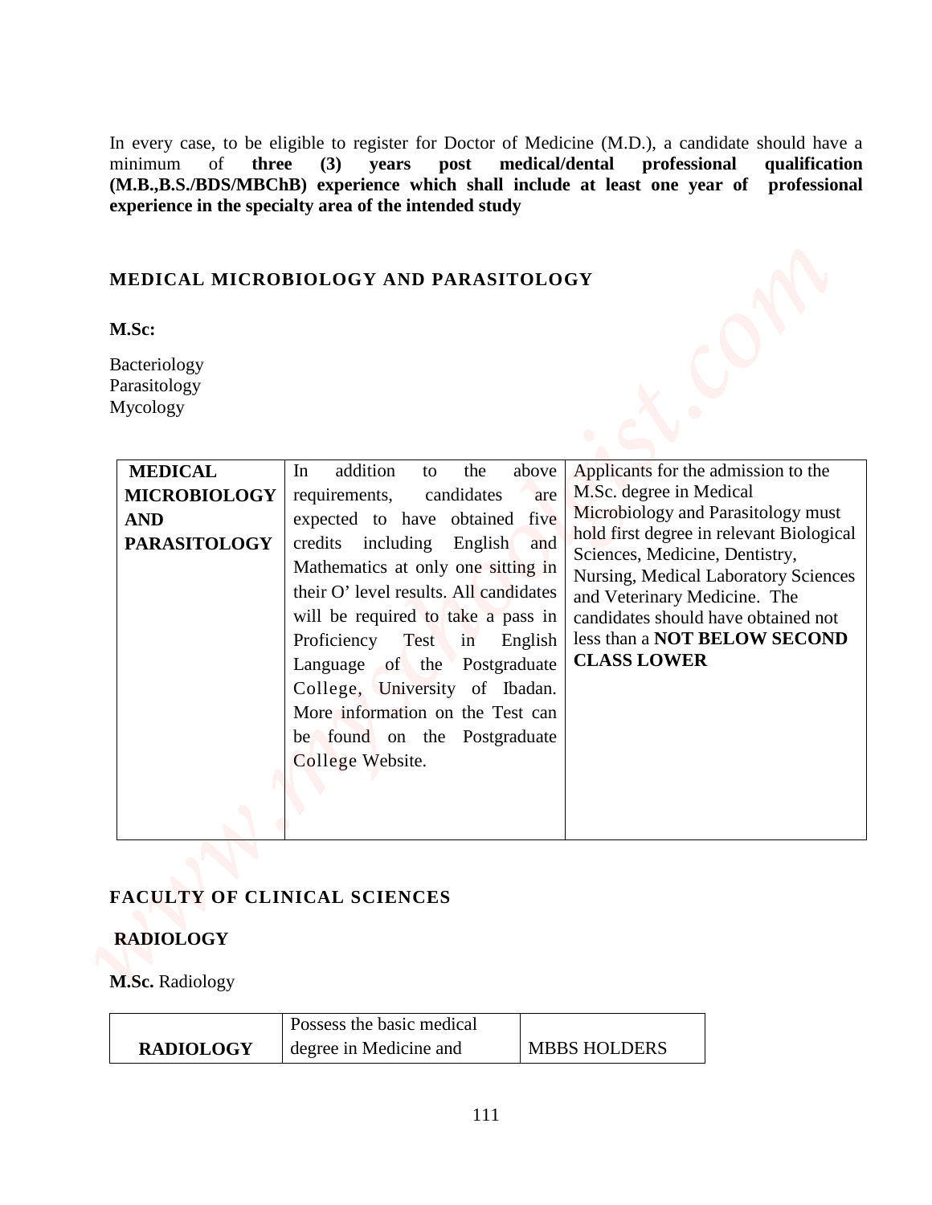In every case, to be eligible to register for Doctor of Medicine (M.D.), a candidate should have a minimum of **three (3) years post medical/dental professional qualification (M.B.,B.S./BDS/MBChB) experience which shall include at least one year of professional experience in the specialty area of the intended study**

## MEDICAL MICROBIOLOGY AND PARASITOLOGY

**M.Sc:**

Bacteriology
Parasitology
Mycology

| | | |
|---|---|---|
| **MEDICAL MICROBIOLOGY AND PARASITOLOGY** | In addition to the above requirements, candidates are expected to have obtained five credits including English and Mathematics at only one sitting in their O' level results. All candidates will be required to take a pass in Proficiency Test in English Language of the Postgraduate College, University of Ibadan. More information on the Test can be found on the Postgraduate College Website. | Applicants for the admission to the M.Sc. degree in Medical Microbiology and Parasitology must hold first degree in relevant Biological Sciences, Medicine, Dentistry, Nursing, Medical Laboratory Sciences and Veterinary Medicine. The candidates should have obtained not less than a **NOT BELOW SECOND CLASS LOWER** |

## FACULTY OF CLINICAL SCIENCES

### RADIOLOGY

**M.Sc.** Radiology

| | | |
|---|---|---|
| **RADIOLOGY** | Possess the basic medical degree in Medicine and | MBBS HOLDERS |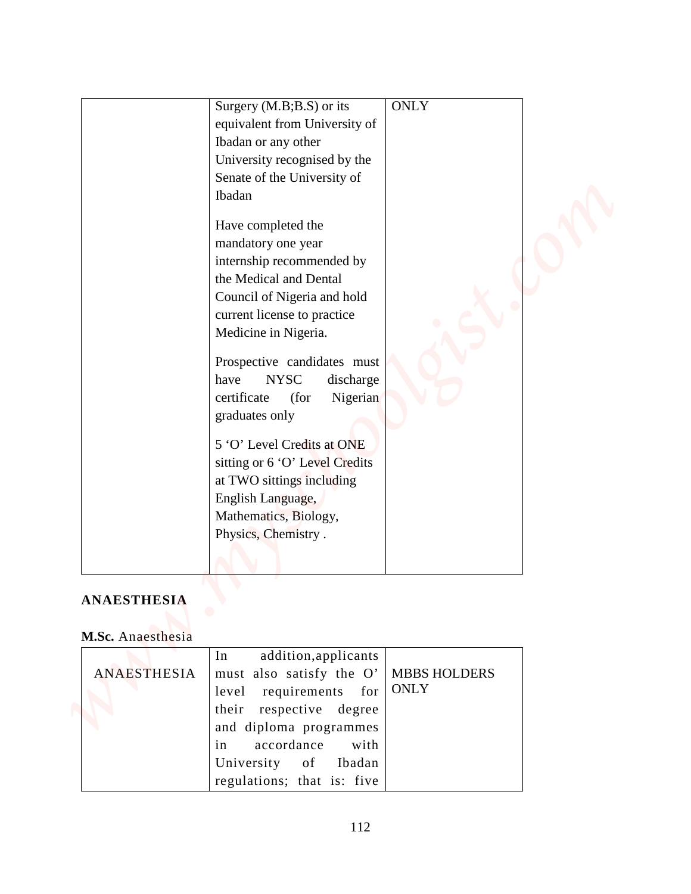| | | |
|---|---|---|
| | Surgery (M.B;B.S) or its equivalent from University of Ibadan or any other University recognised by the Senate of the University of Ibadan<br><br>Have completed the mandatory one year internship recommended by the Medical and Dental Council of Nigeria and hold current license to practice Medicine in Nigeria.<br><br>Prospective candidates must have NYSC discharge certificate (for Nigerian graduates only<br><br>5 'O' Level Credits at ONE sitting or 6 'O' Level Credits at TWO sittings including English Language, Mathematics, Biology, Physics, Chemistry . | ONLY |

**ANAESTHESIA**

**M.Sc.** Anaesthesia

| | | |
|---|---|---|
| ANAESTHESIA | In addition,applicants must also satisfy the O' level requirements for their respective degree and diploma programmes in accordance with University of Ibadan regulations; that is: five | MBBS HOLDERS ONLY |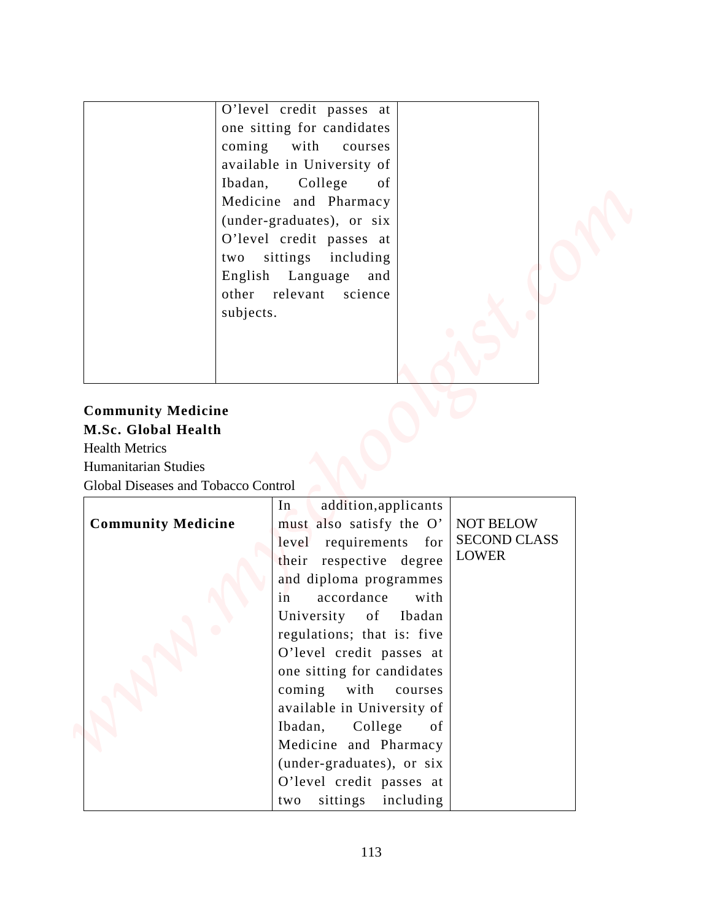|  | O'level credit passes at one sitting for candidates coming with courses available in University of Ibadan, College of Medicine and Pharmacy (under-graduates), or six O'level credit passes at two sittings including English Language and other relevant science subjects. |  |
|---|---|---|

**Community Medicine**
**M.Sc. Global Health**
Health Metrics
Humanitarian Studies
Global Diseases and Tobacco Control

| **Community Medicine** | In addition,applicants must also satisfy the O' level requirements for their respective degree and diploma programmes in accordance with University of Ibadan regulations; that is: five O'level credit passes at one sitting for candidates coming with courses available in University of Ibadan, College of Medicine and Pharmacy (under-graduates), or six O'level credit passes at two sittings including | NOT BELOW SECOND CLASS LOWER |
|---|---|---|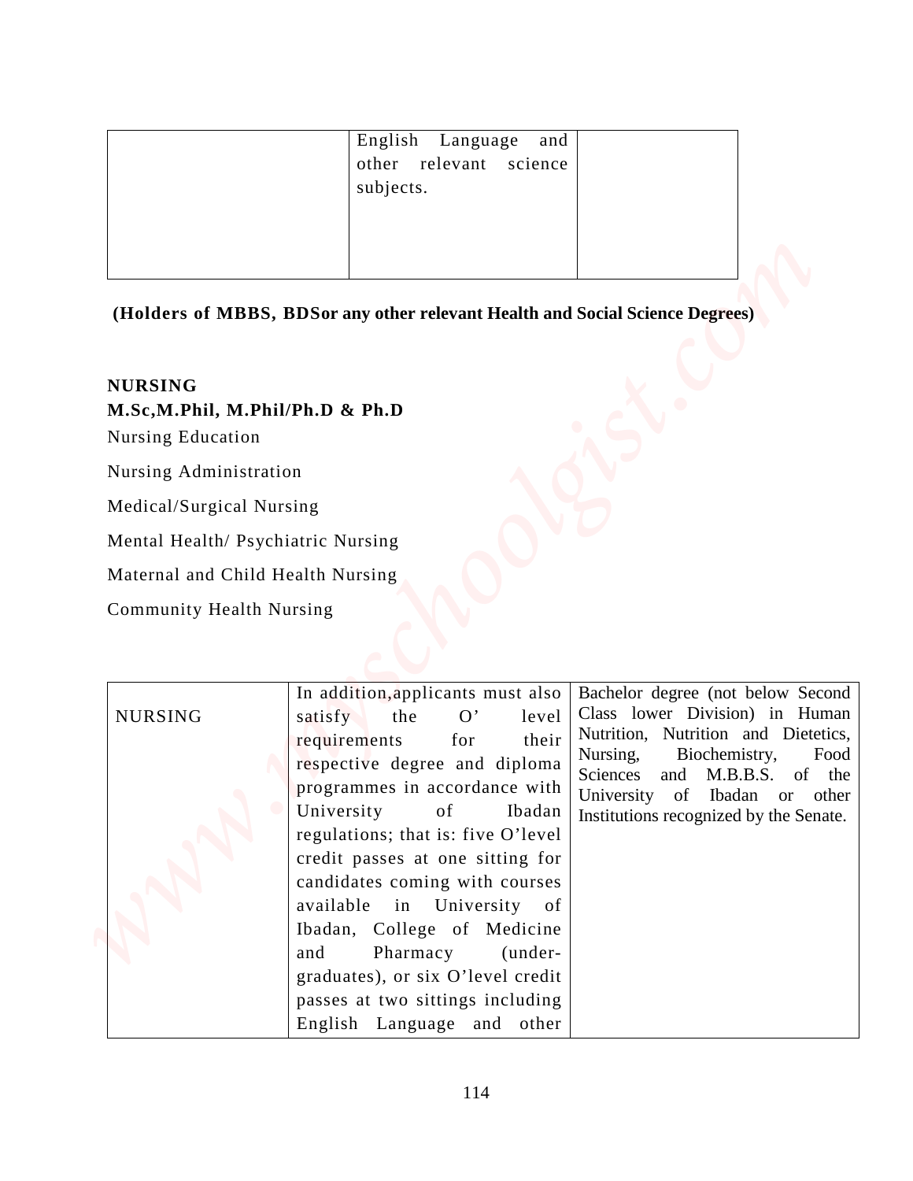| | English Language and other relevant science subjects. | |
|---|---|---|

**(Holders of MBBS, BDSor any other relevant Health and Social Science Degrees)**

**NURSING**

**M.Sc,M.Phil, M.Phil/Ph.D & Ph.D**

Nursing Education

Nursing Administration

Medical/Surgical Nursing

Mental Health/ Psychiatric Nursing

Maternal and Child Health Nursing

Community Health Nursing

| NURSING | In addition,applicants must also satisfy the O' level requirements for their respective degree and diploma programmes in accordance with University of Ibadan regulations; that is: five O'level credit passes at one sitting for candidates coming with courses available in University of Ibadan, College of Medicine and Pharmacy (under-graduates), or six O'level credit passes at two sittings including English Language and other | Bachelor degree (not below Second Class lower Division) in Human Nutrition, Nutrition and Dietetics, Nursing, Biochemistry, Food Sciences and M.B.B.S. of the University of Ibadan or other Institutions recognized by the Senate. |
|---|---|---|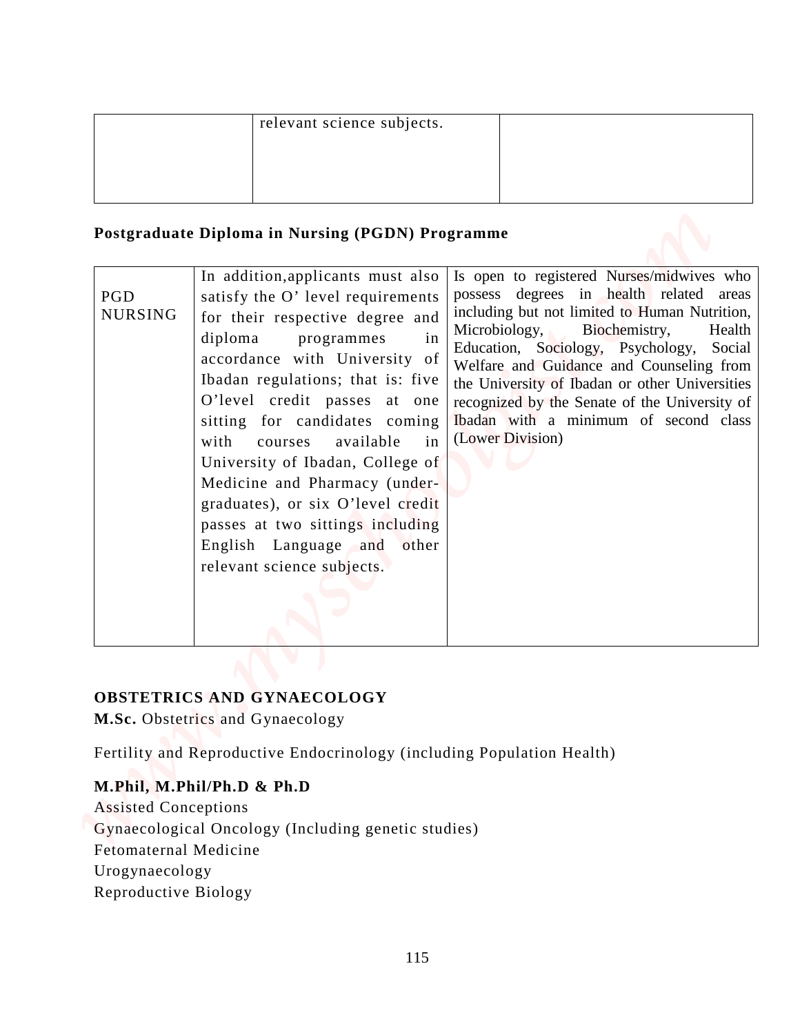| | relevant science subjects. | |
|---|---|---|

**Postgraduate Diploma in Nursing (PGDN) Programme**

| PGD NURSING | In addition,applicants must also satisfy the O' level requirements for their respective degree and diploma programmes in accordance with University of Ibadan regulations; that is: five O'level credit passes at one sitting for candidates coming with courses available in University of Ibadan, College of Medicine and Pharmacy (under-graduates), or six O'level credit passes at two sittings including English Language and other relevant science subjects. | Is open to registered Nurses/midwives who possess degrees in health related areas including but not limited to Human Nutrition, Microbiology, Biochemistry, Health Education, Sociology, Psychology, Social Welfare and Guidance and Counseling from the University of Ibadan or other Universities recognized by the Senate of the University of Ibadan with a minimum of second class (Lower Division) |
|---|---|---|

**OBSTETRICS AND GYNAECOLOGY**

**M.Sc.** Obstetrics and Gynaecology

Fertility and Reproductive Endocrinology (including Population Health)

**M.Phil, M.Phil/Ph.D & Ph.D**

Assisted Conceptions
Gynaecological Oncology (Including genetic studies)
Fetomaternal Medicine
Urogynaecology
Reproductive Biology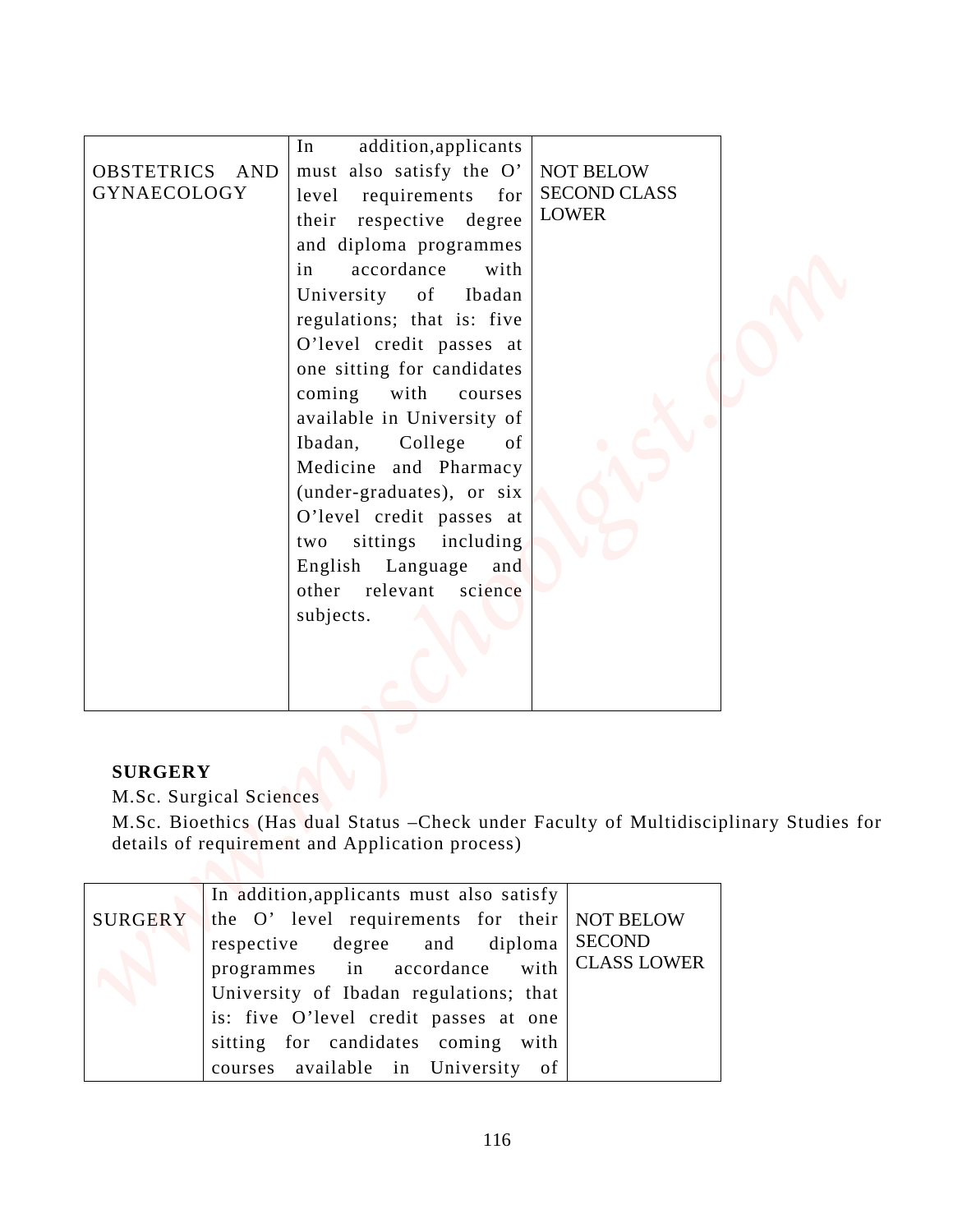| OBSTETRICS AND GYNAECOLOGY | In addition,applicants must also satisfy the O' level requirements for their respective degree and diploma programmes in accordance with University of Ibadan regulations; that is: five O'level credit passes at one sitting for candidates coming with courses available in University of Ibadan, College of Medicine and Pharmacy (under-graduates), or six O'level credit passes at two sittings including English Language and other relevant science subjects. | NOT BELOW SECOND CLASS LOWER |
|---|---|---|

**SURGERY**

M.Sc. Surgical Sciences

M.Sc. Bioethics (Has dual Status –Check under Faculty of Multidisciplinary Studies for details of requirement and Application process)

| SURGERY | In addition,applicants must also satisfy the O' level requirements for their respective degree and diploma programmes in accordance with University of Ibadan regulations; that is: five O'level credit passes at one sitting for candidates coming with courses available in University of | NOT BELOW SECOND CLASS LOWER |
|---|---|---|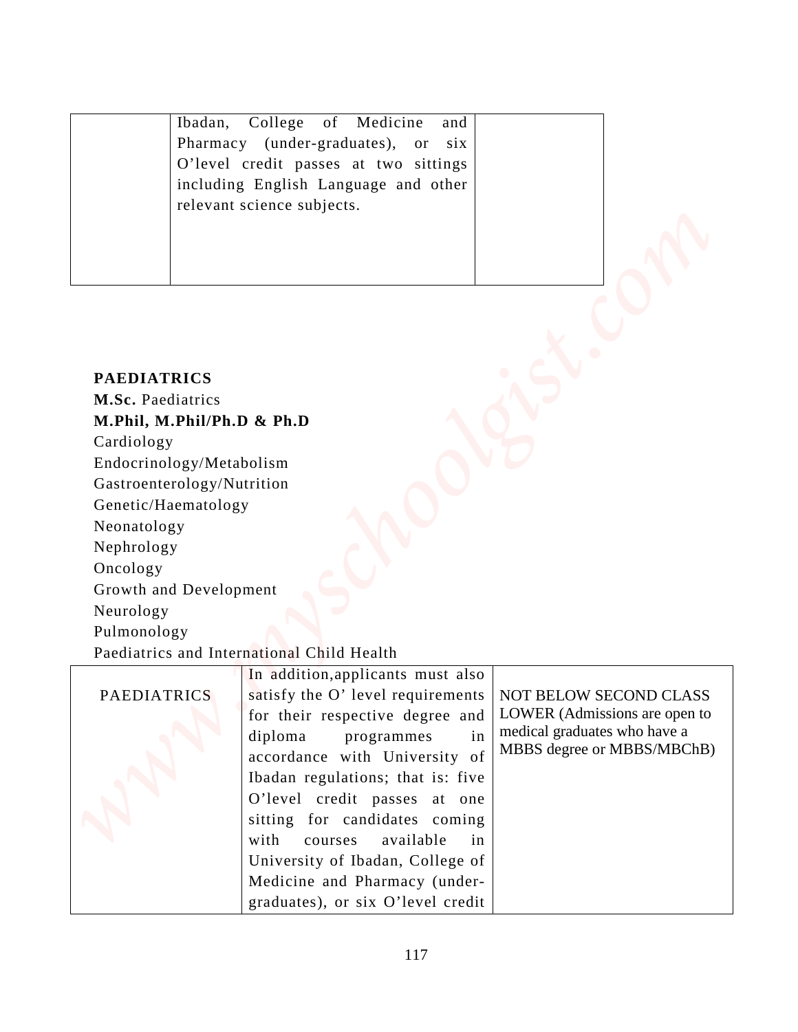| | Ibadan, College of Medicine and Pharmacy (under-graduates), or six O'level credit passes at two sittings including English Language and other relevant science subjects. | |
|---|---|---|

**PAEDIATRICS**

**M.Sc.** Paediatrics

**M.Phil, M.Phil/Ph.D & Ph.D**

Cardiology

Endocrinology/Metabolism

Gastroenterology/Nutrition

Genetic/Haematology

Neonatology

Nephrology

Oncology

Growth and Development

Neurology

Pulmonology

Paediatrics and International Child Health

| PAEDIATRICS | In addition,applicants must also satisfy the O' level requirements for their respective degree and diploma programmes in accordance with University of Ibadan regulations; that is: five O'level credit passes at one sitting for candidates coming with courses available in University of Ibadan, College of Medicine and Pharmacy (under-graduates), or six O'level credit | NOT BELOW SECOND CLASS LOWER (Admissions are open to medical graduates who have a MBBS degree or MBBS/MBChB) |
|---|---|---|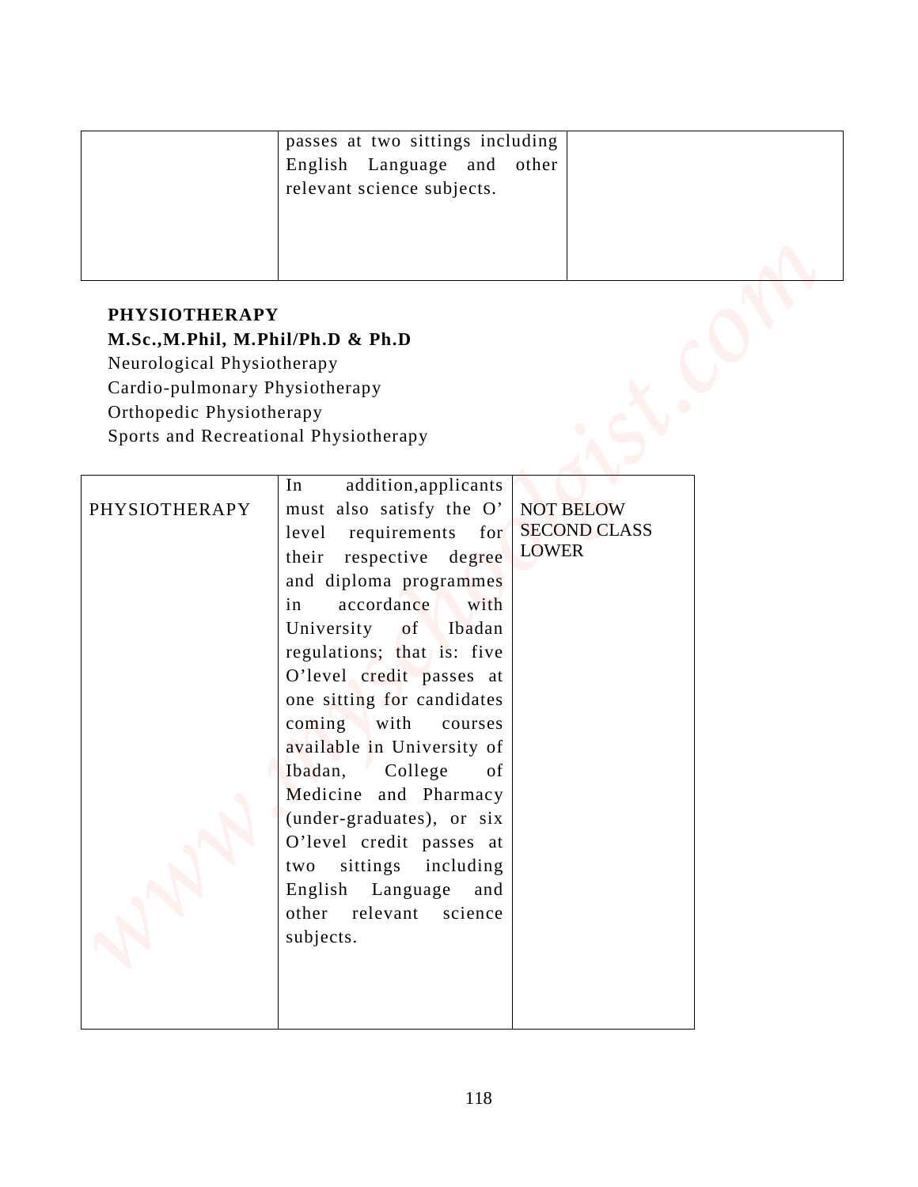| | passes at two sittings including English Language and other relevant science subjects. | |
|---|---|---|

**PHYSIOTHERAPY**

**M.Sc.,M.Phil, M.Phil/Ph.D & Ph.D**

Neurological Physiotherapy

Cardio-pulmonary Physiotherapy

Orthopedic Physiotherapy

Sports and Recreational Physiotherapy

| PHYSIOTHERAPY | In addition,applicants must also satisfy the O' level requirements for their respective degree and diploma programmes in accordance with University of Ibadan regulations; that is: five O'level credit passes at one sitting for candidates coming with courses available in University of Ibadan, College of Medicine and Pharmacy (under-graduates), or six O'level credit passes at two sittings including English Language and other relevant science subjects. | NOT BELOW SECOND CLASS LOWER |
|---|---|---|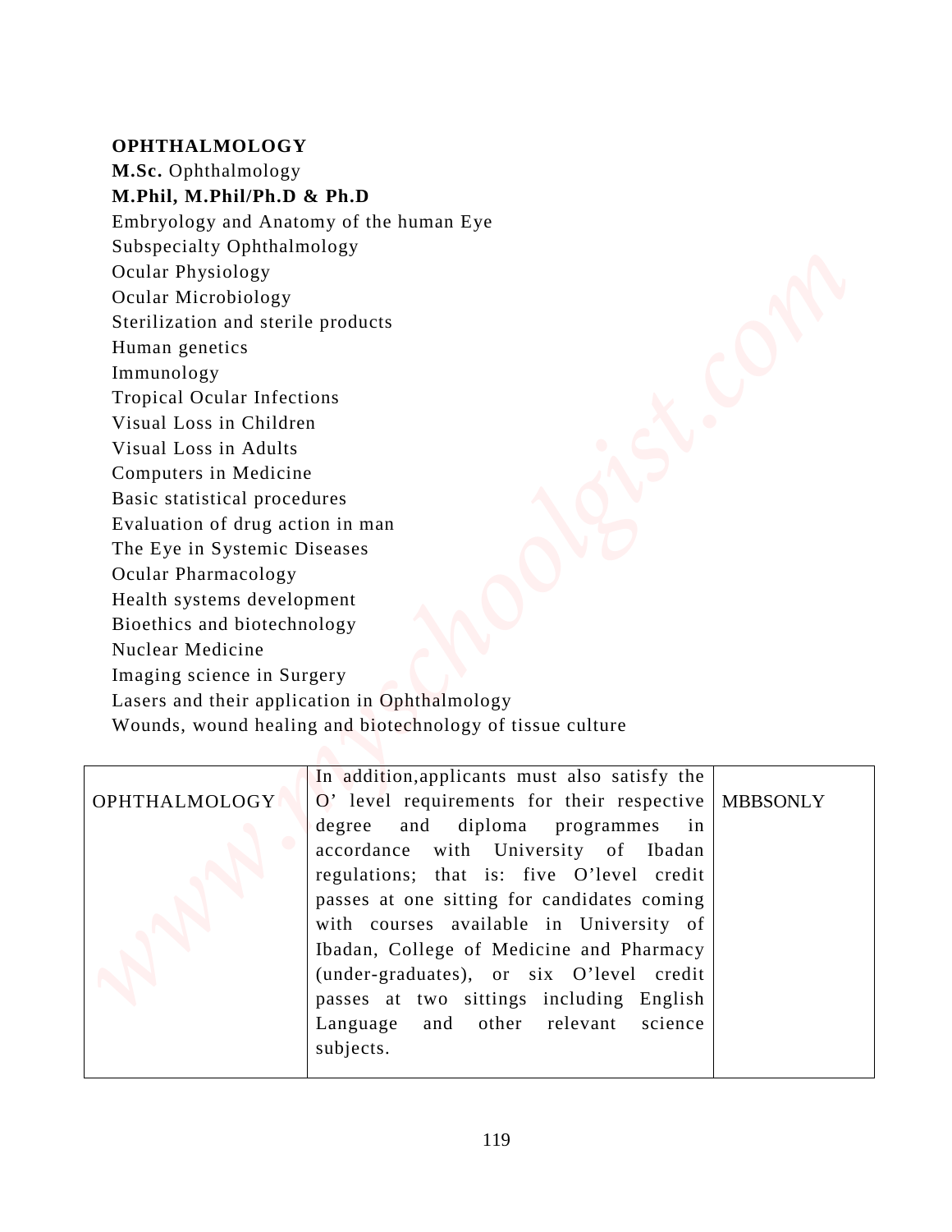**OPHTHALMOLOGY**

**M.Sc.** Ophthalmology

**M.Phil, M.Phil/Ph.D & Ph.D**

Embryology and Anatomy of the human Eye
Subspecialty Ophthalmology
Ocular Physiology
Ocular Microbiology
Sterilization and sterile products
Human genetics
Immunology
Tropical Ocular Infections
Visual Loss in Children
Visual Loss in Adults
Computers in Medicine
Basic statistical procedures
Evaluation of drug action in man
The Eye in Systemic Diseases
Ocular Pharmacology
Health systems development
Bioethics and biotechnology
Nuclear Medicine
Imaging science in Surgery
Lasers and their application in Ophthalmology
Wounds, wound healing and biotechnology of tissue culture

| | | |
|---|---|---|
| OPHTHALMOLOGY | In addition,applicants must also satisfy the O' level requirements for their respective degree and diploma programmes in accordance with University of Ibadan regulations; that is: five O'level credit passes at one sitting for candidates coming with courses available in University of Ibadan, College of Medicine and Pharmacy (under-graduates), or six O'level credit passes at two sittings including English Language and other relevant science subjects. | MBBSONLY |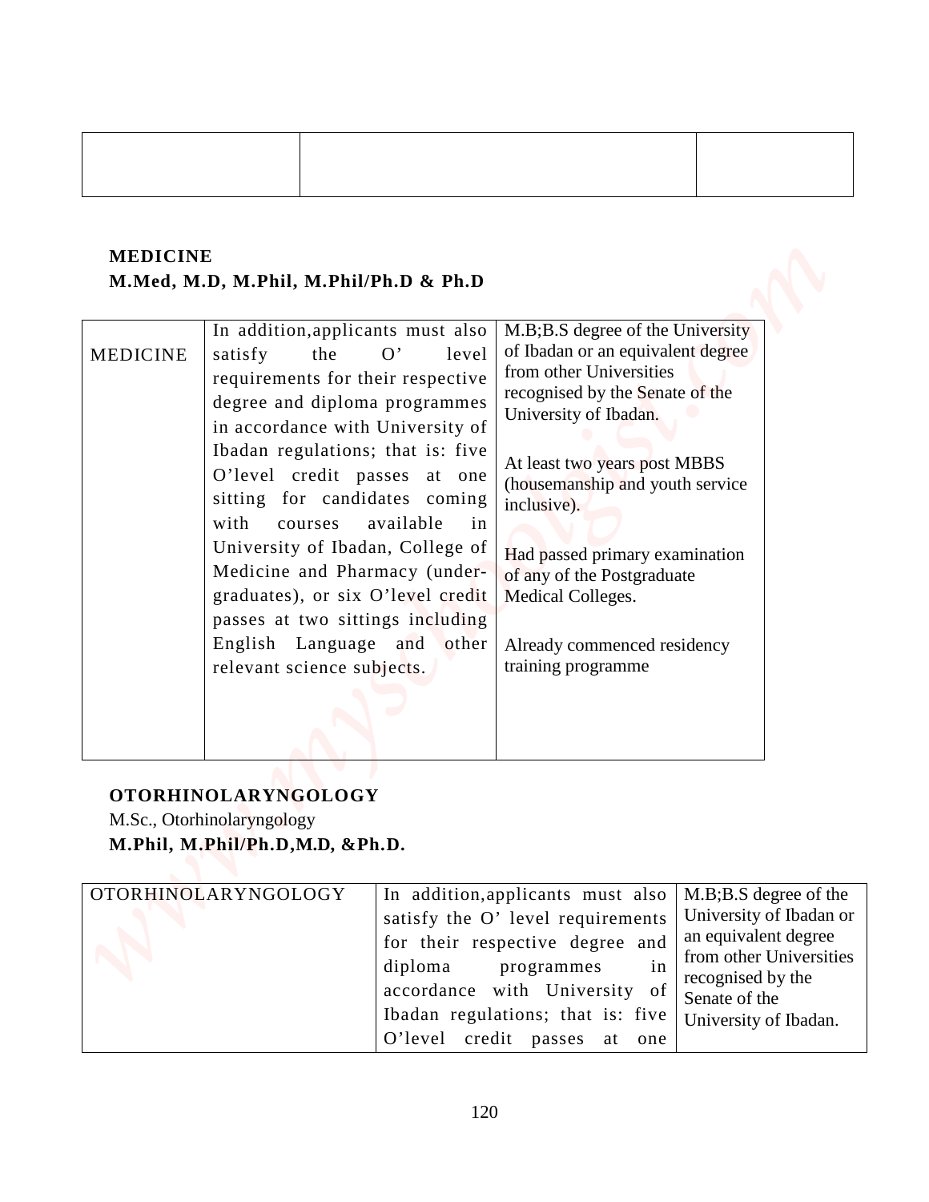| | | |
|---|---|---|
| | | |

**MEDICINE**
**M.Med, M.D, M.Phil, M.Phil/Ph.D & Ph.D**

| | | |
|---|---|---|
| MEDICINE | In addition,applicants must also satisfy the O' level requirements for their respective degree and diploma programmes in accordance with University of Ibadan regulations; that is: five O'level credit passes at one sitting for candidates coming with courses available in University of Ibadan, College of Medicine and Pharmacy (under-graduates), or six O'level credit passes at two sittings including English Language and other relevant science subjects. | M.B;B.S degree of the University of Ibadan or an equivalent degree from other Universities recognised by the Senate of the University of Ibadan.<br><br>At least two years post MBBS (housemanship and youth service inclusive).<br><br>Had passed primary examination of any of the Postgraduate Medical Colleges.<br><br>Already commenced residency training programme |

**OTORHINOLARYNGOLOGY**
M.Sc., Otorhinolaryngology
**M.Phil, M.Phil/Ph.D,M.D, &Ph.D.**

| | | |
|---|---|---|
| OTORHINOLARYNGOLOGY | In addition,applicants must also satisfy the O' level requirements for their respective degree and diploma programmes in accordance with University of Ibadan regulations; that is: five O'level credit passes at one | M.B;B.S degree of the University of Ibadan or an equivalent degree from other Universities recognised by the Senate of the University of Ibadan. |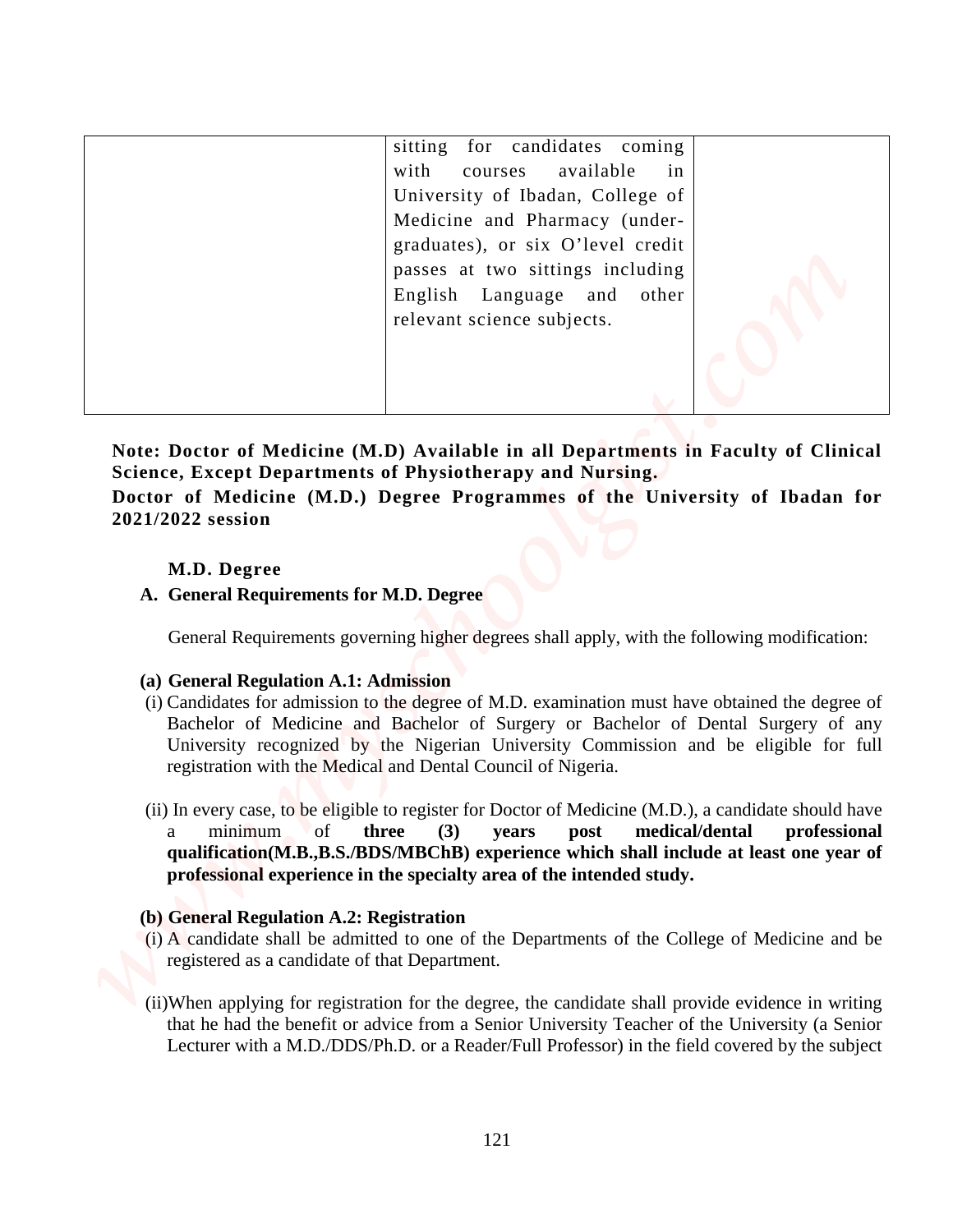|  | sitting for candidates coming with courses available in University of Ibadan, College of Medicine and Pharmacy (under-graduates), or six O'level credit passes at two sittings including English Language and other relevant science subjects. |  |
|---|---|---|

**Note: Doctor of Medicine (M.D) Available in all Departments in Faculty of Clinical Science, Except Departments of Physiotherapy and Nursing.**

**Doctor of Medicine (M.D.) Degree Programmes of the University of Ibadan for 2021/2022 session**

**M.D. Degree**

**A. General Requirements for M.D. Degree**

General Requirements governing higher degrees shall apply, with the following modification:

**(a) General Regulation A.1: Admission**

(i) Candidates for admission to the degree of M.D. examination must have obtained the degree of Bachelor of Medicine and Bachelor of Surgery or Bachelor of Dental Surgery of any University recognized by the Nigerian University Commission and be eligible for full registration with the Medical and Dental Council of Nigeria.

(ii) In every case, to be eligible to register for Doctor of Medicine (M.D.), a candidate should have a minimum of **three (3) years post medical/dental professional qualification(M.B.,B.S./BDS/MBChB) experience which shall include at least one year of professional experience in the specialty area of the intended study.**

**(b) General Regulation A.2: Registration**

(i) A candidate shall be admitted to one of the Departments of the College of Medicine and be registered as a candidate of that Department.

(ii)When applying for registration for the degree, the candidate shall provide evidence in writing that he had the benefit or advice from a Senior University Teacher of the University (a Senior Lecturer with a M.D./DDS/Ph.D. or a Reader/Full Professor) in the field covered by the subject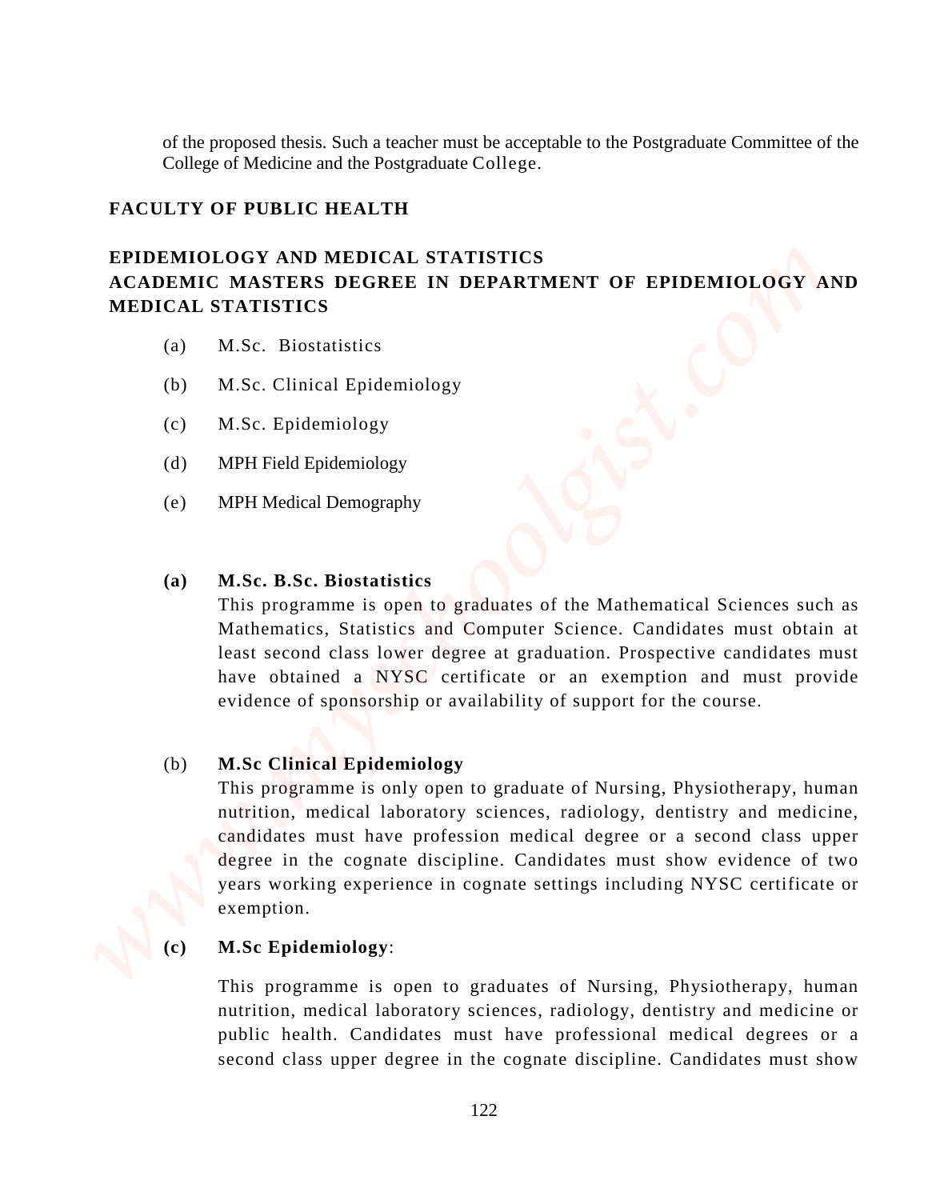of the proposed thesis. Such a teacher must be acceptable to the Postgraduate Committee of the College of Medicine and the Postgraduate College.

## FACULTY OF PUBLIC HEALTH

### EPIDEMIOLOGY AND MEDICAL STATISTICS
### ACADEMIC MASTERS DEGREE IN DEPARTMENT OF EPIDEMIOLOGY AND MEDICAL STATISTICS

(a) M.Sc. Biostatistics

(b) M.Sc. Clinical Epidemiology

(c) M.Sc. Epidemiology

(d) MPH Field Epidemiology

(e) MPH Medical Demography

**(a) M.Sc. B.Sc. Biostatistics**

This programme is open to graduates of the Mathematical Sciences such as Mathematics, Statistics and Computer Science. Candidates must obtain at least second class lower degree at graduation. Prospective candidates must have obtained a NYSC certificate or an exemption and must provide evidence of sponsorship or availability of support for the course.

(b) **M.Sc Clinical Epidemiology**

This programme is only open to graduate of Nursing, Physiotherapy, human nutrition, medical laboratory sciences, radiology, dentistry and medicine, candidates must have profession medical degree or a second class upper degree in the cognate discipline. Candidates must show evidence of two years working experience in cognate settings including NYSC certificate or exemption.

**(c) M.Sc Epidemiology**:

This programme is open to graduates of Nursing, Physiotherapy, human nutrition, medical laboratory sciences, radiology, dentistry and medicine or public health. Candidates must have professional medical degrees or a second class upper degree in the cognate discipline. Candidates must show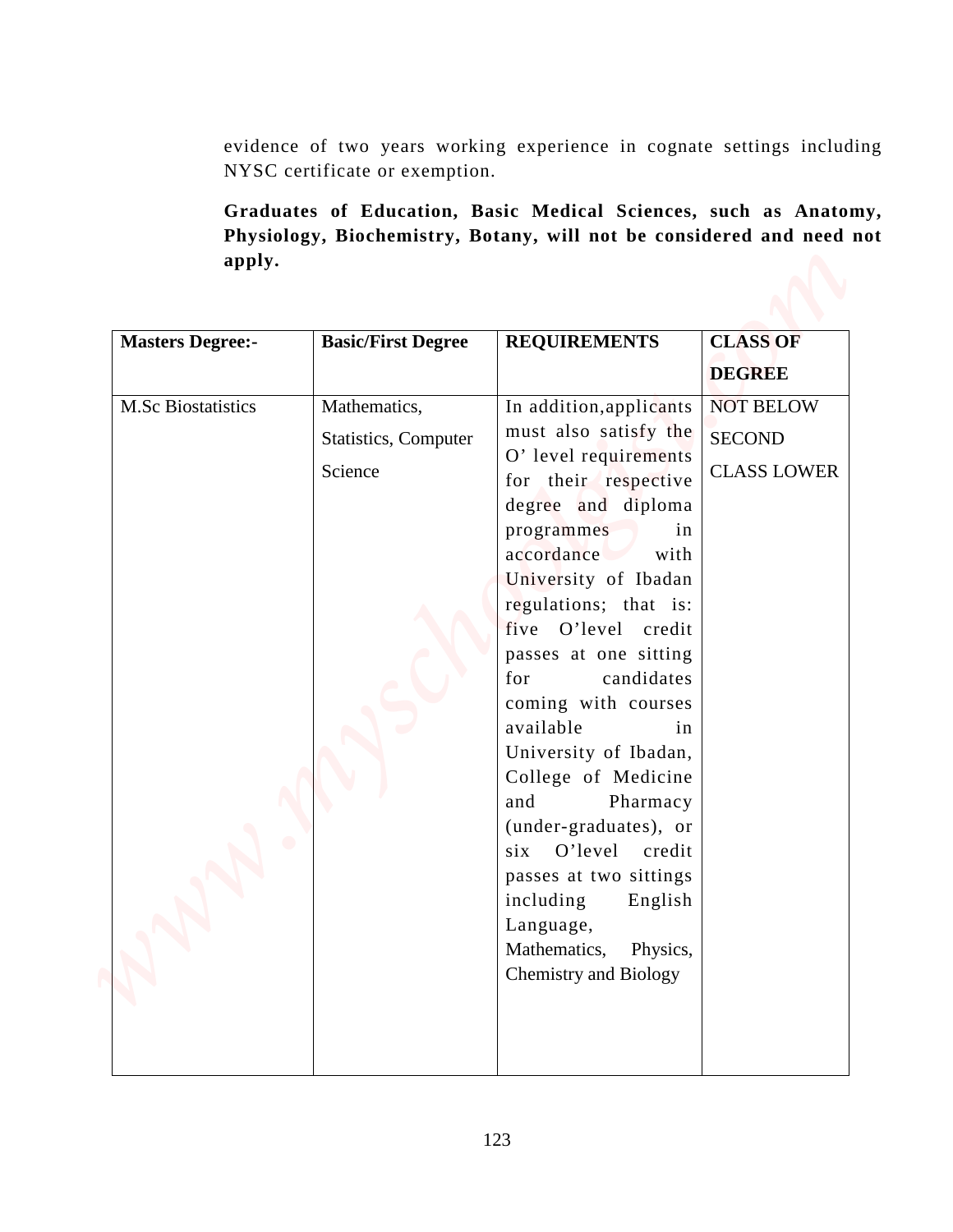evidence of two years working experience in cognate settings including NYSC certificate or exemption.

**Graduates of Education, Basic Medical Sciences, such as Anatomy, Physiology, Biochemistry, Botany, will not be considered and need not apply.**

| **Masters Degree:-** | **Basic/First Degree** | **REQUIREMENTS** | **CLASS OF DEGREE** |
|---|---|---|---|
| M.Sc Biostatistics | Mathematics, Statistics, Computer Science | In addition,applicants must also satisfy the O' level requirements for their respective degree and diploma programmes in accordance with University of Ibadan regulations; that is: five O'level credit passes at one sitting for candidates coming with courses available in University of Ibadan, College of Medicine and Pharmacy (under-graduates), or six O'level credit passes at two sittings including English Language, Mathematics, Physics, Chemistry and Biology | NOT BELOW SECOND CLASS LOWER |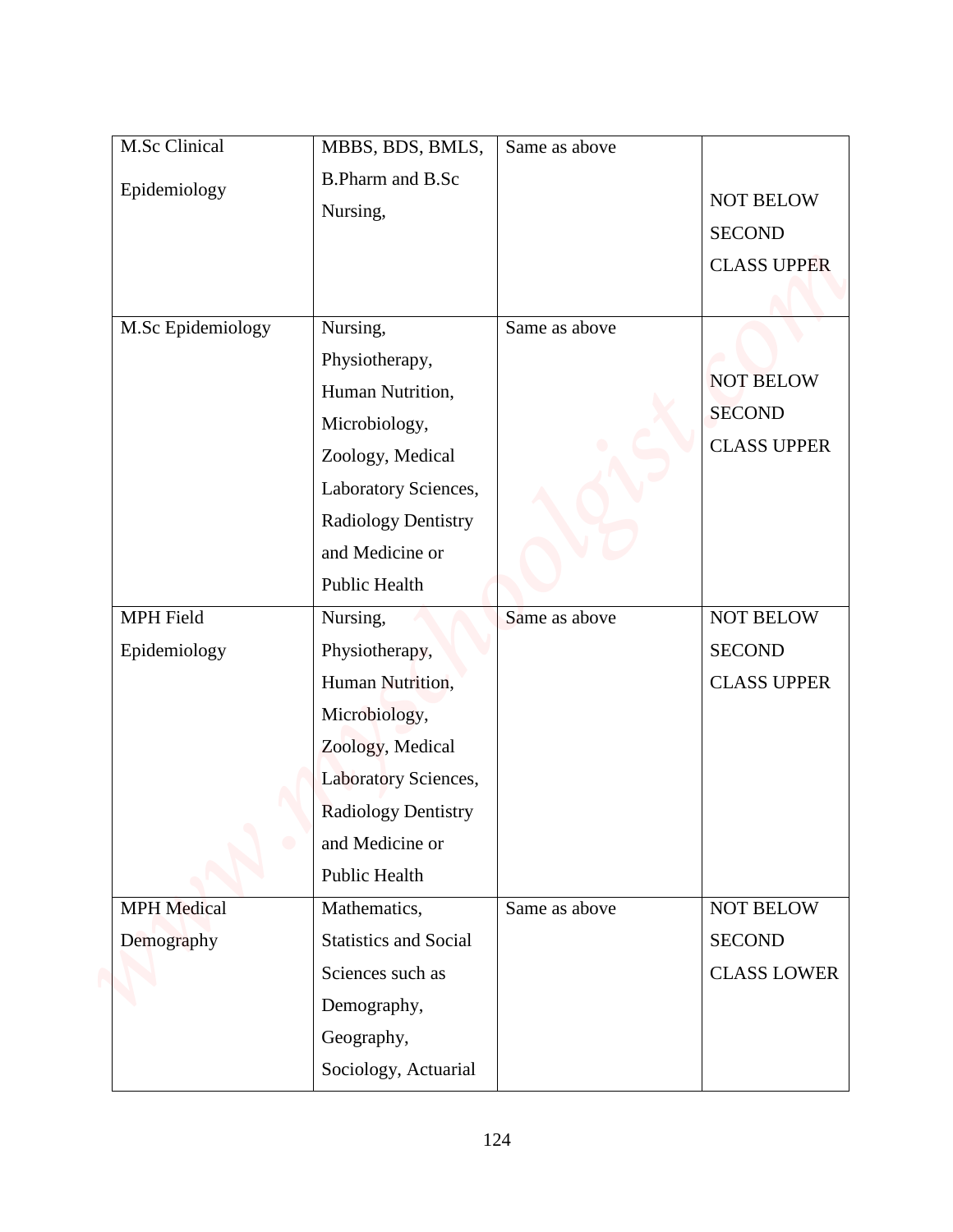| | | | |
|---|---|---|---|
| M.Sc Clinical Epidemiology | MBBS, BDS, BMLS, B.Pharm and B.Sc Nursing, | Same as above | NOT BELOW SECOND CLASS UPPER |
| M.Sc Epidemiology | Nursing, Physiotherapy, Human Nutrition, Microbiology, Zoology, Medical Laboratory Sciences, Radiology Dentistry and Medicine or Public Health | Same as above | NOT BELOW SECOND CLASS UPPER |
| MPH Field Epidemiology | Nursing, Physiotherapy, Human Nutrition, Microbiology, Zoology, Medical Laboratory Sciences, Radiology Dentistry and Medicine or Public Health | Same as above | NOT BELOW SECOND CLASS UPPER |
| MPH Medical Demography | Mathematics, Statistics and Social Sciences such as Demography, Geography, Sociology, Actuarial | Same as above | NOT BELOW SECOND CLASS LOWER |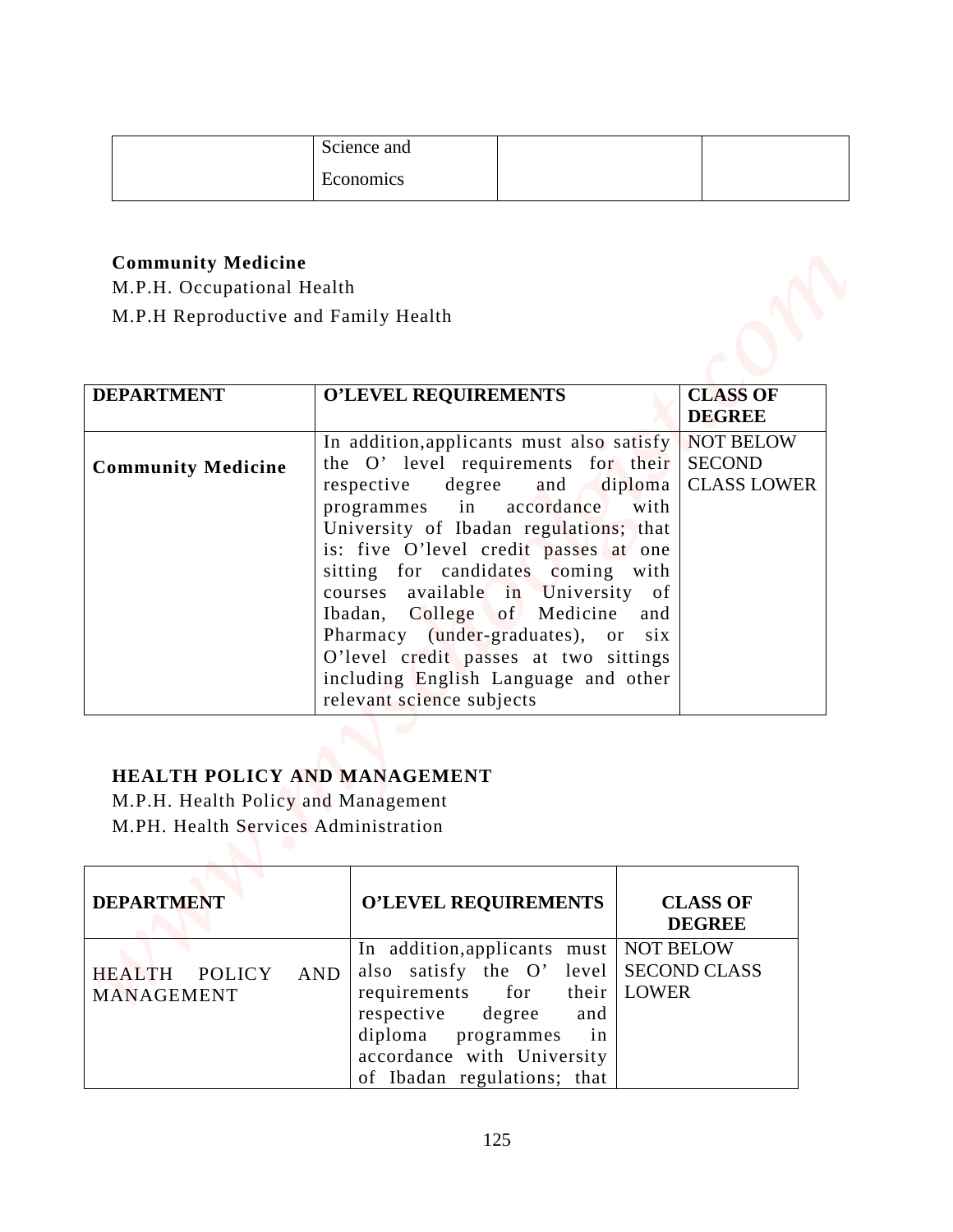| | Science and Economics | | |
|---|---|---|---|

**Community Medicine**

M.P.H. Occupational Health

M.P.H Reproductive and Family Health

| DEPARTMENT | O'LEVEL REQUIREMENTS | CLASS OF DEGREE |
|---|---|---|
| **Community Medicine** | In addition,applicants must also satisfy the O' level requirements for their respective degree and diploma programmes in accordance with University of Ibadan regulations; that is: five O'level credit passes at one sitting for candidates coming with courses available in University of Ibadan, College of Medicine and Pharmacy (under-graduates), or six O'level credit passes at two sittings including English Language and other relevant science subjects | NOT BELOW SECOND CLASS LOWER |

**HEALTH POLICY AND MANAGEMENT**

M.P.H. Health Policy and Management

M.PH. Health Services Administration

| DEPARTMENT | O'LEVEL REQUIREMENTS | CLASS OF DEGREE |
|---|---|---|
| HEALTH POLICY AND MANAGEMENT | In addition,applicants must also satisfy the O' level requirements for their respective degree and diploma programmes in accordance with University of Ibadan regulations; that | NOT BELOW SECOND CLASS LOWER |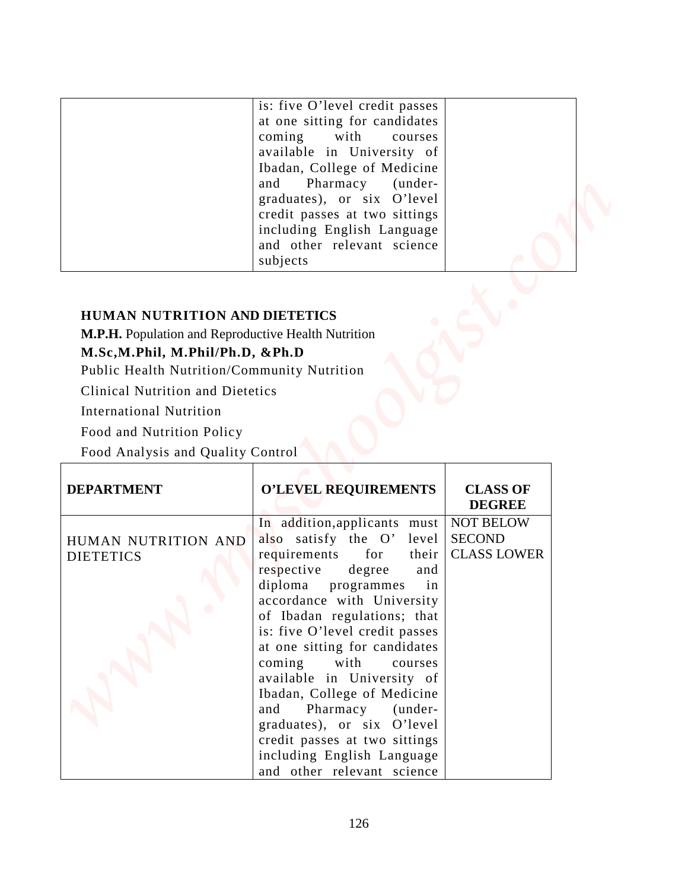| | is: five O'level credit passes at one sitting for candidates coming with courses available in University of Ibadan, College of Medicine and Pharmacy (under-graduates), or six O'level credit passes at two sittings including English Language and other relevant science subjects | |
|---|---|---|

**HUMAN NUTRITION AND DIETETICS**

**M.P.H.** Population and Reproductive Health Nutrition

**M.Sc,M.Phil, M.Phil/Ph.D, &Ph.D**

Public Health Nutrition/Community Nutrition

Clinical Nutrition and Dietetics

International Nutrition

Food and Nutrition Policy

Food Analysis and Quality Control

| DEPARTMENT | O'LEVEL REQUIREMENTS | CLASS OF DEGREE |
|---|---|---|
| HUMAN NUTRITION AND DIETETICS | In addition,applicants must also satisfy the O' level requirements for their respective degree and diploma programmes in accordance with University of Ibadan regulations; that is: five O'level credit passes at one sitting for candidates coming with courses available in University of Ibadan, College of Medicine and Pharmacy (under-graduates), or six O'level credit passes at two sittings including English Language and other relevant science | NOT BELOW SECOND CLASS LOWER |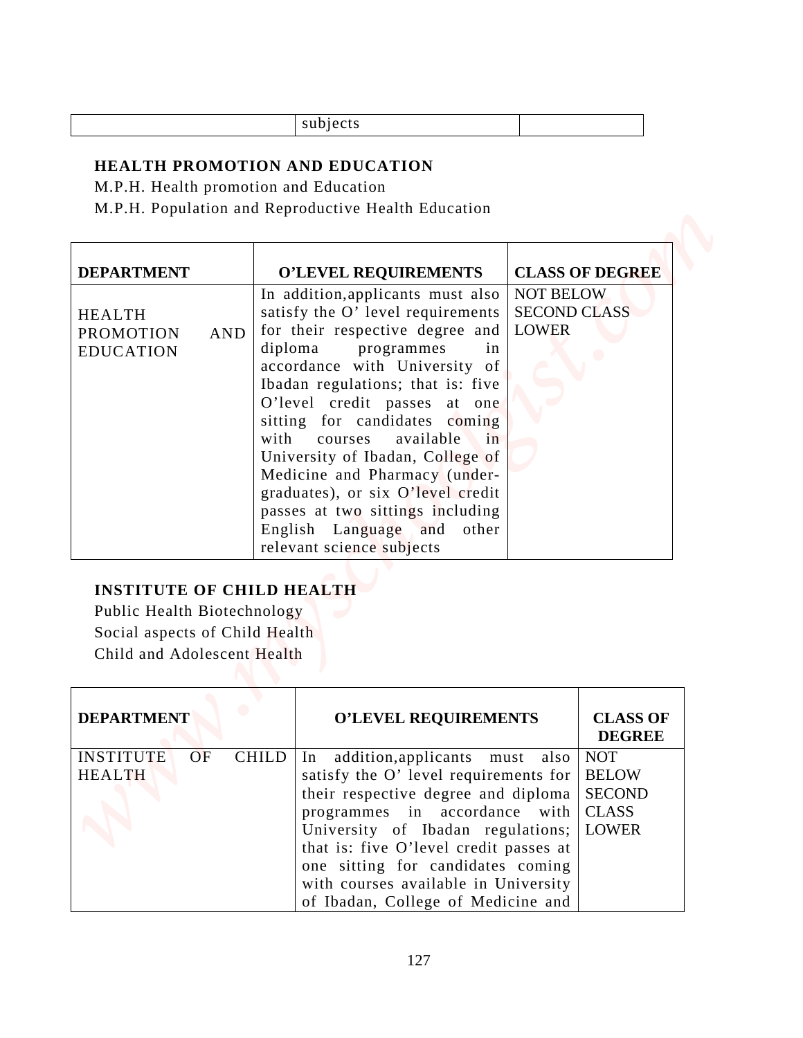| | subjects | |
|---|---|---|

**HEALTH PROMOTION AND EDUCATION**

M.P.H. Health promotion and Education

M.P.H. Population and Reproductive Health Education

| DEPARTMENT | O'LEVEL REQUIREMENTS | CLASS OF DEGREE |
|---|---|---|
| HEALTH PROMOTION AND EDUCATION | In addition,applicants must also satisfy the O' level requirements for their respective degree and diploma programmes in accordance with University of Ibadan regulations; that is: five O'level credit passes at one sitting for candidates coming with courses available in University of Ibadan, College of Medicine and Pharmacy (under-graduates), or six O'level credit passes at two sittings including English Language and other relevant science subjects | NOT BELOW SECOND CLASS LOWER |

**INSTITUTE OF CHILD HEALTH**

Public Health Biotechnology

Social aspects of Child Health

Child and Adolescent Health

| DEPARTMENT | O'LEVEL REQUIREMENTS | CLASS OF DEGREE |
|---|---|---|
| INSTITUTE OF CHILD HEALTH | In addition,applicants must also satisfy the O' level requirements for their respective degree and diploma programmes in accordance with University of Ibadan regulations; that is: five O'level credit passes at one sitting for candidates coming with courses available in University of Ibadan, College of Medicine and | NOT BELOW SECOND CLASS LOWER |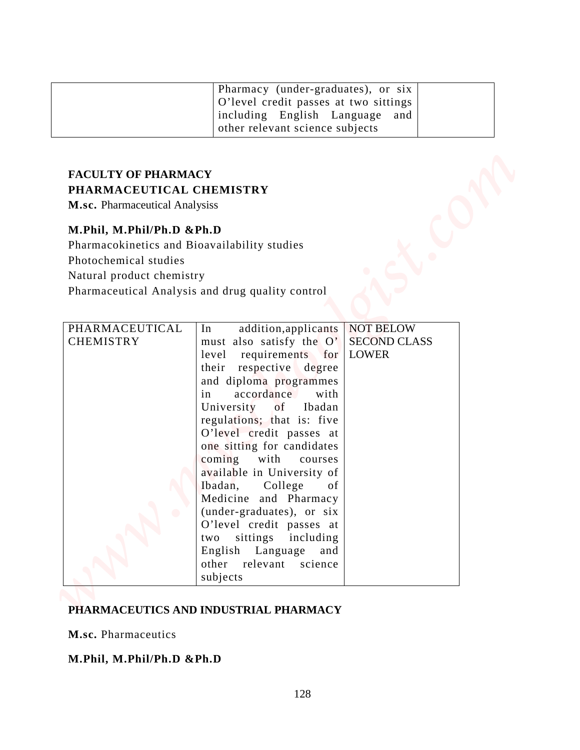| | Pharmacy (under-graduates), or six O'level credit passes at two sittings including English Language and other relevant science subjects | |
|---|---|---|

**FACULTY OF PHARMACY**

**PHARMACEUTICAL CHEMISTRY**

**M.sc.** Pharmaceutical Analysiss

**M.Phil, M.Phil/Ph.D &Ph.D**

Pharmacokinetics and Bioavailability studies

Photochemical studies

Natural product chemistry

Pharmaceutical Analysis and drug quality control

| PHARMACEUTICAL CHEMISTRY | In addition,applicants must also satisfy the O' level requirements for their respective degree and diploma programmes in accordance with University of Ibadan regulations; that is: five O'level credit passes at one sitting for candidates coming with courses available in University of Ibadan, College of Medicine and Pharmacy (under-graduates), or six O'level credit passes at two sittings including English Language and other relevant science subjects | NOT BELOW SECOND CLASS LOWER |
|---|---|---|

**PHARMACEUTICS AND INDUSTRIAL PHARMACY**

**M.sc.** Pharmaceutics

**M.Phil, M.Phil/Ph.D &Ph.D**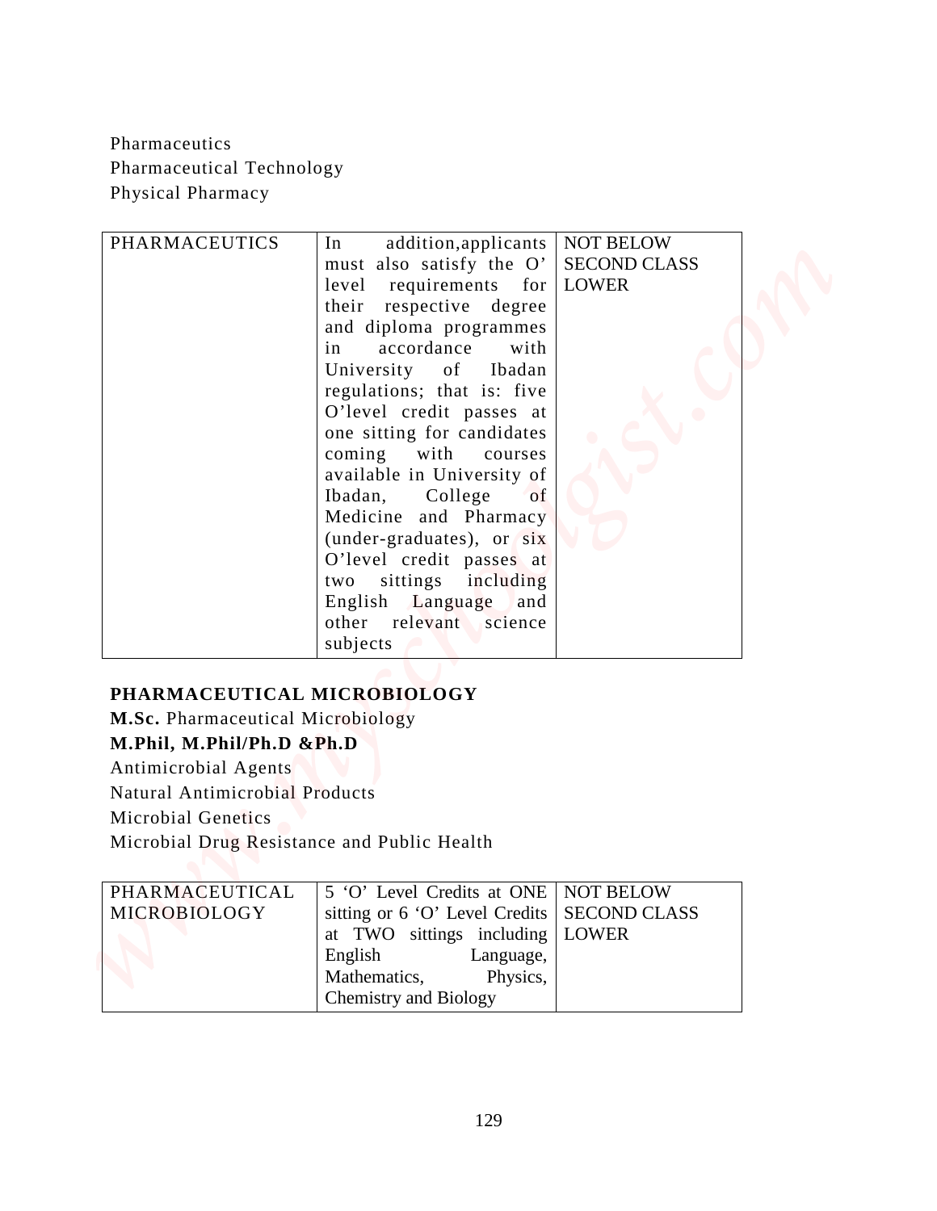Pharmaceutics
Pharmaceutical Technology
Physical Pharmacy

| | | |
|---|---|---|
| PHARMACEUTICS | In addition,applicants must also satisfy the O' level requirements for their respective degree and diploma programmes in accordance with University of Ibadan regulations; that is: five O'level credit passes at one sitting for candidates coming with courses available in University of Ibadan, College of Medicine and Pharmacy (under-graduates), or six O'level credit passes at two sittings including English Language and other relevant science subjects | NOT BELOW SECOND CLASS LOWER |

**PHARMACEUTICAL MICROBIOLOGY**

**M.Sc.** Pharmaceutical Microbiology

**M.Phil, M.Phil/Ph.D &Ph.D**

Antimicrobial Agents
Natural Antimicrobial Products
Microbial Genetics
Microbial Drug Resistance and Public Health

| | | |
|---|---|---|
| PHARMACEUTICAL MICROBIOLOGY | 5 'O' Level Credits at ONE sitting or 6 'O' Level Credits at TWO sittings including English Language, Mathematics, Physics, Chemistry and Biology | NOT BELOW SECOND CLASS LOWER |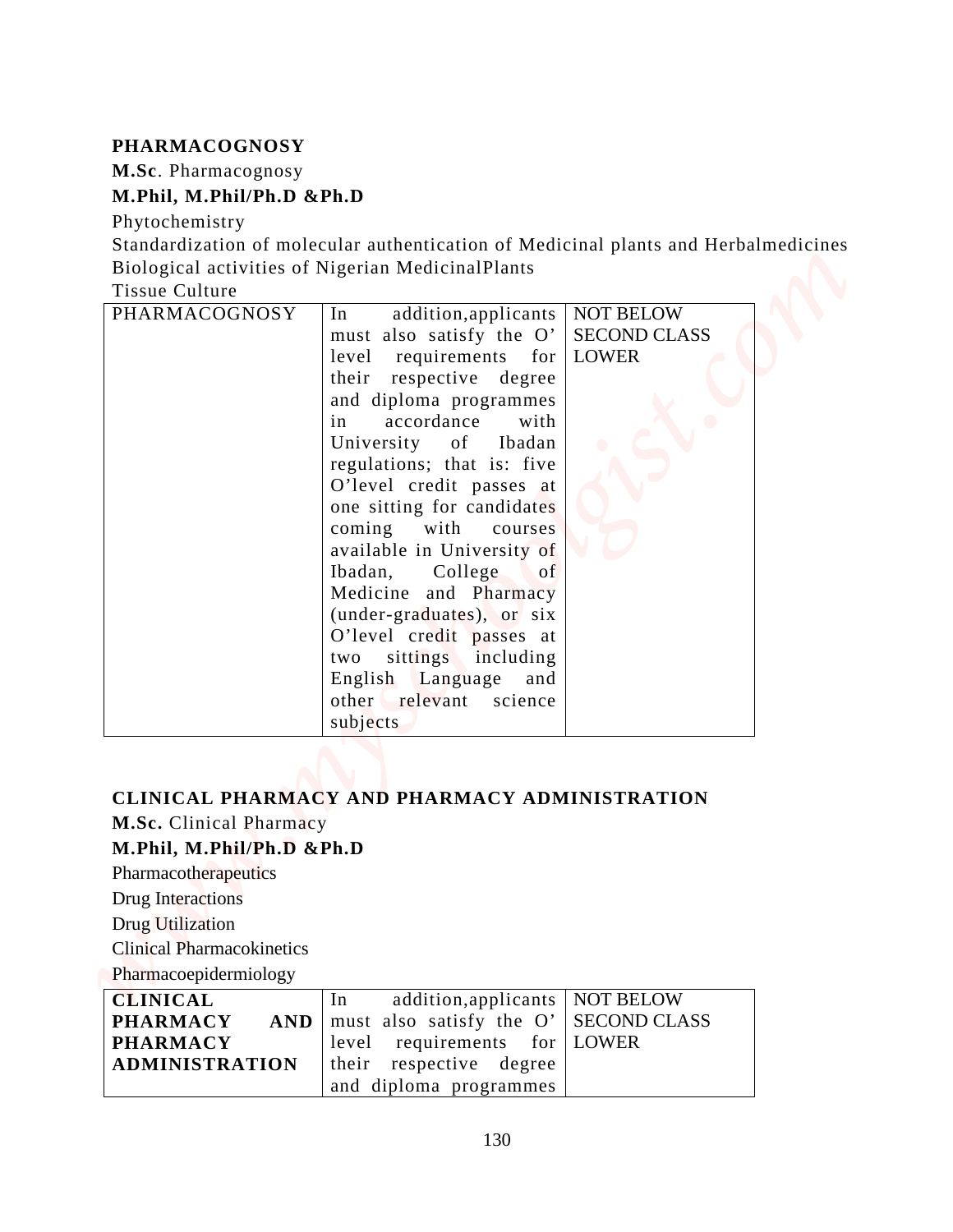**PHARMACOGNOSY**

**M.Sc**. Pharmacognosy

**M.Phil, M.Phil/Ph.D &Ph.D**

Phytochemistry

Standardization of molecular authentication of Medicinal plants and Herbalmedicines

Biological activities of Nigerian MedicinalPlants

Tissue Culture

| PHARMACOGNOSY | In addition,applicants must also satisfy the O' level requirements for their respective degree and diploma programmes in accordance with University of Ibadan regulations; that is: five O'level credit passes at one sitting for candidates coming with courses available in University of Ibadan, College of Medicine and Pharmacy (under-graduates), or six O'level credit passes at two sittings including English Language and other relevant science subjects | NOT BELOW SECOND CLASS LOWER |
|---|---|---|

**CLINICAL PHARMACY AND PHARMACY ADMINISTRATION**

**M.Sc.** Clinical Pharmacy

**M.Phil, M.Phil/Ph.D &Ph.D**

Pharmacotherapeutics

Drug Interactions

Drug Utilization

Clinical Pharmacokinetics

Pharmacoepidermiology

| **CLINICAL PHARMACY AND PHARMACY ADMINISTRATION** | In addition,applicants must also satisfy the O' level requirements for their respective degree and diploma programmes | NOT BELOW SECOND CLASS LOWER |
|---|---|---|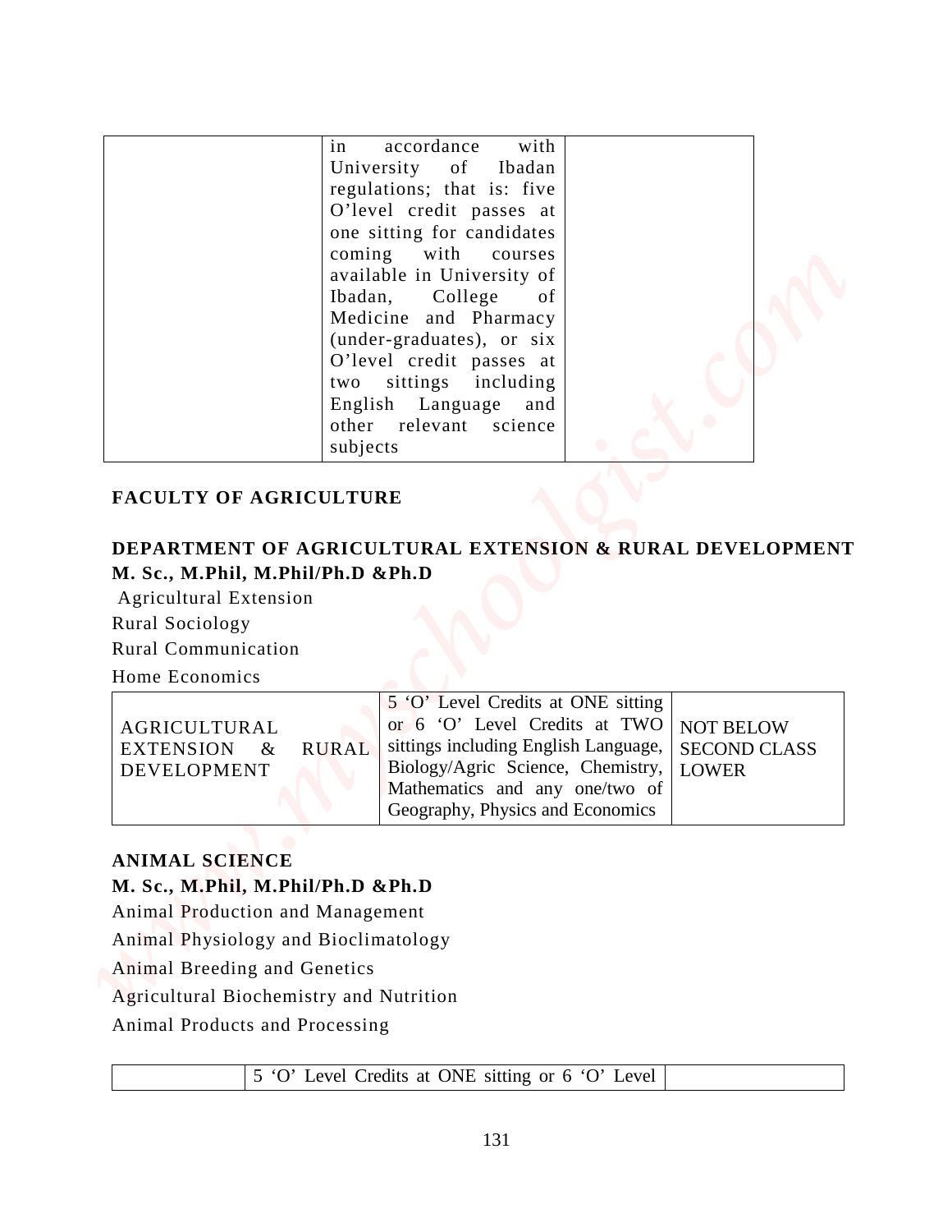| | in accordance with University of Ibadan regulations; that is: five O'level credit passes at one sitting for candidates coming with courses available in University of Ibadan, College of Medicine and Pharmacy (under-graduates), or six O'level credit passes at two sittings including English Language and other relevant science subjects | |
|---|---|---|

**FACULTY OF AGRICULTURE**

**DEPARTMENT OF AGRICULTURAL EXTENSION & RURAL DEVELOPMENT**

**M. Sc., M.Phil, M.Phil/Ph.D &Ph.D**

Agricultural Extension

Rural Sociology

Rural Communication

Home Economics

| AGRICULTURAL EXTENSION & RURAL DEVELOPMENT | 5 'O' Level Credits at ONE sitting or 6 'O' Level Credits at TWO sittings including English Language, Biology/Agric Science, Chemistry, Mathematics and any one/two of Geography, Physics and Economics | NOT BELOW SECOND CLASS LOWER |
|---|---|---|

**ANIMAL SCIENCE**

**M. Sc., M.Phil, M.Phil/Ph.D &Ph.D**

Animal Production and Management

Animal Physiology and Bioclimatology

Animal Breeding and Genetics

Agricultural Biochemistry and Nutrition

Animal Products and Processing

| | 5 'O' Level Credits at ONE sitting or 6 'O' Level | |
|---|---|---|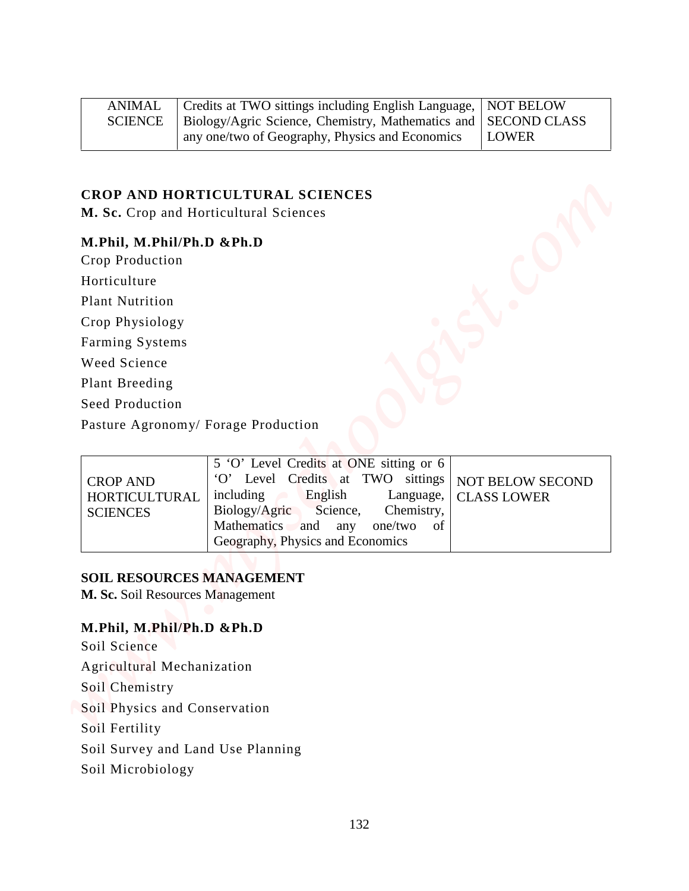| ANIMAL SCIENCE | Credits at TWO sittings including English Language, Biology/Agric Science, Chemistry, Mathematics and any one/two of Geography, Physics and Economics | NOT BELOW SECOND CLASS LOWER |
|---|---|---|

**CROP AND HORTICULTURAL SCIENCES**

**M. Sc.** Crop and Horticultural Sciences

**M.Phil, M.Phil/Ph.D &Ph.D**

Crop Production

Horticulture

Plant Nutrition

Crop Physiology

Farming Systems

Weed Science

Plant Breeding

Seed Production

Pasture Agronomy/ Forage Production

| CROP AND HORTICULTURAL SCIENCES | 5 'O' Level Credits at ONE sitting or 6 'O' Level Credits at TWO sittings including English Language, Biology/Agric Science, Chemistry, Mathematics and any one/two of Geography, Physics and Economics | NOT BELOW SECOND CLASS LOWER |
|---|---|---|

**SOIL RESOURCES MANAGEMENT**

**M. Sc.** Soil Resources Management

**M.Phil, M.Phil/Ph.D &Ph.D**

Soil Science

Agricultural Mechanization

Soil Chemistry

Soil Physics and Conservation

Soil Fertility

Soil Survey and Land Use Planning

Soil Microbiology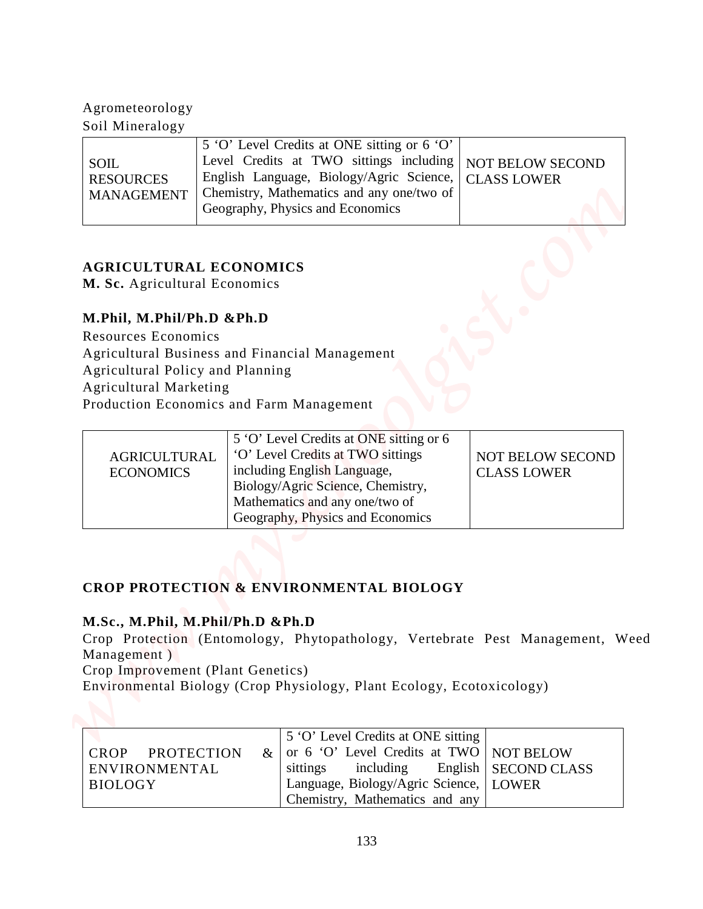Agrometeorology
Soil Mineralogy

| SOIL RESOURCES MANAGEMENT | 5 'O' Level Credits at ONE sitting or 6 'O' Level Credits at TWO sittings including English Language, Biology/Agric Science, Chemistry, Mathematics and any one/two of Geography, Physics and Economics | NOT BELOW SECOND CLASS LOWER |
|---|---|---|

**AGRICULTURAL ECONOMICS**

**M. Sc.** Agricultural Economics

**M.Phil, M.Phil/Ph.D &Ph.D**

Resources Economics
Agricultural Business and Financial Management
Agricultural Policy and Planning
Agricultural Marketing
Production Economics and Farm Management

| AGRICULTURAL ECONOMICS | 5 'O' Level Credits at ONE sitting or 6 'O' Level Credits at TWO sittings including English Language, Biology/Agric Science, Chemistry, Mathematics and any one/two of Geography, Physics and Economics | NOT BELOW SECOND CLASS LOWER |
|---|---|---|

**CROP PROTECTION & ENVIRONMENTAL BIOLOGY**

**M.Sc., M.Phil, M.Phil/Ph.D &Ph.D**

Crop Protection (Entomology, Phytopathology, Vertebrate Pest Management, Weed Management )
Crop Improvement (Plant Genetics)
Environmental Biology (Crop Physiology, Plant Ecology, Ecotoxicology)

| CROP PROTECTION & ENVIRONMENTAL BIOLOGY | 5 'O' Level Credits at ONE sitting or 6 'O' Level Credits at TWO sittings including English Language, Biology/Agric Science, Chemistry, Mathematics and any | NOT BELOW SECOND CLASS LOWER |
|---|---|---|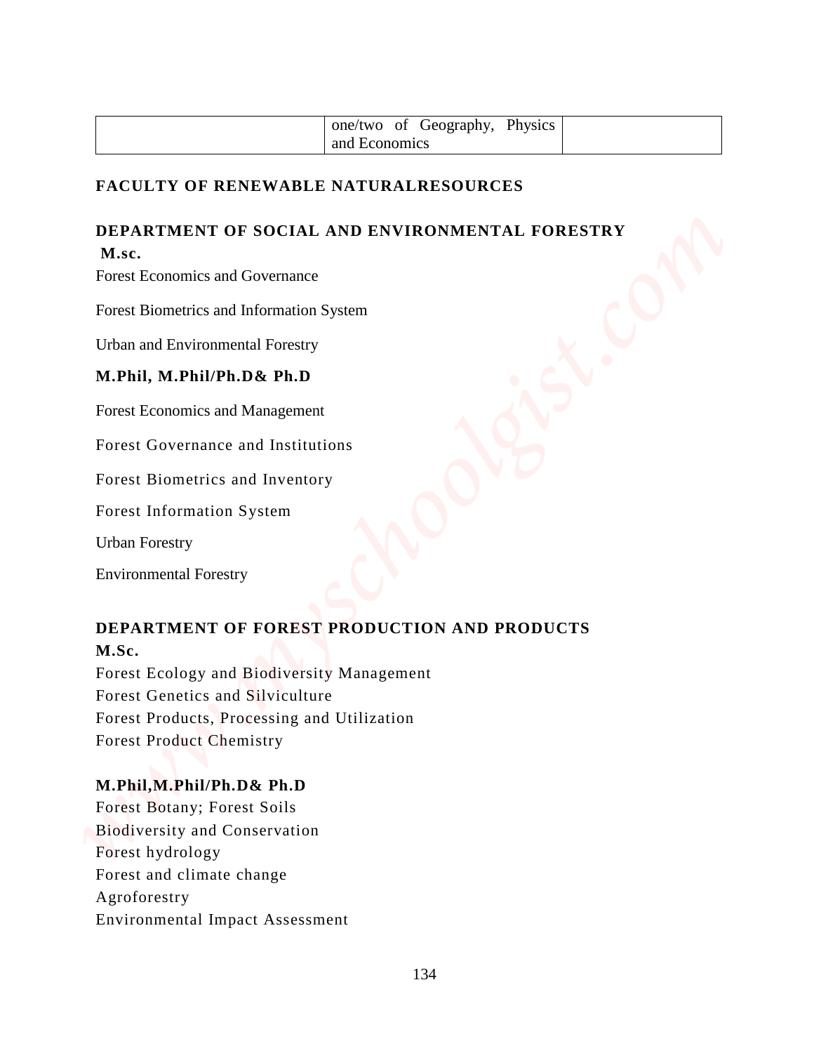|  | one/two of Geography, Physics and Economics |  |
|---|---|---|

**FACULTY OF RENEWABLE NATURALRESOURCES**

**DEPARTMENT OF SOCIAL AND ENVIRONMENTAL FORESTRY**

**M.sc.**

Forest Economics and Governance

Forest Biometrics and Information System

Urban and Environmental Forestry

**M.Phil, M.Phil/Ph.D& Ph.D**

Forest Economics and Management

Forest Governance and Institutions

Forest Biometrics and Inventory

Forest Information System

Urban Forestry

Environmental Forestry

**DEPARTMENT OF FOREST PRODUCTION AND PRODUCTS**

**M.Sc.**

Forest Ecology and Biodiversity Management
Forest Genetics and Silviculture
Forest Products, Processing and Utilization
Forest Product Chemistry

**M.Phil,M.Phil/Ph.D& Ph.D**

Forest Botany; Forest Soils
Biodiversity and Conservation
Forest hydrology
Forest and climate change
Agroforestry
Environmental Impact Assessment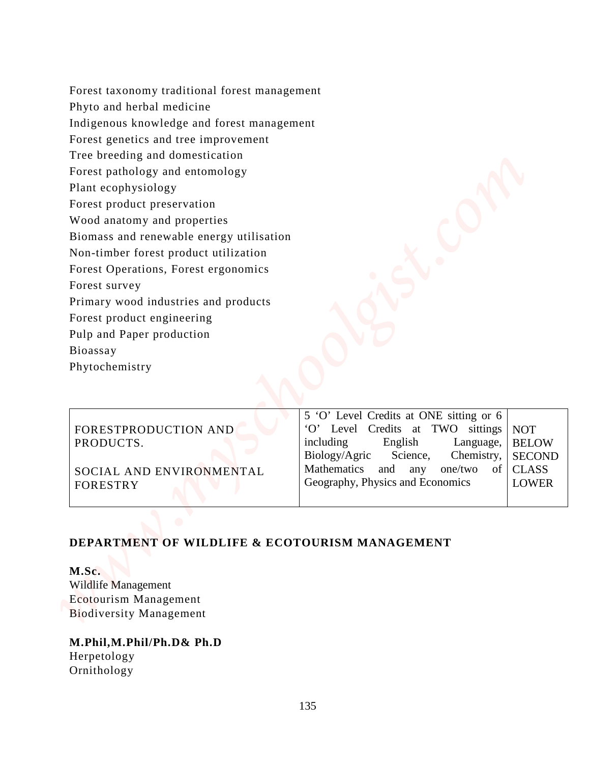Forest taxonomy traditional forest management
Phyto and herbal medicine
Indigenous knowledge and forest management
Forest genetics and tree improvement
Tree breeding and domestication
Forest pathology and entomology
Plant ecophysiology
Forest product preservation
Wood anatomy and properties
Biomass and renewable energy utilisation
Non-timber forest product utilization
Forest Operations, Forest ergonomics
Forest survey
Primary wood industries and products
Forest product engineering
Pulp and Paper production
Bioassay
Phytochemistry

| | | |
|---|---|---|
| FORESTPRODUCTION AND PRODUCTS.<br><br>SOCIAL AND ENVIRONMENTAL FORESTRY | 5 'O' Level Credits at ONE sitting or 6 'O' Level Credits at TWO sittings including English Language, Biology/Agric Science, Chemistry, Mathematics and any one/two of Geography, Physics and Economics | NOT BELOW SECOND CLASS LOWER |

## DEPARTMENT OF WILDLIFE & ECOTOURISM MANAGEMENT

**M.Sc.**
Wildlife Management
Ecotourism Management
Biodiversity Management

**M.Phil,M.Phil/Ph.D& Ph.D**
Herpetology
Ornithology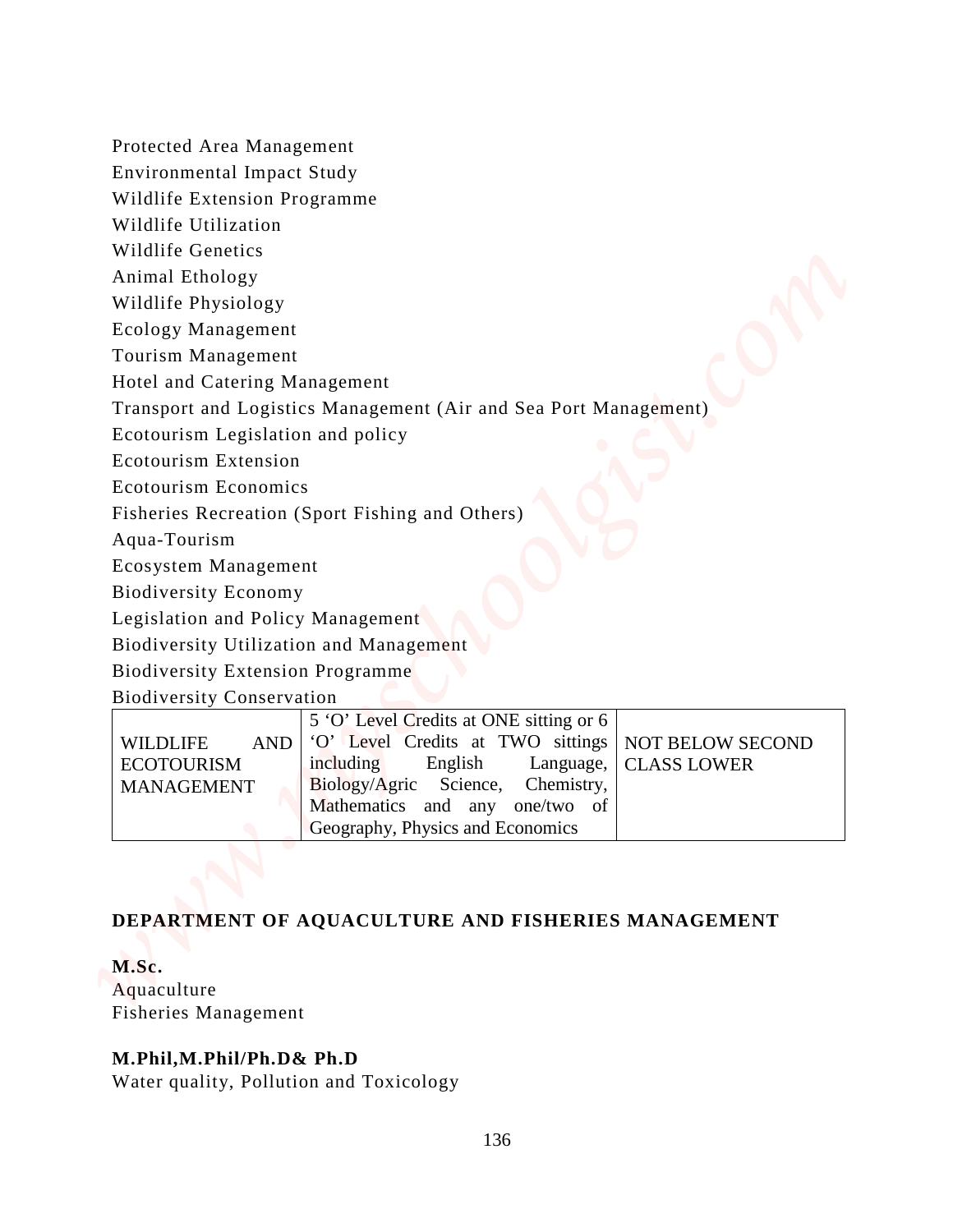Protected Area Management
Environmental Impact Study
Wildlife Extension Programme
Wildlife Utilization
Wildlife Genetics
Animal Ethology
Wildlife Physiology
Ecology Management
Tourism Management
Hotel and Catering Management
Transport and Logistics Management (Air and Sea Port Management)
Ecotourism Legislation and policy
Ecotourism Extension
Ecotourism Economics
Fisheries Recreation (Sport Fishing and Others)
Aqua-Tourism
Ecosystem Management
Biodiversity Economy
Legislation and Policy Management
Biodiversity Utilization and Management
Biodiversity Extension Programme
Biodiversity Conservation

| | | |
|---|---|---|
| WILDLIFE AND ECOTOURISM MANAGEMENT | 5 'O' Level Credits at ONE sitting or 6 'O' Level Credits at TWO sittings including English Language, Biology/Agric Science, Chemistry, Mathematics and any one/two of Geography, Physics and Economics | NOT BELOW SECOND CLASS LOWER |

## DEPARTMENT OF AQUACULTURE AND FISHERIES MANAGEMENT

**M.Sc.**
Aquaculture
Fisheries Management

**M.Phil,M.Phil/Ph.D& Ph.D**
Water quality, Pollution and Toxicology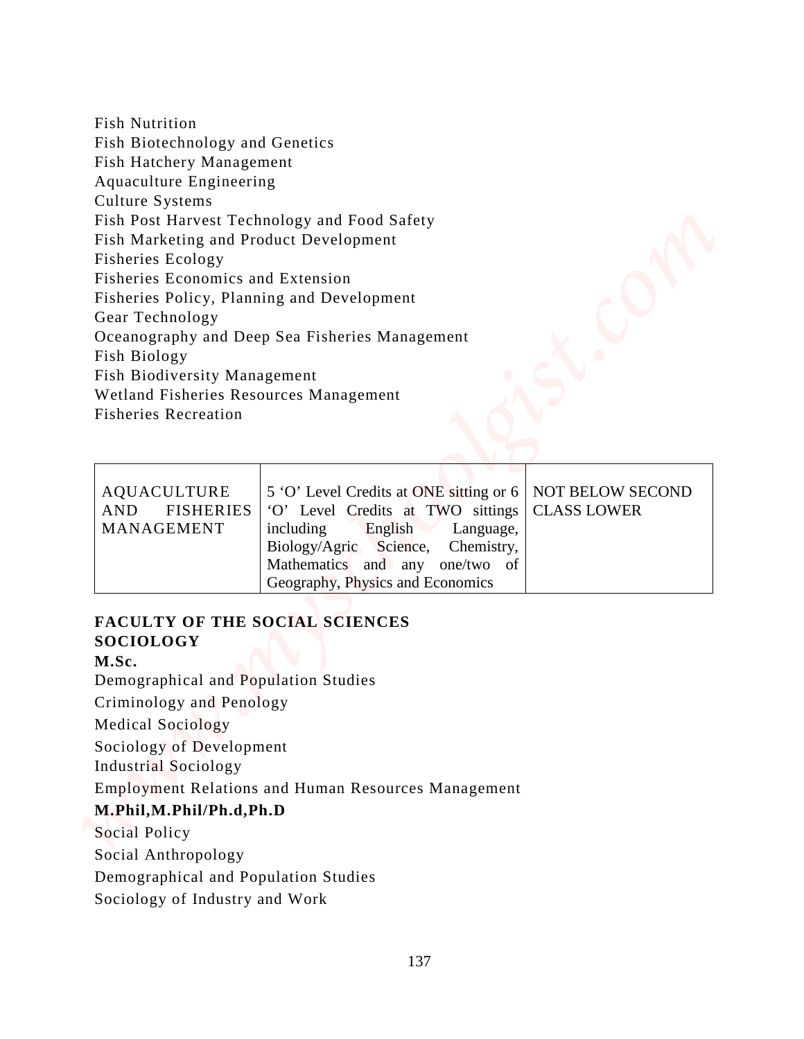Fish Nutrition
Fish Biotechnology and Genetics
Fish Hatchery Management
Aquaculture Engineering
Culture Systems
Fish Post Harvest Technology and Food Safety
Fish Marketing and Product Development
Fisheries Ecology
Fisheries Economics and Extension
Fisheries Policy, Planning and Development
Gear Technology
Oceanography and Deep Sea Fisheries Management
Fish Biology
Fish Biodiversity Management
Wetland Fisheries Resources Management
Fisheries Recreation

| | | |
|---|---|---|
| AQUACULTURE AND FISHERIES MANAGEMENT | 5 'O' Level Credits at ONE sitting or 6 'O' Level Credits at TWO sittings including English Language, Biology/Agric Science, Chemistry, Mathematics and any one/two of Geography, Physics and Economics | NOT BELOW SECOND CLASS LOWER |

## FACULTY OF THE SOCIAL SCIENCES

### SOCIOLOGY

**M.Sc.**

Demographical and Population Studies
Criminology and Penology
Medical Sociology
Sociology of Development
Industrial Sociology
Employment Relations and Human Resources Management

**M.Phil,M.Phil/Ph.d,Ph.D**

Social Policy
Social Anthropology
Demographical and Population Studies
Sociology of Industry and Work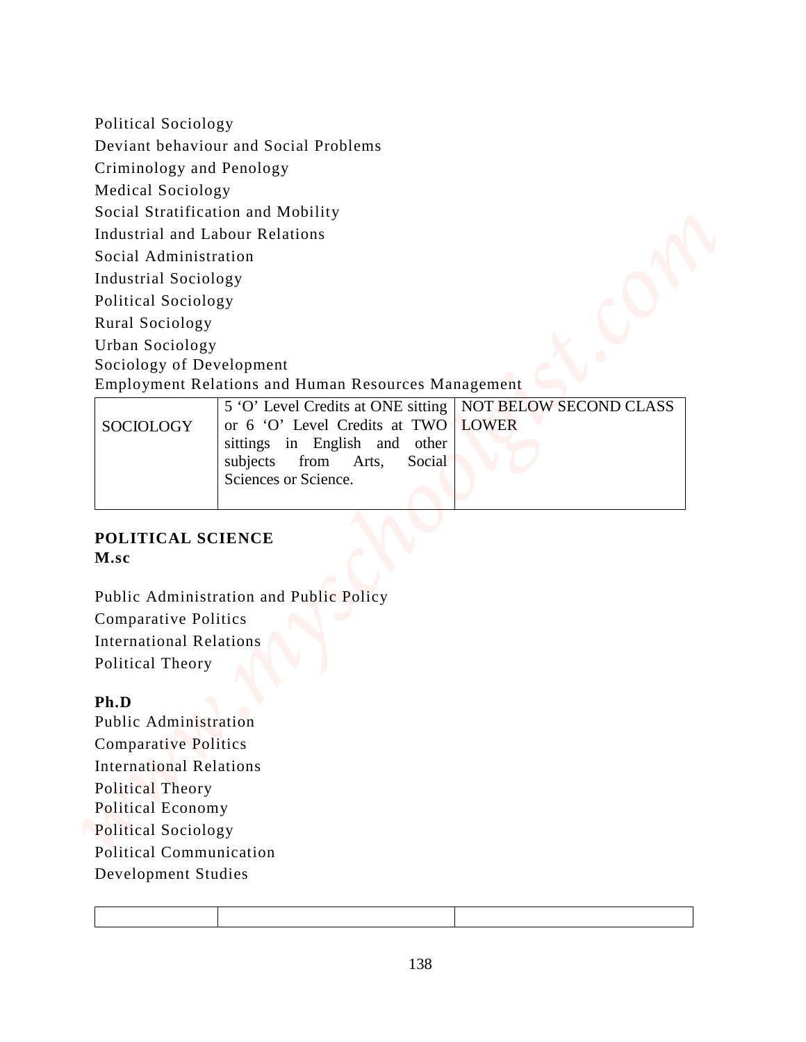Political Sociology

Deviant behaviour and Social Problems

Criminology and Penology

Medical Sociology

Social Stratification and Mobility

Industrial and Labour Relations

Social Administration

Industrial Sociology

Political Sociology

Rural Sociology

Urban Sociology

Sociology of Development

Employment Relations and Human Resources Management

| | | |
|---|---|---|
| SOCIOLOGY | 5 'O' Level Credits at ONE sitting or 6 'O' Level Credits at TWO sittings in English and other subjects from Arts, Social Sciences or Science. | NOT BELOW SECOND CLASS LOWER |

**POLITICAL SCIENCE**
**M.sc**

Public Administration and Public Policy

Comparative Politics

International Relations

Political Theory

**Ph.D**

Public Administration

Comparative Politics

International Relations

Political Theory

Political Economy

Political Sociology

Political Communication

Development Studies

| | | |
|---|---|---|
| | | |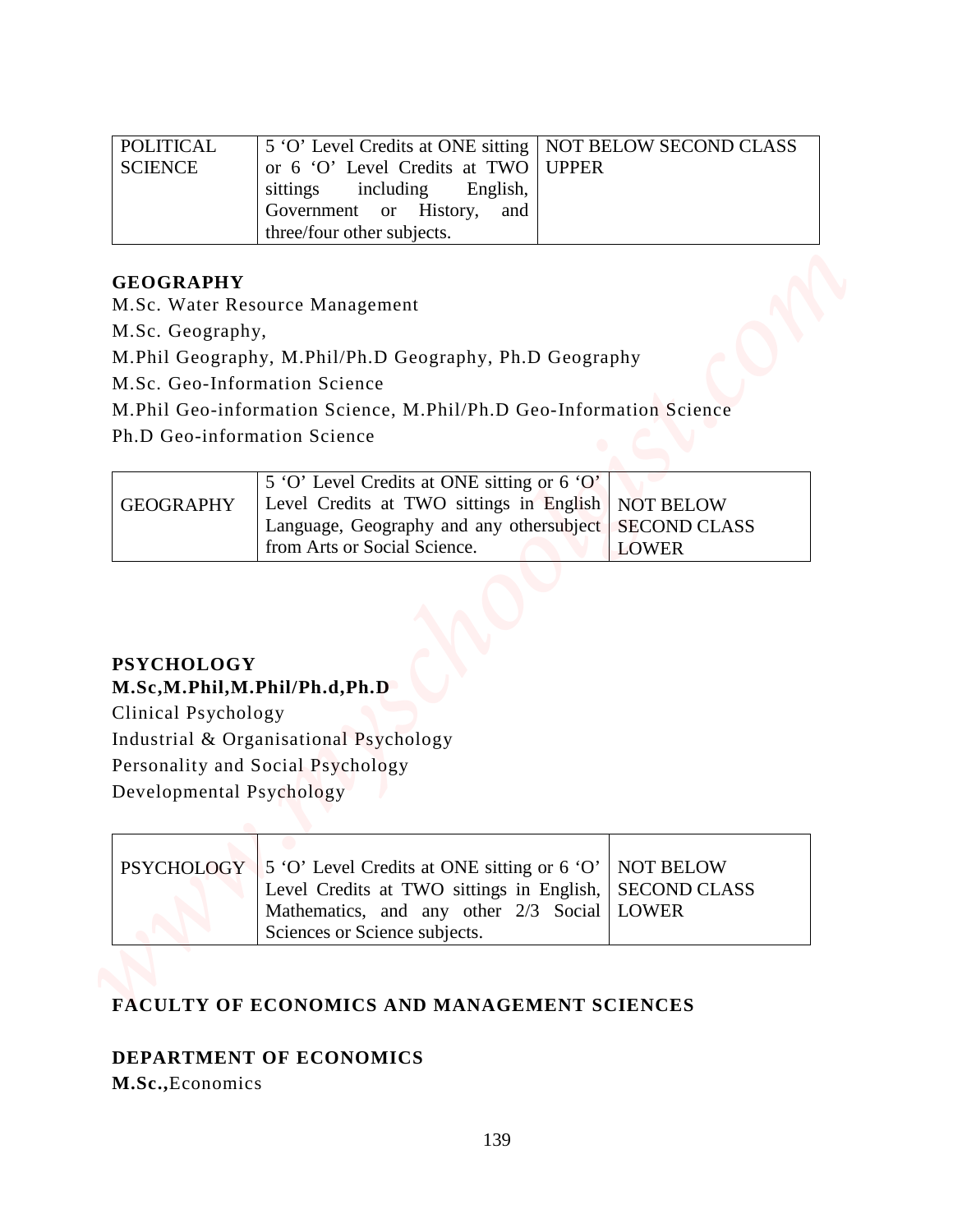| POLITICAL SCIENCE | 5 'O' Level Credits at ONE sitting or 6 'O' Level Credits at TWO sittings including English, Government or History, and three/four other subjects. | NOT BELOW SECOND CLASS UPPER |
|---|---|---|

**GEOGRAPHY**

M.Sc. Water Resource Management

M.Sc. Geography,

M.Phil Geography, M.Phil/Ph.D Geography, Ph.D Geography

M.Sc. Geo-Information Science

M.Phil Geo-information Science, M.Phil/Ph.D Geo-Information Science

Ph.D Geo-information Science

| GEOGRAPHY | 5 'O' Level Credits at ONE sitting or 6 'O' Level Credits at TWO sittings in English Language, Geography and any othersubject from Arts or Social Science. | NOT BELOW SECOND CLASS LOWER |
|---|---|---|

**PSYCHOLOGY**

**M.Sc,M.Phil,M.Phil/Ph.d,Ph.D**

Clinical Psychology

Industrial & Organisational Psychology

Personality and Social Psychology

Developmental Psychology

| PSYCHOLOGY | 5 'O' Level Credits at ONE sitting or 6 'O' Level Credits at TWO sittings in English, Mathematics, and any other 2/3 Social Sciences or Science subjects. | NOT BELOW SECOND CLASS LOWER |
|---|---|---|

**FACULTY OF ECONOMICS AND MANAGEMENT SCIENCES**

**DEPARTMENT OF ECONOMICS**

**M.Sc.,**Economics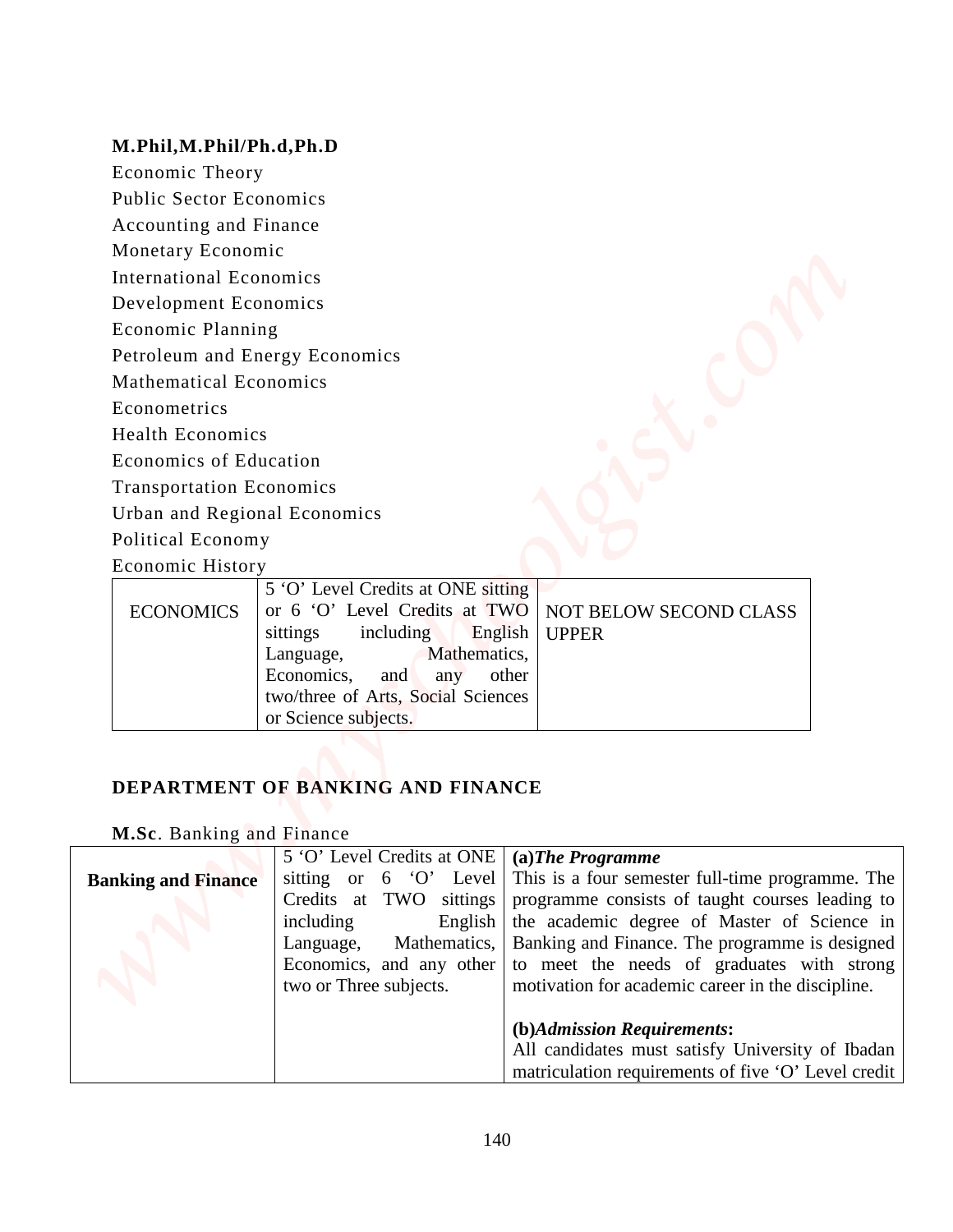**M.Phil,M.Phil/Ph.d,Ph.D**

Economic Theory
Public Sector Economics
Accounting and Finance
Monetary Economic
International Economics
Development Economics
Economic Planning
Petroleum and Energy Economics
Mathematical Economics
Econometrics
Health Economics
Economics of Education
Transportation Economics
Urban and Regional Economics
Political Economy
Economic History

| ECONOMICS | 5 'O' Level Credits at ONE sitting or 6 'O' Level Credits at TWO sittings including English Language, Mathematics, Economics, and any other two/three of Arts, Social Sciences or Science subjects. | NOT BELOW SECOND CLASS UPPER |
|---|---|---|

## DEPARTMENT OF BANKING AND FINANCE

**M.Sc**. Banking and Finance

| **Banking and Finance** | 5 'O' Level Credits at ONE sitting or 6 'O' Level Credits at TWO sittings including English Language, Mathematics, Economics, and any other two or Three subjects. | **(a)*The Programme*** This is a four semester full-time programme. The programme consists of taught courses leading to the academic degree of Master of Science in Banking and Finance. The programme is designed to meet the needs of graduates with strong motivation for academic career in the discipline. **(b)*Admission Requirements*:** All candidates must satisfy University of Ibadan matriculation requirements of five 'O' Level credit |
|---|---|---|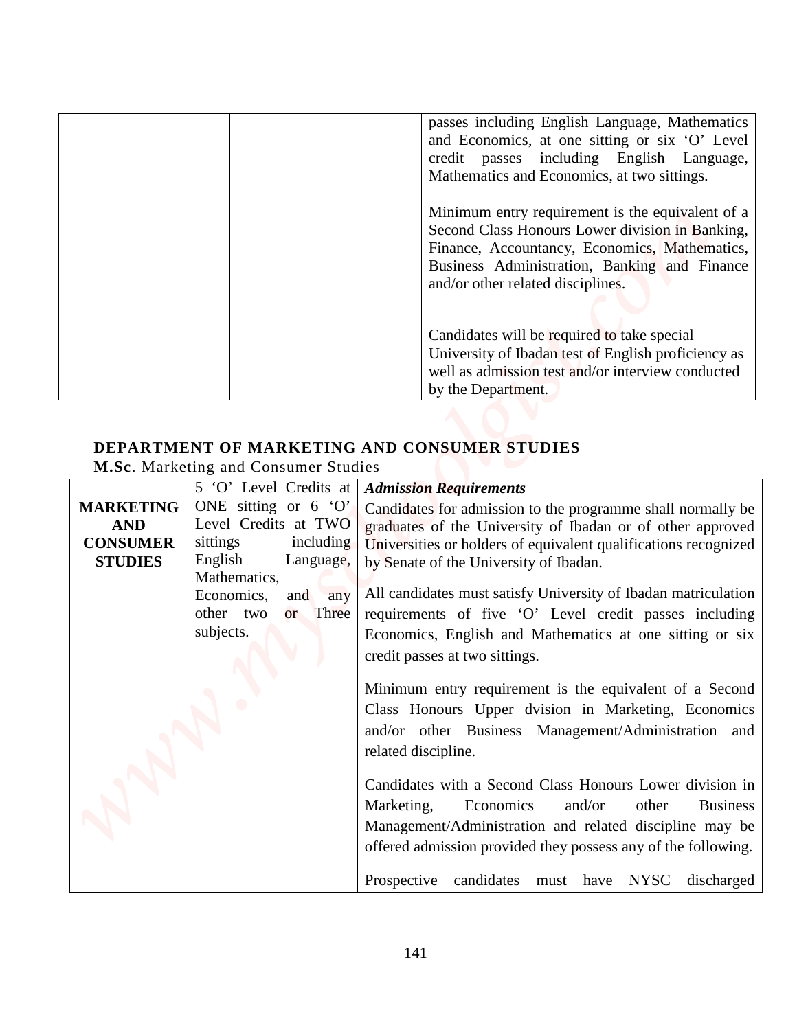| | | |
|---|---|---|
| | | passes including English Language, Mathematics and Economics, at one sitting or six 'O' Level credit passes including English Language, Mathematics and Economics, at two sittings.<br><br>Minimum entry requirement is the equivalent of a Second Class Honours Lower division in Banking, Finance, Accountancy, Economics, Mathematics, Business Administration, Banking and Finance and/or other related disciplines.<br><br>Candidates will be required to take special University of Ibadan test of English proficiency as well as admission test and/or interview conducted by the Department. |

## DEPARTMENT OF MARKETING AND CONSUMER STUDIES

**M.Sc**. Marketing and Consumer Studies

| | | |
|---|---|---|
| **MARKETING AND CONSUMER STUDIES** | 5 'O' Level Credits at ONE sitting or 6 'O' Level Credits at TWO sittings including English Language, Mathematics, Economics, and any other two or Three subjects. | ***Admission Requirements***<br>Candidates for admission to the programme shall normally be graduates of the University of Ibadan or of other approved Universities or holders of equivalent qualifications recognized by Senate of the University of Ibadan.<br><br>All candidates must satisfy University of Ibadan matriculation requirements of five 'O' Level credit passes including Economics, English and Mathematics at one sitting or six credit passes at two sittings.<br><br>Minimum entry requirement is the equivalent of a Second Class Honours Upper dvision in Marketing, Economics and/or other Business Management/Administration and related discipline.<br><br>Candidates with a Second Class Honours Lower division in Marketing, Economics and/or other Business Management/Administration and related discipline may be offered admission provided they possess any of the following.<br><br>Prospective candidates must have NYSC discharged |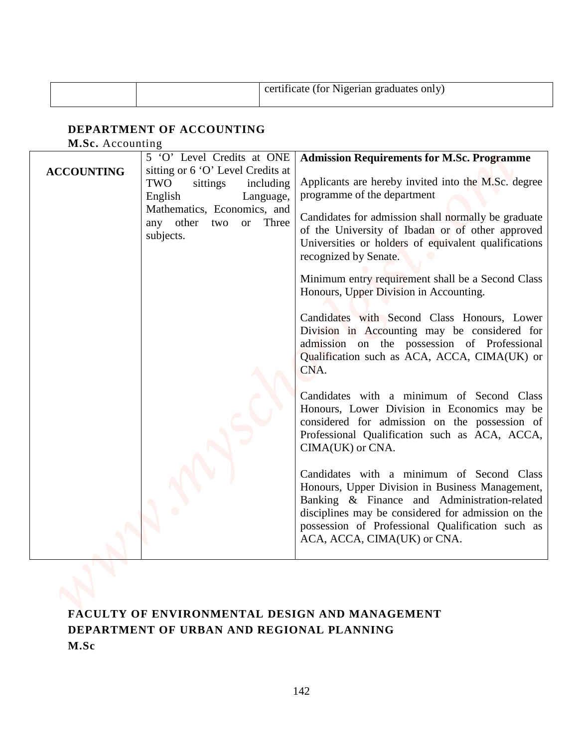| | | certificate (for Nigerian graduates only) |
|---|---|---|

**DEPARTMENT OF ACCOUNTING**

**M.Sc.** Accounting

| | | |
|---|---|---|
| **ACCOUNTING** | 5 'O' Level Credits at ONE sitting or 6 'O' Level Credits at TWO sittings including English Language, Mathematics, Economics, and any other two or Three subjects. | **Admission Requirements for M.Sc. Programme**<br><br>Applicants are hereby invited into the M.Sc. degree programme of the department<br><br>Candidates for admission shall normally be graduate of the University of Ibadan or of other approved Universities or holders of equivalent qualifications recognized by Senate.<br><br>Minimum entry requirement shall be a Second Class Honours, Upper Division in Accounting.<br><br>Candidates with Second Class Honours, Lower Division in Accounting may be considered for admission on the possession of Professional Qualification such as ACA, ACCA, CIMA(UK) or CNA.<br><br>Candidates with a minimum of Second Class Honours, Lower Division in Economics may be considered for admission on the possession of Professional Qualification such as ACA, ACCA, CIMA(UK) or CNA.<br><br>Candidates with a minimum of Second Class Honours, Upper Division in Business Management, Banking & Finance and Administration-related disciplines may be considered for admission on the possession of Professional Qualification such as ACA, ACCA, CIMA(UK) or CNA. |

**FACULTY OF ENVIRONMENTAL DESIGN AND MANAGEMENT**

**DEPARTMENT OF URBAN AND REGIONAL PLANNING**

**M.Sc**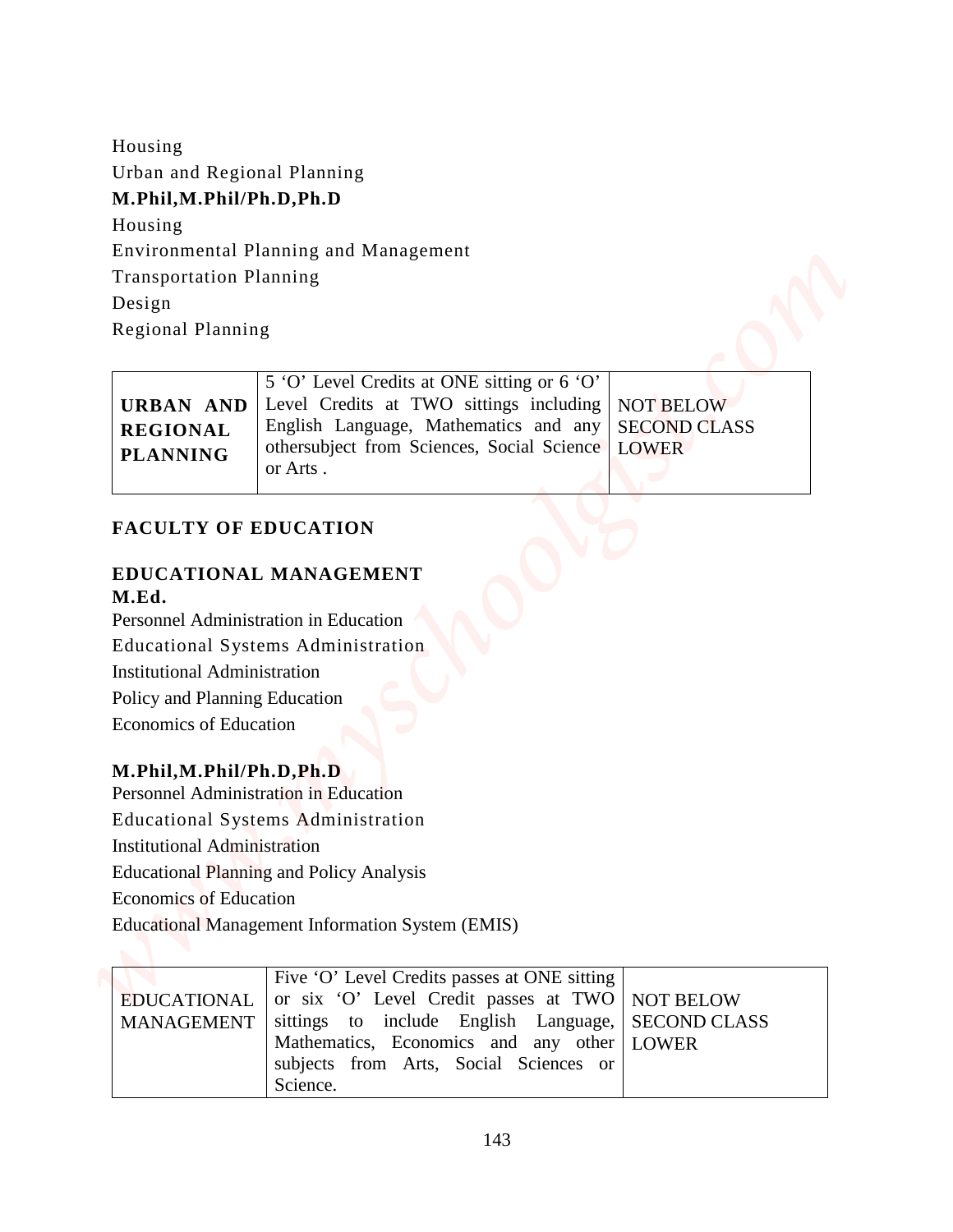Housing

Urban and Regional Planning

**M.Phil,M.Phil/Ph.D,Ph.D**

Housing

Environmental Planning and Management

Transportation Planning

Design

Regional Planning

| | | |
|---|---|---|
| **URBAN AND REGIONAL PLANNING** | 5 'O' Level Credits at ONE sitting or 6 'O' Level Credits at TWO sittings including English Language, Mathematics and any othersubject from Sciences, Social Science or Arts . | NOT BELOW SECOND CLASS LOWER |

## FACULTY OF EDUCATION

### EDUCATIONAL MANAGEMENT

**M.Ed.**

Personnel Administration in Education

Educational Systems Administration

Institutional Administration

Policy and Planning Education

Economics of Education

**M.Phil,M.Phil/Ph.D,Ph.D**

Personnel Administration in Education

Educational Systems Administration

Institutional Administration

Educational Planning and Policy Analysis

Economics of Education

Educational Management Information System (EMIS)

| | | |
|---|---|---|
| EDUCATIONAL MANAGEMENT | Five 'O' Level Credits passes at ONE sitting or six 'O' Level Credit passes at TWO sittings to include English Language, Mathematics, Economics and any other subjects from Arts, Social Sciences or Science. | NOT BELOW SECOND CLASS LOWER |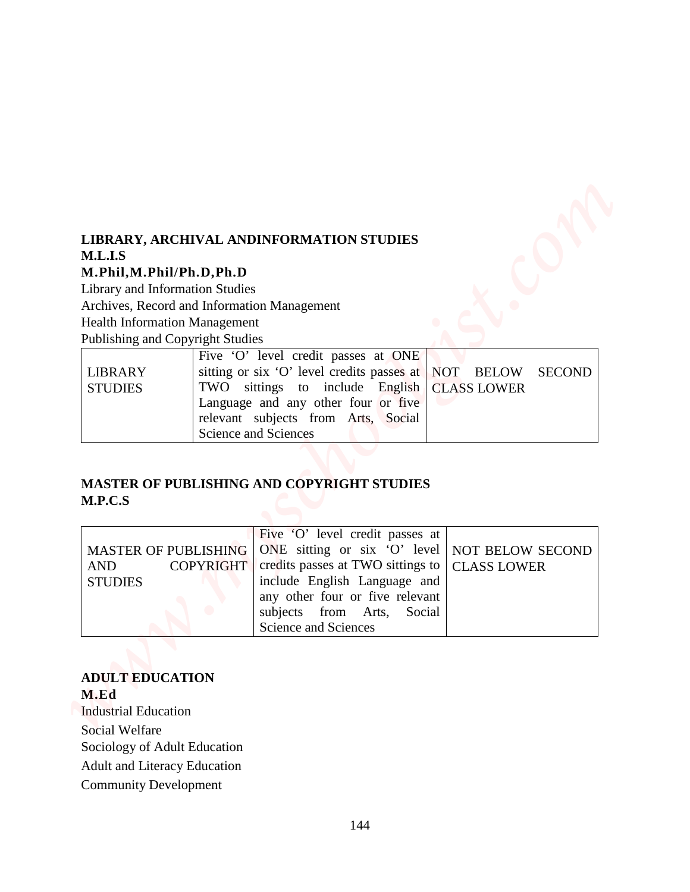**LIBRARY, ARCHIVAL ANDINFORMATION STUDIES**

**M.L.I.S**

**M.Phil,M.Phil/Ph.D,Ph.D**

Library and Information Studies

Archives, Record and Information Management

Health Information Management

Publishing and Copyright Studies

| | | |
|---|---|---|
| LIBRARY STUDIES | Five 'O' level credit passes at ONE sitting or six 'O' level credits passes at TWO sittings to include English Language and any other four or five relevant subjects from Arts, Social Science and Sciences | NOT BELOW SECOND CLASS LOWER |

**MASTER OF PUBLISHING AND COPYRIGHT STUDIES**

**M.P.C.S**

| | | |
|---|---|---|
| MASTER OF PUBLISHING AND COPYRIGHT STUDIES | Five 'O' level credit passes at ONE sitting or six 'O' level credits passes at TWO sittings to include English Language and any other four or five relevant subjects from Arts, Social Science and Sciences | NOT BELOW SECOND CLASS LOWER |

**ADULT EDUCATION**

**M.Ed**

Industrial Education

Social Welfare

Sociology of Adult Education

Adult and Literacy Education

Community Development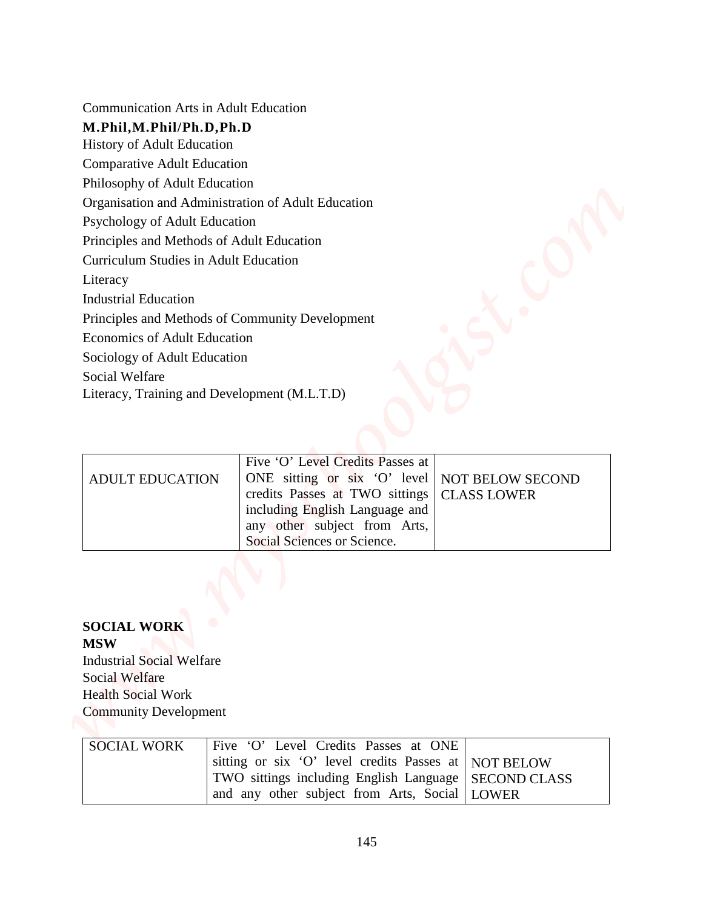Communication Arts in Adult Education

**M.Phil,M.Phil/Ph.D,Ph.D**

History of Adult Education

Comparative Adult Education

Philosophy of Adult Education

Organisation and Administration of Adult Education

Psychology of Adult Education

Principles and Methods of Adult Education

Curriculum Studies in Adult Education

Literacy

Industrial Education

Principles and Methods of Community Development

Economics of Adult Education

Sociology of Adult Education

Social Welfare

Literacy, Training and Development (M.L.T.D)

| | | |
|---|---|---|
| ADULT EDUCATION | Five 'O' Level Credits Passes at ONE sitting or six 'O' level credits Passes at TWO sittings including English Language and any other subject from Arts, Social Sciences or Science. | NOT BELOW SECOND CLASS LOWER |

**SOCIAL WORK**

**MSW**

Industrial Social Welfare

Social Welfare

Health Social Work

Community Development

| | | |
|---|---|---|
| SOCIAL WORK | Five 'O' Level Credits Passes at ONE sitting or six 'O' level credits Passes at TWO sittings including English Language and any other subject from Arts, Social | NOT BELOW SECOND CLASS LOWER |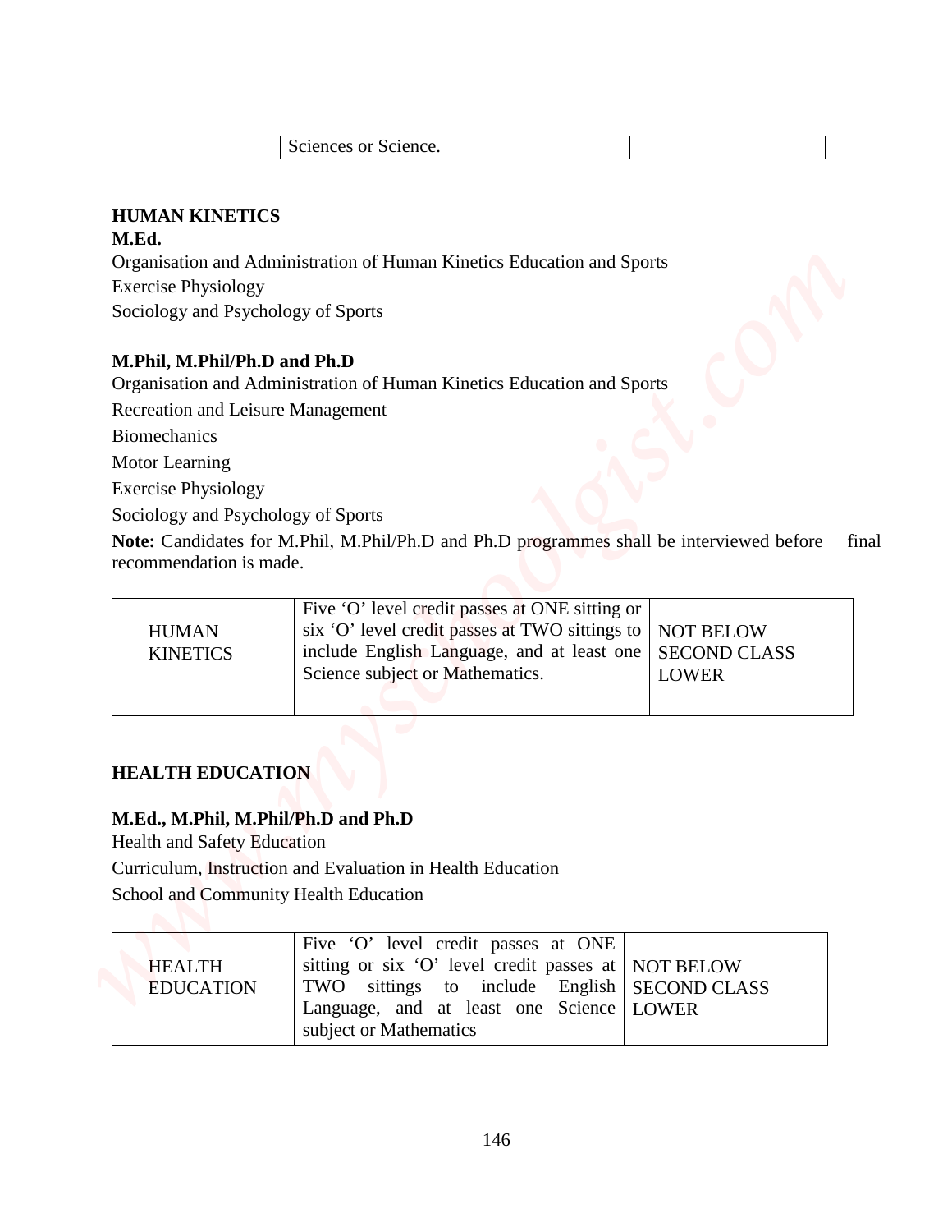| | Sciences or Science. | |
|---|---|---|

**HUMAN KINETICS**

**M.Ed.**

Organisation and Administration of Human Kinetics Education and Sports

Exercise Physiology

Sociology and Psychology of Sports

**M.Phil, M.Phil/Ph.D and Ph.D**

Organisation and Administration of Human Kinetics Education and Sports

Recreation and Leisure Management

Biomechanics

Motor Learning

Exercise Physiology

Sociology and Psychology of Sports

**Note:** Candidates for M.Phil, M.Phil/Ph.D and Ph.D programmes shall be interviewed before final recommendation is made.

| | | |
|---|---|---|
| HUMAN KINETICS | Five 'O' level credit passes at ONE sitting or six 'O' level credit passes at TWO sittings to include English Language, and at least one Science subject or Mathematics. | NOT BELOW SECOND CLASS LOWER |

**HEALTH EDUCATION**

**M.Ed., M.Phil, M.Phil/Ph.D and Ph.D**

Health and Safety Education

Curriculum, Instruction and Evaluation in Health Education

School and Community Health Education

| | | |
|---|---|---|
| HEALTH EDUCATION | Five 'O' level credit passes at ONE sitting or six 'O' level credit passes at TWO sittings to include English Language, and at least one Science subject or Mathematics | NOT BELOW SECOND CLASS LOWER |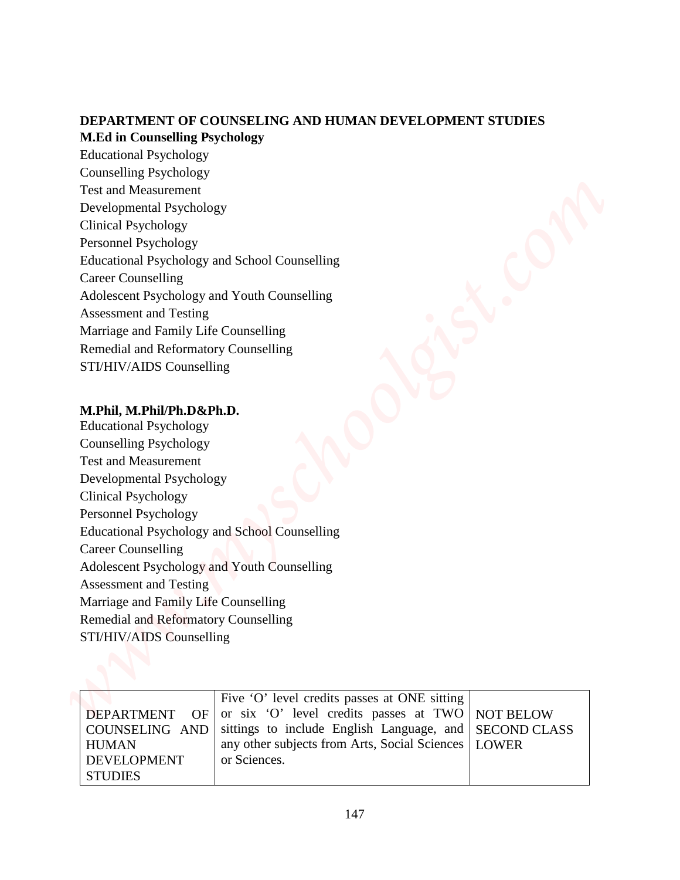**DEPARTMENT OF COUNSELING AND HUMAN DEVELOPMENT STUDIES**

**M.Ed in Counselling Psychology**

Educational Psychology
Counselling Psychology
Test and Measurement
Developmental Psychology
Clinical Psychology
Personnel Psychology
Educational Psychology and School Counselling
Career Counselling
Adolescent Psychology and Youth Counselling
Assessment and Testing
Marriage and Family Life Counselling
Remedial and Reformatory Counselling
STI/HIV/AIDS Counselling

**M.Phil, M.Phil/Ph.D&Ph.D.**

Educational Psychology
Counselling Psychology
Test and Measurement
Developmental Psychology
Clinical Psychology
Personnel Psychology
Educational Psychology and School Counselling
Career Counselling
Adolescent Psychology and Youth Counselling
Assessment and Testing
Marriage and Family Life Counselling
Remedial and Reformatory Counselling
STI/HIV/AIDS Counselling

| | | |
|---|---|---|
| DEPARTMENT OF COUNSELING AND HUMAN DEVELOPMENT STUDIES | Five 'O' level credits passes at ONE sitting or six 'O' level credits passes at TWO sittings to include English Language, and any other subjects from Arts, Social Sciences or Sciences. | NOT BELOW SECOND CLASS LOWER |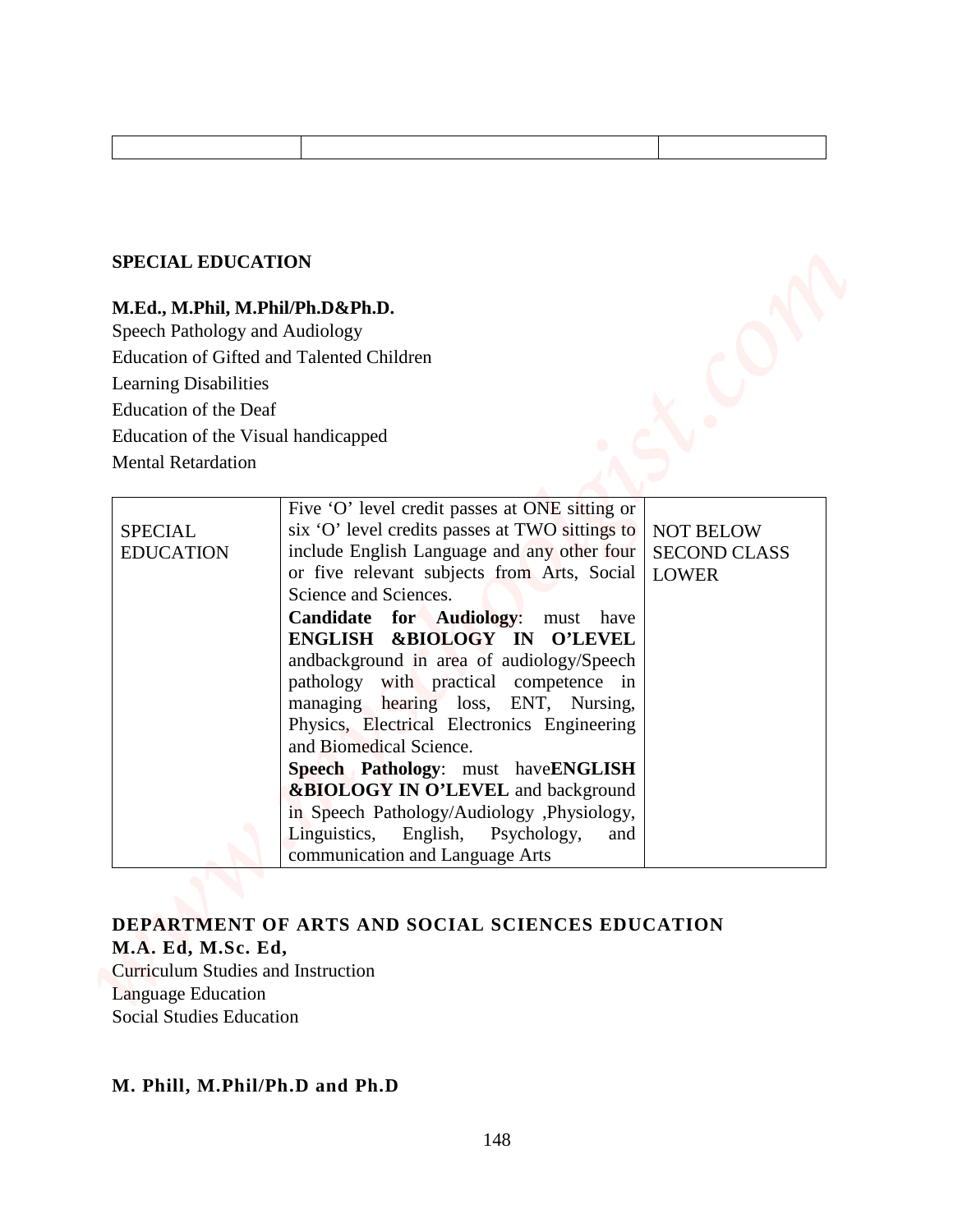| | | |
|---|---|---|
| | | |

**SPECIAL EDUCATION**

**M.Ed., M.Phil, M.Phil/Ph.D&Ph.D.**

Speech Pathology and Audiology

Education of Gifted and Talented Children

Learning Disabilities

Education of the Deaf

Education of the Visual handicapped

Mental Retardation

| | | |
|---|---|---|
| SPECIAL EDUCATION | Five 'O' level credit passes at ONE sitting or six 'O' level credits passes at TWO sittings to include English Language and any other four or five relevant subjects from Arts, Social Science and Sciences. **Candidate for Audiology**: must have **ENGLISH &BIOLOGY IN O'LEVEL** andbackground in area of audiology/Speech pathology with practical competence in managing hearing loss, ENT, Nursing, Physics, Electrical Electronics Engineering and Biomedical Science. **Speech Pathology**: must have**ENGLISH &BIOLOGY IN O'LEVEL** and background in Speech Pathology/Audiology ,Physiology, Linguistics, English, Psychology, and communication and Language Arts | NOT BELOW SECOND CLASS LOWER |

**DEPARTMENT OF ARTS AND SOCIAL SCIENCES EDUCATION**

**M.A. Ed, M.Sc. Ed,**

Curriculum Studies and Instruction

Language Education

Social Studies Education

**M. Phill, M.Phil/Ph.D and Ph.D**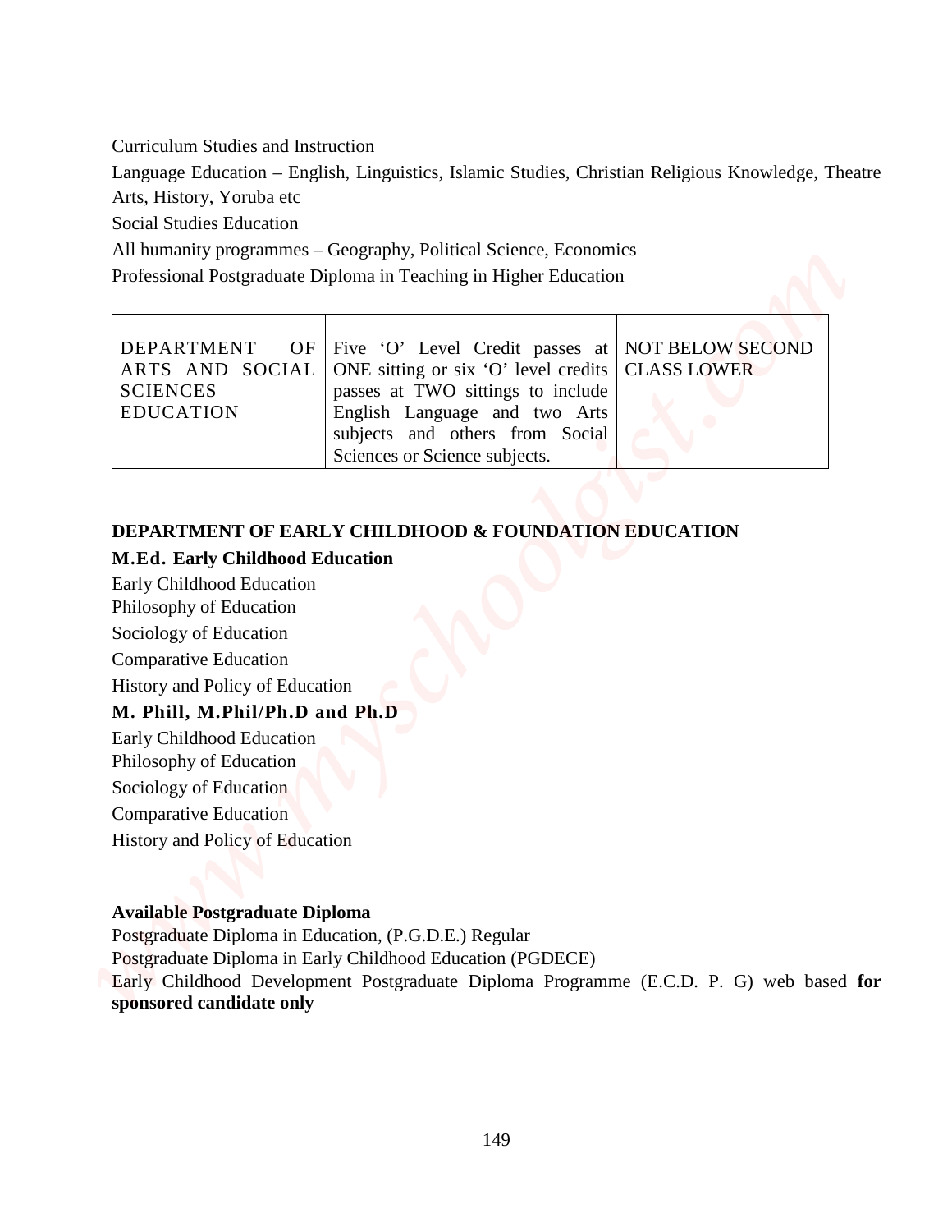Curriculum Studies and Instruction

Language Education – English, Linguistics, Islamic Studies, Christian Religious Knowledge, Theatre Arts, History, Yoruba etc

Social Studies Education

All humanity programmes – Geography, Political Science, Economics

Professional Postgraduate Diploma in Teaching in Higher Education

| | | |
|---|---|---|
| DEPARTMENT OF ARTS AND SOCIAL SCIENCES EDUCATION | Five 'O' Level Credit passes at ONE sitting or six 'O' level credits passes at TWO sittings to include English Language and two Arts subjects and others from Social Sciences or Science subjects. | NOT BELOW SECOND CLASS LOWER |

**DEPARTMENT OF EARLY CHILDHOOD & FOUNDATION EDUCATION**

**M.Ed. Early Childhood Education**

Early Childhood Education

Philosophy of Education

Sociology of Education

Comparative Education

History and Policy of Education

**M. Phill, M.Phil/Ph.D and Ph.D**

Early Childhood Education

Philosophy of Education

Sociology of Education

Comparative Education

History and Policy of Education

**Available Postgraduate Diploma**

Postgraduate Diploma in Education, (P.G.D.E.) Regular

Postgraduate Diploma in Early Childhood Education (PGDECE)

Early Childhood Development Postgraduate Diploma Programme (E.C.D. P. G) web based **for sponsored candidate only**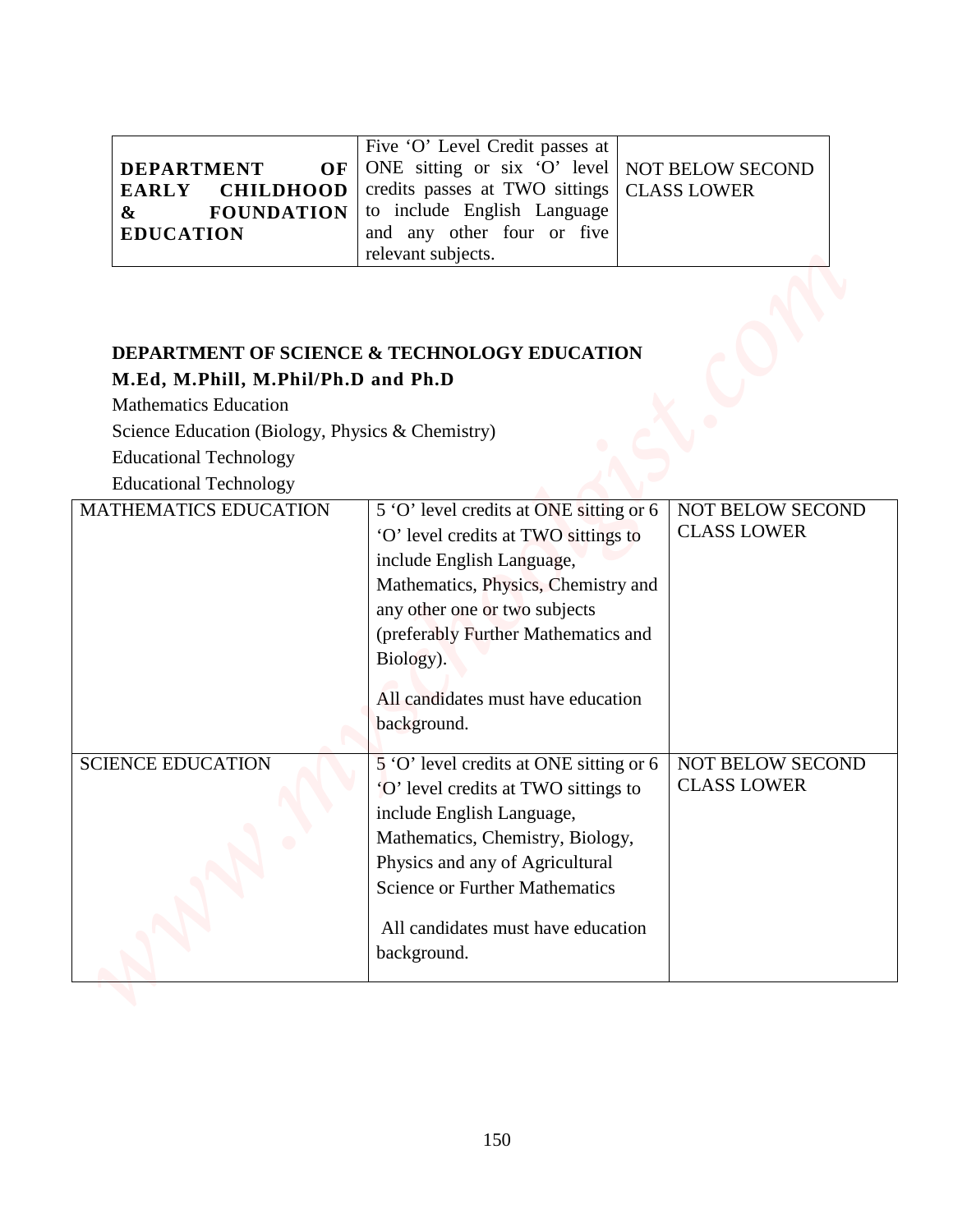| **DEPARTMENT OF EARLY CHILDHOOD & FOUNDATION EDUCATION** | Five 'O' Level Credit passes at ONE sitting or six 'O' level credits passes at TWO sittings to include English Language and any other four or five relevant subjects. | NOT BELOW SECOND CLASS LOWER |
|---|---|---|

**DEPARTMENT OF SCIENCE & TECHNOLOGY EDUCATION**

**M.Ed, M.Phill, M.Phil/Ph.D and Ph.D**

Mathematics Education

Science Education (Biology, Physics & Chemistry)

Educational Technology

Educational Technology

| MATHEMATICS EDUCATION | 5 'O' level credits at ONE sitting or 6 'O' level credits at TWO sittings to include English Language, Mathematics, Physics, Chemistry and any other one or two subjects (preferably Further Mathematics and Biology).<br><br>All candidates must have education background. | NOT BELOW SECOND CLASS LOWER |
|---|---|---|
| SCIENCE EDUCATION | 5 'O' level credits at ONE sitting or 6 'O' level credits at TWO sittings to include English Language, Mathematics, Chemistry, Biology, Physics and any of Agricultural Science or Further Mathematics<br><br>All candidates must have education background. | NOT BELOW SECOND CLASS LOWER |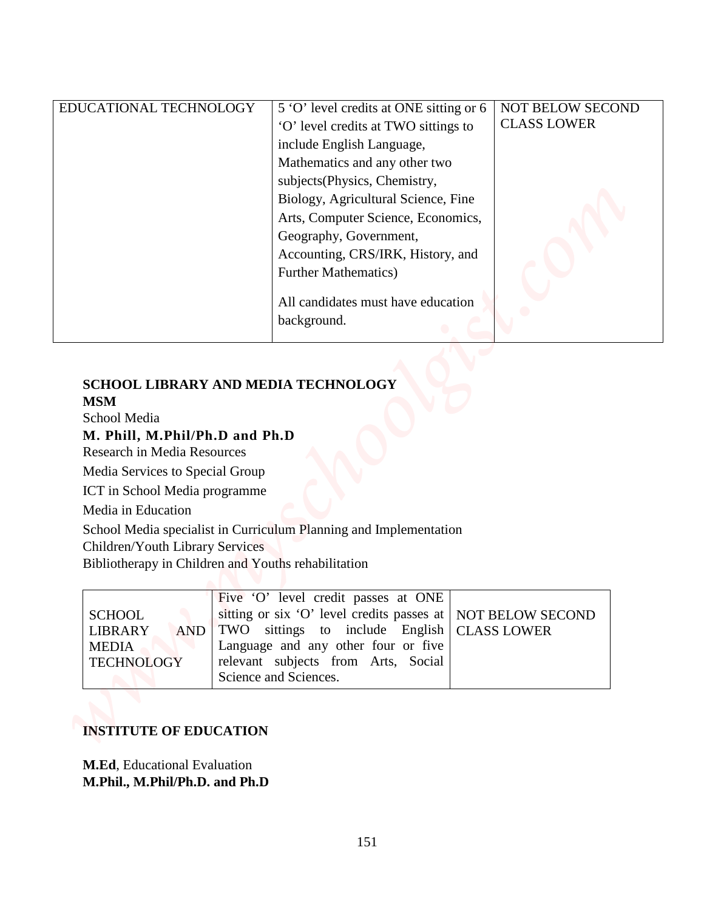| EDUCATIONAL TECHNOLOGY | 5 'O' level credits at ONE sitting or 6 'O' level credits at TWO sittings to include English Language, Mathematics and any other two subjects(Physics, Chemistry, Biology, Agricultural Science, Fine Arts, Computer Science, Economics, Geography, Government, Accounting, CRS/IRK, History, and Further Mathematics)<br><br>All candidates must have education background. | NOT BELOW SECOND CLASS LOWER |
|---|---|---|

**SCHOOL LIBRARY AND MEDIA TECHNOLOGY**

**MSM**

School Media

**M. Phill, M.Phil/Ph.D and Ph.D**

Research in Media Resources

Media Services to Special Group

ICT in School Media programme

Media in Education

School Media specialist in Curriculum Planning and Implementation

Children/Youth Library Services

Bibliotherapy in Children and Youths rehabilitation

| SCHOOL LIBRARY AND MEDIA TECHNOLOGY | Five 'O' level credit passes at ONE sitting or six 'O' level credits passes at TWO sittings to include English Language and any other four or five relevant subjects from Arts, Social Science and Sciences. | NOT BELOW SECOND CLASS LOWER |
|---|---|---|

**INSTITUTE OF EDUCATION**

**M.Ed**, Educational Evaluation

**M.Phil., M.Phil/Ph.D. and Ph.D**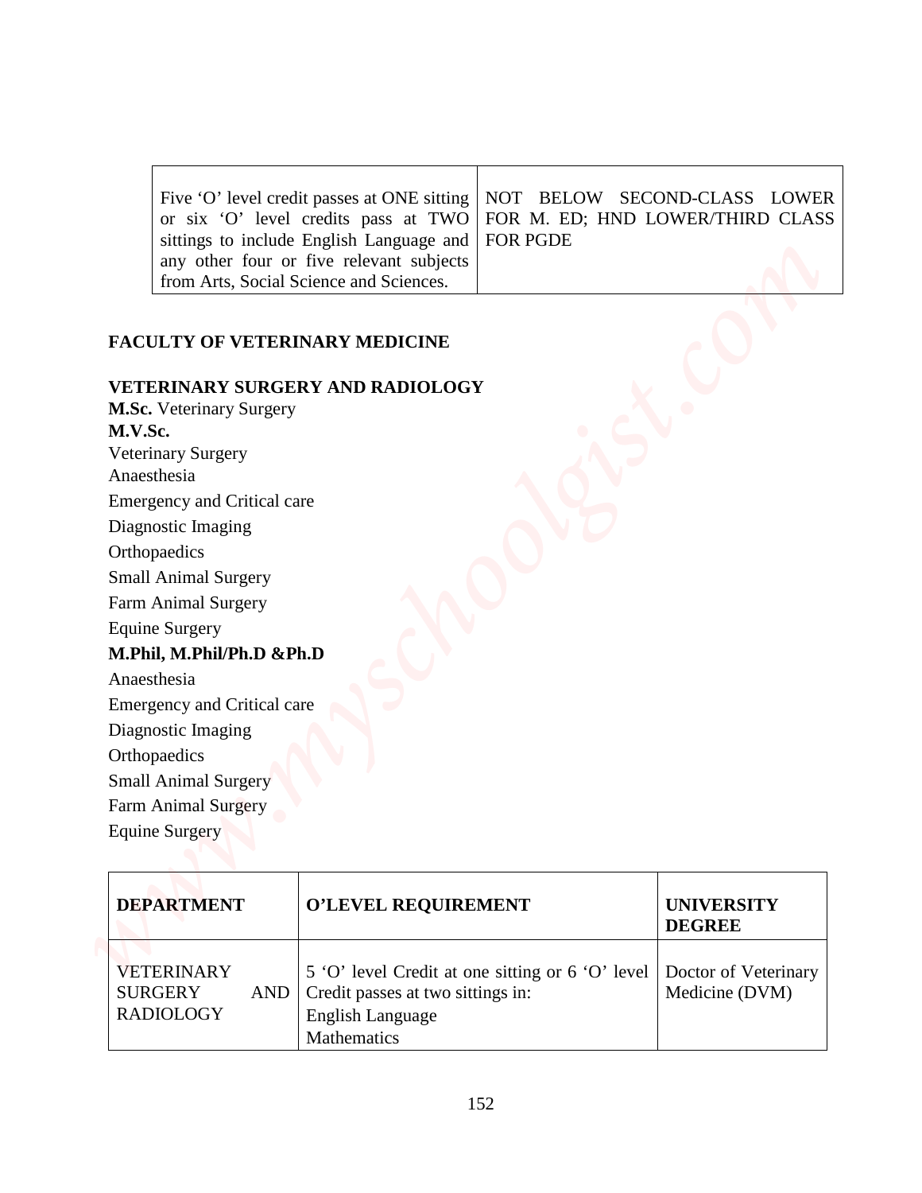| Five 'O' level credit passes at ONE sitting or six 'O' level credits pass at TWO sittings to include English Language and any other four or five relevant subjects from Arts, Social Science and Sciences. | NOT BELOW SECOND-CLASS LOWER FOR M. ED; HND LOWER/THIRD CLASS FOR PGDE |
|---|---|

## FACULTY OF VETERINARY MEDICINE

### VETERINARY SURGERY AND RADIOLOGY

**M.Sc.** Veterinary Surgery

**M.V.Sc.**

Veterinary Surgery
Anaesthesia
Emergency and Critical care
Diagnostic Imaging
Orthopaedics
Small Animal Surgery
Farm Animal Surgery
Equine Surgery

**M.Phil, M.Phil/Ph.D &Ph.D**

Anaesthesia
Emergency and Critical care
Diagnostic Imaging
Orthopaedics
Small Animal Surgery
Farm Animal Surgery
Equine Surgery

| DEPARTMENT | O'LEVEL REQUIREMENT | UNIVERSITY DEGREE |
|---|---|---|
| VETERINARY SURGERY AND RADIOLOGY | 5 'O' level Credit at one sitting or 6 'O' level Credit passes at two sittings in:<br>English Language<br>Mathematics | Doctor of Veterinary Medicine (DVM) |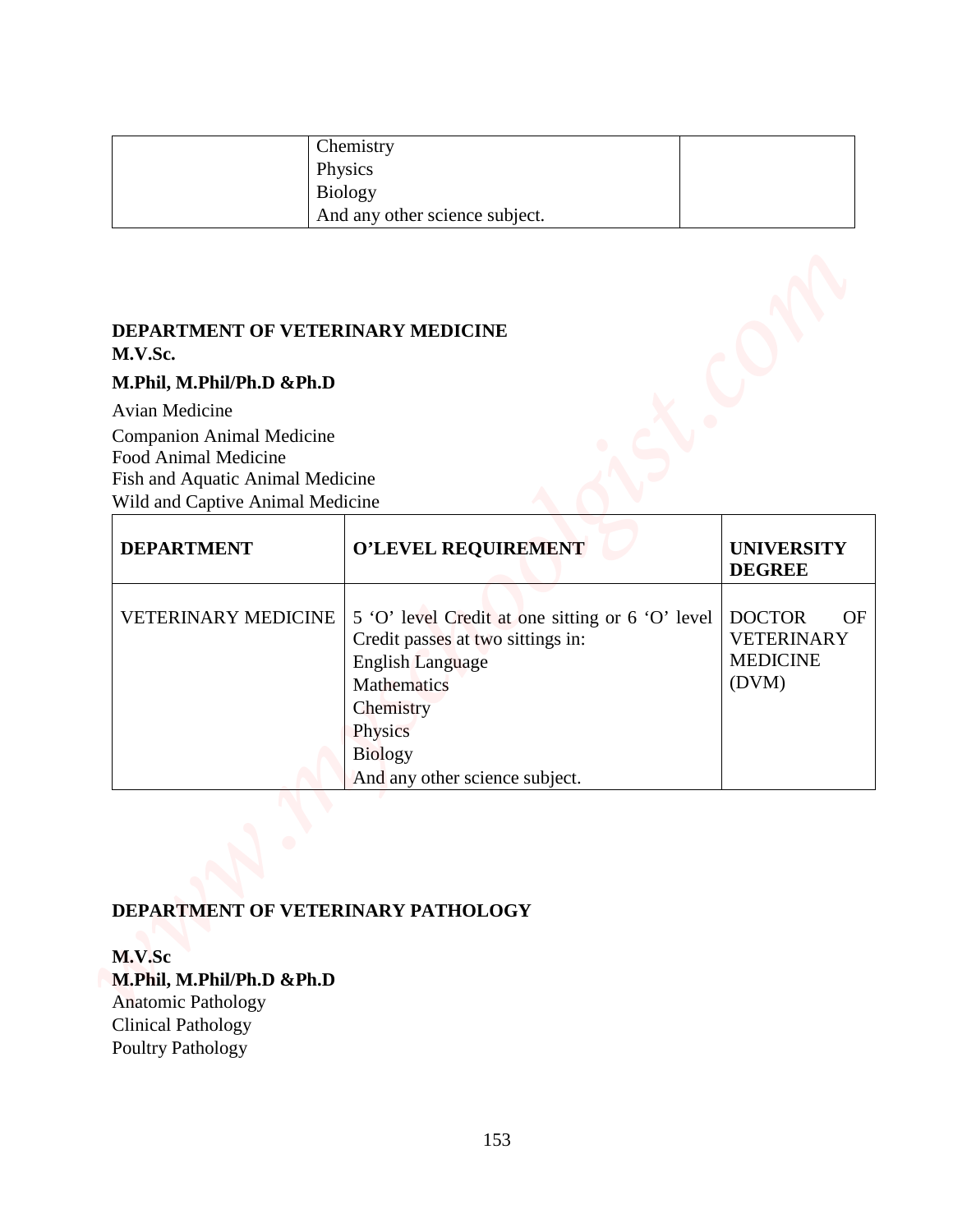|  | Chemistry<br>Physics<br>Biology<br>And any other science subject. |  |
|---|---|---|

**DEPARTMENT OF VETERINARY MEDICINE**

**M.V.Sc.**

**M.Phil, M.Phil/Ph.D &Ph.D**

Avian Medicine

Companion Animal Medicine
Food Animal Medicine
Fish and Aquatic Animal Medicine
Wild and Captive Animal Medicine

| DEPARTMENT | O'LEVEL REQUIREMENT | UNIVERSITY DEGREE |
|---|---|---|
| VETERINARY MEDICINE | 5 'O' level Credit at one sitting or 6 'O' level Credit passes at two sittings in:<br>English Language<br>Mathematics<br>Chemistry<br>Physics<br>Biology<br>And any other science subject. | DOCTOR OF VETERINARY MEDICINE (DVM) |

**DEPARTMENT OF VETERINARY PATHOLOGY**

**M.V.Sc**
**M.Phil, M.Phil/Ph.D &Ph.D**
Anatomic Pathology
Clinical Pathology
Poultry Pathology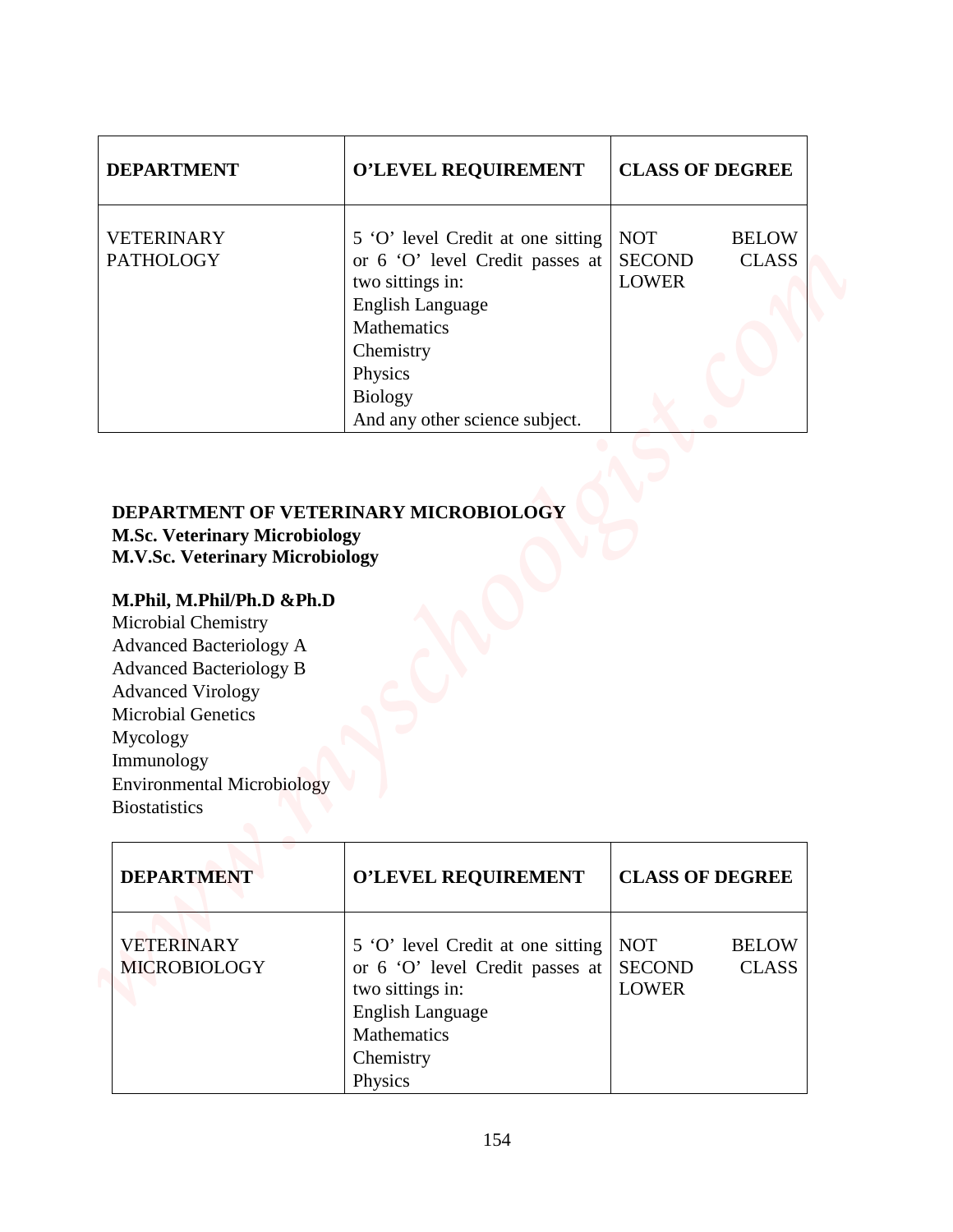| DEPARTMENT | O'LEVEL REQUIREMENT | CLASS OF DEGREE |
|---|---|---|
| VETERINARY PATHOLOGY | 5 'O' level Credit at one sitting or 6 'O' level Credit passes at two sittings in:<br>English Language<br>Mathematics<br>Chemistry<br>Physics<br>Biology<br>And any other science subject. | NOT BELOW SECOND CLASS LOWER |

**DEPARTMENT OF VETERINARY MICROBIOLOGY**
**M.Sc. Veterinary Microbiology**
**M.V.Sc. Veterinary Microbiology**

**M.Phil, M.Phil/Ph.D &Ph.D**
Microbial Chemistry
Advanced Bacteriology A
Advanced Bacteriology B
Advanced Virology
Microbial Genetics
Mycology
Immunology
Environmental Microbiology
Biostatistics

| DEPARTMENT | O'LEVEL REQUIREMENT | CLASS OF DEGREE |
|---|---|---|
| VETERINARY MICROBIOLOGY | 5 'O' level Credit at one sitting or 6 'O' level Credit passes at two sittings in:<br>English Language<br>Mathematics<br>Chemistry<br>Physics | NOT BELOW SECOND CLASS LOWER |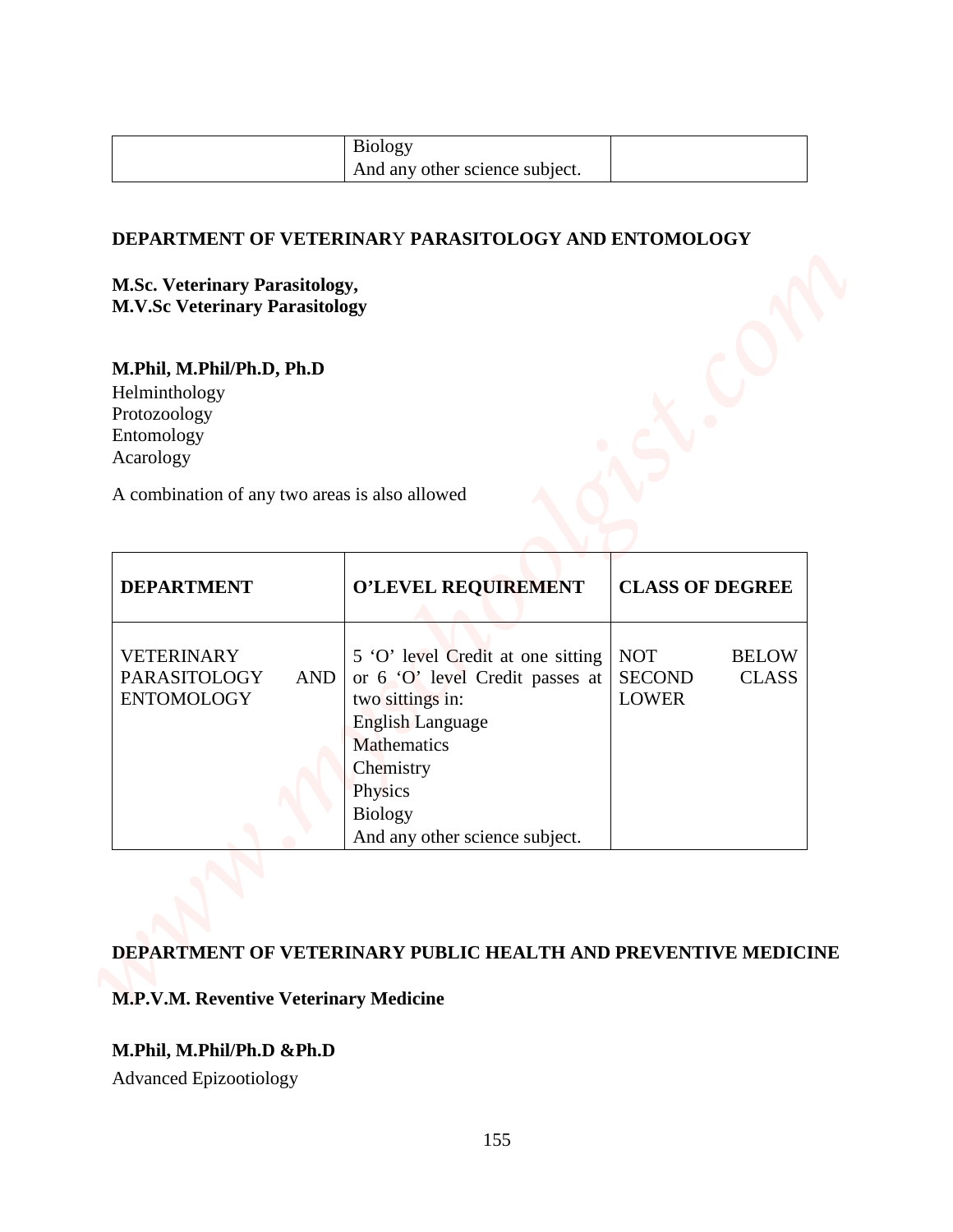| | Biology<br>And any other science subject. | |
|---|---|---|

**DEPARTMENT OF VETERINARY PARASITOLOGY AND ENTOMOLOGY**

**M.Sc. Veterinary Parasitology,**
**M.V.Sc Veterinary Parasitology**

**M.Phil, M.Phil/Ph.D, Ph.D**
Helminthology
Protozoology
Entomology
Acarology

A combination of any two areas is also allowed

| DEPARTMENT | O'LEVEL REQUIREMENT | CLASS OF DEGREE |
|---|---|---|
| VETERINARY PARASITOLOGY AND ENTOMOLOGY | 5 'O' level Credit at one sitting or 6 'O' level Credit passes at two sittings in:<br>English Language<br>Mathematics<br>Chemistry<br>Physics<br>Biology<br>And any other science subject. | NOT BELOW SECOND CLASS LOWER |

**DEPARTMENT OF VETERINARY PUBLIC HEALTH AND PREVENTIVE MEDICINE**

**M.P.V.M. Reventive Veterinary Medicine**

**M.Phil, M.Phil/Ph.D &Ph.D**

Advanced Epizootiology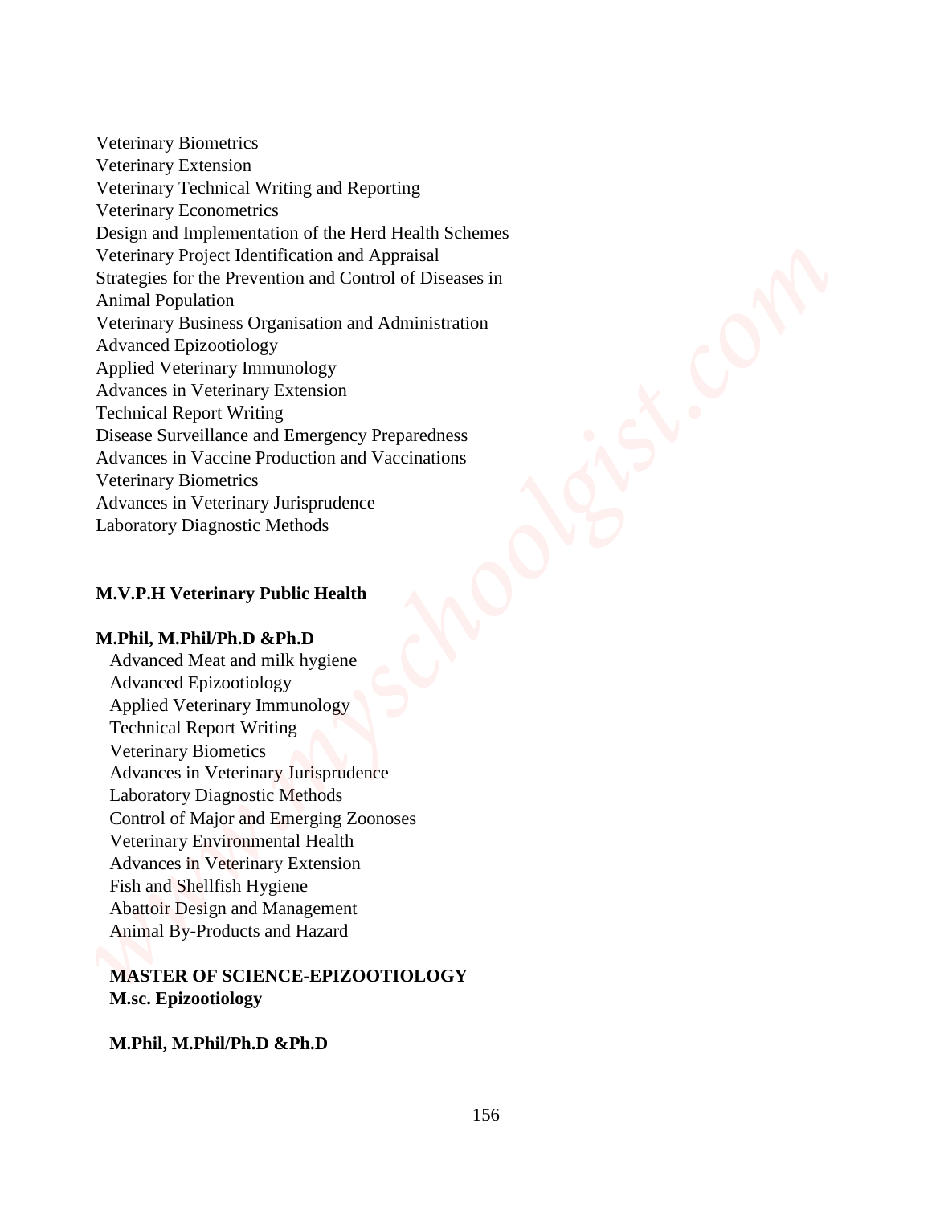Veterinary Biometrics
Veterinary Extension
Veterinary Technical Writing and Reporting
Veterinary Econometrics
Design and Implementation of the Herd Health Schemes
Veterinary Project Identification and Appraisal
Strategies for the Prevention and Control of Diseases in Animal Population
Veterinary Business Organisation and Administration
Advanced Epizootiology
Applied Veterinary Immunology
Advances in Veterinary Extension
Technical Report Writing
Disease Surveillance and Emergency Preparedness
Advances in Vaccine Production and Vaccinations
Veterinary Biometrics
Advances in Veterinary Jurisprudence
Laboratory Diagnostic Methods

**M.V.P.H Veterinary Public Health**

**M.Phil, M.Phil/Ph.D &Ph.D**

Advanced Meat and milk hygiene
Advanced Epizootiology
Applied Veterinary Immunology
Technical Report Writing
Veterinary Biometics
Advances in Veterinary Jurisprudence
Laboratory Diagnostic Methods
Control of Major and Emerging Zoonoses
Veterinary Environmental Health
Advances in Veterinary Extension
Fish and Shellfish Hygiene
Abattoir Design and Management
Animal By-Products and Hazard

**MASTER OF SCIENCE-EPIZOOTIOLOGY**
**M.sc. Epizootiology**

**M.Phil, M.Phil/Ph.D &Ph.D**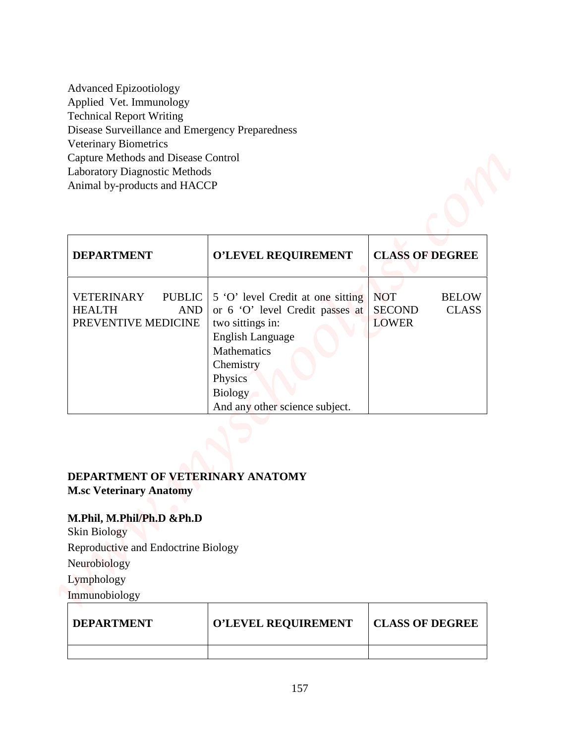Advanced Epizootiology
Applied Vet. Immunology
Technical Report Writing
Disease Surveillance and Emergency Preparedness
Veterinary Biometrics
Capture Methods and Disease Control
Laboratory Diagnostic Methods
Animal by-products and HACCP

| DEPARTMENT | O'LEVEL REQUIREMENT | CLASS OF DEGREE |
|---|---|---|
| VETERINARY PUBLIC HEALTH AND PREVENTIVE MEDICINE | 5 'O' level Credit at one sitting or 6 'O' level Credit passes at two sittings in:<br>English Language<br>Mathematics<br>Chemistry<br>Physics<br>Biology<br>And any other science subject. | NOT BELOW SECOND CLASS LOWER |

**DEPARTMENT OF VETERINARY ANATOMY**
**M.sc Veterinary Anatomy**

**M.Phil, M.Phil/Ph.D &Ph.D**
Skin Biology
Reproductive and Endoctrine Biology
Neurobiology
Lymphology
Immunobiology

| DEPARTMENT | O'LEVEL REQUIREMENT | CLASS OF DEGREE |
|---|---|---|
| | | |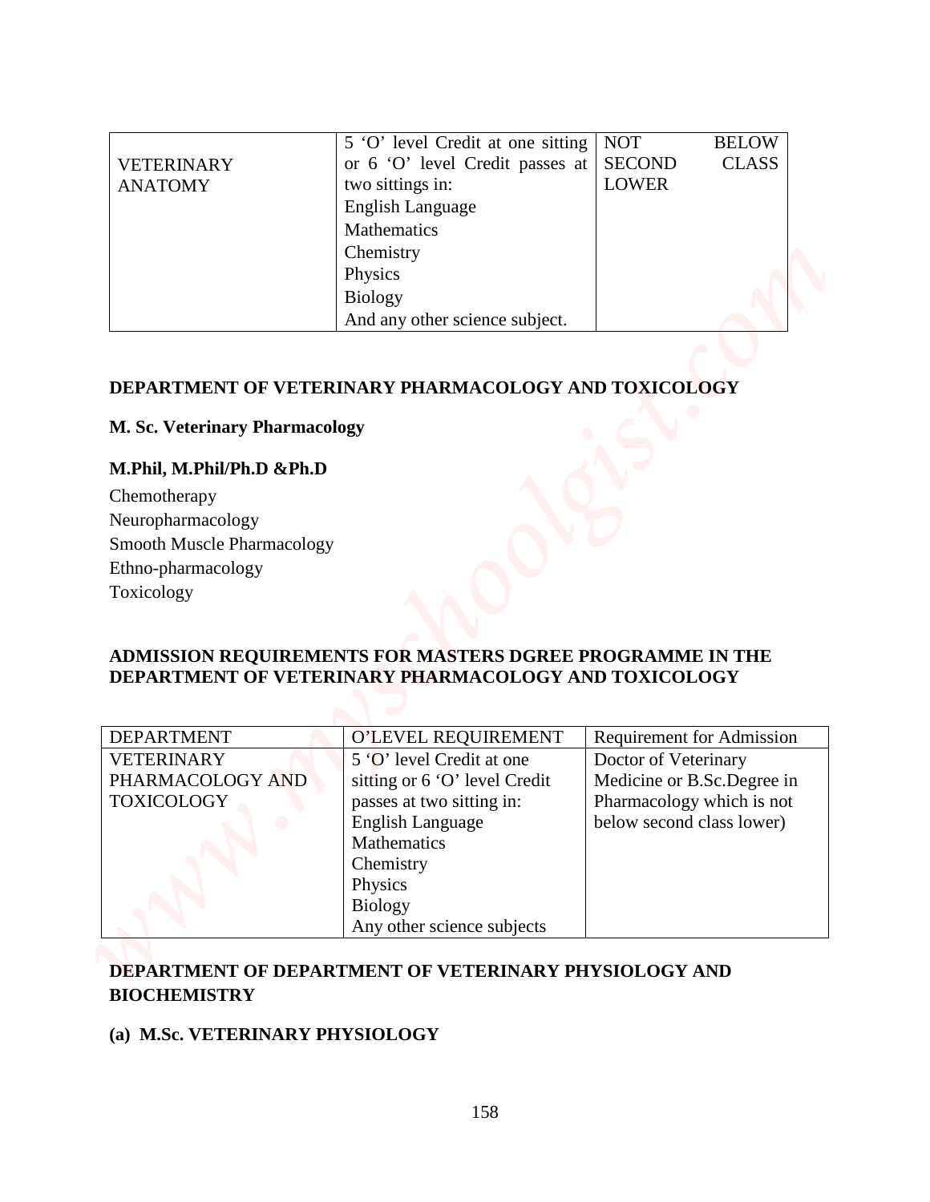| | | |
|---|---|---|
| VETERINARY ANATOMY | 5 'O' level Credit at one sitting or 6 'O' level Credit passes at two sittings in:<br>English Language<br>Mathematics<br>Chemistry<br>Physics<br>Biology<br>And any other science subject. | NOT BELOW SECOND CLASS LOWER |

**DEPARTMENT OF VETERINARY PHARMACOLOGY AND TOXICOLOGY**

**M. Sc. Veterinary Pharmacology**

**M.Phil, M.Phil/Ph.D &Ph.D**

Chemotherapy
Neuropharmacology
Smooth Muscle Pharmacology
Ethno-pharmacology
Toxicology

**ADMISSION REQUIREMENTS FOR MASTERS DGREE PROGRAMME IN THE DEPARTMENT OF VETERINARY PHARMACOLOGY AND TOXICOLOGY**

| DEPARTMENT | O'LEVEL REQUIREMENT | Requirement for Admission |
|---|---|---|
| VETERINARY PHARMACOLOGY AND TOXICOLOGY | 5 'O' level Credit at one sitting or 6 'O' level Credit passes at two sitting in:<br>English Language<br>Mathematics<br>Chemistry<br>Physics<br>Biology<br>Any other science subjects | Doctor of Veterinary Medicine or B.Sc.Degree in Pharmacology which is not below second class lower) |

**DEPARTMENT OF DEPARTMENT OF VETERINARY PHYSIOLOGY AND BIOCHEMISTRY**

**(a) M.Sc. VETERINARY PHYSIOLOGY**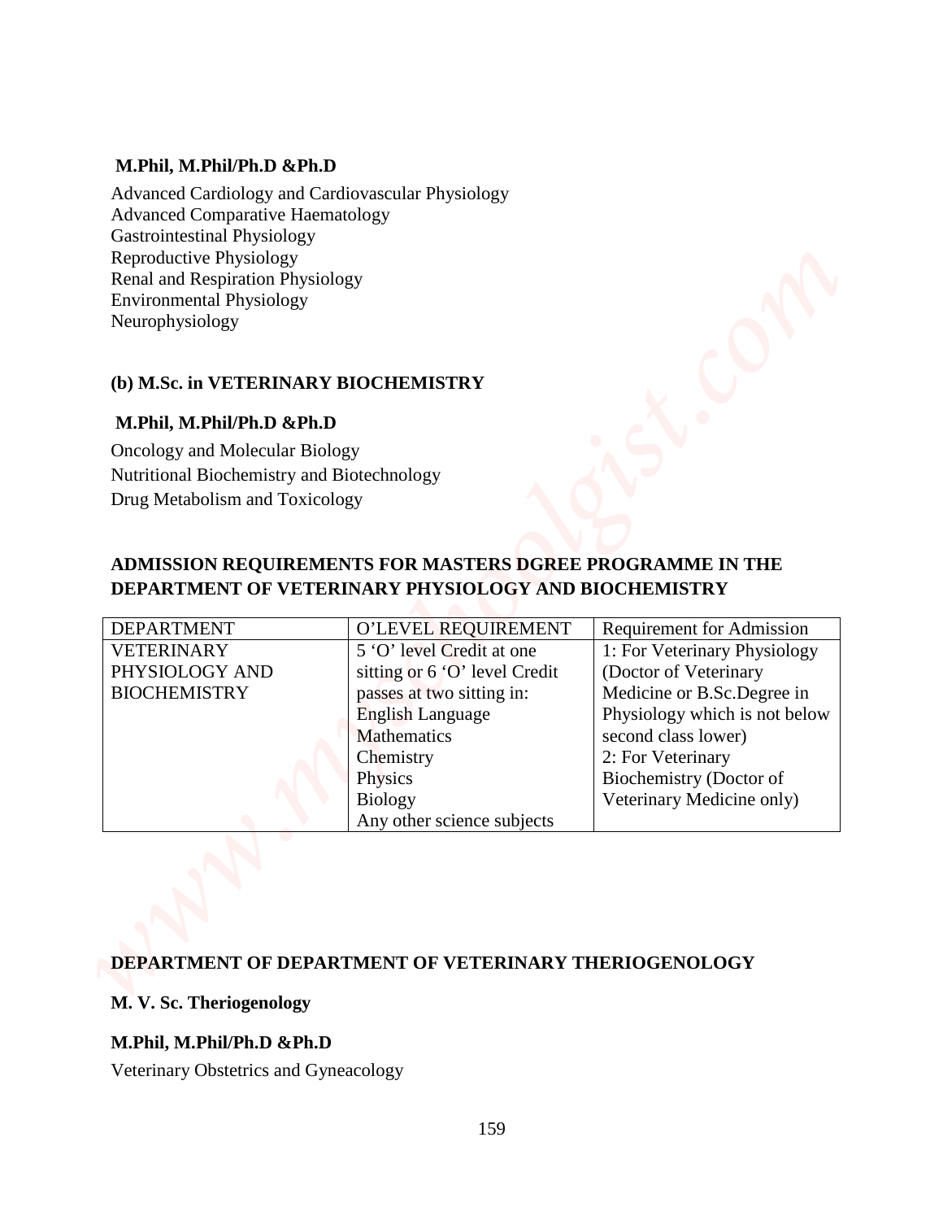**M.Phil, M.Phil/Ph.D &Ph.D**

Advanced Cardiology and Cardiovascular Physiology
Advanced Comparative Haematology
Gastrointestinal Physiology
Reproductive Physiology
Renal and Respiration Physiology
Environmental Physiology
Neurophysiology

**(b) M.Sc. in VETERINARY BIOCHEMISTRY**

**M.Phil, M.Phil/Ph.D &Ph.D**

Oncology and Molecular Biology
Nutritional Biochemistry and Biotechnology
Drug Metabolism and Toxicology

**ADMISSION REQUIREMENTS FOR MASTERS DGREE PROGRAMME IN THE DEPARTMENT OF VETERINARY PHYSIOLOGY AND BIOCHEMISTRY**

| DEPARTMENT | O'LEVEL REQUIREMENT | Requirement for Admission |
|---|---|---|
| VETERINARY PHYSIOLOGY AND BIOCHEMISTRY | 5 'O' level Credit at one sitting or 6 'O' level Credit passes at two sitting in:<br>English Language<br>Mathematics<br>Chemistry<br>Physics<br>Biology<br>Any other science subjects | 1: For Veterinary Physiology (Doctor of Veterinary Medicine or B.Sc.Degree in Physiology which is not below second class lower)<br>2: For Veterinary Biochemistry (Doctor of Veterinary Medicine only) |

**DEPARTMENT OF DEPARTMENT OF VETERINARY THERIOGENOLOGY**

**M. V. Sc. Theriogenology**

**M.Phil, M.Phil/Ph.D &Ph.D**

Veterinary Obstetrics and Gyneacology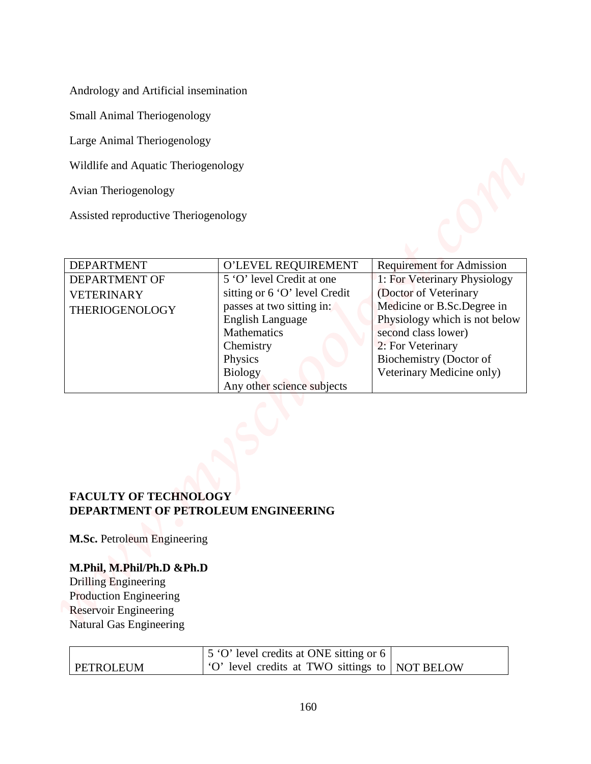Andrology and Artificial insemination

Small Animal Theriogenology

Large Animal Theriogenology

Wildlife and Aquatic Theriogenology

Avian Theriogenology

Assisted reproductive Theriogenology

| DEPARTMENT | O'LEVEL REQUIREMENT | Requirement for Admission |
|---|---|---|
| DEPARTMENT OF VETERINARY THERIOGENOLOGY | 5 'O' level Credit at one sitting or 6 'O' level Credit passes at two sitting in:<br>English Language<br>Mathematics<br>Chemistry<br>Physics<br>Biology<br>Any other science subjects | 1: For Veterinary Physiology (Doctor of Veterinary Medicine or B.Sc.Degree in Physiology which is not below second class lower)<br>2: For Veterinary Biochemistry (Doctor of Veterinary Medicine only) |

**FACULTY OF TECHNOLOGY**
**DEPARTMENT OF PETROLEUM ENGINEERING**

**M.Sc.** Petroleum Engineering

**M.Phil, M.Phil/Ph.D &Ph.D**
Drilling Engineering
Production Engineering
Reservoir Engineering
Natural Gas Engineering

| | | |
|---|---|---|
| PETROLEUM | 5 'O' level credits at ONE sitting or 6 'O' level credits at TWO sittings to | NOT BELOW |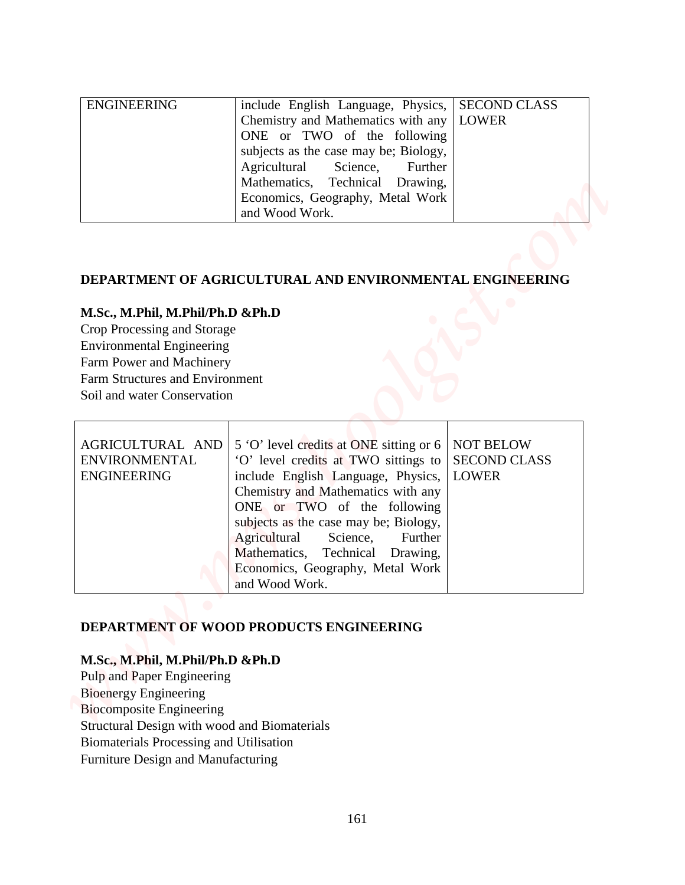| | | |
|---|---|---|
| ENGINEERING | include English Language, Physics, Chemistry and Mathematics with any ONE or TWO of the following subjects as the case may be; Biology, Agricultural Science, Further Mathematics, Technical Drawing, Economics, Geography, Metal Work and Wood Work. | SECOND CLASS LOWER |

**DEPARTMENT OF AGRICULTURAL AND ENVIRONMENTAL ENGINEERING**

**M.Sc., M.Phil, M.Phil/Ph.D &Ph.D**

Crop Processing and Storage
Environmental Engineering
Farm Power and Machinery
Farm Structures and Environment
Soil and water Conservation

| | | |
|---|---|---|
| AGRICULTURAL AND ENVIRONMENTAL ENGINEERING | 5 'O' level credits at ONE sitting or 6 'O' level credits at TWO sittings to include English Language, Physics, Chemistry and Mathematics with any ONE or TWO of the following subjects as the case may be; Biology, Agricultural Science, Further Mathematics, Technical Drawing, Economics, Geography, Metal Work and Wood Work. | NOT BELOW SECOND CLASS LOWER |

**DEPARTMENT OF WOOD PRODUCTS ENGINEERING**

**M.Sc., M.Phil, M.Phil/Ph.D &Ph.D**

Pulp and Paper Engineering
Bioenergy Engineering
Biocomposite Engineering
Structural Design with wood and Biomaterials
Biomaterials Processing and Utilisation
Furniture Design and Manufacturing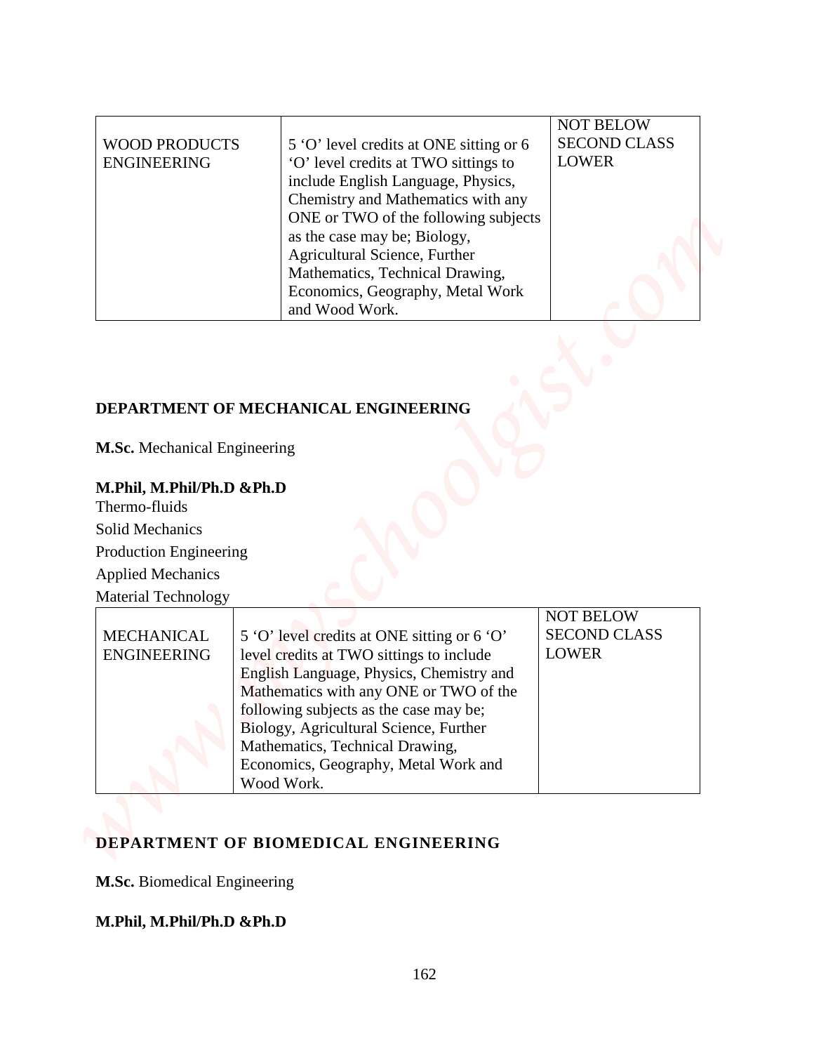| WOOD PRODUCTS ENGINEERING | 5 'O' level credits at ONE sitting or 6 'O' level credits at TWO sittings to include English Language, Physics, Chemistry and Mathematics with any ONE or TWO of the following subjects as the case may be; Biology, Agricultural Science, Further Mathematics, Technical Drawing, Economics, Geography, Metal Work and Wood Work. | NOT BELOW SECOND CLASS LOWER |
|---|---|---|

## DEPARTMENT OF MECHANICAL ENGINEERING

**M.Sc.** Mechanical Engineering

**M.Phil, M.Phil/Ph.D &Ph.D**

Thermo-fluids

Solid Mechanics

Production Engineering

Applied Mechanics

Material Technology

| MECHANICAL ENGINEERING | 5 'O' level credits at ONE sitting or 6 'O' level credits at TWO sittings to include English Language, Physics, Chemistry and Mathematics with any ONE or TWO of the following subjects as the case may be; Biology, Agricultural Science, Further Mathematics, Technical Drawing, Economics, Geography, Metal Work and Wood Work. | NOT BELOW SECOND CLASS LOWER |
|---|---|---|

## DEPARTMENT OF BIOMEDICAL ENGINEERING

**M.Sc.** Biomedical Engineering

**M.Phil, M.Phil/Ph.D &Ph.D**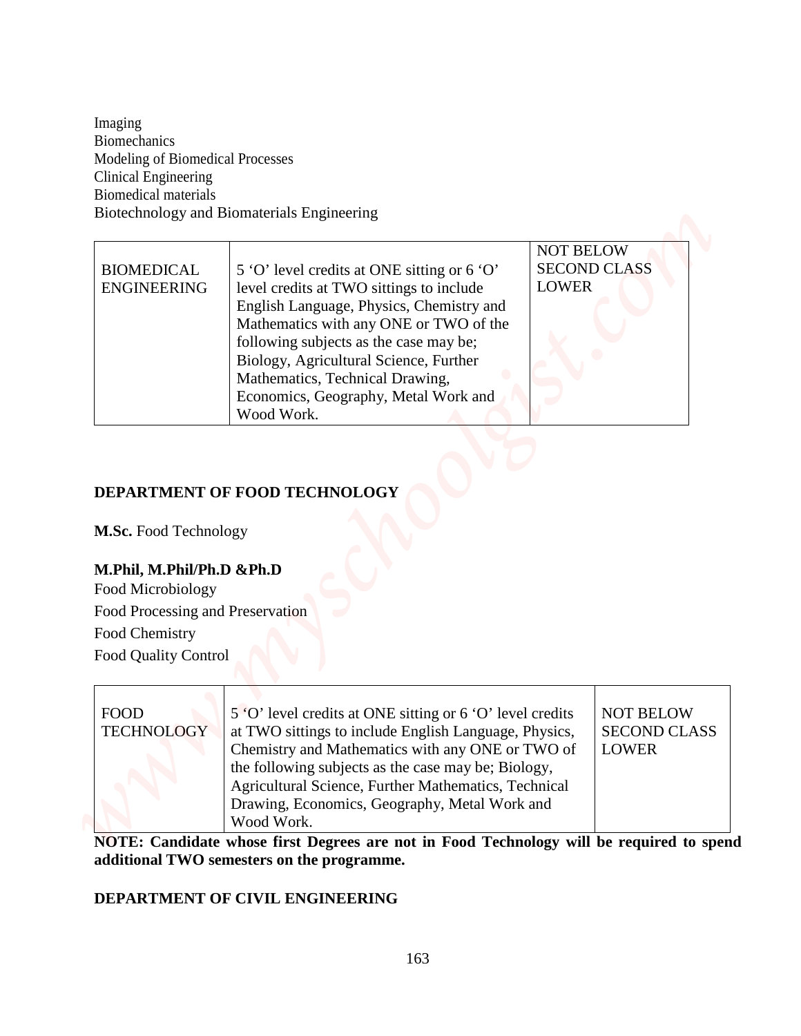Imaging
Biomechanics
Modeling of Biomedical Processes
Clinical Engineering
Biomedical materials
Biotechnology and Biomaterials Engineering

| BIOMEDICAL ENGINEERING | 5 'O' level credits at ONE sitting or 6 'O' level credits at TWO sittings to include English Language, Physics, Chemistry and Mathematics with any ONE or TWO of the following subjects as the case may be; Biology, Agricultural Science, Further Mathematics, Technical Drawing, Economics, Geography, Metal Work and Wood Work. | NOT BELOW SECOND CLASS LOWER |
|---|---|---|

## DEPARTMENT OF FOOD TECHNOLOGY

**M.Sc.** Food Technology

**M.Phil, M.Phil/Ph.D &Ph.D**
Food Microbiology
Food Processing and Preservation
Food Chemistry
Food Quality Control

| FOOD TECHNOLOGY | 5 'O' level credits at ONE sitting or 6 'O' level credits at TWO sittings to include English Language, Physics, Chemistry and Mathematics with any ONE or TWO of the following subjects as the case may be; Biology, Agricultural Science, Further Mathematics, Technical Drawing, Economics, Geography, Metal Work and Wood Work. | NOT BELOW SECOND CLASS LOWER |
|---|---|---|

**NOTE: Candidate whose first Degrees are not in Food Technology will be required to spend additional TWO semesters on the programme.**

## DEPARTMENT OF CIVIL ENGINEERING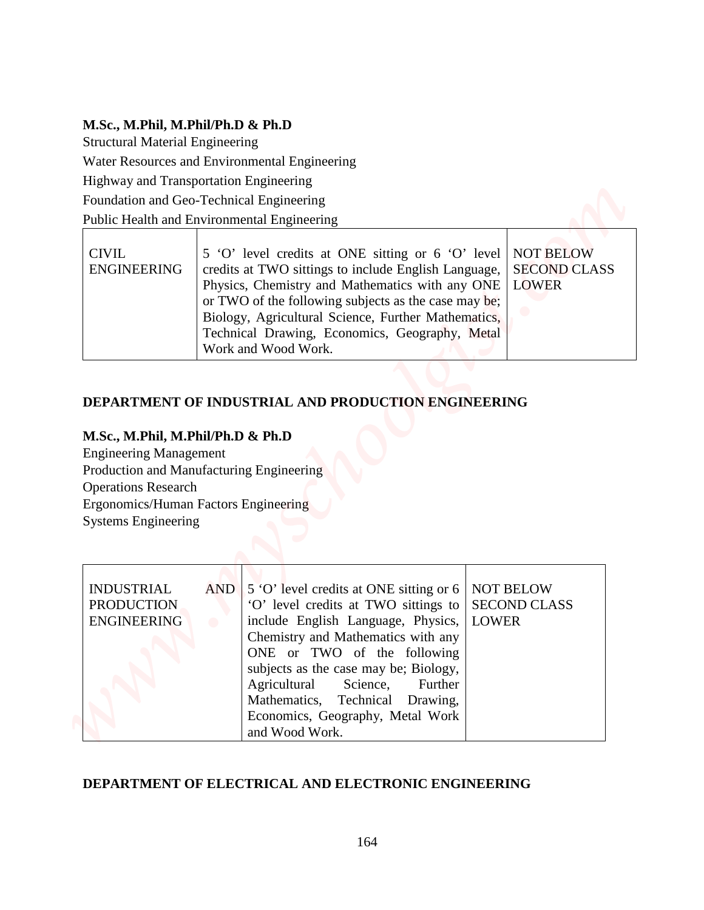**M.Sc., M.Phil, M.Phil/Ph.D & Ph.D**

Structural Material Engineering

Water Resources and Environmental Engineering

Highway and Transportation Engineering

Foundation and Geo-Technical Engineering

Public Health and Environmental Engineering

| | | |
|---|---|---|
| CIVIL ENGINEERING | 5 'O' level credits at ONE sitting or 6 'O' level credits at TWO sittings to include English Language, Physics, Chemistry and Mathematics with any ONE or TWO of the following subjects as the case may be; Biology, Agricultural Science, Further Mathematics, Technical Drawing, Economics, Geography, Metal Work and Wood Work. | NOT BELOW SECOND CLASS LOWER |

## DEPARTMENT OF INDUSTRIAL AND PRODUCTION ENGINEERING

**M.Sc., M.Phil, M.Phil/Ph.D & Ph.D**

Engineering Management

Production and Manufacturing Engineering

Operations Research

Ergonomics/Human Factors Engineering

Systems Engineering

| | | |
|---|---|---|
| INDUSTRIAL AND PRODUCTION ENGINEERING | 5 'O' level credits at ONE sitting or 6 'O' level credits at TWO sittings to include English Language, Physics, Chemistry and Mathematics with any ONE or TWO of the following subjects as the case may be; Biology, Agricultural Science, Further Mathematics, Technical Drawing, Economics, Geography, Metal Work and Wood Work. | NOT BELOW SECOND CLASS LOWER |

## DEPARTMENT OF ELECTRICAL AND ELECTRONIC ENGINEERING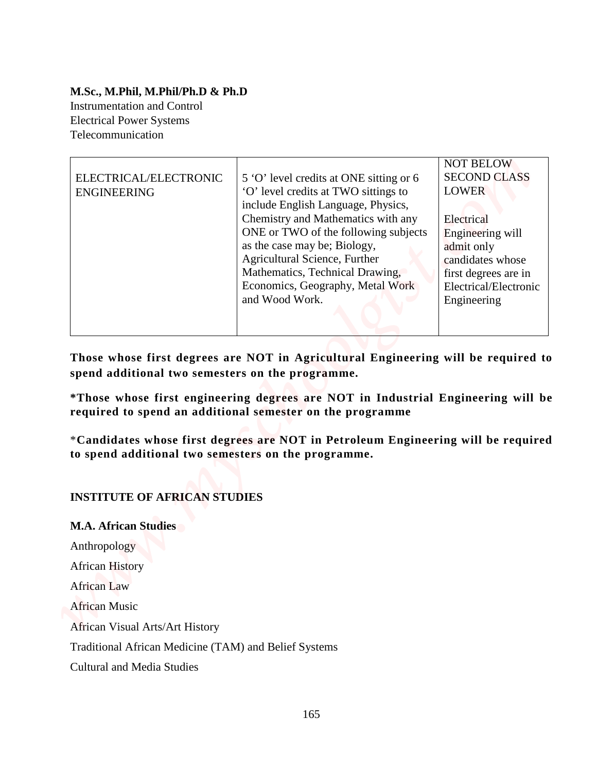**M.Sc., M.Phil, M.Phil/Ph.D & Ph.D**

Instrumentation and Control
Electrical Power Systems
Telecommunication

| | | |
|---|---|---|
| ELECTRICAL/ELECTRONIC ENGINEERING | 5 'O' level credits at ONE sitting or 6 'O' level credits at TWO sittings to include English Language, Physics, Chemistry and Mathematics with any ONE or TWO of the following subjects as the case may be; Biology, Agricultural Science, Further Mathematics, Technical Drawing, Economics, Geography, Metal Work and Wood Work. | NOT BELOW SECOND CLASS LOWER<br><br>Electrical Engineering will admit only candidates whose first degrees are in Electrical/Electronic Engineering |

**Those whose first degrees are NOT in Agricultural Engineering will be required to spend additional two semesters on the programme.**

**\*Those whose first engineering degrees are NOT in Industrial Engineering will be required to spend an additional semester on the programme**

\***Candidates whose first degrees are NOT in Petroleum Engineering will be required to spend additional two semesters on the programme.**

**INSTITUTE OF AFRICAN STUDIES**

**M.A. African Studies**

Anthropology

African History

African Law

African Music

African Visual Arts/Art History

Traditional African Medicine (TAM) and Belief Systems

Cultural and Media Studies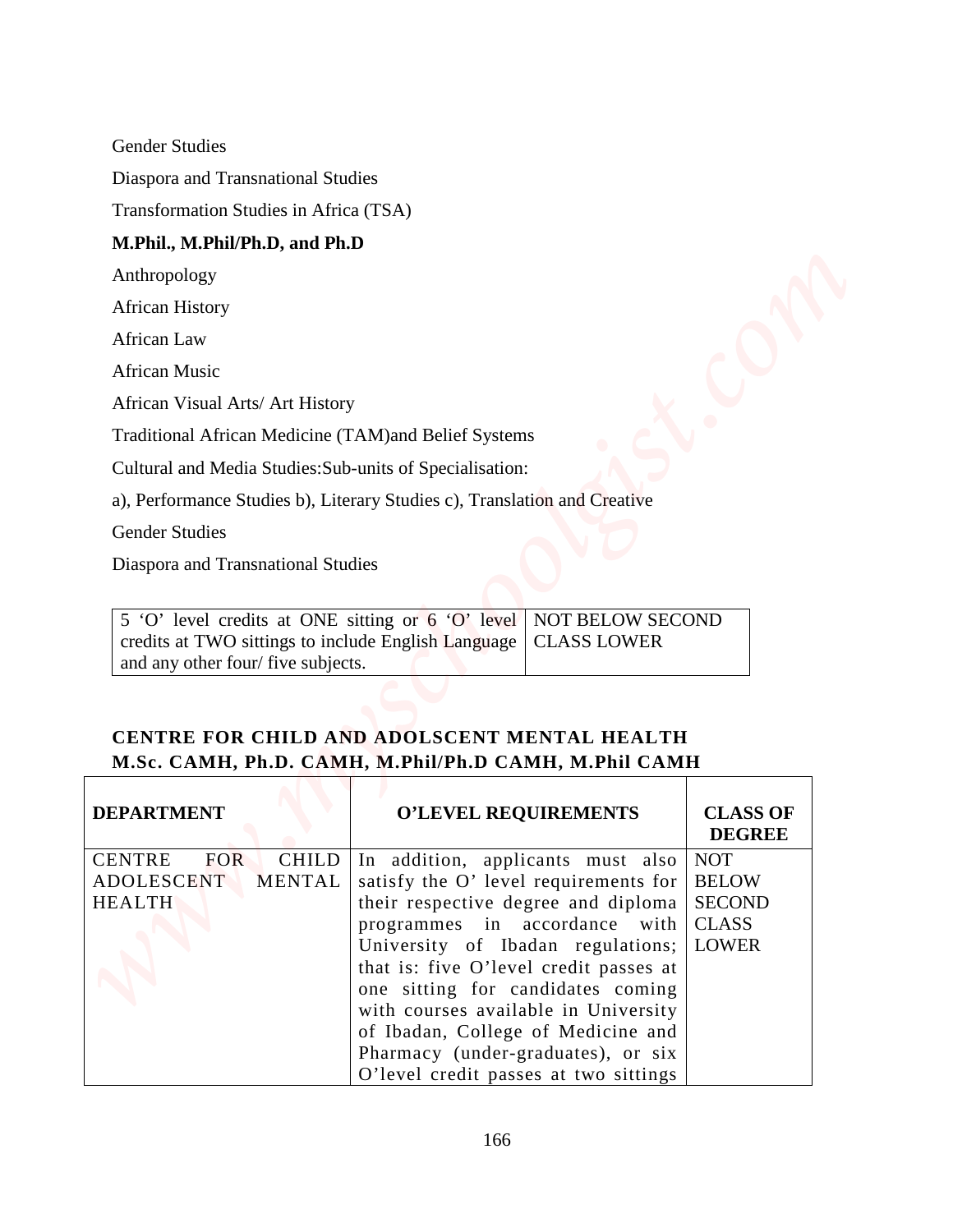Gender Studies

Diaspora and Transnational Studies

Transformation Studies in Africa (TSA)

**M.Phil., M.Phil/Ph.D, and Ph.D**

Anthropology

African History

African Law

African Music

African Visual Arts/ Art History

Traditional African Medicine (TAM)and Belief Systems

Cultural and Media Studies:Sub-units of Specialisation:

a), Performance Studies b), Literary Studies c), Translation and Creative

Gender Studies

Diaspora and Transnational Studies

| 5 'O' level credits at ONE sitting or 6 'O' level credits at TWO sittings to include English Language and any other four/ five subjects. | NOT BELOW SECOND CLASS LOWER |
|---|---|

**CENTRE FOR CHILD AND ADOLSCENT MENTAL HEALTH**
**M.Sc. CAMH, Ph.D. CAMH, M.Phil/Ph.D CAMH, M.Phil CAMH**

| DEPARTMENT | O'LEVEL REQUIREMENTS | CLASS OF DEGREE |
|---|---|---|
| CENTRE FOR CHILD ADOLESCENT MENTAL HEALTH | In addition, applicants must also satisfy the O' level requirements for their respective degree and diploma programmes in accordance with University of Ibadan regulations; that is: five O'level credit passes at one sitting for candidates coming with courses available in University of Ibadan, College of Medicine and Pharmacy (under-graduates), or six O'level credit passes at two sittings | NOT BELOW SECOND CLASS LOWER |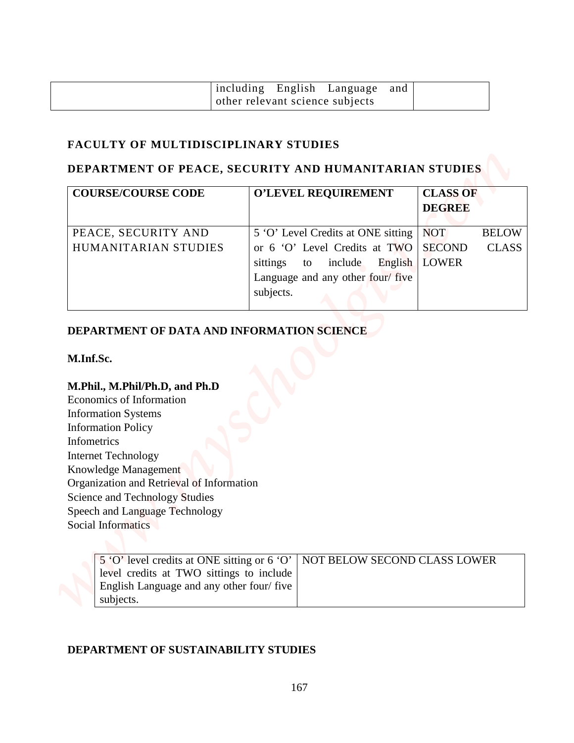| | including English Language and other relevant science subjects | |
|---|---|---|

**FACULTY OF MULTIDISCIPLINARY STUDIES**

**DEPARTMENT OF PEACE, SECURITY AND HUMANITARIAN STUDIES**

| COURSE/COURSE CODE | O'LEVEL REQUIREMENT | CLASS OF DEGREE |
|---|---|---|
| PEACE, SECURITY AND HUMANITARIAN STUDIES | 5 'O' Level Credits at ONE sitting or 6 'O' Level Credits at TWO sittings to include English Language and any other four/ five subjects. | NOT BELOW SECOND CLASS LOWER |

**DEPARTMENT OF DATA AND INFORMATION SCIENCE**

**M.Inf.Sc.**

**M.Phil., M.Phil/Ph.D, and Ph.D**

Economics of Information
Information Systems
Information Policy
Infometrics
Internet Technology
Knowledge Management
Organization and Retrieval of Information
Science and Technology Studies
Speech and Language Technology
Social Informatics

| 5 'O' level credits at ONE sitting or 6 'O' level credits at TWO sittings to include English Language and any other four/ five subjects. | NOT BELOW SECOND CLASS LOWER |
|---|---|

**DEPARTMENT OF SUSTAINABILITY STUDIES**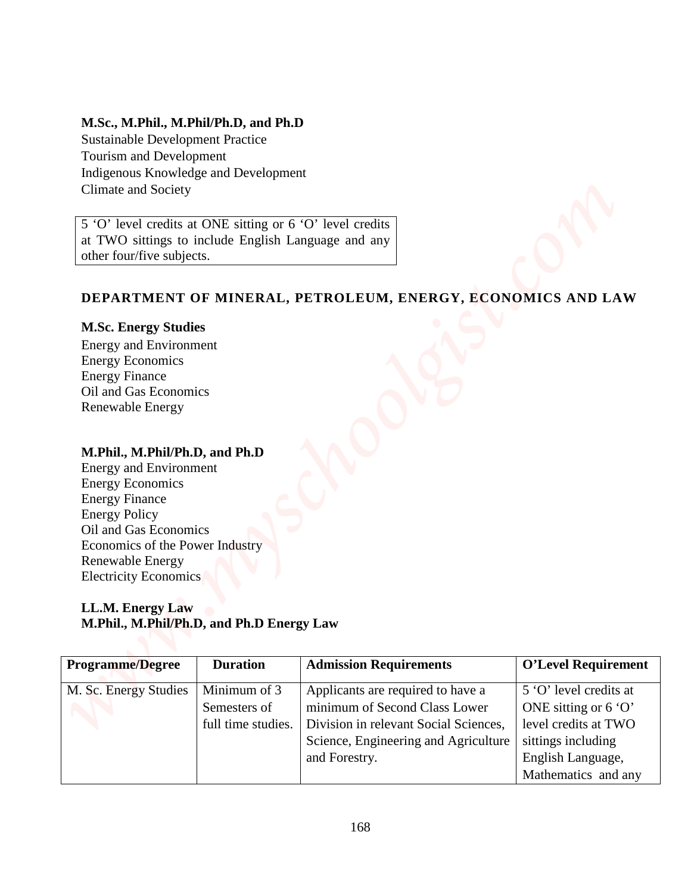**M.Sc., M.Phil., M.Phil/Ph.D, and Ph.D**
Sustainable Development Practice
Tourism and Development
Indigenous Knowledge and Development
Climate and Society

5 'O' level credits at ONE sitting or 6 'O' level credits at TWO sittings to include English Language and any other four/five subjects.

## DEPARTMENT OF MINERAL, PETROLEUM, ENERGY, ECONOMICS AND LAW

**M.Sc. Energy Studies**
Energy and Environment
Energy Economics
Energy Finance
Oil and Gas Economics
Renewable Energy

**M.Phil., M.Phil/Ph.D, and Ph.D**
Energy and Environment
Energy Economics
Energy Finance
Energy Policy
Oil and Gas Economics
Economics of the Power Industry
Renewable Energy
Electricity Economics

**LL.M. Energy Law**
**M.Phil., M.Phil/Ph.D, and Ph.D Energy Law**

| Programme/Degree | Duration | Admission Requirements | O'Level Requirement |
|---|---|---|---|
| M. Sc. Energy Studies | Minimum of 3 Semesters of full time studies. | Applicants are required to have a minimum of Second Class Lower Division in relevant Social Sciences, Science, Engineering and Agriculture and Forestry. | 5 'O' level credits at ONE sitting or 6 'O' level credits at TWO sittings including English Language, Mathematics and any |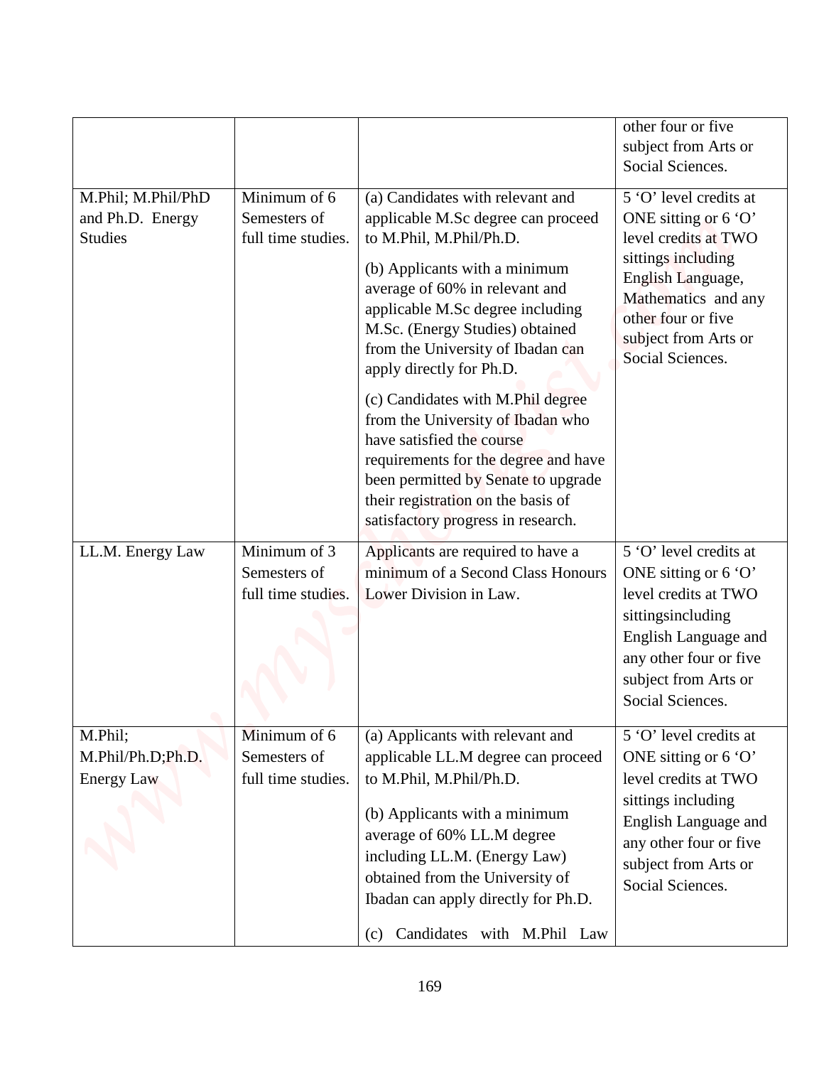| | | | |
|---|---|---|---|
| | | | other four or five subject from Arts or Social Sciences. |
| M.Phil; M.Phil/PhD and Ph.D. Energy Studies | Minimum of 6 Semesters of full time studies. | (a) Candidates with relevant and applicable M.Sc degree can proceed to M.Phil, M.Phil/Ph.D.<br><br>(b) Applicants with a minimum average of 60% in relevant and applicable M.Sc degree including M.Sc. (Energy Studies) obtained from the University of Ibadan can apply directly for Ph.D.<br><br>(c) Candidates with M.Phil degree from the University of Ibadan who have satisfied the course requirements for the degree and have been permitted by Senate to upgrade their registration on the basis of satisfactory progress in research. | 5 'O' level credits at ONE sitting or 6 'O' level credits at TWO sittings including English Language, Mathematics and any other four or five subject from Arts or Social Sciences. |
| LL.M. Energy Law | Minimum of 3 Semesters of full time studies. | Applicants are required to have a minimum of a Second Class Honours Lower Division in Law. | 5 'O' level credits at ONE sitting or 6 'O' level credits at TWO sittingsincluding English Language and any other four or five subject from Arts or Social Sciences. |
| M.Phil; M.Phil/Ph.D;Ph.D. Energy Law | Minimum of 6 Semesters of full time studies. | (a) Applicants with relevant and applicable LL.M degree can proceed to M.Phil, M.Phil/Ph.D.<br><br>(b) Applicants with a minimum average of 60% LL.M degree including LL.M. (Energy Law) obtained from the University of Ibadan can apply directly for Ph.D.<br><br>(c) Candidates with M.Phil Law | 5 'O' level credits at ONE sitting or 6 'O' level credits at TWO sittings including English Language and any other four or five subject from Arts or Social Sciences. |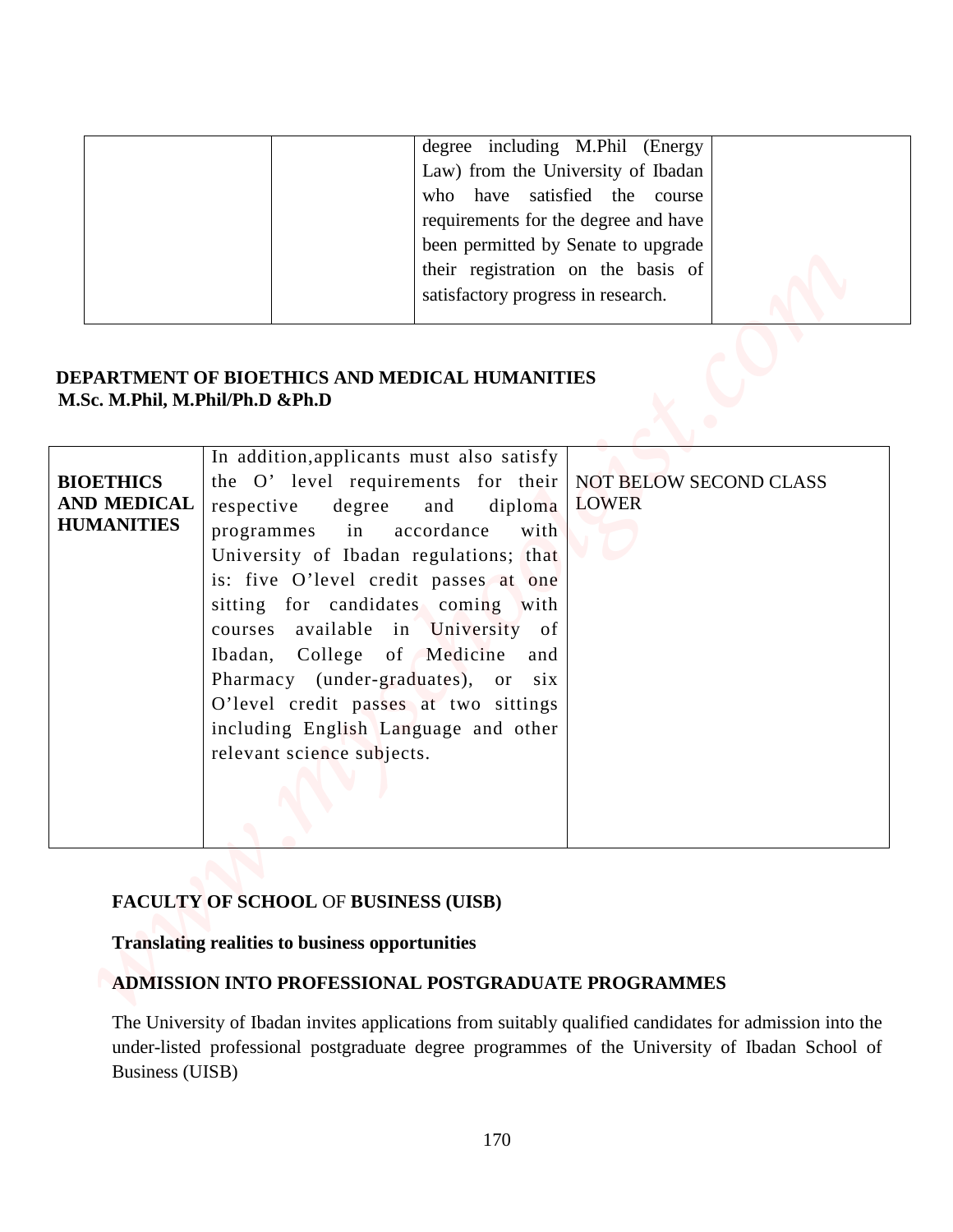| | | degree including M.Phil (Energy Law) from the University of Ibadan who have satisfied the course requirements for the degree and have been permitted by Senate to upgrade their registration on the basis of satisfactory progress in research. | |
|---|---|---|---|

**DEPARTMENT OF BIOETHICS AND MEDICAL HUMANITIES**
**M.Sc. M.Phil, M.Phil/Ph.D &Ph.D**

| | | |
|---|---|---|
| **BIOETHICS AND MEDICAL HUMANITIES** | In addition,applicants must also satisfy the O' level requirements for their respective degree and diploma programmes in accordance with University of Ibadan regulations; that is: five O'level credit passes at one sitting for candidates coming with courses available in University of Ibadan, College of Medicine and Pharmacy (under-graduates), or six O'level credit passes at two sittings including English Language and other relevant science subjects. | NOT BELOW SECOND CLASS LOWER |

**FACULTY OF SCHOOL** OF **BUSINESS (UISB)**

**Translating realities to business opportunities**

**ADMISSION INTO PROFESSIONAL POSTGRADUATE PROGRAMMES**

The University of Ibadan invites applications from suitably qualified candidates for admission into the under-listed professional postgraduate degree programmes of the University of Ibadan School of Business (UISB)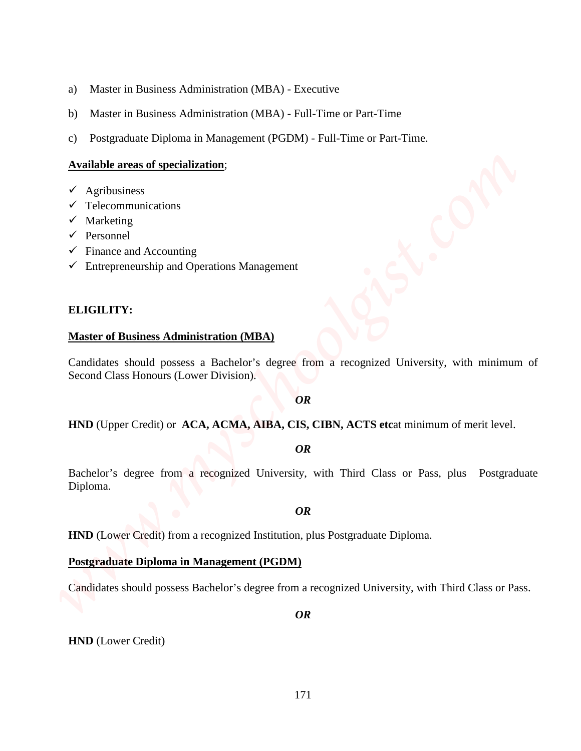a) Master in Business Administration (MBA) - Executive

b) Master in Business Administration (MBA) - Full-Time or Part-Time

c) Postgraduate Diploma in Management (PGDM) - Full-Time or Part-Time.

**Available areas of specialization**;

- ✓ Agribusiness
- ✓ Telecommunications
- ✓ Marketing
- ✓ Personnel
- ✓ Finance and Accounting
- ✓ Entrepreneurship and Operations Management

**ELIGILITY:**

**Master of Business Administration (MBA)**

Candidates should possess a Bachelor's degree from a recognized University, with minimum of Second Class Honours (Lower Division).

***OR***

**HND** (Upper Credit) or **ACA, ACMA, AIBA, CIS, CIBN, ACTS etc**at minimum of merit level.

***OR***

Bachelor's degree from a recognized University, with Third Class or Pass, plus Postgraduate Diploma.

***OR***

**HND** (Lower Credit) from a recognized Institution, plus Postgraduate Diploma.

**Postgraduate Diploma in Management (PGDM)**

Candidates should possess Bachelor's degree from a recognized University, with Third Class or Pass.

***OR***

**HND** (Lower Credit)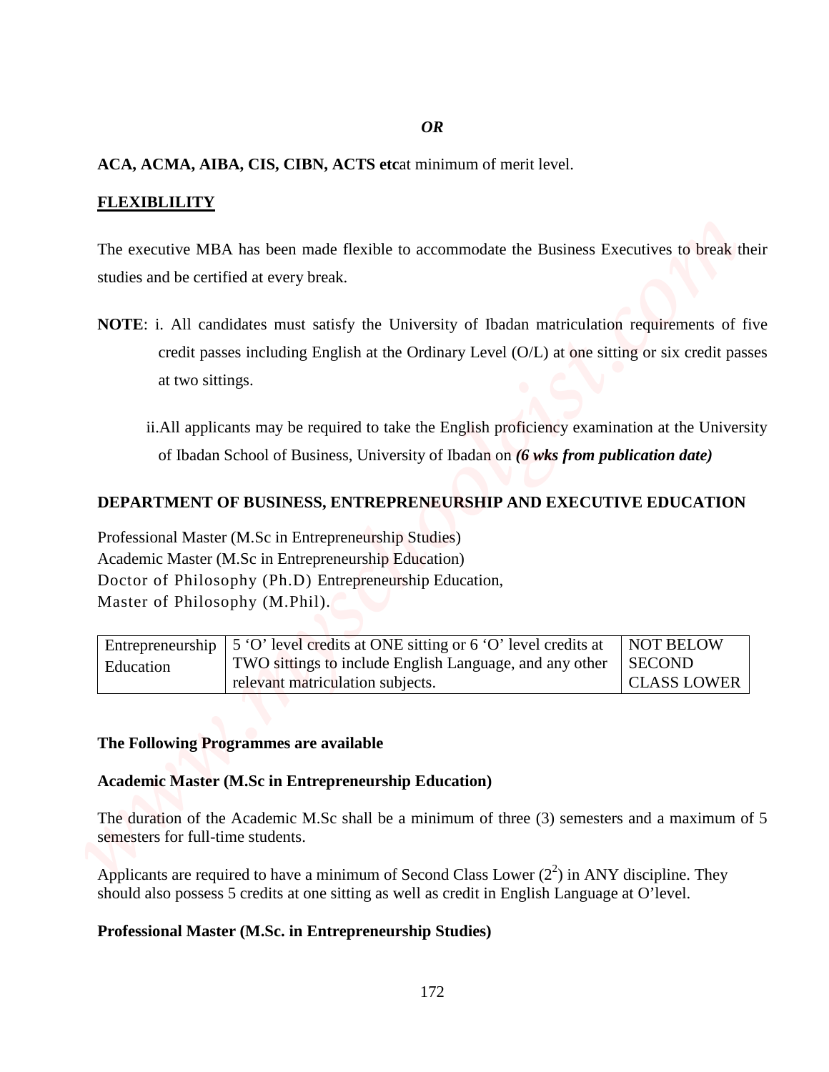*OR*

**ACA, ACMA, AIBA, CIS, CIBN, ACTS etc**at minimum of merit level.

**FLEXIBLILITY**

The executive MBA has been made flexible to accommodate the Business Executives to break their studies and be certified at every break.

**NOTE**: i. All candidates must satisfy the University of Ibadan matriculation requirements of five credit passes including English at the Ordinary Level (O/L) at one sitting or six credit passes at two sittings.

ii.All applicants may be required to take the English proficiency examination at the University of Ibadan School of Business, University of Ibadan on ***(6 wks from publication date)***

**DEPARTMENT OF BUSINESS, ENTREPRENEURSHIP AND EXECUTIVE EDUCATION**

Professional Master (M.Sc in Entrepreneurship Studies)
Academic Master (M.Sc in Entrepreneurship Education)
Doctor of Philosophy (Ph.D) Entrepreneurship Education,
Master of Philosophy (M.Phil).

| Entrepreneurship Education | 5 'O' level credits at ONE sitting or 6 'O' level credits at TWO sittings to include English Language, and any other relevant matriculation subjects. | NOT BELOW SECOND CLASS LOWER |
|---|---|---|

**The Following Programmes are available**

**Academic Master (M.Sc in Entrepreneurship Education)**

The duration of the Academic M.Sc shall be a minimum of three (3) semesters and a maximum of 5 semesters for full-time students.

Applicants are required to have a minimum of Second Class Lower ($2^2$) in ANY discipline. They should also possess 5 credits at one sitting as well as credit in English Language at O'level.

**Professional Master (M.Sc. in Entrepreneurship Studies)**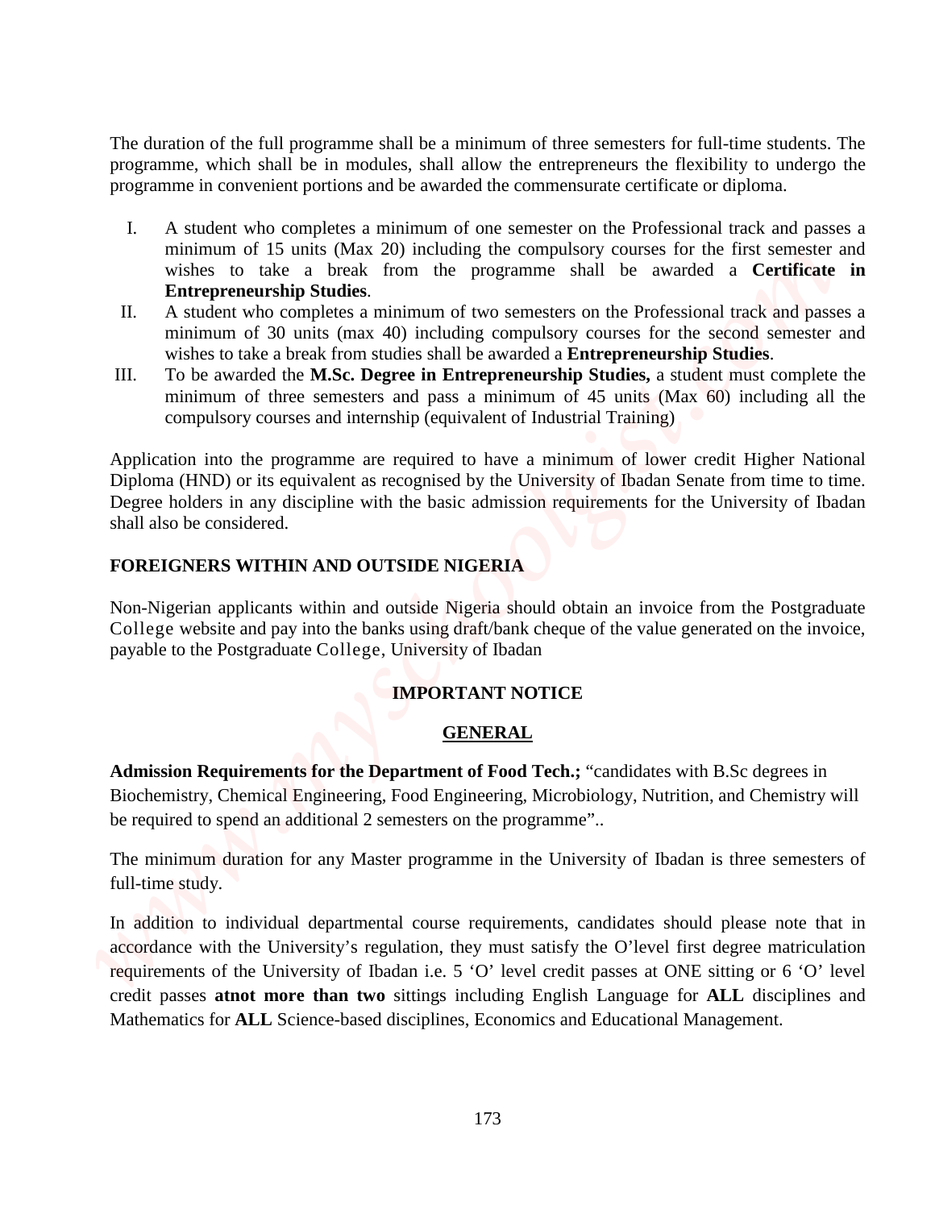The duration of the full programme shall be a minimum of three semesters for full-time students. The programme, which shall be in modules, shall allow the entrepreneurs the flexibility to undergo the programme in convenient portions and be awarded the commensurate certificate or diploma.

I. A student who completes a minimum of one semester on the Professional track and passes a minimum of 15 units (Max 20) including the compulsory courses for the first semester and wishes to take a break from the programme shall be awarded a **Certificate in Entrepreneurship Studies**.
II. A student who completes a minimum of two semesters on the Professional track and passes a minimum of 30 units (max 40) including compulsory courses for the second semester and wishes to take a break from studies shall be awarded a **Entrepreneurship Studies**.
III. To be awarded the **M.Sc. Degree in Entrepreneurship Studies,** a student must complete the minimum of three semesters and pass a minimum of 45 units (Max 60) including all the compulsory courses and internship (equivalent of Industrial Training)

Application into the programme are required to have a minimum of lower credit Higher National Diploma (HND) or its equivalent as recognised by the University of Ibadan Senate from time to time. Degree holders in any discipline with the basic admission requirements for the University of Ibadan shall also be considered.

## FOREIGNERS WITHIN AND OUTSIDE NIGERIA

Non-Nigerian applicants within and outside Nigeria should obtain an invoice from the Postgraduate College website and pay into the banks using draft/bank cheque of the value generated on the invoice, payable to the Postgraduate College, University of Ibadan

## IMPORTANT NOTICE

## GENERAL

**Admission Requirements for the Department of Food Tech.;** "candidates with B.Sc degrees in Biochemistry, Chemical Engineering, Food Engineering, Microbiology, Nutrition, and Chemistry will be required to spend an additional 2 semesters on the programme"..

The minimum duration for any Master programme in the University of Ibadan is three semesters of full-time study.

In addition to individual departmental course requirements, candidates should please note that in accordance with the University's regulation, they must satisfy the O'level first degree matriculation requirements of the University of Ibadan i.e. 5 'O' level credit passes at ONE sitting or 6 'O' level credit passes **atnot more than two** sittings including English Language for **ALL** disciplines and Mathematics for **ALL** Science-based disciplines, Economics and Educational Management.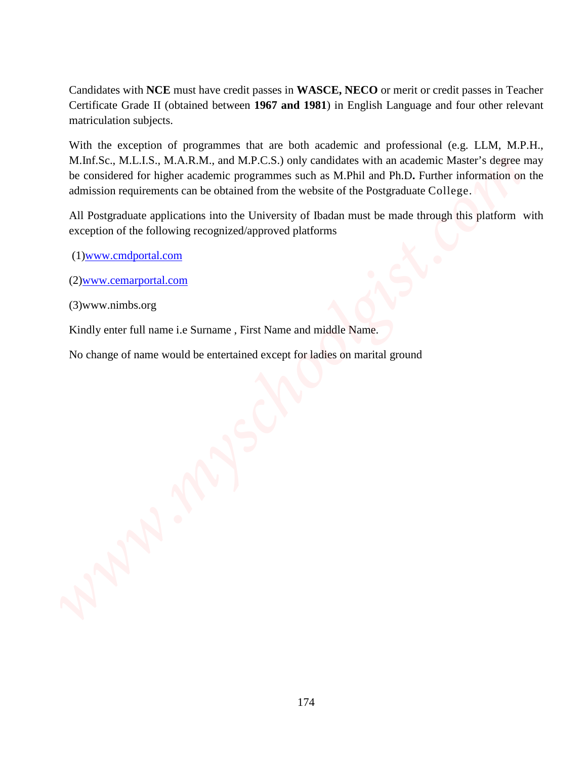Candidates with **NCE** must have credit passes in **WASCE, NECO** or merit or credit passes in Teacher Certificate Grade II (obtained between **1967 and 1981**) in English Language and four other relevant matriculation subjects.

With the exception of programmes that are both academic and professional (e.g. LLM, M.P.H., M.Inf.Sc., M.L.I.S., M.A.R.M., and M.P.C.S.) only candidates with an academic Master's degree may be considered for higher academic programmes such as M.Phil and Ph.D**.** Further information on the admission requirements can be obtained from the website of the Postgraduate College.

All Postgraduate applications into the University of Ibadan must be made through this platform with exception of the following recognized/approved platforms

(1)www.cmdportal.com

(2)www.cemarportal.com

(3)www.nimbs.org

Kindly enter full name i.e Surname , First Name and middle Name.

No change of name would be entertained except for ladies on marital ground